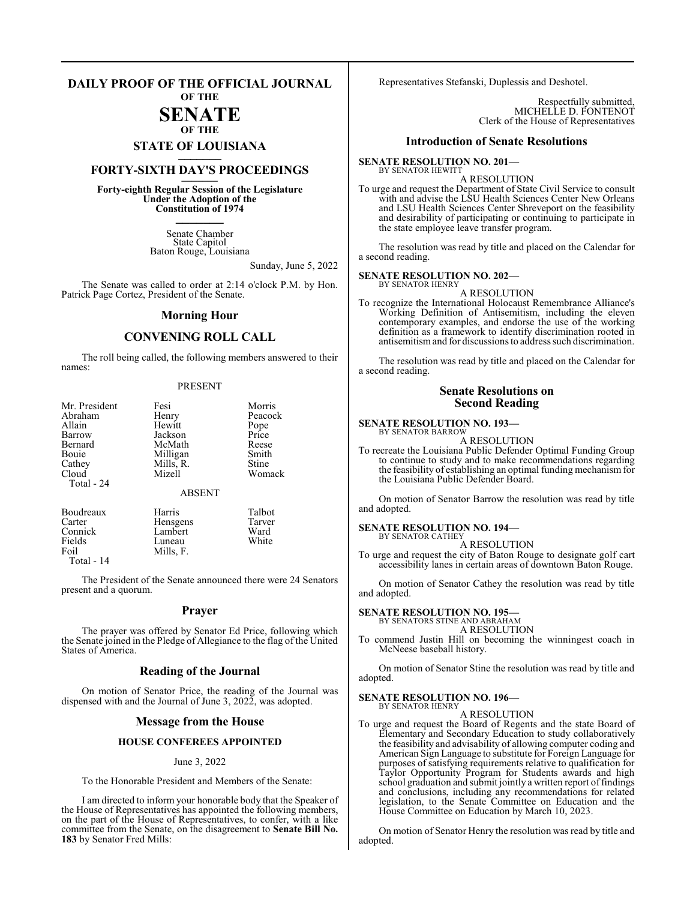# DAILY PROOF OF THE OFFICIAL JOURNAL OF THE SENATE OF THE STATE OF LOUISIANA

## FORTY-SIXTH DAY'S PROCEEDINGS

**Forty-eighth Regular Session of the Legislature Under the Adoption of the Constitution of 1974**

Senate Chamber
State Capitol
Baton Rouge, Louisiana

Sunday, June 5, 2022

The Senate was called to order at 2:14 o'clock P.M. by Hon. Patrick Page Cortez, President of the Senate.

## Morning Hour

## CONVENING ROLL CALL

The roll being called, the following members answered to their names:

PRESENT

| | | |
|---|---|---|
| Mr. President | Fesi | Morris |
| Abraham | Henry | Peacock |
| Allain | Hewitt | Pope |
| Barrow | Jackson | Price |
| Bernard | McMath | Reese |
| Bouie | Milligan | Smith |
| Cathey | Mills, R. | Stine |
| Cloud | Mizell | Womack |

Total - 24

ABSENT

| | | |
|---|---|---|
| Boudreaux | Harris | Talbot |
| Carter | Hensgens | Tarver |
| Connick | Lambert | Ward |
| Fields | Luneau | White |
| Foil | Mills, F. | |

Total - 14

The President of the Senate announced there were 24 Senators present and a quorum.

## Prayer

The prayer was offered by Senator Ed Price, following which the Senate joined in the Pledge of Allegiance to the flag of the United States of America.

## Reading of the Journal

On motion of Senator Price, the reading of the Journal was dispensed with and the Journal of June 3, 2022, was adopted.

## Message from the House

### HOUSE CONFEREES APPOINTED

June 3, 2022

To the Honorable President and Members of the Senate:

I am directed to inform your honorable body that the Speaker of the House of Representatives has appointed the following members, on the part of the House of Representatives, to confer, with a like committee from the Senate, on the disagreement to **Senate Bill No. 183** by Senator Fred Mills:

Representatives Stefanski, Duplessis and Deshotel.

Respectfully submitted,
MICHELLE D. FONTENOT
Clerk of the House of Representatives

## Introduction of Senate Resolutions

**SENATE RESOLUTION NO. 201—**
BY SENATOR HEWITT

A RESOLUTION

To urge and request the Department of State Civil Service to consult with and advise the LSU Health Sciences Center New Orleans and LSU Health Sciences Center Shreveport on the feasibility and desirability of participating or continuing to participate in the state employee leave transfer program.

The resolution was read by title and placed on the Calendar for a second reading.

**SENATE RESOLUTION NO. 202—**
BY SENATOR HENRY

A RESOLUTION

To recognize the International Holocaust Remembrance Alliance's Working Definition of Antisemitism, including the eleven contemporary examples, and endorse the use of the working definition as a framework to identify discrimination rooted in antisemitism and for discussions to address such discrimination.

The resolution was read by title and placed on the Calendar for a second reading.

## Senate Resolutions on Second Reading

**SENATE RESOLUTION NO. 193—**
BY SENATOR BARROW

A RESOLUTION

To recreate the Louisiana Public Defender Optimal Funding Group to continue to study and to make recommendations regarding the feasibility of establishing an optimal funding mechanism for the Louisiana Public Defender Board.

On motion of Senator Barrow the resolution was read by title and adopted.

**SENATE RESOLUTION NO. 194—**
BY SENATOR CATHEY

A RESOLUTION

To urge and request the city of Baton Rouge to designate golf cart accessibility lanes in certain areas of downtown Baton Rouge.

On motion of Senator Cathey the resolution was read by title and adopted.

**SENATE RESOLUTION NO. 195—**
BY SENATORS STINE AND ABRAHAM

A RESOLUTION

To commend Justin Hill on becoming the winningest coach in McNeese baseball history.

On motion of Senator Stine the resolution was read by title and adopted.

**SENATE RESOLUTION NO. 196—**
BY SENATOR HENRY

A RESOLUTION

To urge and request the Board of Regents and the state Board of Elementary and Secondary Education to study collaboratively the feasibility and advisability of allowing computer coding and American Sign Language to substitute for Foreign Language for purposes of satisfying requirements relative to qualification for Taylor Opportunity Program for Students awards and high school graduation and submit jointly a written report of findings and conclusions, including any recommendations for related legislation, to the Senate Committee on Education and the House Committee on Education by March 10, 2023.

On motion of Senator Henry the resolution was read by title and adopted.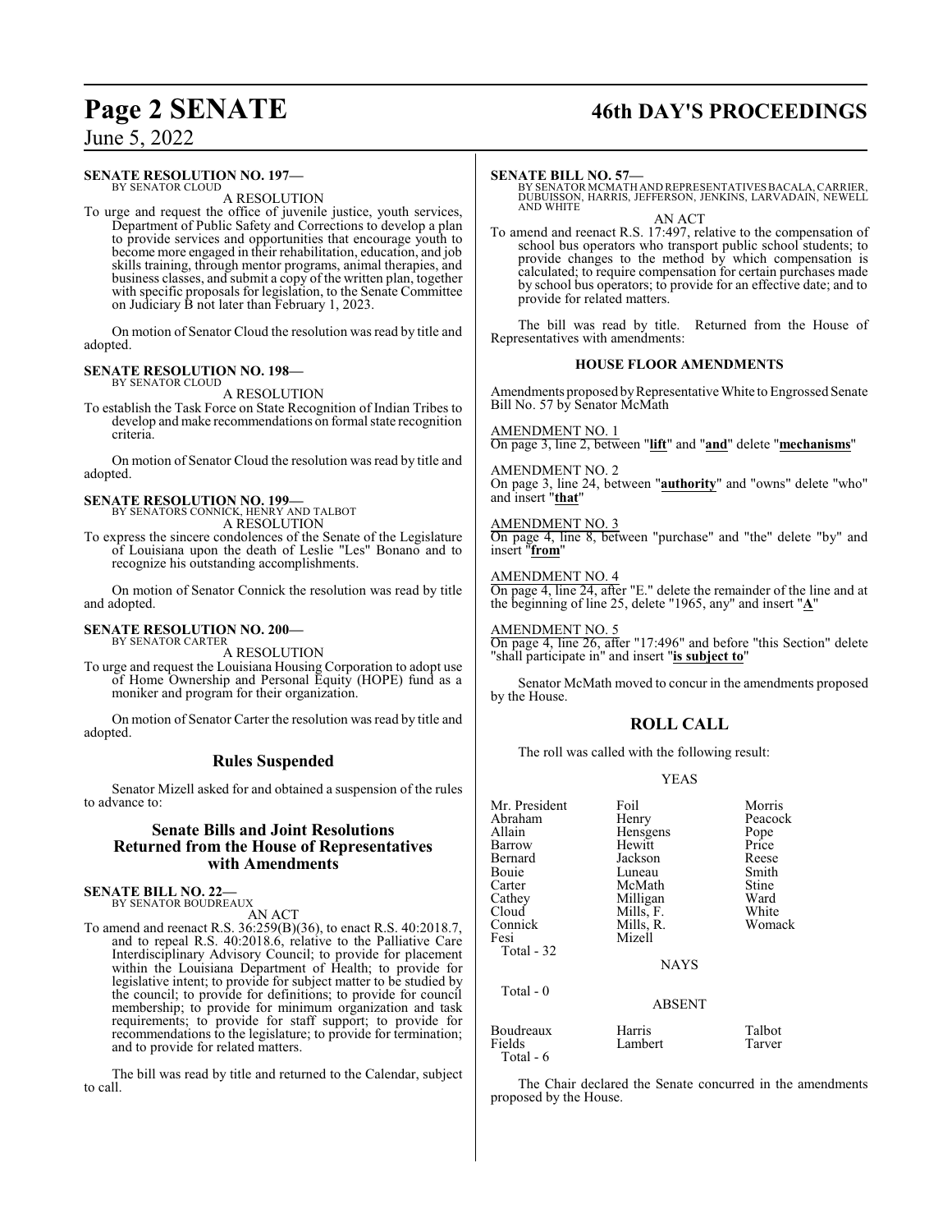**SENATE RESOLUTION NO. 197—**
BY SENATOR CLOUD

A RESOLUTION

To urge and request the office of juvenile justice, youth services, Department of Public Safety and Corrections to develop a plan to provide services and opportunities that encourage youth to become more engaged in their rehabilitation, education, and job skills training, through mentor programs, animal therapies, and business classes, and submit a copy of the written plan, together with specific proposals for legislation, to the Senate Committee on Judiciary B not later than February 1, 2023.

On motion of Senator Cloud the resolution was read by title and adopted.

**SENATE RESOLUTION NO. 198—**
BY SENATOR CLOUD

A RESOLUTION

To establish the Task Force on State Recognition of Indian Tribes to develop and make recommendations on formal state recognition criteria.

On motion of Senator Cloud the resolution was read by title and adopted.

**SENATE RESOLUTION NO. 199—**
BY SENATORS CONNICK, HENRY AND TALBOT

A RESOLUTION

To express the sincere condolences of the Senate of the Legislature of Louisiana upon the death of Leslie "Les" Bonano and to recognize his outstanding accomplishments.

On motion of Senator Connick the resolution was read by title and adopted.

**SENATE RESOLUTION NO. 200—**
BY SENATOR CARTER

A RESOLUTION

To urge and request the Louisiana Housing Corporation to adopt use of Home Ownership and Personal Equity (HOPE) fund as a moniker and program for their organization.

On motion of Senator Carter the resolution was read by title and adopted.

## Rules Suspended

Senator Mizell asked for and obtained a suspension of the rules to advance to:

## Senate Bills and Joint Resolutions Returned from the House of Representatives with Amendments

**SENATE BILL NO. 22—**
BY SENATOR BOUDREAUX

AN ACT

To amend and reenact R.S. 36:259(B)(36), to enact R.S. 40:2018.7, and to repeal R.S. 40:2018.6, relative to the Palliative Care Interdisciplinary Advisory Council; to provide for placement within the Louisiana Department of Health; to provide for legislative intent; to provide for subject matter to be studied by the council; to provide for definitions; to provide for council membership; to provide for minimum organization and task requirements; to provide for staff support; to provide for recommendations to the legislature; to provide for termination; and to provide for related matters.

The bill was read by title and returned to the Calendar, subject to call.

**SENATE BILL NO. 57—**
BY SENATOR MCMATH AND REPRESENTATIVES BACALA, CARRIER, DUBUISSON, HARRIS, JEFFERSON, JENKINS, LARVADAIN, NEWELL AND WHITE

AN ACT

To amend and reenact R.S. 17:497, relative to the compensation of school bus operators who transport public school students; to provide changes to the method by which compensation is calculated; to require compensation for certain purchases made by school bus operators; to provide for an effective date; and to provide for related matters.

The bill was read by title. Returned from the House of Representatives with amendments:

### HOUSE FLOOR AMENDMENTS

Amendments proposed by Representative White to Engrossed Senate Bill No. 57 by Senator McMath

AMENDMENT NO. 1
On page 3, line 2, between "**lift**" and "**and**" delete "**mechanisms**"

AMENDMENT NO. 2
On page 3, line 24, between "**authority**" and "owns" delete "who" and insert "**that**"

AMENDMENT NO. 3
On page 4, line 8, between "purchase" and "the" delete "by" and insert "**from**"

AMENDMENT NO. 4
On page 4, line 24, after "E." delete the remainder of the line and at the beginning of line 25, delete "1965, any" and insert "**A**"

AMENDMENT NO. 5
On page 4, line 26, after "17:496" and before "this Section" delete "shall participate in" and insert "**is subject to**"

Senator McMath moved to concur in the amendments proposed by the House.

## ROLL CALL

The roll was called with the following result:

YEAS

| | | |
|---|---|---|
| Mr. President | Foil | Morris |
| Abraham | Henry | Peacock |
| Allain | Hensgens | Pope |
| Barrow | Hewitt | Price |
| Bernard | Jackson | Reese |
| Bouie | Luneau | Smith |
| Carter | McMath | Stine |
| Cathey | Milligan | Ward |
| Cloud | Mills, F. | White |
| Connick | Mills, R. | Womack |
| Fesi | Mizell | |
| Total - 32 | | |

NAYS

Total - 0

ABSENT

| | | |
|---|---|---|
| Boudreaux | Harris | Talbot |
| Fields | Lambert | Tarver |
| Total - 6 | | |

The Chair declared the Senate concurred in the amendments proposed by the House.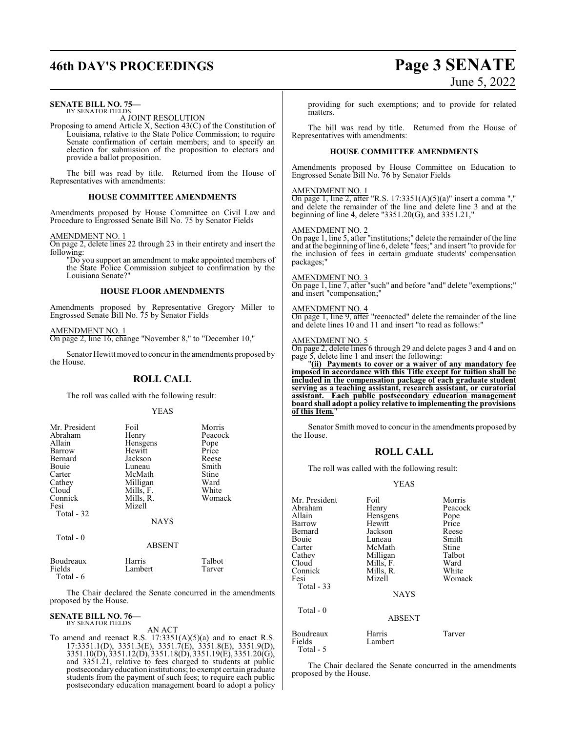**SENATE BILL NO. 75—**
BY SENATOR FIELDS

A JOINT RESOLUTION

Proposing to amend Article X, Section 43(C) of the Constitution of Louisiana, relative to the State Police Commission; to require Senate confirmation of certain members; and to specify an election for submission of the proposition to electors and provide a ballot proposition.

The bill was read by title. Returned from the House of Representatives with amendments:

### HOUSE COMMITTEE AMENDMENTS

Amendments proposed by House Committee on Civil Law and Procedure to Engrossed Senate Bill No. 75 by Senator Fields

AMENDMENT NO. 1

On page 2, delete lines 22 through 23 in their entirety and insert the following:

"Do you support an amendment to make appointed members of the State Police Commission subject to confirmation by the Louisiana Senate?"

### HOUSE FLOOR AMENDMENTS

Amendments proposed by Representative Gregory Miller to Engrossed Senate Bill No. 75 by Senator Fields

AMENDMENT NO. 1

On page 2, line 16, change "November 8," to "December 10,"

Senator Hewitt moved to concur in the amendments proposed by the House.

## ROLL CALL

The roll was called with the following result:

YEAS

| | | |
|---|---|---|
| Mr. President | Foil | Morris |
| Abraham | Henry | Peacock |
| Allain | Hensgens | Pope |
| Barrow | Hewitt | Price |
| Bernard | Jackson | Reese |
| Bouie | Luneau | Smith |
| Carter | McMath | Stine |
| Cathey | Milligan | Ward |
| Cloud | Mills, F. | White |
| Connick | Mills, R. | Womack |
| Fesi | Mizell | |

Total - 32

NAYS

Total - 0

ABSENT

| | | |
|---|---|---|
| Boudreaux | Harris | Talbot |
| Fields | Lambert | Tarver |

Total - 6

The Chair declared the Senate concurred in the amendments proposed by the House.

**SENATE BILL NO. 76—**
BY SENATOR FIELDS

AN ACT

To amend and reenact R.S. 17:3351(A)(5)(a) and to enact R.S. 17:3351.1(D), 3351.3(E), 3351.7(E), 3351.8(E), 3351.9(D), 3351.10(D), 3351.12(D), 3351.18(D), 3351.19(E), 3351.20(G), and 3351.21, relative to fees charged to students at public postsecondary education institutions; to exempt certain graduate students from the payment of such fees; to require each public postsecondary education management board to adopt a policy providing for such exemptions; and to provide for related matters.

The bill was read by title. Returned from the House of Representatives with amendments:

### HOUSE COMMITTEE AMENDMENTS

Amendments proposed by House Committee on Education to Engrossed Senate Bill No. 76 by Senator Fields

AMENDMENT NO. 1

On page 1, line 2, after "R.S. 17:3351(A)(5)(a)" insert a comma "," and delete the remainder of the line and delete line 3 and at the beginning of line 4, delete "3351.20(G), and 3351.21,"

AMENDMENT NO. 2

On page 1, line 5, after "institutions;" delete the remainder of the line and at the beginning of line 6, delete "fees;" and insert "to provide for the inclusion of fees in certain graduate students' compensation packages;"

AMENDMENT NO. 3

On page 1, line 7, after "such" and before "and" delete "exemptions;" and insert "compensation;"

AMENDMENT NO. 4

On page 1, line 9, after "reenacted" delete the remainder of the line and delete lines 10 and 11 and insert "to read as follows:"

AMENDMENT NO. 5

On page 2, delete lines 6 through 29 and delete pages 3 and 4 and on page 5, delete line 1 and insert the following:

"**(ii) Payments to cover or a waiver of any mandatory fee imposed in accordance with this Title except for tuition shall be included in the compensation package of each graduate student serving as a teaching assistant, research assistant, or curatorial assistant. Each public postsecondary education management board shall adopt a policy relative to implementing the provisions of this Item.**"

Senator Smith moved to concur in the amendments proposed by the House.

## ROLL CALL

The roll was called with the following result:

YEAS

| | | |
|---|---|---|
| Mr. President | Foil | Morris |
| Abraham | Henry | Peacock |
| Allain | Hensgens | Pope |
| Barrow | Hewitt | Price |
| Bernard | Jackson | Reese |
| Bouie | Luneau | Smith |
| Carter | McMath | Stine |
| Cathey | Milligan | Talbot |
| Cloud | Mills, F. | Ward |
| Connick | Mills, R. | White |
| Fesi | Mizell | Womack |

Total - 33

NAYS

Total - 0

ABSENT

| | | |
|---|---|---|
| Boudreaux | Harris | Tarver |
| Fields | Lambert | |

Total - 5

The Chair declared the Senate concurred in the amendments proposed by the House.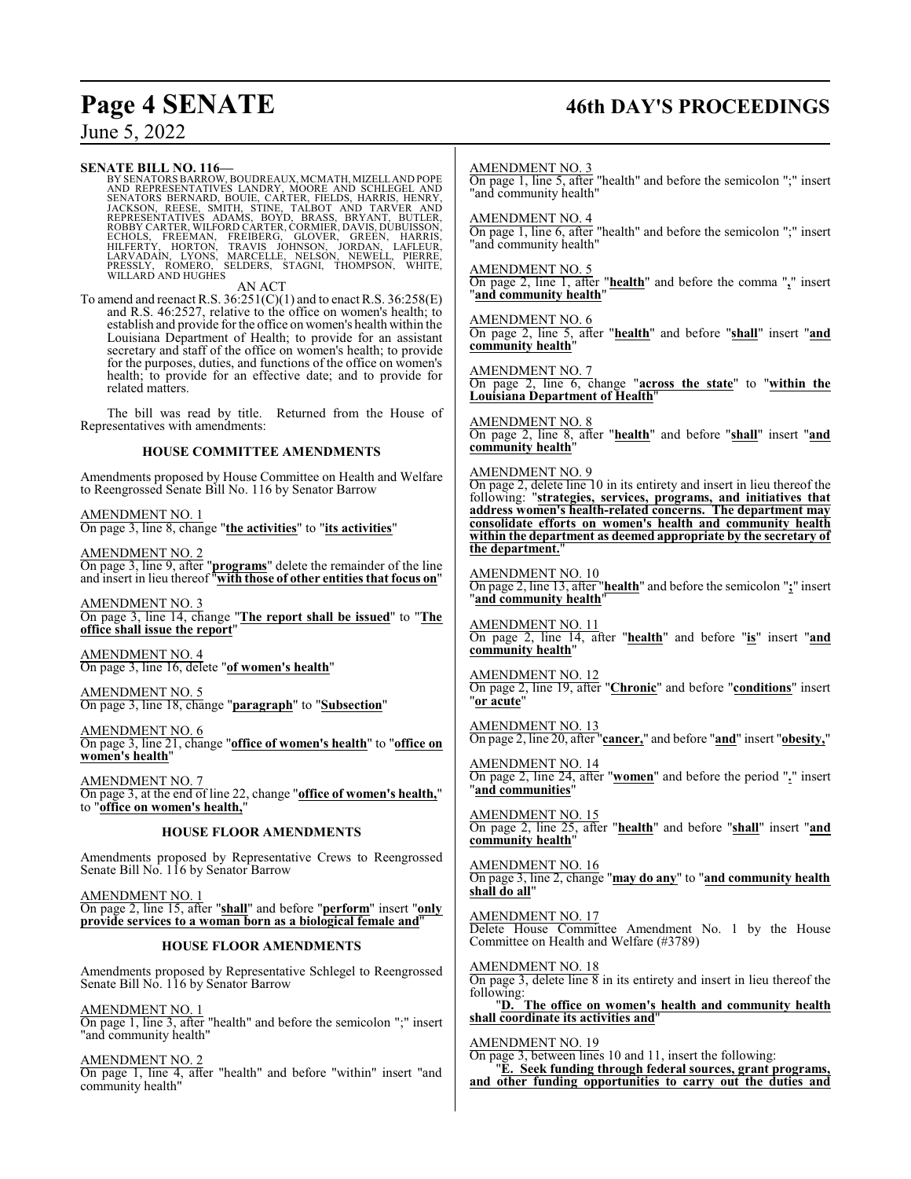**SENATE BILL NO. 116—**
BY SENATORS BARROW, BOUDREAUX, MCMATH, MIZELL AND POPE AND REPRESENTATIVES LANDRY, MOORE AND SCHLEGEL AND SENATORS BERNARD, BOUIE, CARTER, FIELDS, HARRIS, HENRY, JACKSON, REESE, SMITH, STINE, TALBOT AND TARVER AND REPRESENTATIVES ADAMS, BOYD, BRASS, BRYANT, BUTLER, ROBBY CARTER, WILFORD CARTER, CORMIER, DAVIS, DUBUISSON, ECHOLS, FREEMAN, FREIBERG, GLOVER, GREEN, HARRIS, HILFERTY, HORTON, TRAVIS JOHNSON, JORDAN, LAFLEUR, LARVADAIN, LYONS, MARCELLE, NELSON, NEWELL, PIERRE, PRESSLY, ROMERO, SELDERS, STAGNI, THOMPSON, WHITE, WILLARD AND HUGHES

AN ACT

To amend and reenact R.S. 36:251(C)(1) and to enact R.S. 36:258(E) and R.S. 46:2527, relative to the office on women's health; to establish and provide for the office on women's health within the Louisiana Department of Health; to provide for an assistant secretary and staff of the office on women's health; to provide for the purposes, duties, and functions of the office on women's health; to provide for an effective date; and to provide for related matters.

The bill was read by title. Returned from the House of Representatives with amendments:

**HOUSE COMMITTEE AMENDMENTS**

Amendments proposed by House Committee on Health and Welfare to Reengrossed Senate Bill No. 116 by Senator Barrow

AMENDMENT NO. 1
On page 3, line 8, change "**the activities**" to "**its activities**"

AMENDMENT NO. 2
On page 3, line 9, after "**programs**" delete the remainder of the line and insert in lieu thereof "**with those of other entities that focus on**"

AMENDMENT NO. 3
On page 3, line 14, change "**The report shall be issued**" to "**The office shall issue the report**"

AMENDMENT NO. 4
On page 3, line 16, delete "**of women's health**"

AMENDMENT NO. 5
On page 3, line 18, change "**paragraph**" to "**Subsection**"

AMENDMENT NO. 6
On page 3, line 21, change "**office of women's health**" to "**office on women's health**"

AMENDMENT NO. 7
On page 3, at the end of line 22, change "**office of women's health,**" to "**office on women's health,**"

**HOUSE FLOOR AMENDMENTS**

Amendments proposed by Representative Crews to Reengrossed Senate Bill No. 116 by Senator Barrow

AMENDMENT NO. 1
On page 2, line 15, after "**shall**" and before "**perform**" insert "**only provide services to a woman born as a biological female and**"

**HOUSE FLOOR AMENDMENTS**

Amendments proposed by Representative Schlegel to Reengrossed Senate Bill No. 116 by Senator Barrow

AMENDMENT NO. 1
On page 1, line 3, after "health" and before the semicolon ";" insert "and community health"

AMENDMENT NO. 2
On page 1, line 4, after "health" and before "within" insert "and community health"

AMENDMENT NO. 3
On page 1, line 5, after "health" and before the semicolon ";" insert "and community health"

AMENDMENT NO. 4
On page 1, line 6, after "health" and before the semicolon ";" insert "and community health"

AMENDMENT NO. 5
On page 2, line 1, after "**health**" and before the comma "**,**" insert "**and community health**"

AMENDMENT NO. 6
On page 2, line 5, after "**health**" and before "**shall**" insert "**and community health**"

AMENDMENT NO. 7
On page 2, line 6, change "**across the state**" to "**within the Louisiana Department of Health**"

AMENDMENT NO. 8
On page 2, line 8, after "**health**" and before "**shall**" insert "**and community health**"

AMENDMENT NO. 9
On page 2, delete line 10 in its entirety and insert in lieu thereof the following: "**strategies, services, programs, and initiatives that address women's health-related concerns. The department may consolidate efforts on women's health and community health within the department as deemed appropriate by the secretary of the department.**"

AMENDMENT NO. 10
On page 2, line 13, after "**health**" and before the semicolon "**;**" insert "**and community health**"

AMENDMENT NO. 11
On page 2, line 14, after "**health**" and before "**is**" insert "**and community health**"

AMENDMENT NO. 12
On page 2, line 19, after "**Chronic**" and before "**conditions**" insert "**or acute**"

AMENDMENT NO. 13
On page 2, line 20, after "**cancer,**" and before "**and**" insert "**obesity,**"

AMENDMENT NO. 14
On page 2, line 24, after "**women**" and before the period "**.**" insert "**and communities**"

AMENDMENT NO. 15
On page 2, line 25, after "**health**" and before "**shall**" insert "**and community health**"

AMENDMENT NO. 16
On page 3, line 2, change "**may do any**" to "**and community health shall do all**"

AMENDMENT NO. 17
Delete House Committee Amendment No. 1 by the House Committee on Health and Welfare (#3789)

AMENDMENT NO. 18
On page 3, delete line 8 in its entirety and insert in lieu thereof the following:

"**D. The office on women's health and community health shall coordinate its activities and**"

AMENDMENT NO. 19
On page 3, between lines 10 and 11, insert the following:

"**E. Seek funding through federal sources, grant programs, and other funding opportunities to carry out the duties and**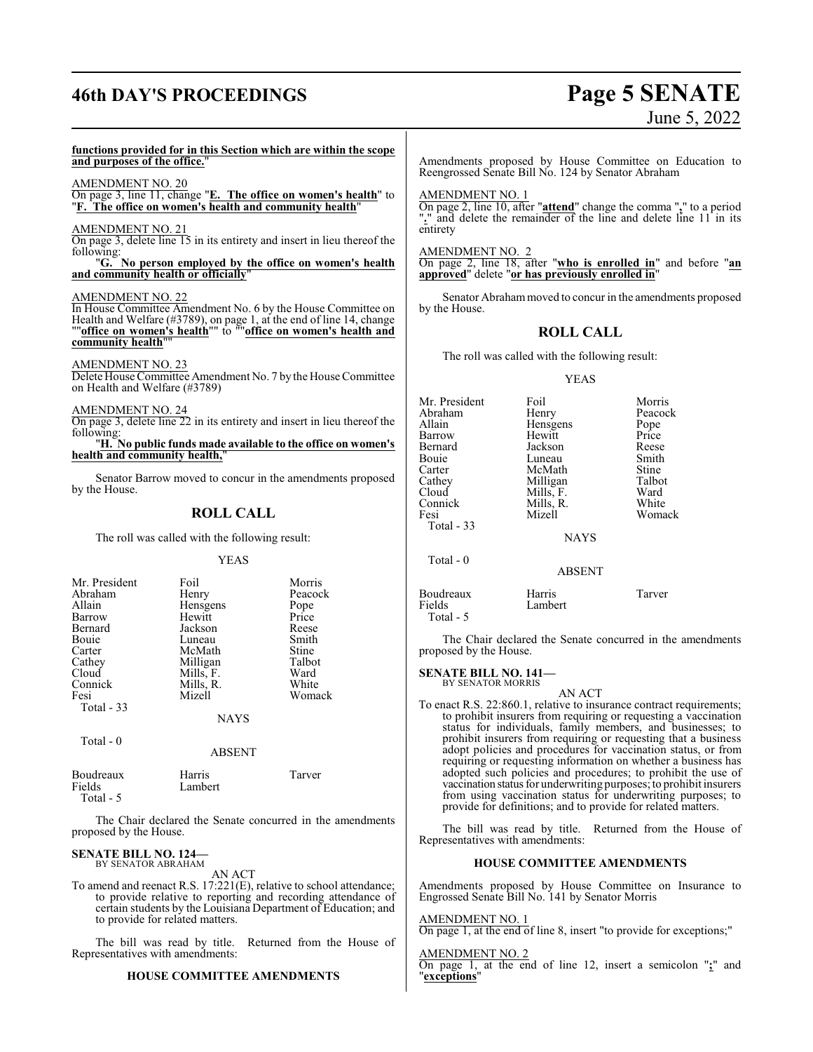**functions provided for in this Section which are within the scope and purposes of the office.**"

AMENDMENT NO. 20
On page 3, line 11, change "**E. The office on women's health**" to "**F. The office on women's health and community health**"

AMENDMENT NO. 21
On page 3, delete line 15 in its entirety and insert in lieu thereof the following:

"**G. No person employed by the office on women's health and community health or officially**"

AMENDMENT NO. 22
In House Committee Amendment No. 6 by the House Committee on Health and Welfare (#3789), on page 1, at the end of line 14, change ""**office on women's health**"" to ""**office on women's health and community health**""

AMENDMENT NO. 23
Delete House Committee Amendment No. 7 by the House Committee on Health and Welfare (#3789)

AMENDMENT NO. 24
On page 3, delete line 22 in its entirety and insert in lieu thereof the following:

"**H. No public funds made available to the office on women's health and community health,**"

Senator Barrow moved to concur in the amendments proposed by the House.

## ROLL CALL

The roll was called with the following result:

YEAS

| | | |
|---|---|---|
| Mr. President | Foil | Morris |
| Abraham | Henry | Peacock |
| Allain | Hensgens | Pope |
| Barrow | Hewitt | Price |
| Bernard | Jackson | Reese |
| Bouie | Luneau | Smith |
| Carter | McMath | Stine |
| Cathey | Milligan | Talbot |
| Cloud | Mills, F. | Ward |
| Connick | Mills, R. | White |
| Fesi | Mizell | Womack |
| Total - 33 | | |

NAYS

Total - 0

ABSENT

| | | |
|---|---|---|
| Boudreaux | Harris | Tarver |
| Fields | Lambert | |
| Total - 5 | | |

The Chair declared the Senate concurred in the amendments proposed by the House.

**SENATE BILL NO. 124—**
BY SENATOR ABRAHAM

AN ACT

To amend and reenact R.S. 17:221(E), relative to school attendance; to provide relative to reporting and recording attendance of certain students by the Louisiana Department of Education; and to provide for related matters.

The bill was read by title. Returned from the House of Representatives with amendments:

**HOUSE COMMITTEE AMENDMENTS**

Amendments proposed by House Committee on Education to Reengrossed Senate Bill No. 124 by Senator Abraham

AMENDMENT NO. 1
On page 2, line 10, after "**attend**" change the comma "**,**" to a period "**.**" and delete the remainder of the line and delete line 11 in its entirety

AMENDMENT NO. 2
On page 2, line 18, after "**who is enrolled in**" and before "**an approved**" delete "**or has previously enrolled in**"

Senator Abraham moved to concur in the amendments proposed by the House.

## ROLL CALL

The roll was called with the following result:

YEAS

| | | |
|---|---|---|
| Mr. President | Foil | Morris |
| Abraham | Henry | Peacock |
| Allain | Hensgens | Pope |
| Barrow | Hewitt | Price |
| Bernard | Jackson | Reese |
| Bouie | Luneau | Smith |
| Carter | McMath | Stine |
| Cathey | Milligan | Talbot |
| Cloud | Mills, F. | Ward |
| Connick | Mills, R. | White |
| Fesi | Mizell | Womack |
| Total - 33 | | |

NAYS

Total - 0

ABSENT

| | | |
|---|---|---|
| Boudreaux | Harris | Tarver |
| Fields | Lambert | |
| Total - 5 | | |

The Chair declared the Senate concurred in the amendments proposed by the House.

**SENATE BILL NO. 141—**
BY SENATOR MORRIS

AN ACT

To enact R.S. 22:860.1, relative to insurance contract requirements; to prohibit insurers from requiring or requesting a vaccination status for individuals, family members, and businesses; to prohibit insurers from requiring or requesting that a business adopt policies and procedures for vaccination status, or from requiring or requesting information on whether a business has adopted such policies and procedures; to prohibit the use of vaccination status for underwriting purposes; to prohibit insurers from using vaccination status for underwriting purposes; to provide for definitions; and to provide for related matters.

The bill was read by title. Returned from the House of Representatives with amendments:

**HOUSE COMMITTEE AMENDMENTS**

Amendments proposed by House Committee on Insurance to Engrossed Senate Bill No. 141 by Senator Morris

AMENDMENT NO. 1
On page 1, at the end of line 8, insert "to provide for exceptions;"

AMENDMENT NO. 2
On page 1, at the end of line 12, insert a semicolon "**;**" and "**exceptions**"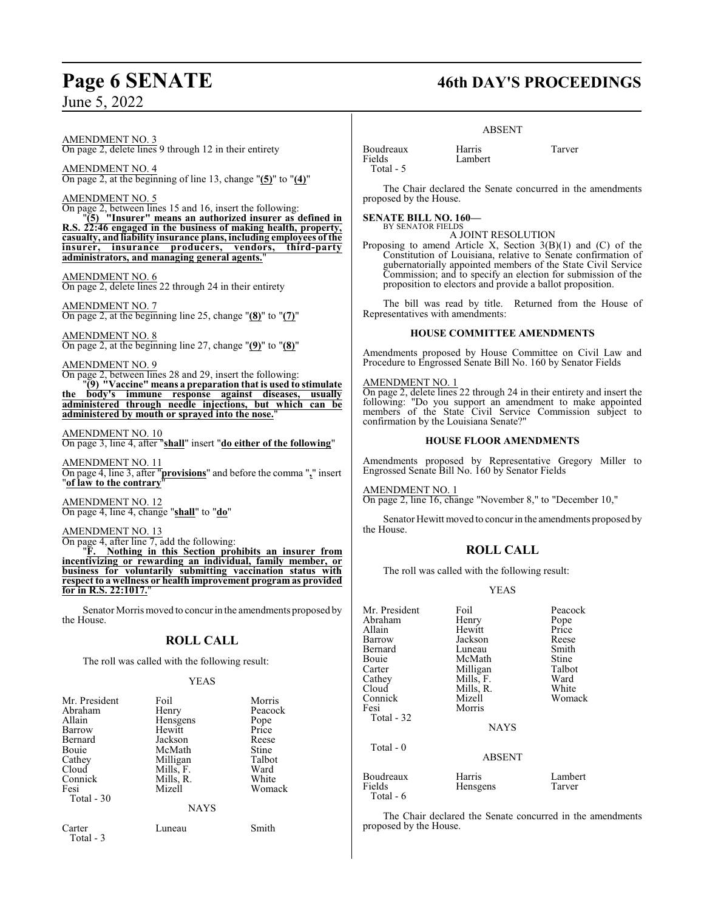AMENDMENT NO. 3
On page 2, delete lines 9 through 12 in their entirety

AMENDMENT NO. 4
On page 2, at the beginning of line 13, change "**(5)**" to "**(4)**"

AMENDMENT NO. 5
On page 2, between lines 15 and 16, insert the following:

"**(5) "Insurer" means an authorized insurer as defined in R.S. 22:46 engaged in the business of making health, property, casualty, and liability insurance plans, including employees of the insurer, insurance producers, vendors, third-party administrators, and managing general agents.**"

AMENDMENT NO. 6
On page 2, delete lines 22 through 24 in their entirety

AMENDMENT NO. 7
On page 2, at the beginning line 25, change "**(8)**" to "**(7)**"

AMENDMENT NO. 8
On page 2, at the beginning line 27, change "**(9)**" to "**(8)**"

AMENDMENT NO. 9
On page 2, between lines 28 and 29, insert the following:

"**(9) "Vaccine" means a preparation that is used to stimulate the body's immune response against diseases, usually administered through needle injections, but which can be administered by mouth or sprayed into the nose.**"

AMENDMENT NO. 10
On page 3, line 4, after "**shall**" insert "**do either of the following**"

AMENDMENT NO. 11
On page 4, line 3, after "**provisions**" and before the comma "**,**" insert "**of law to the contrary**"

AMENDMENT NO. 12
On page 4, line 4, change "**shall**" to "**do**"

AMENDMENT NO. 13
On page 4, after line 7, add the following:

"**F. Nothing in this Section prohibits an insurer from incentivizing or rewarding an individual, family member, or business for voluntarily submitting vaccination status with respect to a wellness or health improvement program as provided for in R.S. 22:1017.**"

Senator Morris moved to concur in the amendments proposed by the House.

## ROLL CALL

The roll was called with the following result:

YEAS

| | | |
|---|---|---|
| Mr. President | Foil | Morris |
| Abraham | Henry | Peacock |
| Allain | Hensgens | Pope |
| Barrow | Hewitt | Price |
| Bernard | Jackson | Reese |
| Bouie | McMath | Stine |
| Cathey | Milligan | Talbot |
| Cloud | Mills, F. | Ward |
| Connick | Mills, R. | White |
| Fesi | Mizell | Womack |
| Total - 30 | | |

NAYS

| | | |
|---|---|---|
| Carter | Luneau | Smith |
| Total - 3 | | |

ABSENT

| | | |
|---|---|---|
| Boudreaux | Harris | Tarver |
| Fields | Lambert | |
| Total - 5 | | |

The Chair declared the Senate concurred in the amendments proposed by the House.

**SENATE BILL NO. 160—**
BY SENATOR FIELDS

A JOINT RESOLUTION

Proposing to amend Article X, Section 3(B)(1) and (C) of the Constitution of Louisiana, relative to Senate confirmation of gubernatorially appointed members of the State Civil Service Commission; and to specify an election for submission of the proposition to electors and provide a ballot proposition.

The bill was read by title. Returned from the House of Representatives with amendments:

### HOUSE COMMITTEE AMENDMENTS

Amendments proposed by House Committee on Civil Law and Procedure to Engrossed Senate Bill No. 160 by Senator Fields

AMENDMENT NO. 1
On page 2, delete lines 22 through 24 in their entirety and insert the following: "Do you support an amendment to make appointed members of the State Civil Service Commission subject to confirmation by the Louisiana Senate?"

### HOUSE FLOOR AMENDMENTS

Amendments proposed by Representative Gregory Miller to Engrossed Senate Bill No. 160 by Senator Fields

AMENDMENT NO. 1
On page 2, line 16, change "November 8," to "December 10,"

Senator Hewitt moved to concur in the amendments proposed by the House.

## ROLL CALL

The roll was called with the following result:

YEAS

| | | |
|---|---|---|
| Mr. President | Foil | Peacock |
| Abraham | Henry | Pope |
| Allain | Hewitt | Price |
| Barrow | Jackson | Reese |
| Bernard | Luneau | Smith |
| Bouie | McMath | Stine |
| Carter | Milligan | Talbot |
| Cathey | Mills, F. | Ward |
| Cloud | Mills, R. | White |
| Connick | Mizell | Womack |
| Fesi | Morris | |
| Total - 32 | | |

NAYS

Total - 0

ABSENT

| | | |
|---|---|---|
| Boudreaux | Harris | Lambert |
| Fields | Hensgens | Tarver |
| Total - 6 | | |

The Chair declared the Senate concurred in the amendments proposed by the House.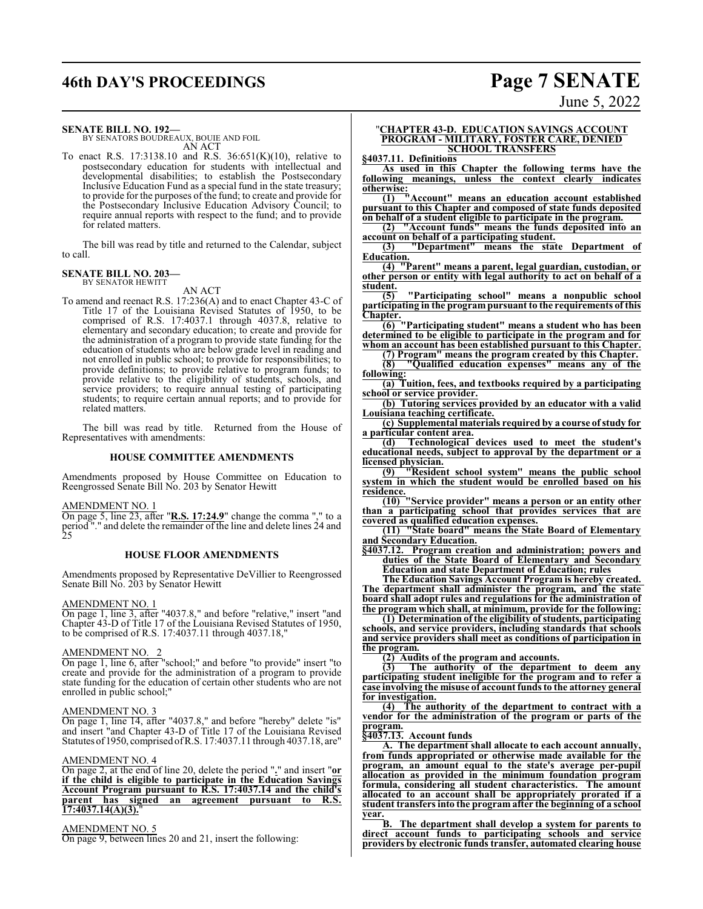**SENATE BILL NO. 192—**
BY SENATORS BOUDREAUX, BOUIE AND FOIL

AN ACT

To enact R.S. 17:3138.10 and R.S. 36:651(K)(10), relative to postsecondary education for students with intellectual and developmental disabilities; to establish the Postsecondary Inclusive Education Fund as a special fund in the state treasury; to provide for the purposes of the fund; to create and provide for the Postsecondary Inclusive Education Advisory Council; to require annual reports with respect to the fund; and to provide for related matters.

The bill was read by title and returned to the Calendar, subject to call.

**SENATE BILL NO. 203—**
BY SENATOR HEWITT

AN ACT

To amend and reenact R.S. 17:236(A) and to enact Chapter 43-C of Title 17 of the Louisiana Revised Statutes of 1950, to be comprised of R.S. 17:4037.1 through 4037.8, relative to elementary and secondary education; to create and provide for the administration of a program to provide state funding for the education of students who are below grade level in reading and not enrolled in public school; to provide for responsibilities; to provide definitions; to provide relative to program funds; to provide relative to the eligibility of students, schools, and service providers; to require annual testing of participating students; to require certain annual reports; and to provide for related matters.

The bill was read by title. Returned from the House of Representatives with amendments:

**HOUSE COMMITTEE AMENDMENTS**

Amendments proposed by House Committee on Education to Reengrossed Senate Bill No. 203 by Senator Hewitt

AMENDMENT NO. 1

On page 5, line 23, after "**R.S. 17:24.9**" change the comma "," to a period "." and delete the remainder of the line and delete lines 24 and 25

**HOUSE FLOOR AMENDMENTS**

Amendments proposed by Representative DeVillier to Reengrossed Senate Bill No. 203 by Senator Hewitt

AMENDMENT NO. 1

On page 1, line 3, after "4037.8," and before "relative," insert "and Chapter 43-D of Title 17 of the Louisiana Revised Statutes of 1950, to be comprised of R.S. 17:4037.11 through 4037.18,"

AMENDMENT NO. 2

On page 1, line 6, after "school;" and before "to provide" insert "to create and provide for the administration of a program to provide state funding for the education of certain other students who are not enrolled in public school;"

AMENDMENT NO. 3

On page 1, line 14, after "4037.8," and before "hereby" delete "is" and insert "and Chapter 43-D of Title 17 of the Louisiana Revised Statutes of 1950, comprised of R.S. 17:4037.11 through 4037.18, are"

AMENDMENT NO. 4

On page 2, at the end of line 20, delete the period "**.**" and insert "**or if the child is eligible to participate in the Education Savings Account Program pursuant to R.S. 17:4037.14 and the child's parent has signed an agreement pursuant to R.S. 17:4037.14(A)(3).**"

AMENDMENT NO. 5

On page 9, between lines 20 and 21, insert the following:

"**CHAPTER 43-D. EDUCATION SAVINGS ACCOUNT PROGRAM - MILITARY, FOSTER CARE, DENIED SCHOOL TRANSFERS**

**§4037.11. Definitions**

**As used in this Chapter the following terms have the following meanings, unless the context clearly indicates otherwise:**

**(1) "Account" means an education account established pursuant to this Chapter and composed of state funds deposited on behalf of a student eligible to participate in the program.**

**(2) "Account funds" means the funds deposited into an account on behalf of a participating student.**

**(3) "Department" means the state Department of Education.**

**(4) "Parent" means a parent, legal guardian, custodian, or other person or entity with legal authority to act on behalf of a student.**

**(5) "Participating school" means a nonpublic school participating in the program pursuant to the requirements of this Chapter.**

**(6) "Participating student" means a student who has been determined to be eligible to participate in the program and for whom an account has been established pursuant to this Chapter.**

**(7) Program" means the program created by this Chapter.**

**(8) "Qualified education expenses" means any of the following:**

**(a) Tuition, fees, and textbooks required by a participating school or service provider.**

**(b) Tutoring services provided by an educator with a valid Louisiana teaching certificate.**

**(c) Supplemental materials required by a course of study for a particular content area.**

**(d) Technological devices used to meet the student's educational needs, subject to approval by the department or a licensed physician.**

**(9) "Resident school system" means the public school system in which the student would be enrolled based on his residence.**

**(10) "Service provider" means a person or an entity other than a participating school that provides services that are covered as qualified education expenses.**

**(11) "State board" means the State Board of Elementary and Secondary Education.**

**§4037.12. Program creation and administration; powers and duties of the State Board of Elementary and Secondary Education and state Department of Education; rules**

**The Education Savings Account Program is hereby created. The department shall administer the program, and the state board shall adopt rules and regulations for the administration of the program which shall, at minimum, provide for the following:**

**(1) Determination of the eligibility of students, participating schools, and service providers, including standards that schools and service providers shall meet as conditions of participation in the program.**

**(2) Audits of the program and accounts.**

**(3) The authority of the department to deem any participating student ineligible for the program and to refer a case involving the misuse of account funds to the attorney general for investigation.**

**(4) The authority of the department to contract with a vendor for the administration of the program or parts of the program.**

**§4037.13. Account funds**

**A. The department shall allocate to each account annually, from funds appropriated or otherwise made available for the program, an amount equal to the state's average per-pupil allocation as provided in the minimum foundation program formula, considering all student characteristics. The amount allocated to an account shall be appropriately prorated if a student transfers into the program after the beginning of a school year.**

**B. The department shall develop a system for parents to direct account funds to participating schools and service providers by electronic funds transfer, automated clearing house**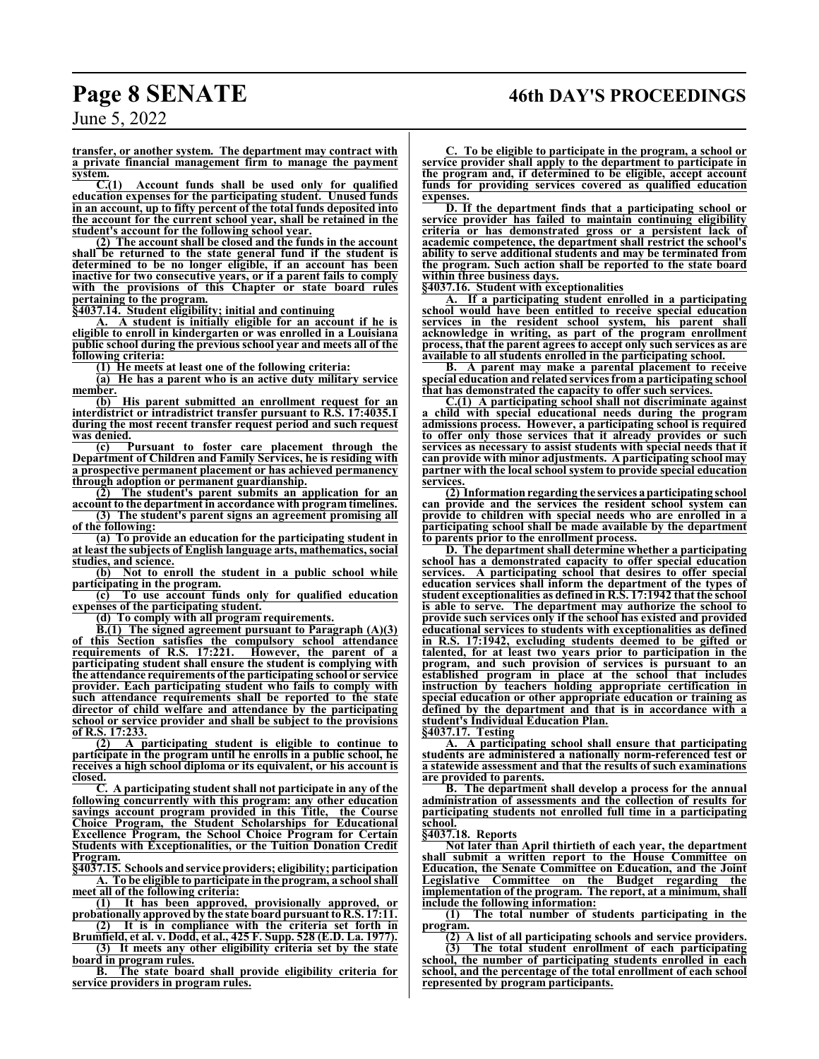**transfer, or another system. The department may contract with a private financial management firm to manage the payment system.**

**C.(1) Account funds shall be used only for qualified education expenses for the participating student. Unused funds in an account, up to fifty percent of the total funds deposited into the account for the current school year, shall be retained in the student's account for the following school year.**

**(2) The account shall be closed and the funds in the account shall be returned to the state general fund if the student is determined to be no longer eligible, if an account has been inactive for two consecutive years, or if a parent fails to comply with the provisions of this Chapter or state board rules pertaining to the program.**

**§4037.14. Student eligibility; initial and continuing**

**A. A student is initially eligible for an account if he is eligible to enroll in kindergarten or was enrolled in a Louisiana public school during the previous school year and meets all of the following criteria:**

**(1) He meets at least one of the following criteria:**

**(a) He has a parent who is an active duty military service member.**

**(b) His parent submitted an enrollment request for an interdistrict or intradistrict transfer pursuant to R.S. 17:4035.1 during the most recent transfer request period and such request was denied.**

**(c) Pursuant to foster care placement through the Department of Children and Family Services, he is residing with a prospective permanent placement or has achieved permanency through adoption or permanent guardianship.**

**(2) The student's parent submits an application for an account to the department in accordance with program timelines.**

**(3) The student's parent signs an agreement promising all of the following:**

**(a) To provide an education for the participating student in at least the subjects of English language arts, mathematics, social studies, and science.**

**(b) Not to enroll the student in a public school while participating in the program.**

**(c) To use account funds only for qualified education expenses of the participating student.**

**(d) To comply with all program requirements.**

**B.(1) The signed agreement pursuant to Paragraph (A)(3) of this Section satisfies the compulsory school attendance requirements of R.S. 17:221. However, the parent of a participating student shall ensure the student is complying with the attendance requirements of the participating school or service provider. Each participating student who fails to comply with such attendance requirements shall be reported to the state director of child welfare and attendance by the participating school or service provider and shall be subject to the provisions of R.S. 17:233.**

**(2) A participating student is eligible to continue to participate in the program until he enrolls in a public school, he receives a high school diploma or its equivalent, or his account is closed.**

**C. A participating student shall not participate in any of the following concurrently with this program: any other education savings account program provided in this Title, the Course Choice Program, the Student Scholarships for Educational Excellence Program, the School Choice Program for Certain Students with Exceptionalities, or the Tuition Donation Credit Program.**

**§4037.15. Schools and service providers; eligibility; participation**

**A. To be eligible to participate in the program, a school shall meet all of the following criteria:**

**(1) It has been approved, provisionally approved, or probationally approved by the state board pursuant to R.S. 17:11.**

**(2) It is in compliance with the criteria set forth in Brumfield, et al. v. Dodd, et al., 425 F. Supp. 528 (E.D. La. 1977).**

**(3) It meets any other eligibility criteria set by the state board in program rules.**

**B. The state board shall provide eligibility criteria for service providers in program rules.**

**C. To be eligible to participate in the program, a school or service provider shall apply to the department to participate in the program and, if determined to be eligible, accept account funds for providing services covered as qualified education expenses.**

**D. If the department finds that a participating school or service provider has failed to maintain continuing eligibility criteria or has demonstrated gross or a persistent lack of academic competence, the department shall restrict the school's ability to serve additional students and may be terminated from the program. Such action shall be reported to the state board within three business days.**

**§4037.16. Student with exceptionalities**

**A. If a participating student enrolled in a participating school would have been entitled to receive special education services in the resident school system, his parent shall acknowledge in writing, as part of the program enrollment process, that the parent agrees to accept only such services as are available to all students enrolled in the participating school.**

**B. A parent may make a parental placement to receive special education and related services from a participating school that has demonstrated the capacity to offer such services.**

**C.(1) A participating school shall not discriminate against a child with special educational needs during the program admissions process. However, a participating school is required to offer only those services that it already provides or such services as necessary to assist students with special needs that it can provide with minor adjustments. A participating school may partner with the local school system to provide special education services.**

**(2) Information regarding the services a participating school can provide and the services the resident school system can provide to children with special needs who are enrolled in a participating school shall be made available by the department to parents prior to the enrollment process.**

**D. The department shall determine whether a participating school has a demonstrated capacity to offer special education services. A participating school that desires to offer special education services shall inform the department of the types of student exceptionalities as defined in R.S. 17:1942 that the school is able to serve. The department may authorize the school to provide such services only if the school has existed and provided educational services to students with exceptionalities as defined in R.S. 17:1942, excluding students deemed to be gifted or talented, for at least two years prior to participation in the program, and such provision of services is pursuant to an established program in place at the school that includes instruction by teachers holding appropriate certification in special education or other appropriate education or training as defined by the department and that is in accordance with a student's Individual Education Plan.**

**§4037.17. Testing**

**A. A participating school shall ensure that participating students are administered a nationally norm-referenced test or a statewide assessment and that the results of such examinations are provided to parents.**

**B. The department shall develop a process for the annual administration of assessments and the collection of results for participating students not enrolled full time in a participating school.**

**§4037.18. Reports**

**Not later than April thirtieth of each year, the department shall submit a written report to the House Committee on Education, the Senate Committee on Education, and the Joint Legislative Committee on the Budget regarding the implementation of the program. The report, at a minimum, shall include the following information:**

**(1) The total number of students participating in the program.**

**(2) A list of all participating schools and service providers.**

**(3) The total student enrollment of each participating school, the number of participating students enrolled in each school, and the percentage of the total enrollment of each school represented by program participants.**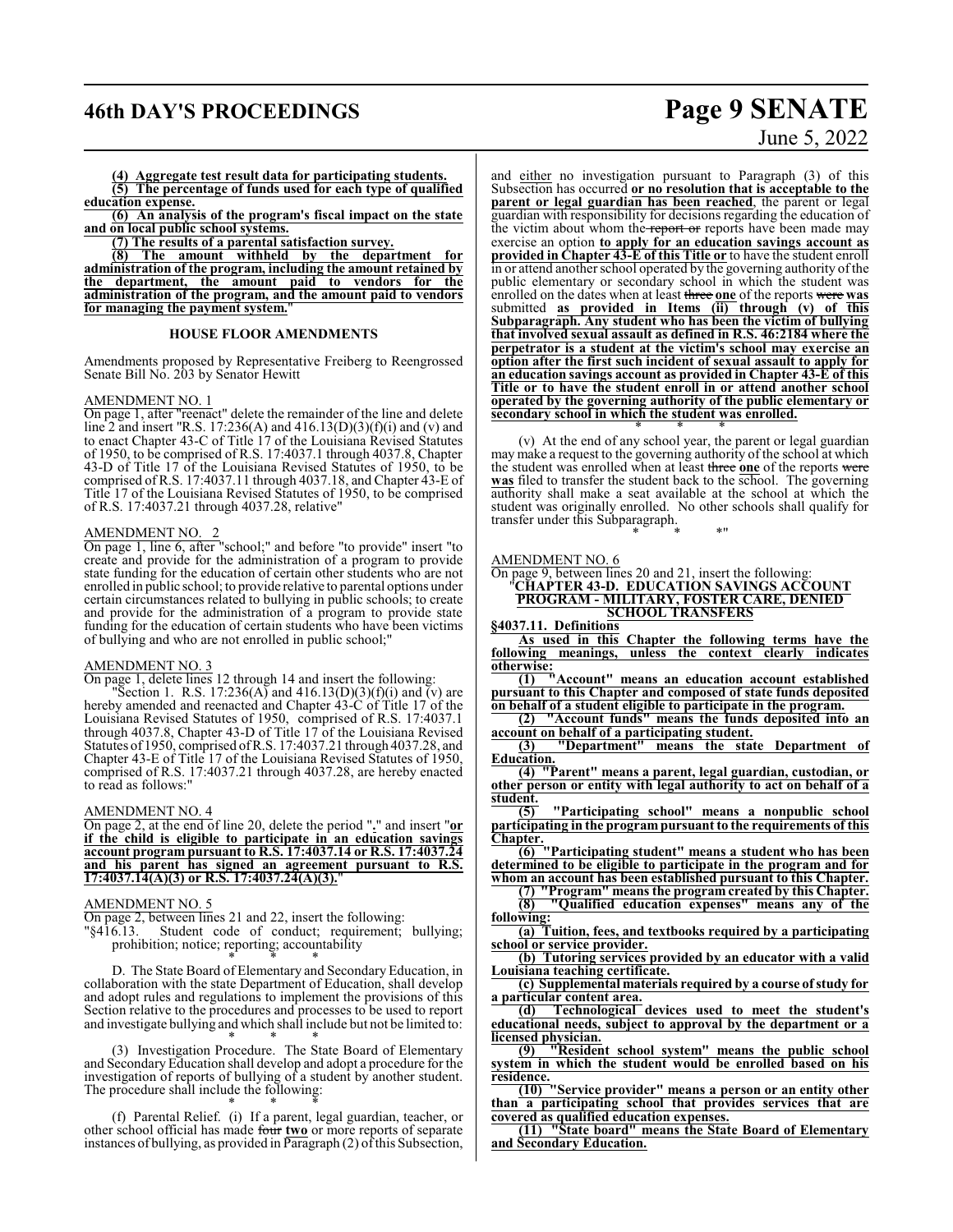**(4) Aggregate test result data for participating students.**

**(5) The percentage of funds used for each type of qualified education expense.**

**(6) An analysis of the program's fiscal impact on the state and on local public school systems.**

**(7) The results of a parental satisfaction survey.**

**(8) The amount withheld by the department for administration of the program, including the amount retained by the department, the amount paid to vendors for the administration of the program, and the amount paid to vendors for managing the payment system.**"

### HOUSE FLOOR AMENDMENTS

Amendments proposed by Representative Freiberg to Reengrossed Senate Bill No. 203 by Senator Hewitt

AMENDMENT NO. 1

On page 1, after "reenact" delete the remainder of the line and delete line 2 and insert "R.S. 17:236(A) and 416.13(D)(3)(f)(i) and (v) and to enact Chapter 43-C of Title 17 of the Louisiana Revised Statutes of 1950, to be comprised of R.S. 17:4037.1 through 4037.8, Chapter 43-D of Title 17 of the Louisiana Revised Statutes of 1950, to be comprised of R.S. 17:4037.11 through 4037.18, and Chapter 43-E of Title 17 of the Louisiana Revised Statutes of 1950, to be comprised of R.S. 17:4037.21 through 4037.28, relative"

AMENDMENT NO. 2

On page 1, line 6, after "school;" and before "to provide" insert "to create and provide for the administration of a program to provide state funding for the education of certain other students who are not enrolled in public school; to provide relative to parental options under certain circumstances related to bullying in public schools; to create and provide for the administration of a program to provide state funding for the education of certain students who have been victims of bullying and who are not enrolled in public school;"

AMENDMENT NO. 3

On page 1, delete lines 12 through 14 and insert the following:

"Section 1. R.S. 17:236(A) and 416.13(D)(3)(f)(i) and (v) are hereby amended and reenacted and Chapter 43-C of Title 17 of the Louisiana Revised Statutes of 1950, comprised of R.S. 17:4037.1 through 4037.8, Chapter 43-D of Title 17 of the Louisiana Revised Statutes of 1950, comprised of R.S. 17:4037.21 through 4037.28, and Chapter 43-E of Title 17 of the Louisiana Revised Statutes of 1950, comprised of R.S. 17:4037.21 through 4037.28, are hereby enacted to read as follows:"

AMENDMENT NO. 4

On page 2, at the end of line 20, delete the period "." and insert "**or if the child is eligible to participate in an education savings account program pursuant to R.S. 17:4037.14 or R.S. 17:4037.24 and his parent has signed an agreement pursuant to R.S. 17:4037.14(A)(3) or R.S. 17:4037.24(A)(3).**"

AMENDMENT NO. 5

On page 2, between lines 21 and 22, insert the following:

"§416.13. Student code of conduct; requirement; bullying; prohibition; notice; reporting; accountability

\* \* \*

D. The State Board of Elementary and Secondary Education, in collaboration with the state Department of Education, shall develop and adopt rules and regulations to implement the provisions of this Section relative to the procedures and processes to be used to report and investigate bullying and which shall include but not be limited to:

\* \* \*

(3) Investigation Procedure. The State Board of Elementary and Secondary Education shall develop and adopt a procedure for the investigation of reports of bullying of a student by another student. The procedure shall include the following:

\* \* \*

(f) Parental Relief. (i) If a parent, legal guardian, teacher, or other school official has made ~~four~~ **two** or more reports of separate instances of bullying, as provided in Paragraph (2) of this Subsection, and either no investigation pursuant to Paragraph (3) of this Subsection has occurred **or no resolution that is acceptable to the parent or legal guardian has been reached**, the parent or legal guardian with responsibility for decisions regarding the education of the victim about whom the ~~report or~~ reports have been made may exercise an option **to apply for an education savings account as provided in Chapter 43-E of this Title or** to have the student enroll in or attend another school operated by the governing authority of the public elementary or secondary school in which the student was enrolled on the dates when at least ~~three~~ **one** of the reports ~~were~~ **was** submitted **as provided in Items (ii) through (v) of this Subparagraph. Any student who has been the victim of bullying that involved sexual assault as defined in R.S. 46:2184 where the perpetrator is a student at the victim's school may exercise an option after the first such incident of sexual assault to apply for an education savings account as provided in Chapter 43-E of this Title or to have the student enroll in or attend another school operated by the governing authority of the public elementary or secondary school in which the student was enrolled.**

\* \* \*

(v) At the end of any school year, the parent or legal guardian may make a request to the governing authority of the school at which the student was enrolled when at least ~~three~~ **one** of the reports ~~were~~ **was** filed to transfer the student back to the school. The governing authority shall make a seat available at the school at which the student was originally enrolled. No other schools shall qualify for transfer under this Subparagraph.

\* \* \*"

AMENDMENT NO. 6

On page 9, between lines 20 and 21, insert the following:

"**CHAPTER 43-D. EDUCATION SAVINGS ACCOUNT PROGRAM - MILITARY, FOSTER CARE, DENIED SCHOOL TRANSFERS**

**§4037.11. Definitions**

**As used in this Chapter the following terms have the following meanings, unless the context clearly indicates otherwise:**

**(1) "Account" means an education account established pursuant to this Chapter and composed of state funds deposited on behalf of a student eligible to participate in the program.**

**(2) "Account funds" means the funds deposited into an account on behalf of a participating student.**

**(3) "Department" means the state Department of Education.**

**(4) "Parent" means a parent, legal guardian, custodian, or other person or entity with legal authority to act on behalf of a student.**

**(5) "Participating school" means a nonpublic school participating in the program pursuant to the requirements of this Chapter.**

**(6) "Participating student" means a student who has been determined to be eligible to participate in the program and for whom an account has been established pursuant to this Chapter.**

**(7) "Program" means the program created by this Chapter.**

**(8) "Qualified education expenses" means any of the following:**

**(a) Tuition, fees, and textbooks required by a participating school or service provider.**

**(b) Tutoring services provided by an educator with a valid Louisiana teaching certificate.**

**(c) Supplemental materials required by a course of study for a particular content area.**

**(d) Technological devices used to meet the student's educational needs, subject to approval by the department or a licensed physician.**

**(9) "Resident school system" means the public school system in which the student would be enrolled based on his residence.**

**(10) "Service provider" means a person or an entity other than a participating school that provides services that are covered as qualified education expenses.**

**(11) "State board" means the State Board of Elementary and Secondary Education.**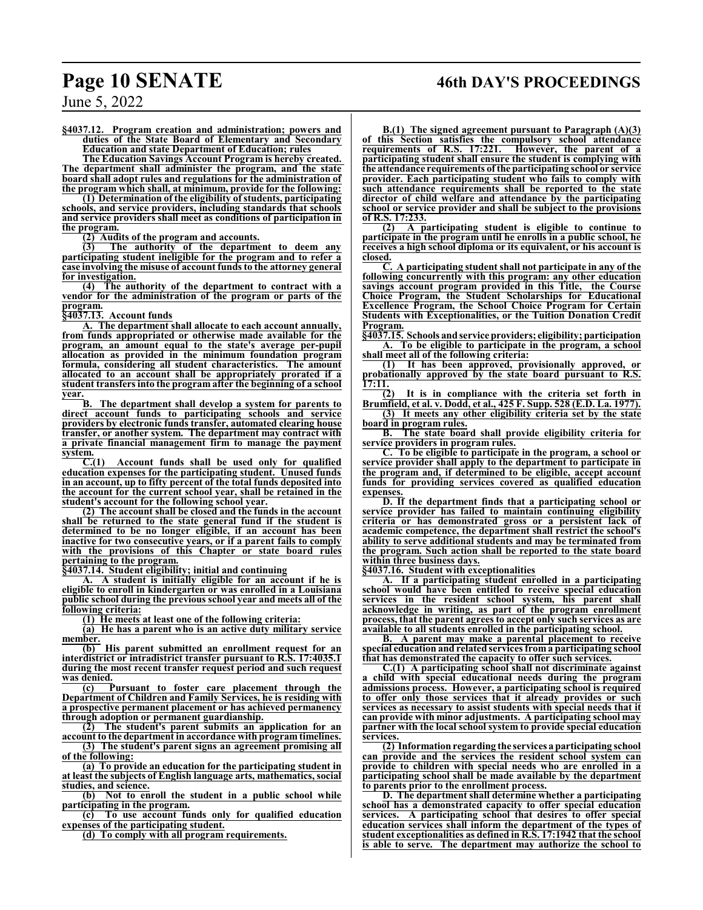**§4037.12. Program creation and administration; powers and duties of the State Board of Elementary and Secondary Education and state Department of Education; rules**

**The Education Savings Account Program is hereby created. The department shall administer the program, and the state board shall adopt rules and regulations for the administration of the program which shall, at minimum, provide for the following:**

**(1) Determination of the eligibility of students, participating schools, and service providers, including standards that schools and service providers shall meet as conditions of participation in the program.**

**(2) Audits of the program and accounts.**

**(3) The authority of the department to deem any participating student ineligible for the program and to refer a case involving the misuse of account funds to the attorney general for investigation.**

**(4) The authority of the department to contract with a vendor for the administration of the program or parts of the program.**

**§4037.13. Account funds**

**A. The department shall allocate to each account annually, from funds appropriated or otherwise made available for the program, an amount equal to the state's average per-pupil allocation as provided in the minimum foundation program formula, considering all student characteristics. The amount allocated to an account shall be appropriately prorated if a student transfers into the program after the beginning of a school year.**

**B. The department shall develop a system for parents to direct account funds to participating schools and service providers by electronic funds transfer, automated clearing house transfer, or another system. The department may contract with a private financial management firm to manage the payment system.**

**C.(1) Account funds shall be used only for qualified education expenses for the participating student. Unused funds in an account, up to fifty percent of the total funds deposited into the account for the current school year, shall be retained in the student's account for the following school year.**

**(2) The account shall be closed and the funds in the account shall be returned to the state general fund if the student is determined to be no longer eligible, if an account has been inactive for two consecutive years, or if a parent fails to comply with the provisions of this Chapter or state board rules pertaining to the program.**

**§4037.14. Student eligibility; initial and continuing**

**A. A student is initially eligible for an account if he is eligible to enroll in kindergarten or was enrolled in a Louisiana public school during the previous school year and meets all of the following criteria:**

**(1) He meets at least one of the following criteria:**

**(a) He has a parent who is an active duty military service member.**

**(b) His parent submitted an enrollment request for an interdistrict or intradistrict transfer pursuant to R.S. 17:4035.1 during the most recent transfer request period and such request was denied.**

**(c) Pursuant to foster care placement through the Department of Children and Family Services, he is residing with a prospective permanent placement or has achieved permanency through adoption or permanent guardianship.**

**(2) The student's parent submits an application for an account to the department in accordance with program timelines.**

**(3) The student's parent signs an agreement promising all of the following:**

**(a) To provide an education for the participating student in at least the subjects of English language arts, mathematics, social studies, and science.**

**(b) Not to enroll the student in a public school while participating in the program.**

**(c) To use account funds only for qualified education expenses of the participating student.**

**(d) To comply with all program requirements.**

**B.(1) The signed agreement pursuant to Paragraph (A)(3) of this Section satisfies the compulsory school attendance requirements of R.S. 17:221. However, the parent of a participating student shall ensure the student is complying with the attendance requirements of the participating school or service provider. Each participating student who fails to comply with such attendance requirements shall be reported to the state director of child welfare and attendance by the participating school or service provider and shall be subject to the provisions of R.S. 17:233.**

**(2) A participating student is eligible to continue to participate in the program until he enrolls in a public school, he receives a high school diploma or its equivalent, or his account is closed.**

**C. A participating student shall not participate in any of the following concurrently with this program: any other education savings account program provided in this Title, the Course Choice Program, the Student Scholarships for Educational Excellence Program, the School Choice Program for Certain Students with Exceptionalities, or the Tuition Donation Credit Program.**

**§4037.15. Schools and service providers; eligibility; participation**

**A. To be eligible to participate in the program, a school shall meet all of the following criteria:**

**(1) It has been approved, provisionally approved, or probationally approved by the state board pursuant to R.S. 17:11.**

**(2) It is in compliance with the criteria set forth in Brumfield, et al. v. Dodd, et al., 425 F. Supp. 528 (E.D. La. 1977).**

**(3) It meets any other eligibility criteria set by the state board in program rules.**

**B. The state board shall provide eligibility criteria for service providers in program rules.**

**C. To be eligible to participate in the program, a school or service provider shall apply to the department to participate in the program and, if determined to be eligible, accept account funds for providing services covered as qualified education expenses.**

**D. If the department finds that a participating school or service provider has failed to maintain continuing eligibility criteria or has demonstrated gross or a persistent lack of academic competence, the department shall restrict the school's ability to serve additional students and may be terminated from the program. Such action shall be reported to the state board within three business days.**

**§4037.16. Student with exceptionalities**

**A. If a participating student enrolled in a participating school would have been entitled to receive special education services in the resident school system, his parent shall acknowledge in writing, as part of the program enrollment process, that the parent agrees to accept only such services as are available to all students enrolled in the participating school.**

**B. A parent may make a parental placement to receive special education and related services from a participating school that has demonstrated the capacity to offer such services.**

**C.(1) A participating school shall not discriminate against a child with special educational needs during the program admissions process. However, a participating school is required to offer only those services that it already provides or such services as necessary to assist students with special needs that it can provide with minor adjustments. A participating school may partner with the local school system to provide special education services.**

**(2) Information regarding the services a participating school can provide and the services the resident school system can provide to children with special needs who are enrolled in a participating school shall be made available by the department to parents prior to the enrollment process.**

**D. The department shall determine whether a participating school has a demonstrated capacity to offer special education services. A participating school that desires to offer special education services shall inform the department of the types of student exceptionalities as defined in R.S. 17:1942 that the school is able to serve. The department may authorize the school to**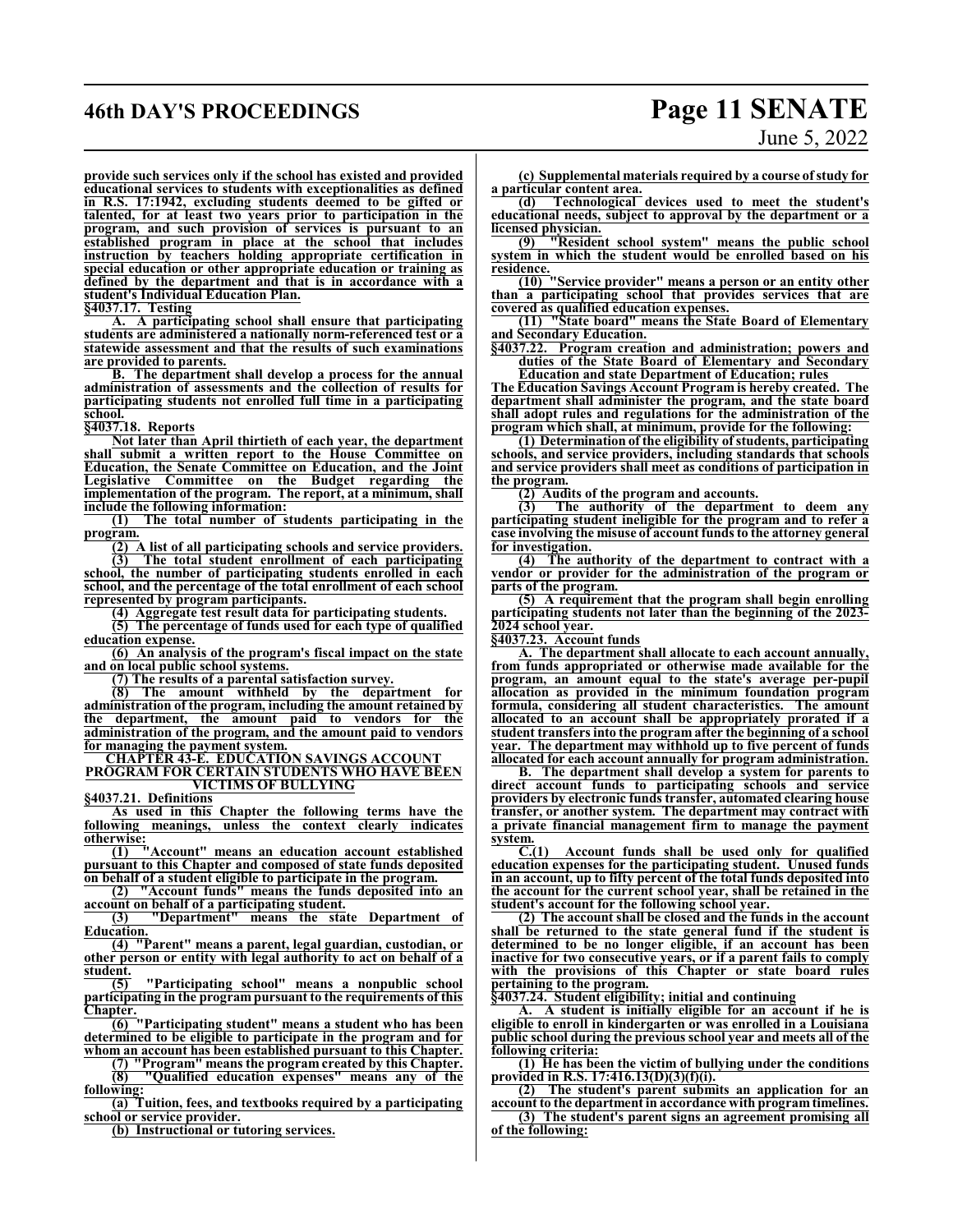provide such services only if the school has existed and provided educational services to students with exceptionalities as defined in R.S. 17:1942, excluding students deemed to be gifted or talented, for at least two years prior to participation in the program, and such provision of services is pursuant to an established program in place at the school that includes instruction by teachers holding appropriate certification in special education or other appropriate education or training as defined by the department and that is in accordance with a student's Individual Education Plan.

**§4037.17. Testing**

A. A participating school shall ensure that participating students are administered a nationally norm-referenced test or a statewide assessment and that the results of such examinations are provided to parents.

B. The department shall develop a process for the annual administration of assessments and the collection of results for participating students not enrolled full time in a participating school.

**§4037.18. Reports**

Not later than April thirtieth of each year, the department shall submit a written report to the House Committee on Education, the Senate Committee on Education, and the Joint Legislative Committee on the Budget regarding the implementation of the program. The report, at a minimum, shall include the following information:

(1) The total number of students participating in the program.

(2) A list of all participating schools and service providers.

(3) The total student enrollment of each participating school, the number of participating students enrolled in each school, and the percentage of the total enrollment of each school represented by program participants.

(4) Aggregate test result data for participating students.

(5) The percentage of funds used for each type of qualified education expense.

(6) An analysis of the program's fiscal impact on the state and on local public school systems.

(7) The results of a parental satisfaction survey.

(8) The amount withheld by the department for administration of the program, including the amount retained by the department, the amount paid to vendors for the administration of the program, and the amount paid to vendors for managing the payment system.

**CHAPTER 43-E. EDUCATION SAVINGS ACCOUNT PROGRAM FOR CERTAIN STUDENTS WHO HAVE BEEN VICTIMS OF BULLYING**

**§4037.21. Definitions**

As used in this Chapter the following terms have the following meanings, unless the context clearly indicates otherwise:

(1) "Account" means an education account established pursuant to this Chapter and composed of state funds deposited on behalf of a student eligible to participate in the program.

(2) "Account funds" means the funds deposited into an account on behalf of a participating student.

(3) "Department" means the state Department of Education.

(4) "Parent" means a parent, legal guardian, custodian, or other person or entity with legal authority to act on behalf of a student.

(5) "Participating school" means a nonpublic school participating in the program pursuant to the requirements of this Chapter.

(6) "Participating student" means a student who has been determined to be eligible to participate in the program and for whom an account has been established pursuant to this Chapter.

(7) "Program" means the program created by this Chapter.

(8) "Qualified education expenses" means any of the following:

(a) Tuition, fees, and textbooks required by a participating school or service provider.

(b) Instructional or tutoring services.

(c) Supplemental materials required by a course of study for a particular content area.

(d) Technological devices used to meet the student's educational needs, subject to approval by the department or a licensed physician.

(9) "Resident school system" means the public school system in which the student would be enrolled based on his residence.

(10) "Service provider" means a person or an entity other than a participating school that provides services that are covered as qualified education expenses.

(11) "State board" means the State Board of Elementary and Secondary Education.

**§4037.22. Program creation and administration; powers and duties of the State Board of Elementary and Secondary Education and state Department of Education; rules**

The Education Savings Account Program is hereby created. The department shall administer the program, and the state board shall adopt rules and regulations for the administration of the program which shall, at minimum, provide for the following:

(1) Determination of the eligibility of students, participating schools, and service providers, including standards that schools and service providers shall meet as conditions of participation in the program.

(2) Audits of the program and accounts.

(3) The authority of the department to deem any participating student ineligible for the program and to refer a case involving the misuse of account funds to the attorney general for investigation.

(4) The authority of the department to contract with a vendor or provider for the administration of the program or parts of the program.

(5) A requirement that the program shall begin enrolling participating students not later than the beginning of the 2023-2024 school year.

**§4037.23. Account funds**

A. The department shall allocate to each account annually, from funds appropriated or otherwise made available for the program, an amount equal to the state's average per-pupil allocation as provided in the minimum foundation program formula, considering all student characteristics. The amount allocated to an account shall be appropriately prorated if a student transfers into the program after the beginning of a school year. The department may withhold up to five percent of funds allocated for each account annually for program administration.

B. The department shall develop a system for parents to direct account funds to participating schools and service providers by electronic funds transfer, automated clearing house transfer, or another system. The department may contract with a private financial management firm to manage the payment system.

C.(1) Account funds shall be used only for qualified education expenses for the participating student. Unused funds in an account, up to fifty percent of the total funds deposited into the account for the current school year, shall be retained in the student's account for the following school year.

(2) The account shall be closed and the funds in the account shall be returned to the state general fund if the student is determined to be no longer eligible, if an account has been inactive for two consecutive years, or if a parent fails to comply with the provisions of this Chapter or state board rules pertaining to the program.

**§4037.24. Student eligibility; initial and continuing**

A. A student is initially eligible for an account if he is eligible to enroll in kindergarten or was enrolled in a Louisiana public school during the previous school year and meets all of the following criteria:

(1) He has been the victim of bullying under the conditions provided in R.S. 17:416.13(D)(3)(f)(i).

(2) The student's parent submits an application for an account to the department in accordance with program timelines.

(3) The student's parent signs an agreement promising all of the following: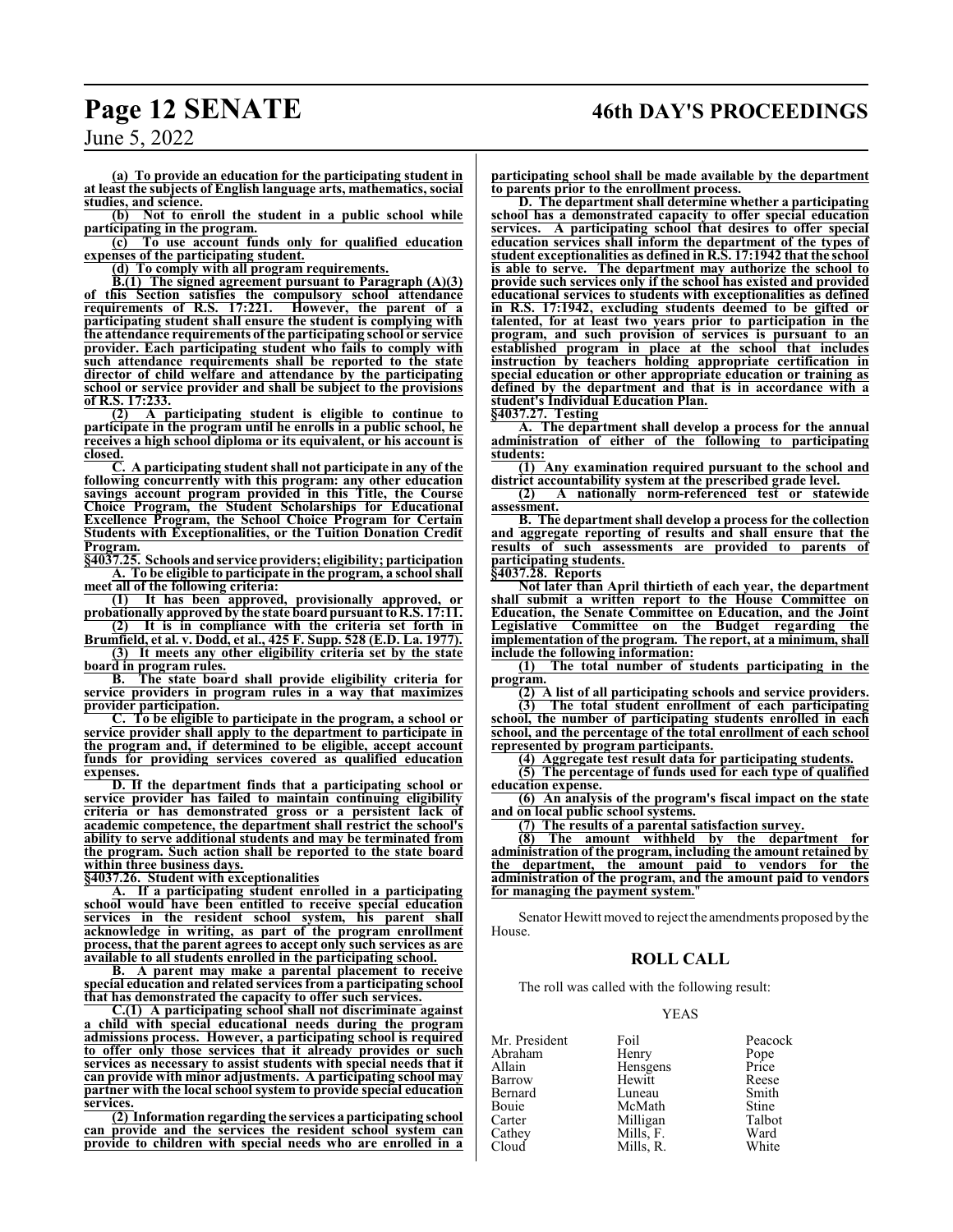**(a) To provide an education for the participating student in at least the subjects of English language arts, mathematics, social studies, and science.**

**(b) Not to enroll the student in a public school while participating in the program.**

**(c) To use account funds only for qualified education expenses of the participating student.**

**(d) To comply with all program requirements.**

**B.(1) The signed agreement pursuant to Paragraph (A)(3) of this Section satisfies the compulsory school attendance requirements of R.S. 17:221. However, the parent of a participating student shall ensure the student is complying with the attendance requirements of the participating school or service provider. Each participating student who fails to comply with such attendance requirements shall be reported to the state director of child welfare and attendance by the participating school or service provider and shall be subject to the provisions of R.S. 17:233.**

**(2) A participating student is eligible to continue to participate in the program until he enrolls in a public school, he receives a high school diploma or its equivalent, or his account is closed.**

**C. A participating student shall not participate in any of the following concurrently with this program: any other education savings account program provided in this Title, the Course Choice Program, the Student Scholarships for Educational Excellence Program, the School Choice Program for Certain Students with Exceptionalities, or the Tuition Donation Credit Program.**

**§4037.25. Schools and service providers; eligibility; participation**

**A. To be eligible to participate in the program, a school shall meet all of the following criteria:**

**(1) It has been approved, provisionally approved, or probationally approved by the state board pursuant to R.S. 17:11.**

**(2) It is in compliance with the criteria set forth in Brumfield, et al. v. Dodd, et al., 425 F. Supp. 528 (E.D. La. 1977).**

**(3) It meets any other eligibility criteria set by the state board in program rules.**

**B. The state board shall provide eligibility criteria for service providers in program rules in a way that maximizes provider participation.**

**C. To be eligible to participate in the program, a school or service provider shall apply to the department to participate in the program and, if determined to be eligible, accept account funds for providing services covered as qualified education expenses.**

**D. If the department finds that a participating school or service provider has failed to maintain continuing eligibility criteria or has demonstrated gross or a persistent lack of academic competence, the department shall restrict the school's ability to serve additional students and may be terminated from the program. Such action shall be reported to the state board within three business days.**

**§4037.26. Student with exceptionalities**

**A. If a participating student enrolled in a participating school would have been entitled to receive special education services in the resident school system, his parent shall acknowledge in writing, as part of the program enrollment process, that the parent agrees to accept only such services as are available to all students enrolled in the participating school.**

**B. A parent may make a parental placement to receive special education and related services from a participating school that has demonstrated the capacity to offer such services.**

**C.(1) A participating school shall not discriminate against a child with special educational needs during the program admissions process. However, a participating school is required to offer only those services that it already provides or such services as necessary to assist students with special needs that it can provide with minor adjustments. A participating school may partner with the local school system to provide special education services.**

**(2) Information regarding the services a participating school can provide and the services the resident school system can provide to children with special needs who are enrolled in a participating school shall be made available by the department to parents prior to the enrollment process.**

**D. The department shall determine whether a participating school has a demonstrated capacity to offer special education services. A participating school that desires to offer special education services shall inform the department of the types of student exceptionalities as defined in R.S. 17:1942 that the school is able to serve. The department may authorize the school to provide such services only if the school has existed and provided educational services to students with exceptionalities as defined in R.S. 17:1942, excluding students deemed to be gifted or talented, for at least two years prior to participation in the program, and such provision of services is pursuant to an established program in place at the school that includes instruction by teachers holding appropriate certification in special education or other appropriate education or training as defined by the department and that is in accordance with a student's Individual Education Plan.**

**§4037.27. Testing**

**A. The department shall develop a process for the annual administration of either of the following to participating students:**

**(1) Any examination required pursuant to the school and district accountability system at the prescribed grade level.**

**(2) A nationally norm-referenced test or statewide assessment.**

**B. The department shall develop a process for the collection and aggregate reporting of results and shall ensure that the results of such assessments are provided to parents of participating students.**

**§4037.28. Reports**

**Not later than April thirtieth of each year, the department shall submit a written report to the House Committee on Education, the Senate Committee on Education, and the Joint Legislative Committee on the Budget regarding the implementation of the program. The report, at a minimum, shall include the following information:**

**(1) The total number of students participating in the program.**

**(2) A list of all participating schools and service providers.**

**(3) The total student enrollment of each participating school, the number of participating students enrolled in each school, and the percentage of the total enrollment of each school represented by program participants.**

**(4) Aggregate test result data for participating students.**

**(5) The percentage of funds used for each type of qualified education expense.**

**(6) An analysis of the program's fiscal impact on the state and on local public school systems.**

**(7) The results of a parental satisfaction survey.**

**(8) The amount withheld by the department for administration of the program, including the amount retained by the department, the amount paid to vendors for the administration of the program, and the amount paid to vendors for managing the payment system."**

Senator Hewitt moved to reject the amendments proposed by the House.

## ROLL CALL

The roll was called with the following result:

YEAS

| | | |
|---|---|---|
| Mr. President | Foil | Peacock |
| Abraham | Henry | Pope |
| Allain | Hensgens | Price |
| Barrow | Hewitt | Reese |
| Bernard | Luneau | Smith |
| Bouie | McMath | Stine |
| Carter | Milligan | Talbot |
| Cathey | Mills, F. | Ward |
| Cloud | Mills, R. | White |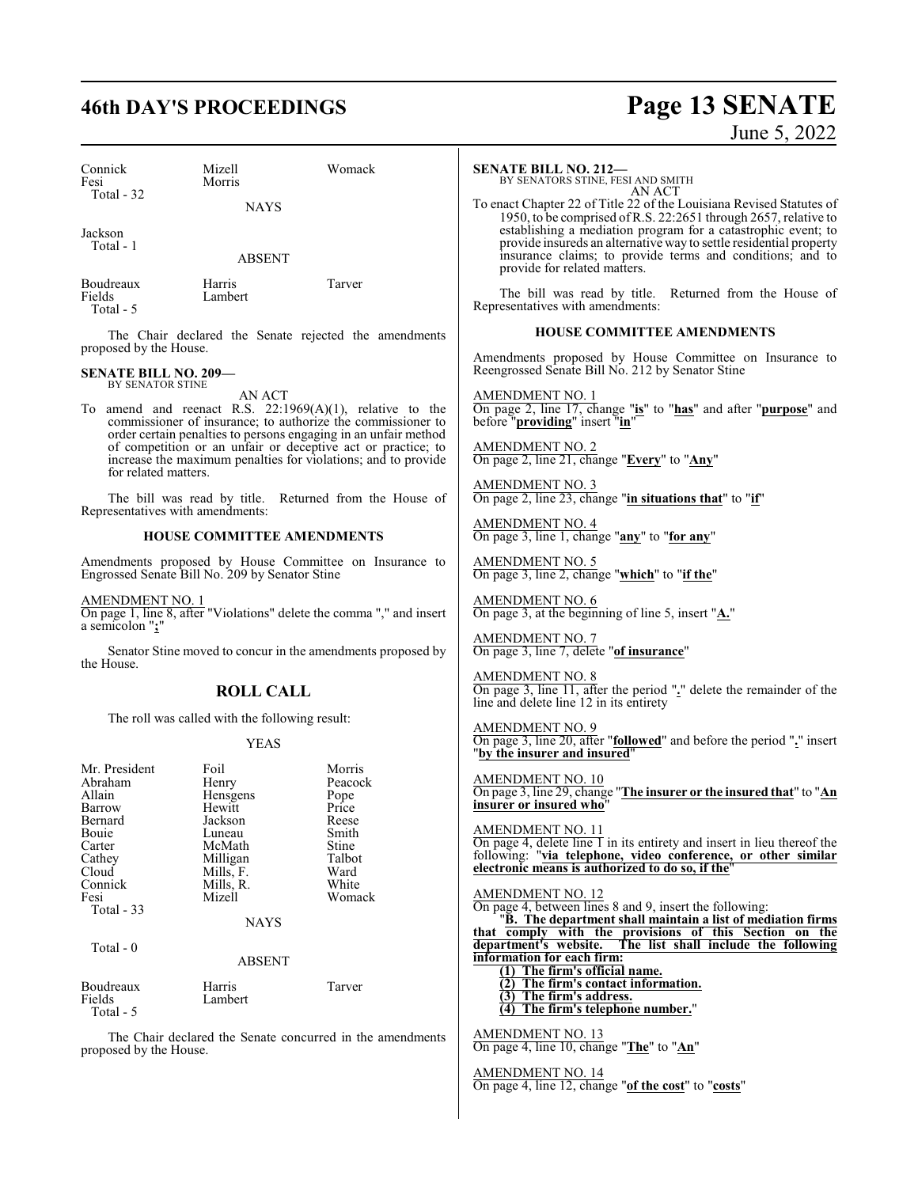| Connick | Mizell | Womack |
|---|---|---|
| Fesi | Morris | |
| Total - 32 | | |

NAYS

Jackson
Total - 1

ABSENT

| Boudreaux | Harris | Tarver |
|---|---|---|
| Fields | Lambert | |
| Total - 5 | | |

The Chair declared the Senate rejected the amendments proposed by the House.

**SENATE BILL NO. 209—**
BY SENATOR STINE

AN ACT

To amend and reenact R.S. 22:1969(A)(1), relative to the commissioner of insurance; to authorize the commissioner to order certain penalties to persons engaging in an unfair method of competition or an unfair or deceptive act or practice; to increase the maximum penalties for violations; and to provide for related matters.

The bill was read by title. Returned from the House of Representatives with amendments:

**HOUSE COMMITTEE AMENDMENTS**

Amendments proposed by House Committee on Insurance to Engrossed Senate Bill No. 209 by Senator Stine

AMENDMENT NO. 1
On page 1, line 8, after "Violations" delete the comma "," and insert a semicolon "**;**"

Senator Stine moved to concur in the amendments proposed by the House.

## ROLL CALL

The roll was called with the following result:

YEAS

| Mr. President | Foil | Morris |
|---|---|---|
| Abraham | Henry | Peacock |
| Allain | Hensgens | Pope |
| Barrow | Hewitt | Price |
| Bernard | Jackson | Reese |
| Bouie | Luneau | Smith |
| Carter | McMath | Stine |
| Cathey | Milligan | Talbot |
| Cloud | Mills, F. | Ward |
| Connick | Mills, R. | White |
| Fesi | Mizell | Womack |
| Total - 33 | | |

NAYS

Total - 0

ABSENT

| Boudreaux | Harris | Tarver |
|---|---|---|
| Fields | Lambert | |
| Total - 5 | | |

The Chair declared the Senate concurred in the amendments proposed by the House.

**SENATE BILL NO. 212—**
BY SENATORS STINE, FESI AND SMITH

AN ACT

To enact Chapter 22 of Title 22 of the Louisiana Revised Statutes of 1950, to be comprised of R.S. 22:2651 through 2657, relative to establishing a mediation program for a catastrophic event; to provide insureds an alternative way to settle residential property insurance claims; to provide terms and conditions; and to provide for related matters.

The bill was read by title. Returned from the House of Representatives with amendments:

**HOUSE COMMITTEE AMENDMENTS**

Amendments proposed by House Committee on Insurance to Reengrossed Senate Bill No. 212 by Senator Stine

AMENDMENT NO. 1
On page 2, line 17, change "**is**" to "**has**" and after "**purpose**" and before "**providing**" insert "**in**"

AMENDMENT NO. 2
On page 2, line 21, change "**Every**" to "**Any**"

AMENDMENT NO. 3
On page 2, line 23, change "**in situations that**" to "**if**"

AMENDMENT NO. 4
On page 3, line 1, change "**any**" to "**for any**"

AMENDMENT NO. 5
On page 3, line 2, change "**which**" to "**if the**"

AMENDMENT NO. 6
On page 3, at the beginning of line 5, insert "**A.**"

AMENDMENT NO. 7
On page 3, line 7, delete "**of insurance**"

AMENDMENT NO. 8
On page 3, line 11, after the period "**.**" delete the remainder of the line and delete line 12 in its entirety

AMENDMENT NO. 9
On page 3, line 20, after "**followed**" and before the period "**.**" insert "**by the insurer and insured**"

AMENDMENT NO. 10
On page 3, line 29, change "**The insurer or the insured that**" to "**An insurer or insured who**"

AMENDMENT NO. 11
On page 4, delete line 1 in its entirety and insert in lieu thereof the following: "**via telephone, video conference, or other similar electronic means is authorized to do so, if the**"

AMENDMENT NO. 12
On page 4, between lines 8 and 9, insert the following:

"**B. The department shall maintain a list of mediation firms that comply with the provisions of this Section on the department's website. The list shall include the following information for each firm:**

**(1) The firm's official name.**

**(2) The firm's contact information.**

**(3) The firm's address.**

**(4) The firm's telephone number.**"

AMENDMENT NO. 13
On page 4, line 10, change "**The**" to "**An**"

AMENDMENT NO. 14
On page 4, line 12, change "**of the cost**" to "**costs**"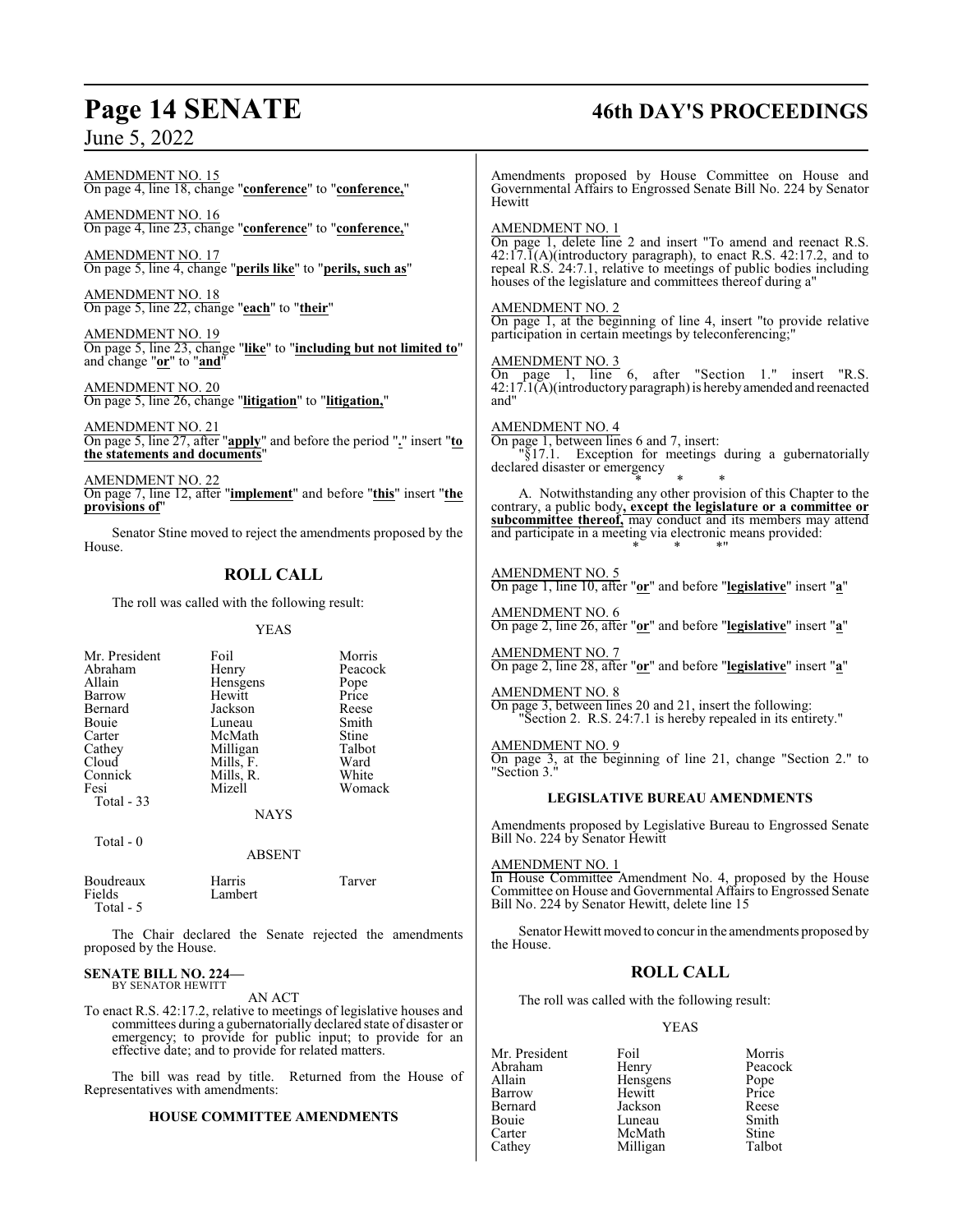AMENDMENT NO. 15
On page 4, line 18, change "**conference**" to "**conference,**"

AMENDMENT NO. 16
On page 4, line 23, change "**conference**" to "**conference,**"

AMENDMENT NO. 17
On page 5, line 4, change "**perils like**" to "**perils, such as**"

AMENDMENT NO. 18
On page 5, line 22, change "**each**" to "**their**"

AMENDMENT NO. 19
On page 5, line 23, change "**like**" to "**including but not limited to**" and change "**or**" to "**and**"

AMENDMENT NO. 20
On page 5, line 26, change "**litigation**" to "**litigation,**"

AMENDMENT NO. 21
On page 5, line 27, after "**apply**" and before the period "**.**" insert "**to the statements and documents**"

AMENDMENT NO. 22
On page 7, line 12, after "**implement**" and before "**this**" insert "**the provisions of**"

Senator Stine moved to reject the amendments proposed by the House.

## ROLL CALL

The roll was called with the following result:

YEAS

| | | |
|---|---|---|
| Mr. President | Foil | Morris |
| Abraham | Henry | Peacock |
| Allain | Hensgens | Pope |
| Barrow | Hewitt | Price |
| Bernard | Jackson | Reese |
| Bouie | Luneau | Smith |
| Carter | McMath | Stine |
| Cathey | Milligan | Talbot |
| Cloud | Mills, F. | Ward |
| Connick | Mills, R. | White |
| Fesi | Mizell | Womack |
| Total - 33 | | |

NAYS

Total - 0

ABSENT

| | | |
|---|---|---|
| Boudreaux | Harris | Tarver |
| Fields | Lambert | |
| Total - 5 | | |

The Chair declared the Senate rejected the amendments proposed by the House.

**SENATE BILL NO. 224—**
BY SENATOR HEWITT

AN ACT

To enact R.S. 42:17.2, relative to meetings of legislative houses and committees during a gubernatorially declared state of disaster or emergency; to provide for public input; to provide for an effective date; and to provide for related matters.

The bill was read by title. Returned from the House of Representatives with amendments:

### HOUSE COMMITTEE AMENDMENTS

Amendments proposed by House Committee on House and Governmental Affairs to Engrossed Senate Bill No. 224 by Senator Hewitt

AMENDMENT NO. 1
On page 1, delete line 2 and insert "To amend and reenact R.S. 42:17.1(A)(introductory paragraph), to enact R.S. 42:17.2, and to repeal R.S. 24:7.1, relative to meetings of public bodies including houses of the legislature and committees thereof during a"

AMENDMENT NO. 2
On page 1, at the beginning of line 4, insert "to provide relative participation in certain meetings by teleconferencing;"

AMENDMENT NO. 3
On page 1, line 6, after "Section 1." insert "R.S. 42:17.1(A)(introductory paragraph) is hereby amended and reenacted and"

AMENDMENT NO. 4
On page 1, between lines 6 and 7, insert:

"§17.1. Exception for meetings during a gubernatorially declared disaster or emergency

\* \* \*

A. Notwithstanding any other provision of this Chapter to the contrary, a public body**, except the legislature or a committee or subcommittee thereof,** may conduct and its members may attend and participate in a meeting via electronic means provided:

\* \* \*"

AMENDMENT NO. 5
On page 1, line 10, after "**or**" and before "**legislative**" insert "**a**"

AMENDMENT NO. 6
On page 2, line 26, after "**or**" and before "**legislative**" insert "**a**"

AMENDMENT NO. 7
On page 2, line 28, after "**or**" and before "**legislative**" insert "**a**"

AMENDMENT NO. 8
On page 3, between lines 20 and 21, insert the following:
"Section 2. R.S. 24:7.1 is hereby repealed in its entirety."

AMENDMENT NO. 9
On page 3, at the beginning of line 21, change "Section 2." to "Section 3."

### LEGISLATIVE BUREAU AMENDMENTS

Amendments proposed by Legislative Bureau to Engrossed Senate Bill No. 224 by Senator Hewitt

AMENDMENT NO. 1
In House Committee Amendment No. 4, proposed by the House Committee on House and Governmental Affairs to Engrossed Senate Bill No. 224 by Senator Hewitt, delete line 15

Senator Hewitt moved to concur in the amendments proposed by the House.

## ROLL CALL

The roll was called with the following result:

YEAS

| | | |
|---|---|---|
| Mr. President | Foil | Morris |
| Abraham | Henry | Peacock |
| Allain | Hensgens | Pope |
| Barrow | Hewitt | Price |
| Bernard | Jackson | Reese |
| Bouie | Luneau | Smith |
| Carter | McMath | Stine |
| Cathey | Milligan | Talbot |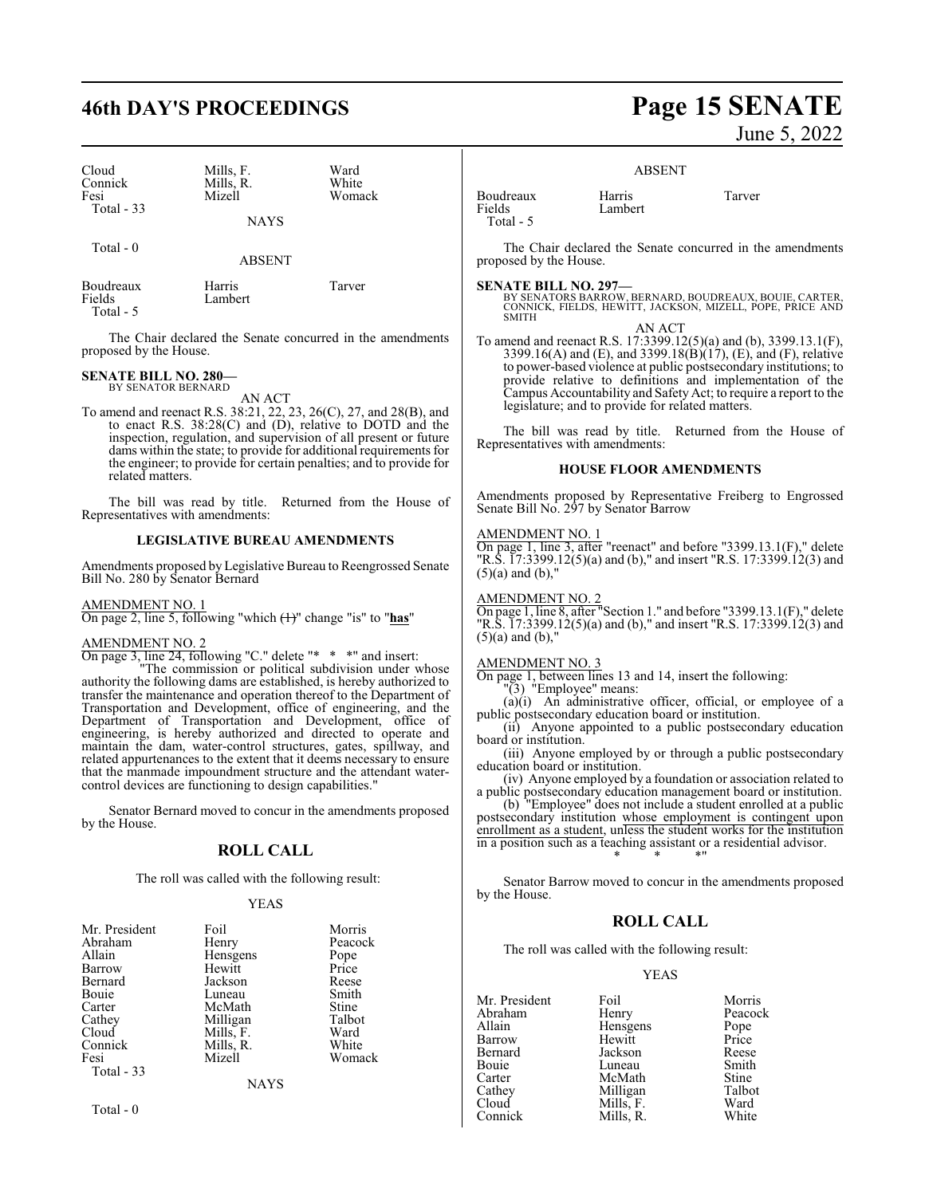| Cloud | Mills, F. | Ward |
|---|---|---|
| Connick | Mills, R. | White |
| Fesi | Mizell | Womack |
| Total - 33 | | |

NAYS

Total - 0

ABSENT

| Boudreaux | Harris | Tarver |
|---|---|---|
| Fields | Lambert | |
| Total - 5 | | |

The Chair declared the Senate concurred in the amendments proposed by the House.

**SENATE BILL NO. 280—**
BY SENATOR BERNARD

AN ACT

To amend and reenact R.S. 38:21, 22, 23, 26(C), 27, and 28(B), and to enact R.S. 38:28(C) and (D), relative to DOTD and the inspection, regulation, and supervision of all present or future dams within the state; to provide for additional requirements for the engineer; to provide for certain penalties; and to provide for related matters.

The bill was read by title. Returned from the House of Representatives with amendments:

### LEGISLATIVE BUREAU AMENDMENTS

Amendments proposed by Legislative Bureau to Reengrossed Senate Bill No. 280 by Senator Bernard

AMENDMENT NO. 1
On page 2, line 5, following "which (1)" change "is" to "**has**"

AMENDMENT NO. 2
On page 3, line 24, following "C." delete "* * *" and insert:

"The commission or political subdivision under whose authority the following dams are established, is hereby authorized to transfer the maintenance and operation thereof to the Department of Transportation and Development, office of engineering, and the Department of Transportation and Development, office of engineering, is hereby authorized and directed to operate and maintain the dam, water-control structures, gates, spillway, and related appurtenances to the extent that it deems necessary to ensure that the manmade impoundment structure and the attendant water-control devices are functioning to design capabilities."

Senator Bernard moved to concur in the amendments proposed by the House.

## ROLL CALL

The roll was called with the following result:

YEAS

| Mr. President | Foil | Morris |
|---|---|---|
| Abraham | Henry | Peacock |
| Allain | Hensgens | Pope |
| Barrow | Hewitt | Price |
| Bernard | Jackson | Reese |
| Bouie | Luneau | Smith |
| Carter | McMath | Stine |
| Cathey | Milligan | Talbot |
| Cloud | Mills, F. | Ward |
| Connick | Mills, R. | White |
| Fesi | Mizell | Womack |
| Total - 33 | | |

NAYS

Total - 0

ABSENT

| Boudreaux | Harris | Tarver |
|---|---|---|
| Fields | Lambert | |
| Total - 5 | | |

The Chair declared the Senate concurred in the amendments proposed by the House.

**SENATE BILL NO. 297—**
BY SENATORS BARROW, BERNARD, BOUDREAUX, BOUIE, CARTER, CONNICK, FIELDS, HEWITT, JACKSON, MIZELL, POPE, PRICE AND SMITH

AN ACT

To amend and reenact R.S. 17:3399.12(5)(a) and (b), 3399.13.1(F), 3399.16(A) and (E), and 3399.18(B)(17), (E), and (F), relative to power-based violence at public postsecondary institutions; to provide relative to definitions and implementation of the Campus Accountability and Safety Act; to require a report to the legislature; and to provide for related matters.

The bill was read by title. Returned from the House of Representatives with amendments:

### HOUSE FLOOR AMENDMENTS

Amendments proposed by Representative Freiberg to Engrossed Senate Bill No. 297 by Senator Barrow

AMENDMENT NO. 1
On page 1, line 3, after "reenact" and before "3399.13.1(F)," delete "R.S. 17:3399.12(5)(a) and (b)," and insert "R.S. 17:3399.12(3) and (5)(a) and (b),"

AMENDMENT NO. 2
On page 1, line 8, after "Section 1." and before "3399.13.1(F)," delete "R.S. 17:3399.12(5)(a) and (b)," and insert "R.S. 17:3399.12(3) and (5)(a) and (b),"

AMENDMENT NO. 3
On page 1, between lines 13 and 14, insert the following:

"(3) "Employee" means:

(a)(i) An administrative officer, official, or employee of a public postsecondary education board or institution.

(ii) Anyone appointed to a public postsecondary education board or institution.

(iii) Anyone employed by or through a public postsecondary education board or institution.

(iv) Anyone employed by a foundation or association related to a public postsecondary education management board or institution.

(b) "Employee" does not include a student enrolled at a public postsecondary institution <u>whose employment is contingent upon enrollment as a student</u>, unless the student works for the institution in a position such as a teaching assistant or a residential advisor.

\* \* \*"

Senator Barrow moved to concur in the amendments proposed by the House.

## ROLL CALL

The roll was called with the following result:

YEAS

| Mr. President | Foil | Morris |
|---|---|---|
| Abraham | Henry | Peacock |
| Allain | Hensgens | Pope |
| Barrow | Hewitt | Price |
| Bernard | Jackson | Reese |
| Bouie | Luneau | Smith |
| Carter | McMath | Stine |
| Cathey | Milligan | Talbot |
| Cloud | Mills, F. | Ward |
| Connick | Mills, R. | White |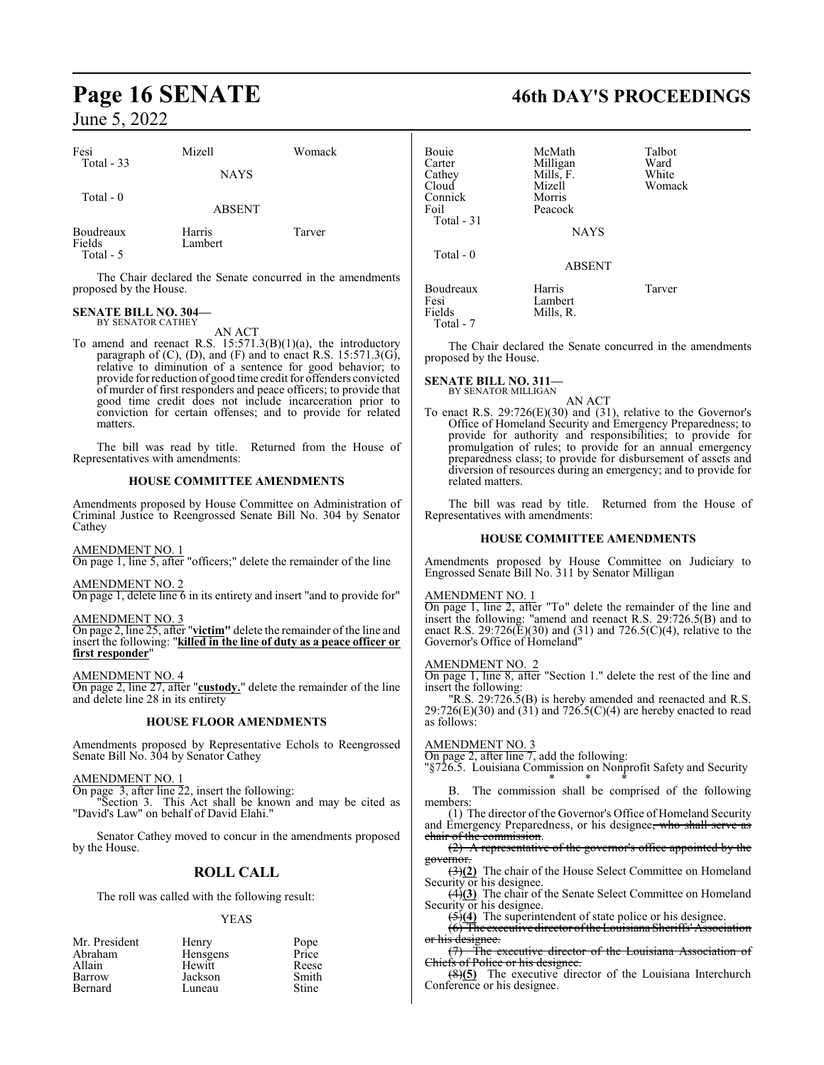| Fesi | Mizell | Womack |
|---|---|---|
| Total - 33 | | |

NAYS

Total - 0

ABSENT

| Boudreaux | Harris | Tarver |
|---|---|---|
| Fields | Lambert | |
| Total - 5 | | |

The Chair declared the Senate concurred in the amendments proposed by the House.

**SENATE BILL NO. 304—**
BY SENATOR CATHEY

AN ACT

To amend and reenact R.S. 15:571.3(B)(1)(a), the introductory paragraph of (C), (D), and (F) and to enact R.S. 15:571.3(G), relative to diminution of a sentence for good behavior; to provide for reduction of good time credit for offenders convicted of murder of first responders and peace officers; to provide that good time credit does not include incarceration prior to conviction for certain offenses; and to provide for related matters.

The bill was read by title. Returned from the House of Representatives with amendments:

**HOUSE COMMITTEE AMENDMENTS**

Amendments proposed by House Committee on Administration of Criminal Justice to Reengrossed Senate Bill No. 304 by Senator Cathey

AMENDMENT NO. 1
On page 1, line 5, after "officers;" delete the remainder of the line

AMENDMENT NO. 2
On page 1, delete line 6 in its entirety and insert "and to provide for"

AMENDMENT NO. 3
On page 2, line 25, after "**victim**" delete the remainder of the line and insert the following: "**killed in the line of duty as a peace officer or first responder**"

AMENDMENT NO. 4
On page 2, line 27, after "**custody.**" delete the remainder of the line and delete line 28 in its entirety

**HOUSE FLOOR AMENDMENTS**

Amendments proposed by Representative Echols to Reengrossed Senate Bill No. 304 by Senator Cathey

AMENDMENT NO. 1
On page 3, after line 22, insert the following:
"Section 3. This Act shall be known and may be cited as "David's Law" on behalf of David Elahi."

Senator Cathey moved to concur in the amendments proposed by the House.

## ROLL CALL

The roll was called with the following result:

YEAS

| Mr. President | Henry | Pope |
|---|---|---|
| Abraham | Hensgens | Price |
| Allain | Hewitt | Reese |
| Barrow | Jackson | Smith |
| Bernard | Luneau | Stine |
| Bouie | McMath | Talbot |
| Carter | Milligan | Ward |
| Cathey | Mills, F. | White |
| Cloud | Mizell | Womack |
| Connick | Morris | |
| Foil | Peacock | |
| Total - 31 | | |

NAYS

Total - 0

ABSENT

| Boudreaux | Harris | Tarver |
|---|---|---|
| Fesi | Lambert | |
| Fields | Mills, R. | |
| Total - 7 | | |

The Chair declared the Senate concurred in the amendments proposed by the House.

**SENATE BILL NO. 311—**
BY SENATOR MILLIGAN

AN ACT

To enact R.S. 29:726(E)(30) and (31), relative to the Governor's Office of Homeland Security and Emergency Preparedness; to provide for authority and responsibilities; to provide for promulgation of rules; to provide for an annual emergency preparedness class; to provide for disbursement of assets and diversion of resources during an emergency; and to provide for related matters.

The bill was read by title. Returned from the House of Representatives with amendments:

**HOUSE COMMITTEE AMENDMENTS**

Amendments proposed by House Committee on Judiciary to Engrossed Senate Bill No. 311 by Senator Milligan

AMENDMENT NO. 1
On page 1, line 2, after "To" delete the remainder of the line and insert the following: "amend and reenact R.S. 29:726.5(B) and to enact R.S. 29:726(E)(30) and (31) and 726.5(C)(4), relative to the Governor's Office of Homeland"

AMENDMENT NO. 2
On page 1, line 8, after "Section 1." delete the rest of the line and insert the following:
"R.S. 29:726.5(B) is hereby amended and reenacted and R.S. 29:726(E)(30) and (31) and 726.5(C)(4) are hereby enacted to read as follows:

AMENDMENT NO. 3
On page 2, after line 7, add the following:
"§726.5. Louisiana Commission on Nonprofit Safety and Security

\* \* \*

B. The commission shall be comprised of the following members:

(1) The director of the Governor's Office of Homeland Security and Emergency Preparedness, or his designee~~, who shall serve as chair of the commission~~.

~~(2) A representative of the governor's office appointed by the governor.~~

~~(3)~~**(2)** The chair of the House Select Committee on Homeland Security or his designee.

~~(4)~~**(3)** The chair of the Senate Select Committee on Homeland Security or his designee.

~~(5)~~**(4)** The superintendent of state police or his designee.

~~(6) The executive director of the Louisiana Sheriffs' Association or his designee.~~

~~(7) The executive director of the Louisiana Association of Chiefs of Police or his designee.~~

~~(8)~~**(5)** The executive director of the Louisiana Interchurch Conference or his designee.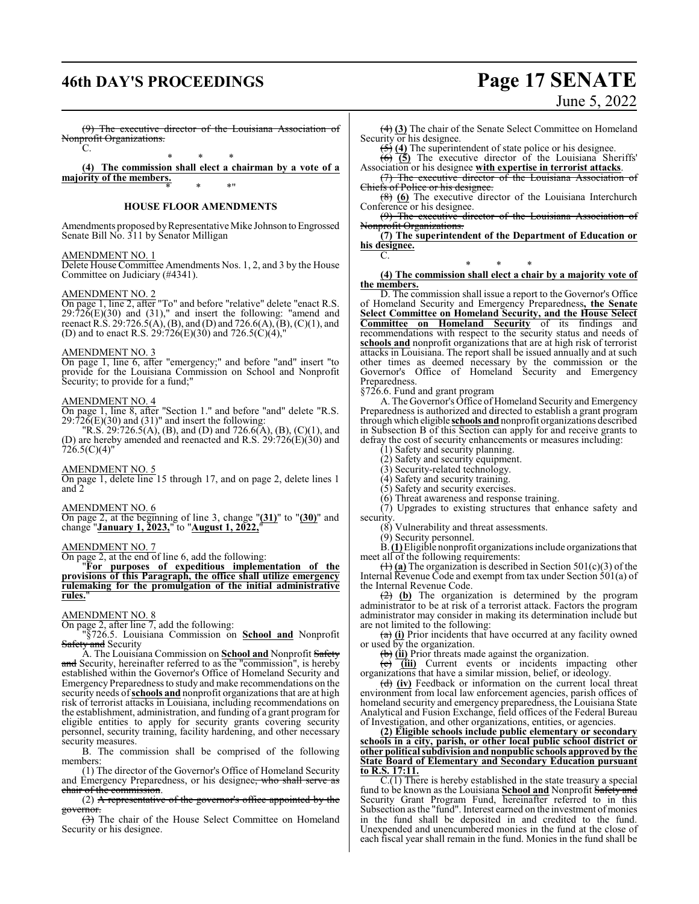(9) The executive director of the Louisiana Association of Nonprofit Organizations.

C. * * *

**(4) The commission shall elect a chairman by a vote of a majority of the members.**

* * *"

## HOUSE FLOOR AMENDMENTS

Amendments proposed by Representative Mike Johnson to Engrossed Senate Bill No. 311 by Senator Milligan

AMENDMENT NO. 1

Delete House Committee Amendments Nos. 1, 2, and 3 by the House Committee on Judiciary (#4341).

AMENDMENT NO. 2

On page 1, line 2, after "To" and before "relative" delete "enact R.S. 29:726(E)(30) and (31)," and insert the following: "amend and reenact R.S. 29:726.5(A), (B), and (D) and 726.6(A), (B), (C)(1), and (D) and to enact R.S. 29:726(E)(30) and 726.5(C)(4),"

AMENDMENT NO. 3

On page 1, line 6, after "emergency;" and before "and" insert "to provide for the Louisiana Commission on School and Nonprofit Security; to provide for a fund;"

AMENDMENT NO. 4

On page 1, line 8, after "Section 1." and before "and" delete "R.S. 29:726(E)(30) and (31)" and insert the following:

"R.S. 29:726.5(A), (B), and (D) and 726.6(A), (B), (C)(1), and (D) are hereby amended and reenacted and R.S. 29:726(E)(30) and 726.5(C)(4)"

AMENDMENT NO. 5

On page 1, delete line 15 through 17, and on page 2, delete lines 1 and 2

AMENDMENT NO. 6

On page 2, at the beginning of line 3, change "**(31)**" to "**(30)**" and change "**January 1, 2023,**" to "**August 1, 2022,**"

AMENDMENT NO. 7

On page 2, at the end of line 6, add the following:

"**For purposes of expeditious implementation of the provisions of this Paragraph, the office shall utilize emergency rulemaking for the promulgation of the initial administrative rules.**"

AMENDMENT NO. 8

On page 2, after line 7, add the following:

"§726.5. Louisiana Commission on **School and** Nonprofit ~~Safety and~~ Security

A. The Louisiana Commission on **School and** Nonprofit ~~Safety and~~ Security, hereinafter referred to as the "commission", is hereby established within the Governor's Office of Homeland Security and Emergency Preparedness to study and make recommendations on the security needs of **schools and** nonprofit organizations that are at high risk of terrorist attacks in Louisiana, including recommendations on the establishment, administration, and funding of a grant program for eligible entities to apply for security grants covering security personnel, security training, facility hardening, and other necessary security measures.

B. The commission shall be comprised of the following members:

(1) The director of the Governor's Office of Homeland Security and Emergency Preparedness, or his designee~~, who shall serve as chair of the commission~~.

(2) ~~A representative of the governor's office appointed by the governor.~~

~~(3)~~ The chair of the House Select Committee on Homeland Security or his designee.

~~(4)~~ **(3)** The chair of the Senate Select Committee on Homeland Security or his designee.

~~(5)~~ **(4)** The superintendent of state police or his designee.

~~(6)~~ **(5)** The executive director of the Louisiana Sheriffs' Association or his designee **with expertise in terrorist attacks**.

~~(7) The executive director of the Louisiana Association of Chiefs of Police or his designee.~~

~~(8)~~ **(6)** The executive director of the Louisiana Interchurch Conference or his designee.

~~(9) The executive director of the Louisiana Association of Nonprofit Organizations.~~

**(7) The superintendent of the Department of Education or his designee.**

C. * * *

**(4) The commission shall elect a chair by a majority vote of the members.**

D. The commission shall issue a report to the Governor's Office of Homeland Security and Emergency Preparedness**, the Senate Select Committee on Homeland Security, and the House Select Committee on Homeland Security** of its findings and recommendations with respect to the security status and needs of **schools and** nonprofit organizations that are at high risk of terrorist attacks in Louisiana. The report shall be issued annually and at such other times as deemed necessary by the commission or the Governor's Office of Homeland Security and Emergency Preparedness.

§726.6. Fund and grant program

A. The Governor's Office of Homeland Security and Emergency Preparedness is authorized and directed to establish a grant program through which eligible **schools and** nonprofit organizations described in Subsection B of this Section can apply for and receive grants to defray the cost of security enhancements or measures including:

(1) Safety and security planning.

(2) Safety and security equipment.

(3) Security-related technology.

(4) Safety and security training.

(5) Safety and security exercises.

(6) Threat awareness and response training.

(7) Upgrades to existing structures that enhance safety and security.

(8) Vulnerability and threat assessments.

(9) Security personnel.

B. **(1)** Eligible nonprofit organizations include organizations that meet all of the following requirements:

~~(1)~~ **(a)** The organization is described in Section 501(c)(3) of the Internal Revenue Code and exempt from tax under Section 501(a) of the Internal Revenue Code.

~~(2)~~ **(b)** The organization is determined by the program administrator to be at risk of a terrorist attack. Factors the program administrator may consider in making its determination include but are not limited to the following:

~~(a)~~ **(i)** Prior incidents that have occurred at any facility owned or used by the organization.

~~(b)~~ **(ii)** Prior threats made against the organization.

~~(c)~~ **(iii)** Current events or incidents impacting other organizations that have a similar mission, belief, or ideology.

~~(d)~~ **(iv)** Feedback or information on the current local threat environment from local law enforcement agencies, parish offices of homeland security and emergency preparedness, the Louisiana State Analytical and Fusion Exchange, field offices of the Federal Bureau of Investigation, and other organizations, entities, or agencies.

**(2) Eligible schools include public elementary or secondary schools in a city, parish, or other local public school district or other political subdivision and nonpublic schools approved by the State Board of Elementary and Secondary Education pursuant to R.S. 17:11.**

C.(1) There is hereby established in the state treasury a special fund to be known as the Louisiana **School and** Nonprofit ~~Safety and~~ Security Grant Program Fund, hereinafter referred to in this Subsection as the "fund". Interest earned on the investment of monies in the fund shall be deposited in and credited to the fund. Unexpended and unencumbered monies in the fund at the close of each fiscal year shall remain in the fund. Monies in the fund shall be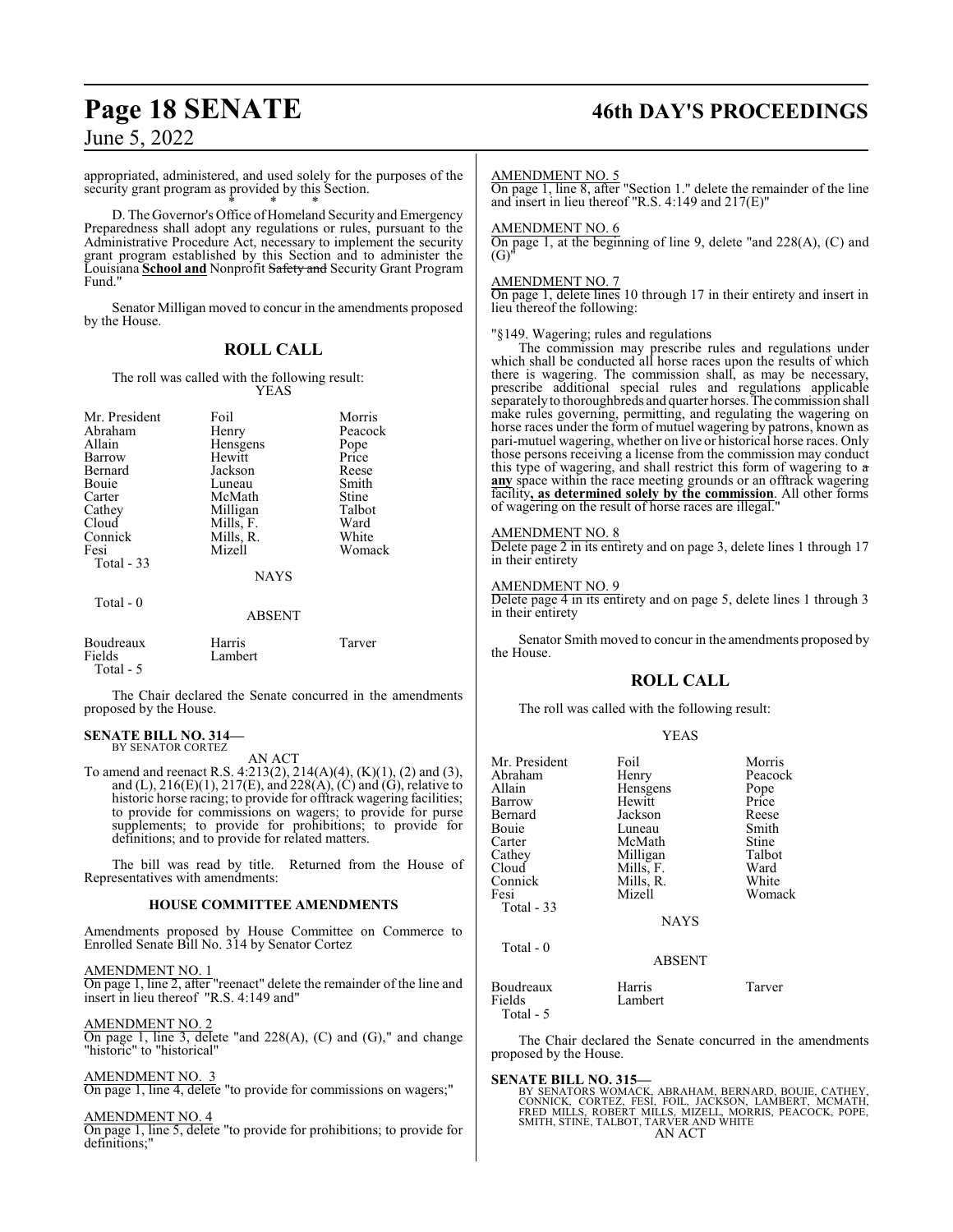appropriated, administered, and used solely for the purposes of the security grant program as provided by this Section.

\* \* \*

D. The Governor's Office of Homeland Security and Emergency Preparedness shall adopt any regulations or rules, pursuant to the Administrative Procedure Act, necessary to implement the security grant program established by this Section and to administer the Louisiana **School and** Nonprofit ~~Safety and~~ Security Grant Program Fund."

Senator Milligan moved to concur in the amendments proposed by the House.

## ROLL CALL

The roll was called with the following result:

YEAS

| | | |
|---|---|---|
| Mr. President | Foil | Morris |
| Abraham | Henry | Peacock |
| Allain | Hensgens | Pope |
| Barrow | Hewitt | Price |
| Bernard | Jackson | Reese |
| Bouie | Luneau | Smith |
| Carter | McMath | Stine |
| Cathey | Milligan | Talbot |
| Cloud | Mills, F. | Ward |
| Connick | Mills, R. | White |
| Fesi | Mizell | Womack |

Total - 33

NAYS

Total - 0

ABSENT

| | | |
|---|---|---|
| Boudreaux | Harris | Tarver |
| Fields | Lambert | |

Total - 5

The Chair declared the Senate concurred in the amendments proposed by the House.

**SENATE BILL NO. 314—**
BY SENATOR CORTEZ

AN ACT

To amend and reenact R.S. 4:213(2), 214(A)(4), (K)(1), (2) and (3), and (L), 216(E)(1), 217(E), and 228(A), (C) and (G), relative to historic horse racing; to provide for offtrack wagering facilities; to provide for commissions on wagers; to provide for purse supplements; to provide for prohibitions; to provide for definitions; and to provide for related matters.

The bill was read by title. Returned from the House of Representatives with amendments:

**HOUSE COMMITTEE AMENDMENTS**

Amendments proposed by House Committee on Commerce to Enrolled Senate Bill No. 314 by Senator Cortez

AMENDMENT NO. 1

On page 1, line 2, after "reenact" delete the remainder of the line and insert in lieu thereof "R.S. 4:149 and"

AMENDMENT NO. 2

On page 1, line 3, delete "and 228(A), (C) and (G)," and change "historic" to "historical"

AMENDMENT NO. 3

On page 1, line 4, delete "to provide for commissions on wagers;"

AMENDMENT NO. 4

On page 1, line 5, delete "to provide for prohibitions; to provide for definitions;"

AMENDMENT NO. 5

On page 1, line 8, after "Section 1." delete the remainder of the line and insert in lieu thereof "R.S. 4:149 and 217(E)"

AMENDMENT NO. 6

On page 1, at the beginning of line 9, delete "and 228(A), (C) and (G)"

AMENDMENT NO. 7

On page 1, delete lines 10 through 17 in their entirety and insert in lieu thereof the following:

"§149. Wagering; rules and regulations

The commission may prescribe rules and regulations under which shall be conducted all horse races upon the results of which there is wagering. The commission shall, as may be necessary, prescribe additional special rules and regulations applicable separately to thoroughbreds and quarter horses. The commission shall make rules governing, permitting, and regulating the wagering on horse races under the form of mutuel wagering by patrons, known as pari-mutuel wagering, whether on live or historical horse races. Only those persons receiving a license from the commission may conduct this type of wagering, and shall restrict this form of wagering to ~~a~~ **any** space within the race meeting grounds or an offtrack wagering facility**, as determined solely by the commission**. All other forms of wagering on the result of horse races are illegal."

AMENDMENT NO. 8

Delete page 2 in its entirety and on page 3, delete lines 1 through 17 in their entirety

AMENDMENT NO. 9

Delete page 4 in its entirety and on page 5, delete lines 1 through 3 in their entirety

Senator Smith moved to concur in the amendments proposed by the House.

## ROLL CALL

The roll was called with the following result:

YEAS

| | | |
|---|---|---|
| Mr. President | Foil | Morris |
| Abraham | Henry | Peacock |
| Allain | Hensgens | Pope |
| Barrow | Hewitt | Price |
| Bernard | Jackson | Reese |
| Bouie | Luneau | Smith |
| Carter | McMath | Stine |
| Cathey | Milligan | Talbot |
| Cloud | Mills, F. | Ward |
| Connick | Mills, R. | White |
| Fesi | Mizell | Womack |

Total - 33

NAYS

Total - 0

ABSENT

| | | |
|---|---|---|
| Boudreaux | Harris | Tarver |
| Fields | Lambert | |

Total - 5

The Chair declared the Senate concurred in the amendments proposed by the House.

**SENATE BILL NO. 315—**
BY SENATORS WOMACK, ABRAHAM, BERNARD, BOUIE, CATHEY, CONNICK, CORTEZ, FESI, FOIL, JACKSON, LAMBERT, MCMATH, FRED MILLS, ROBERT MILLS, MIZELL, MORRIS, PEACOCK, POPE, SMITH, STINE, TALBOT, TARVER AND WHITE

AN ACT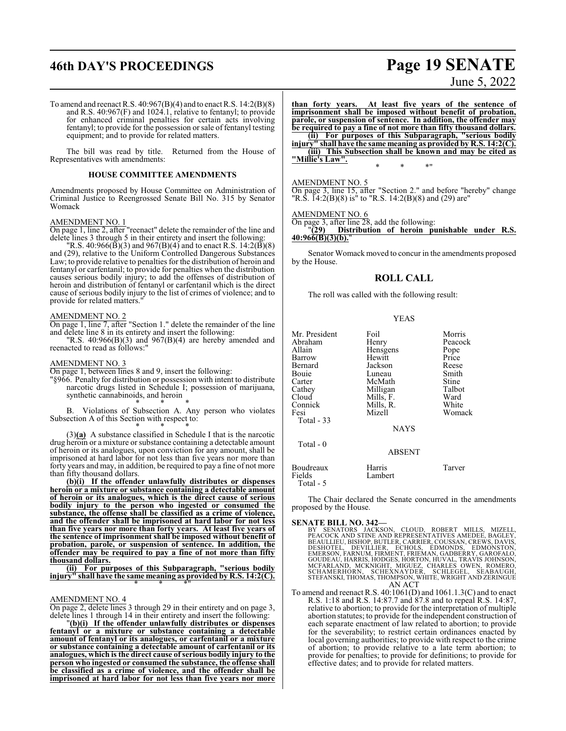To amend and reenact R.S. 40:967(B)(4) and to enact R.S. 14:2(B)(8) and R.S. 40:967(F) and 1024.1, relative to fentanyl; to provide for enhanced criminal penalties for certain acts involving fentanyl; to provide for the possession or sale of fentanyl testing equipment; and to provide for related matters.

The bill was read by title. Returned from the House of Representatives with amendments:

### HOUSE COMMITTEE AMENDMENTS

Amendments proposed by House Committee on Administration of Criminal Justice to Reengrossed Senate Bill No. 315 by Senator Womack

AMENDMENT NO. 1

On page 1, line 2, after "reenact" delete the remainder of the line and delete lines 3 through 5 in their entirety and insert the following:

"R.S. 40:966(B)(3) and 967(B)(4) and to enact R.S. 14:2(B)(8) and (29), relative to the Uniform Controlled Dangerous Substances Law; to provide relative to penalties for the distribution of heroin and fentanyl or carfentanil; to provide for penalties when the distribution causes serious bodily injury; to add the offenses of distribution of heroin and distribution of fentanyl or carfentanil which is the direct cause of serious bodily injury to the list of crimes of violence; and to provide for related matters."

AMENDMENT NO. 2

On page 1, line 7, after "Section 1." delete the remainder of the line and delete line 8 in its entirety and insert the following:

"R.S. 40:966(B)(3) and 967(B)(4) are hereby amended and reenacted to read as follows:"

AMENDMENT NO. 3

On page 1, between lines 8 and 9, insert the following:

"§966. Penalty for distribution or possession with intent to distribute narcotic drugs listed in Schedule I; possession of marijuana, synthetic cannabinoids, and heroin

\* \* \*

B. Violations of Subsection A. Any person who violates Subsection A of this Section with respect to:

\* \* \*

(3)**(a)** A substance classified in Schedule I that is the narcotic drug heroin or a mixture or substance containing a detectable amount of heroin or its analogues, upon conviction for any amount, shall be imprisoned at hard labor for not less than five years nor more than forty years and may, in addition, be required to pay a fine of not more than fifty thousand dollars.

**(b)(i) If the offender unlawfully distributes or dispenses heroin or a mixture or substance containing a detectable amount of heroin or its analogues, which is the direct cause of serious bodily injury to the person who ingested or consumed the substance, the offense shall be classified as a crime of violence, and the offender shall be imprisoned at hard labor for not less than five years nor more than forty years. At least five years of the sentence of imprisonment shall be imposed without benefit of probation, parole, or suspension of sentence. In addition, the offender may be required to pay a fine of not more than fifty thousand dollars.**

**(ii) For purposes of this Subparagraph, "serious bodily injury" shall have the same meaning as provided by R.S. 14:2(C).**

\* \* \*"

AMENDMENT NO. 4

On page 2, delete lines 3 through 29 in their entirety and on page 3, delete lines 1 through 14 in their entirety and insert the following:

"**(b)(i) If the offender unlawfully distributes or dispenses fentanyl or a mixture or substance containing a detectable amount of fentanyl or its analogues, or carfentanil or a mixture or substance containing a detectable amount of carfentanil or its analogues, which is the direct cause of serious bodily injury to the person who ingested or consumed the substance, the offense shall be classified as a crime of violence, and the offender shall be imprisoned at hard labor for not less than five years nor more than forty years. At least five years of the sentence of imprisonment shall be imposed without benefit of probation, parole, or suspension of sentence. In addition, the offender may be required to pay a fine of not more than fifty thousand dollars.**

**(ii) For purposes of this Subparagraph, "serious bodily injury" shall have the same meaning as provided by R.S. 14:2(C).**

**(iii) This Subsection shall be known and may be cited as "Millie's Law".**

\* \* \*"

AMENDMENT NO. 5

On page 3, line 15, after "Section 2." and before "hereby" change "R.S. 14:2(B)(8) is" to "R.S. 14:2(B)(8) and (29) are"

AMENDMENT NO. 6

On page 3, after line 28, add the following:

"**(29) Distribution of heroin punishable under R.S. 40:966(B)(3)(b).**"

Senator Womack moved to concur in the amendments proposed by the House.

## ROLL CALL

The roll was called with the following result:

YEAS

| | | |
|---|---|---|
| Mr. President | Foil | Morris |
| Abraham | Henry | Peacock |
| Allain | Hensgens | Pope |
| Barrow | Hewitt | Price |
| Bernard | Jackson | Reese |
| Bouie | Luneau | Smith |
| Carter | McMath | Stine |
| Cathey | Milligan | Talbot |
| Cloud | Mills, F. | Ward |
| Connick | Mills, R. | White |
| Fesi | Mizell | Womack |

Total - 33

NAYS

Total - 0

ABSENT

| | | |
|---|---|---|
| Boudreaux | Harris | Tarver |
| Fields | Lambert | |

Total - 5

The Chair declared the Senate concurred in the amendments proposed by the House.

**SENATE BILL NO. 342—**
BY SENATORS JACKSON, CLOUD, ROBERT MILLS, MIZELL, PEACOCK AND STINE AND REPRESENTATIVES AMEDEE, BAGLEY, BEAULLIEU, BISHOP, BUTLER, CARRIER, COUSSAN, CREWS, DAVIS, DESHOTEL, DEVILLIER, ECHOLS, EDMONDS, EDMONSTON, EMERSON, FARNUM, FIRMENT, FRIEMAN, GADBERRY, GAROFALO, GOUDEAU, HARRIS, HODGES, HORTON, HUVAL, TRAVIS JOHNSON, MCFARLAND, MCKNIGHT, MIGUEZ, CHARLES OWEN, ROMERO, SCHAMERHORN, SCHEXNAYDER, SCHLEGEL, SEABAUGH, STEFANSKI, THOMAS, THOMPSON, WHITE, WRIGHT AND ZERINGUE

AN ACT

To amend and reenact R.S. 40:1061(D) and 1061.1.3(C) and to enact R.S. 1:18 and R.S. 14:87.7 and 87.8 and to repeal R.S. 14:87, relative to abortion; to provide for the interpretation of multiple abortion statutes; to provide for the independent construction of each separate enactment of law related to abortion; to provide for the severability; to restrict certain ordinances enacted by local governing authorities; to provide with respect to the crime of abortion; to provide relative to a late term abortion; to provide for penalties; to provide for definitions; to provide for effective dates; and to provide for related matters.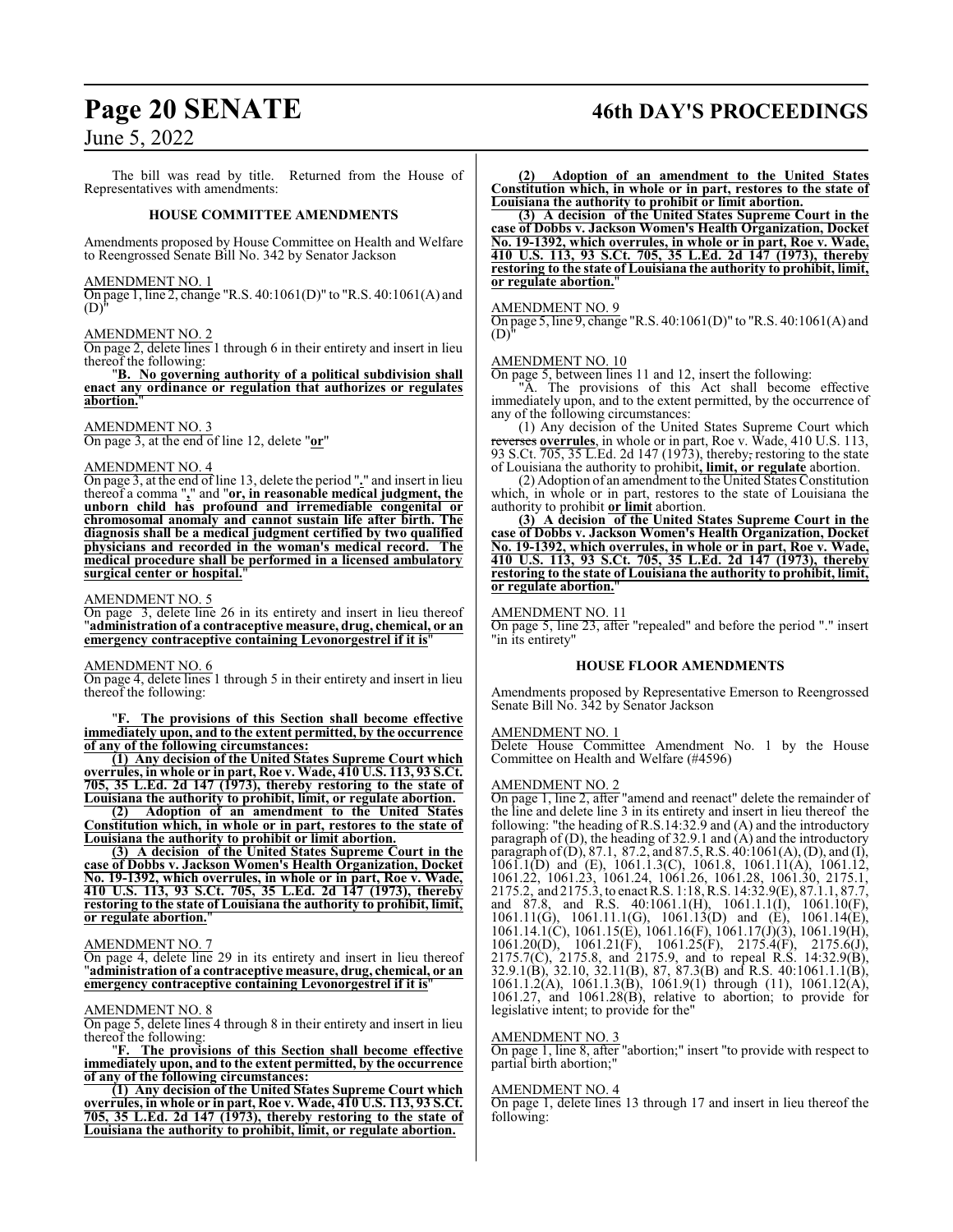The bill was read by title. Returned from the House of Representatives with amendments:

## HOUSE COMMITTEE AMENDMENTS

Amendments proposed by House Committee on Health and Welfare to Reengrossed Senate Bill No. 342 by Senator Jackson

AMENDMENT NO. 1

On page 1, line 2, change "R.S. 40:1061(D)" to "R.S. 40:1061(A) and (D)"

AMENDMENT NO. 2

On page 2, delete lines 1 through 6 in their entirety and insert in lieu thereof the following:

"**B. No governing authority of a political subdivision shall enact any ordinance or regulation that authorizes or regulates abortion.**"

AMENDMENT NO. 3

On page 3, at the end of line 12, delete "**or**"

AMENDMENT NO. 4

On page 3, at the end of line 13, delete the period "**.**" and insert in lieu thereof a comma "**,**" and "**or, in reasonable medical judgment, the unborn child has profound and irremediable congenital or chromosomal anomaly and cannot sustain life after birth. The diagnosis shall be a medical judgment certified by two qualified physicians and recorded in the woman's medical record. The medical procedure shall be performed in a licensed ambulatory surgical center or hospital.**"

AMENDMENT NO. 5

On page 3, delete line 26 in its entirety and insert in lieu thereof "**administration of a contraceptive measure, drug, chemical, or an emergency contraceptive containing Levonorgestrel if it is**"

AMENDMENT NO. 6

On page 4, delete lines 1 through 5 in their entirety and insert in lieu thereof the following:

"**F. The provisions of this Section shall become effective immediately upon, and to the extent permitted, by the occurrence of any of the following circumstances:**

**(1) Any decision of the United States Supreme Court which overrules, in whole or in part, Roe v. Wade, 410 U.S. 113, 93 S.Ct. 705, 35 L.Ed. 2d 147 (1973), thereby restoring to the state of Louisiana the authority to prohibit, limit, or regulate abortion.**

**(2) Adoption of an amendment to the United States Constitution which, in whole or in part, restores to the state of Louisiana the authority to prohibit or limit abortion.**

**(3) A decision of the United States Supreme Court in the case of Dobbs v. Jackson Women's Health Organization, Docket No. 19-1392, which overrules, in whole or in part, Roe v. Wade, 410 U.S. 113, 93 S.Ct. 705, 35 L.Ed. 2d 147 (1973), thereby restoring to the state of Louisiana the authority to prohibit, limit, or regulate abortion.**"

AMENDMENT NO. 7

On page 4, delete line 29 in its entirety and insert in lieu thereof "**administration of a contraceptive measure, drug, chemical, or an emergency contraceptive containing Levonorgestrel if it is**"

AMENDMENT NO. 8

On page 5, delete lines 4 through 8 in their entirety and insert in lieu thereof the following:

"**F. The provisions of this Section shall become effective immediately upon, and to the extent permitted, by the occurrence of any of the following circumstances:**

**(1) Any decision of the United States Supreme Court which overrules, in whole or in part, Roe v. Wade, 410 U.S. 113, 93 S.Ct. 705, 35 L.Ed. 2d 147 (1973), thereby restoring to the state of Louisiana the authority to prohibit, limit, or regulate abortion.**

**(2) Adoption of an amendment to the United States Constitution which, in whole or in part, restores to the state of Louisiana the authority to prohibit or limit abortion.**

**(3) A decision of the United States Supreme Court in the case of Dobbs v. Jackson Women's Health Organization, Docket No. 19-1392, which overrules, in whole or in part, Roe v. Wade, 410 U.S. 113, 93 S.Ct. 705, 35 L.Ed. 2d 147 (1973), thereby restoring to the state of Louisiana the authority to prohibit, limit, or regulate abortion.**"

AMENDMENT NO. 9

On page 5, line 9, change "R.S. 40:1061(D)" to "R.S. 40:1061(A) and (D)"

AMENDMENT NO. 10

On page 5, between lines 11 and 12, insert the following:

"A. The provisions of this Act shall become effective immediately upon, and to the extent permitted, by the occurrence of any of the following circumstances:

(1) Any decision of the United States Supreme Court which ~~reverses~~ **overrules**, in whole or in part, Roe v. Wade, 410 U.S. 113, 93 S.Ct. 705, 35 L.Ed. 2d 147 (1973), thereby~~,~~ restoring to the state of Louisiana the authority to prohibit**, limit, or regulate** abortion.

(2) Adoption of an amendment to the United States Constitution which, in whole or in part, restores to the state of Louisiana the authority to prohibit **or limit** abortion.

**(3) A decision of the United States Supreme Court in the case of Dobbs v. Jackson Women's Health Organization, Docket No. 19-1392, which overrules, in whole or in part, Roe v. Wade, 410 U.S. 113, 93 S.Ct. 705, 35 L.Ed. 2d 147 (1973), thereby restoring to the state of Louisiana the authority to prohibit, limit, or regulate abortion.**"

AMENDMENT NO. 11

On page 5, line 23, after "repealed" and before the period "." insert "in its entirety"

## HOUSE FLOOR AMENDMENTS

Amendments proposed by Representative Emerson to Reengrossed Senate Bill No. 342 by Senator Jackson

AMENDMENT NO. 1

Delete House Committee Amendment No. 1 by the House Committee on Health and Welfare (#4596)

AMENDMENT NO. 2

On page 1, line 2, after "amend and reenact" delete the remainder of the line and delete line 3 in its entirety and insert in lieu thereof the following: "the heading of R.S.14:32.9 and (A) and the introductory paragraph of (D), the heading of 32.9.1 and (A) and the introductory paragraph of (D), 87.1, 87.2, and 87.5, R.S. 40:1061(A), (D), and (I), 1061.1(D) and (E), 1061.1.3(C), 1061.8, 1061.11(A), 1061.12, 1061.22, 1061.23, 1061.24, 1061.26, 1061.28, 1061.30, 2175.1, 2175.2, and 2175.3, to enact R.S. 1:18, R.S. 14:32.9(E), 87.1.1, 87.7, and 87.8, and R.S. 40:1061.1(H), 1061.1.1(I), 1061.10(F), 1061.11(G), 1061.11.1(G), 1061.13(D) and (E), 1061.14(E), 1061.14.1(C), 1061.15(E), 1061.16(F), 1061.17(J)(3), 1061.19(H), 1061.20(D), 1061.21(F), 1061.25(F), 2175.4(F), 2175.6(J), 2175.7(C), 2175.8, and 2175.9, and to repeal R.S. 14:32.9(B), 32.9.1(B), 32.10, 32.11(B), 87, 87.3(B) and R.S. 40:1061.1(B), 1061.1.2(A), 1061.1.3(B), 1061.9(1) through (11), 1061.12(A), 1061.27, and 1061.28(B), relative to abortion; to provide for legislative intent; to provide for the"

AMENDMENT NO. 3

On page 1, line 8, after "abortion;" insert "to provide with respect to partial birth abortion;"

AMENDMENT NO. 4

On page 1, delete lines 13 through 17 and insert in lieu thereof the following: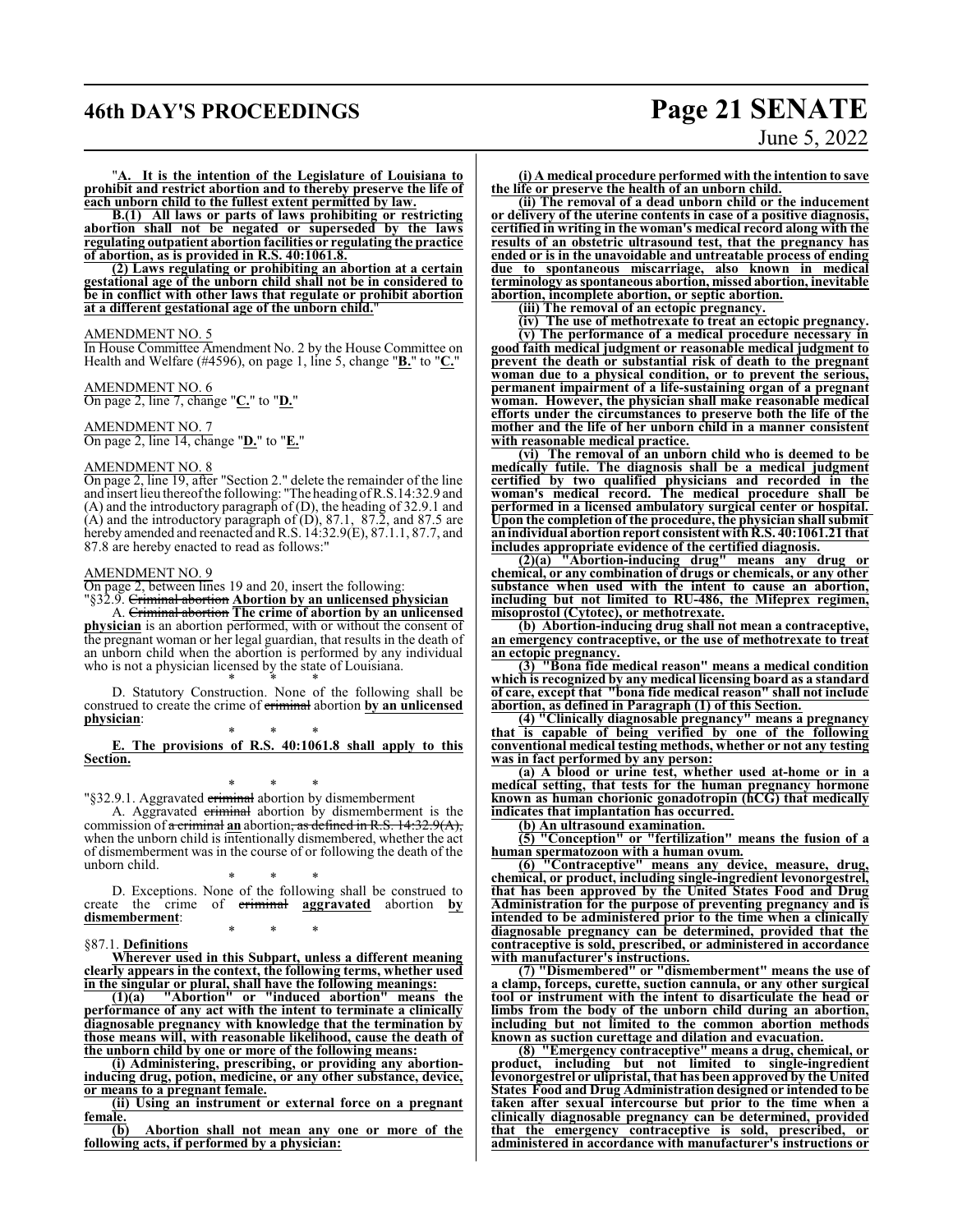"**A. It is the intention of the Legislature of Louisiana to prohibit and restrict abortion and to thereby preserve the life of each unborn child to the fullest extent permitted by law.**

**B.(1) All laws or parts of laws prohibiting or restricting abortion shall not be negated or superseded by the laws regulating outpatient abortion facilities or regulating the practice of abortion, as is provided in R.S. 40:1061.8.**

**(2) Laws regulating or prohibiting an abortion at a certain gestational age of the unborn child shall not be in considered to be in conflict with other laws that regulate or prohibit abortion at a different gestational age of the unborn child.**"

AMENDMENT NO. 5

In House Committee Amendment No. 2 by the House Committee on Health and Welfare (#4596), on page 1, line 5, change "**B.**" to "**C.**"

AMENDMENT NO. 6

On page 2, line 7, change "**C.**" to "**D.**"

AMENDMENT NO. 7

On page 2, line 14, change "**D.**" to "**E.**"

AMENDMENT NO. 8

On page 2, line 19, after "Section 2." delete the remainder of the line and insert lieu thereof the following: "The heading of R.S.14:32.9 and (A) and the introductory paragraph of (D), the heading of 32.9.1 and (A) and the introductory paragraph of (D), 87.1, 87.2, and 87.5 are hereby amended and reenacted and R.S. 14:32.9(E), 87.1.1, 87.7, and 87.8 are hereby enacted to read as follows:"

AMENDMENT NO. 9

On page 2, between lines 19 and 20, insert the following:

"§32.9. ~~Criminal abortion~~ **Abortion by an unlicensed physician**

A. ~~Criminal abortion~~ **The crime of abortion by an unlicensed physician** is an abortion performed, with or without the consent of the pregnant woman or her legal guardian, that results in the death of an unborn child when the abortion is performed by any individual who is not a physician licensed by the state of Louisiana.

\* \* \*

D. Statutory Construction. None of the following shall be construed to create the crime of ~~criminal~~ abortion **by an unlicensed physician**:

\* \* \*

**E. The provisions of R.S. 40:1061.8 shall apply to this Section.**

\* \* \*

"§32.9.1. Aggravated ~~criminal~~ abortion by dismemberment

A. Aggravated ~~criminal~~ abortion by dismemberment is the commission of ~~a criminal~~ **an** abortion~~, as defined in R.S. 14:32.9(A),~~ when the unborn child is intentionally dismembered, whether the act of dismemberment was in the course of or following the death of the unborn child.

\* \* \*

D. Exceptions. None of the following shall be construed to create the crime of ~~criminal~~ **aggravated** abortion **by dismemberment**:

\* \* \*

§87.1. **Definitions**

**Wherever used in this Subpart, unless a different meaning clearly appears in the context, the following terms, whether used in the singular or plural, shall have the following meanings:**

**(1)(a) "Abortion" or "induced abortion" means the performance of any act with the intent to terminate a clinically diagnosable pregnancy with knowledge that the termination by those means will, with reasonable likelihood, cause the death of the unborn child by one or more of the following means:**

**(i) Administering, prescribing, or providing any abortion-inducing drug, potion, medicine, or any other substance, device, or means to a pregnant female.**

**(ii) Using an instrument or external force on a pregnant female.**

**(b) Abortion shall not mean any one or more of the following acts, if performed by a physician:**

**(i) A medical procedure performed with the intention to save the life or preserve the health of an unborn child.**

**(ii) The removal of a dead unborn child or the inducement or delivery of the uterine contents in case of a positive diagnosis, certified in writing in the woman's medical record along with the results of an obstetric ultrasound test, that the pregnancy has ended or is in the unavoidable and untreatable process of ending due to spontaneous miscarriage, also known in medical terminology as spontaneous abortion, missed abortion, inevitable abortion, incomplete abortion, or septic abortion.**

**(iii) The removal of an ectopic pregnancy.**

**(iv) The use of methotrexate to treat an ectopic pregnancy.**

**(v) The performance of a medical procedure necessary in good faith medical judgment or reasonable medical judgment to prevent the death or substantial risk of death to the pregnant woman due to a physical condition, or to prevent the serious, permanent impairment of a life-sustaining organ of a pregnant woman. However, the physician shall make reasonable medical efforts under the circumstances to preserve both the life of the mother and the life of her unborn child in a manner consistent with reasonable medical practice.**

**(vi) The removal of an unborn child who is deemed to be medically futile. The diagnosis shall be a medical judgment certified by two qualified physicians and recorded in the woman's medical record. The medical procedure shall be performed in a licensed ambulatory surgical center or hospital. Upon the completion of the procedure, the physician shall submit an individual abortion report consistent with R.S. 40:1061.21 that includes appropriate evidence of the certified diagnosis.**

**(2)(a) "Abortion-inducing drug" means any drug or chemical, or any combination of drugs or chemicals, or any other substance when used with the intent to cause an abortion, including but not limited to RU-486, the Mifeprex regimen, misoprostol (Cytotec), or methotrexate.**

**(b) Abortion-inducing drug shall not mean a contraceptive, an emergency contraceptive, or the use of methotrexate to treat an ectopic pregnancy.**

**(3) "Bona fide medical reason" means a medical condition which is recognized by any medical licensing board as a standard of care, except that "bona fide medical reason" shall not include abortion, as defined in Paragraph (1) of this Section.**

**(4) "Clinically diagnosable pregnancy" means a pregnancy that is capable of being verified by one of the following conventional medical testing methods, whether or not any testing was in fact performed by any person:**

**(a) A blood or urine test, whether used at-home or in a medical setting, that tests for the human pregnancy hormone known as human chorionic gonadotropin (hCG) that medically indicates that implantation has occurred.**

**(b) An ultrasound examination.**

**(5) "Conception" or "fertilization" means the fusion of a human spermatozoon with a human ovum.**

**(6) "Contraceptive" means any device, measure, drug, chemical, or product, including single-ingredient levonorgestrel, that has been approved by the United States Food and Drug Administration for the purpose of preventing pregnancy and is intended to be administered prior to the time when a clinically diagnosable pregnancy can be determined, provided that the contraceptive is sold, prescribed, or administered in accordance with manufacturer's instructions.**

**(7) "Dismembered" or "dismemberment" means the use of a clamp, forceps, curette, suction cannula, or any other surgical tool or instrument with the intent to disarticulate the head or limbs from the body of the unborn child during an abortion, including but not limited to the common abortion methods known as suction curettage and dilation and evacuation.**

**(8) "Emergency contraceptive" means a drug, chemical, or product, including but not limited to single-ingredient levonorgestrel or ulipristal, that has been approved by the United States Food and Drug Administration designed or intended to be taken after sexual intercourse but prior to the time when a clinically diagnosable pregnancy can be determined, provided that the emergency contraceptive is sold, prescribed, or administered in accordance with manufacturer's instructions or**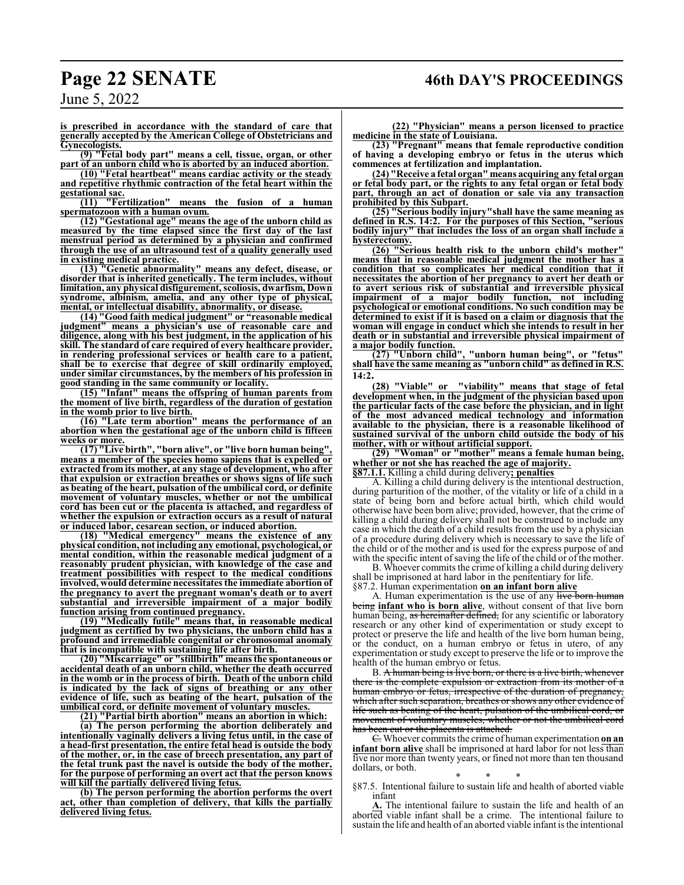**is prescribed in accordance with the standard of care that generally accepted by the American College of Obstetricians and Gynecologists.**

**(9) "Fetal body part" means a cell, tissue, organ, or other part of an unborn child who is aborted by an induced abortion.**

**(10) "Fetal heartbeat" means cardiac activity or the steady and repetitive rhythmic contraction of the fetal heart within the gestational sac.**

**(11) "Fertilization" means the fusion of a human spermatozoon with a human ovum.**

**(12) "Gestational age" means the age of the unborn child as measured by the time elapsed since the first day of the last menstrual period as determined by a physician and confirmed through the use of an ultrasound test of a quality generally used in existing medical practice.**

**(13) "Genetic abnormality" means any defect, disease, or disorder that is inherited genetically. The term includes, without limitation, any physical disfigurement, scoliosis, dwarfism, Down syndrome, albinism, amelia, and any other type of physical, mental, or intellectual disability, abnormality, or disease.**

**(14) "Good faith medical judgment" or "reasonable medical judgment" means a physician's use of reasonable care and diligence, along with his best judgment, in the application of his skill. The standard of care required of every healthcare provider, in rendering professional services or health care to a patient, shall be to exercise that degree of skill ordinarily employed, under similar circumstances, by the members of his profession in good standing in the same community or locality.**

**(15) "Infant" means the offspring of human parents from the moment of live birth, regardless of the duration of gestation in the womb prior to live birth.**

**(16) "Late term abortion" means the performance of an abortion when the gestational age of the unborn child is fifteen weeks or more.**

**(17) "Live birth", "born alive", or "live born human being", means a member of the species homo sapiens that is expelled or extracted from its mother, at any stage of development, who after that expulsion or extraction breathes or shows signs of life such as beating of the heart, pulsation of the umbilical cord, or definite movement of voluntary muscles, whether or not the umbilical cord has been cut or the placenta is attached, and regardless of whether the expulsion or extraction occurs as a result of natural or induced labor, cesarean section, or induced abortion.**

**(18) "Medical emergency" means the existence of any physical condition, not including any emotional, psychological, or mental condition, within the reasonable medical judgment of a reasonably prudent physician, with knowledge of the case and treatment possibilities with respect to the medical conditions involved, would determine necessitates the immediate abortion of the pregnancy to avert the pregnant woman's death or to avert substantial and irreversible impairment of a major bodily function arising from continued pregnancy.**

**(19) "Medically futile" means that, in reasonable medical judgment as certified by two physicians, the unborn child has a profound and irremediable congenital or chromosomal anomaly that is incompatible with sustaining life after birth.**

**(20) "Miscarriage" or "stillbirth" means the spontaneous or accidental death of an unborn child, whether the death occurred in the womb or in the process of birth. Death of the unborn child is indicated by the lack of signs of breathing or any other evidence of life, such as beating of the heart, pulsation of the umbilical cord, or definite movement of voluntary muscles.**

**(21) "Partial birth abortion" means an abortion in which:**

**(a) The person performing the abortion deliberately and intentionally vaginally delivers a living fetus until, in the case of a head-first presentation, the entire fetal head is outside the body of the mother, or, in the case of breech presentation, any part of the fetal trunk past the navel is outside the body of the mother, for the purpose of performing an overt act that the person knows will kill the partially delivered living fetus.**

**(b) The person performing the abortion performs the overt act, other than completion of delivery, that kills the partially delivered living fetus.**

**(22) "Physician" means a person licensed to practice medicine in the state of Louisiana.**

**(23) "Pregnant" means that female reproductive condition of having a developing embryo or fetus in the uterus which commences at fertilization and implantation.**

**(24) "Receive a fetal organ" means acquiring any fetal organ or fetal body part, or the rights to any fetal organ or fetal body part, through an act of donation or sale via any transaction prohibited by this Subpart.**

**(25) "Serious bodily injury" shall have the same meaning as defined in R.S. 14:2. For the purposes of this Section, "serious bodily injury" that includes the loss of an organ shall include a hysterectomy.**

**(26) "Serious health risk to the unborn child's mother" means that in reasonable medical judgment the mother has a condition that so complicates her medical condition that it necessitates the abortion of her pregnancy to avert her death or to avert serious risk of substantial and irreversible physical impairment of a major bodily function, not including psychological or emotional conditions. No such condition may be determined to exist if it is based on a claim or diagnosis that the woman will engage in conduct which she intends to result in her death or in substantial and irreversible physical impairment of a major bodily function.**

**(27) "Unborn child", "unborn human being", or "fetus" shall have the same meaning as "unborn child" as defined in R.S. 14:2.**

**(28) "Viable" or "viability" means that stage of fetal development when, in the judgment of the physician based upon the particular facts of the case before the physician, and in light of the most advanced medical technology and information available to the physician, there is a reasonable likelihood of sustained survival of the unborn child outside the body of his mother, with or without artificial support.**

**(29) "Woman" or "mother" means a female human being, whether or not she has reached the age of majority.**

**§87.1.1.** Killing a child during delivery**; penalties**

A. Killing a child during delivery is the intentional destruction, during parturition of the mother, of the vitality or life of a child in a state of being born and before actual birth, which child would otherwise have been born alive; provided, however, that the crime of killing a child during delivery shall not be construed to include any case in which the death of a child results from the use by a physician of a procedure during delivery which is necessary to save the life of the child or of the mother and is used for the express purpose of and with the specific intent of saving the life of the child or of the mother.

B. Whoever commits the crime of killing a child during delivery shall be imprisoned at hard labor in the penitentiary for life.

§87.2. Human experimentation **on an infant born alive**

A. Human experimentation is the use of any ~~live born human being~~ **infant who is born alive**, without consent of that live born human being, ~~as hereinafter defined,~~ for any scientific or laboratory research or any other kind of experimentation or study except to protect or preserve the life and health of the live born human being, or the conduct, on a human embryo or fetus in utero, of any experimentation or study except to preserve the life or to improve the health of the human embryo or fetus.

B. ~~A human being is live born, or there is a live birth, whenever there is the complete expulsion or extraction from its mother of a human embryo or fetus, irrespective of the duration of pregnancy, which after such separation, breathes or shows any other evidence of life such as beating of the heart, pulsation of the umbilical cord, or movement of voluntary muscles, whether or not the umbilical cord has been cut or the placenta is attached.~~

~~C.~~ Whoever commits the crime of human experimentation **on an infant born alive** shall be imprisoned at hard labor for not less than five nor more than twenty years, or fined not more than ten thousand dollars, or both.

\* \* \*

§87.5. Intentional failure to sustain life and health of aborted viable infant

**A.** The intentional failure to sustain the life and health of an aborted viable infant shall be a crime. The intentional failure to sustain the life and health of an aborted viable infant is the intentional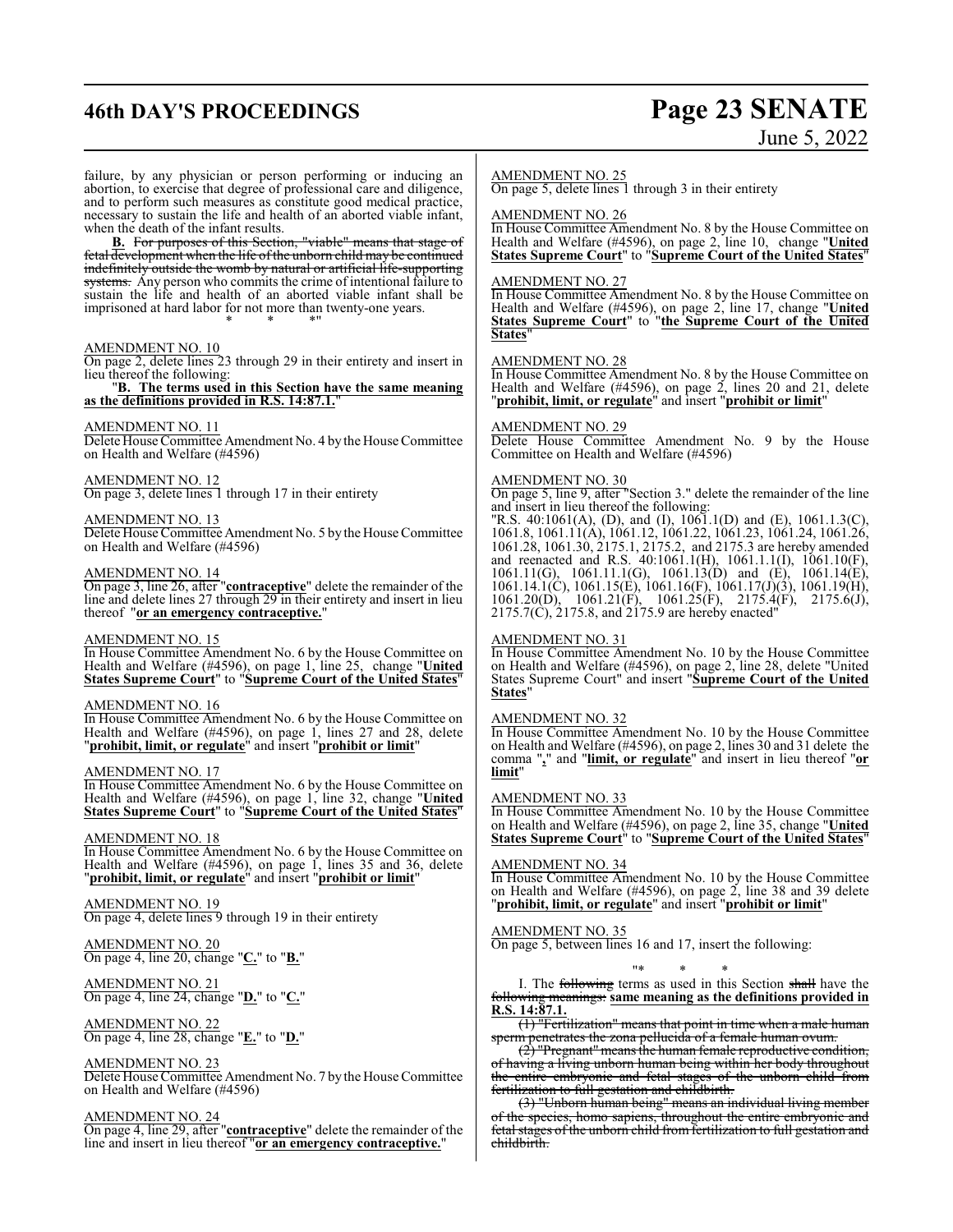failure, by any physician or person performing or inducing an abortion, to exercise that degree of professional care and diligence, and to perform such measures as constitute good medical practice, necessary to sustain the life and health of an aborted viable infant, when the death of the infant results.

**B.** ~~For purposes of this Section, "viable" means that stage of fetal development when the life of the unborn child may be continued indefinitely outside the womb by natural or artificial life-supporting systems.~~ Any person who commits the crime of intentional failure to sustain the life and health of an aborted viable infant shall be imprisoned at hard labor for not more than twenty-one years.

\* \* \*"

AMENDMENT NO. 10
On page 2, delete lines 23 through 29 in their entirety and insert in lieu thereof the following:

"**B. The terms used in this Section have the same meaning as the definitions provided in R.S. 14:87.1.**"

AMENDMENT NO. 11
Delete House Committee Amendment No. 4 by the House Committee on Health and Welfare (#4596)

AMENDMENT NO. 12
On page 3, delete lines 1 through 17 in their entirety

AMENDMENT NO. 13
Delete House Committee Amendment No. 5 by the House Committee on Health and Welfare (#4596)

AMENDMENT NO. 14
On page 3, line 26, after "**contraceptive**" delete the remainder of the line and delete lines 27 through 29 in their entirety and insert in lieu thereof "**or an emergency contraceptive.**"

AMENDMENT NO. 15
In House Committee Amendment No. 6 by the House Committee on Health and Welfare (#4596), on page 1, line 25, change "**United States Supreme Court**" to "**Supreme Court of the United States**"

AMENDMENT NO. 16
In House Committee Amendment No. 6 by the House Committee on Health and Welfare (#4596), on page 1, lines 27 and 28, delete "**prohibit, limit, or regulate**" and insert "**prohibit or limit**"

AMENDMENT NO. 17
In House Committee Amendment No. 6 by the House Committee on Health and Welfare (#4596), on page 1, line 32, change "**United States Supreme Court**" to "**Supreme Court of the United States**"

AMENDMENT NO. 18
In House Committee Amendment No. 6 by the House Committee on Health and Welfare (#4596), on page 1, lines 35 and 36, delete "**prohibit, limit, or regulate**" and insert "**prohibit or limit**"

AMENDMENT NO. 19
On page 4, delete lines 9 through 19 in their entirety

AMENDMENT NO. 20
On page 4, line 20, change "**C.**" to "**B.**"

AMENDMENT NO. 21
On page 4, line 24, change "**D.**" to "**C.**"

AMENDMENT NO. 22
On page 4, line 28, change "**E.**" to "**D.**"

AMENDMENT NO. 23
Delete House Committee Amendment No. 7 by the House Committee on Health and Welfare (#4596)

AMENDMENT NO. 24
On page 4, line 29, after "**contraceptive**" delete the remainder of the line and insert in lieu thereof "**or an emergency contraceptive.**"

AMENDMENT NO. 25
On page 5, delete lines 1 through 3 in their entirety

AMENDMENT NO. 26
In House Committee Amendment No. 8 by the House Committee on Health and Welfare (#4596), on page 2, line 10, change "**United States Supreme Court**" to "**Supreme Court of the United States**"

AMENDMENT NO. 27
In House Committee Amendment No. 8 by the House Committee on Health and Welfare (#4596), on page 2, line 17, change "**United States Supreme Court**" to "**the Supreme Court of the United States**"

AMENDMENT NO. 28
In House Committee Amendment No. 8 by the House Committee on Health and Welfare (#4596), on page 2, lines 20 and 21, delete "**prohibit, limit, or regulate**" and insert "**prohibit or limit**"

AMENDMENT NO. 29
Delete House Committee Amendment No. 9 by the House Committee on Health and Welfare (#4596)

AMENDMENT NO. 30
On page 5, line 9, after "Section 3." delete the remainder of the line and insert in lieu thereof the following:
"R.S. 40:1061(A), (D), and (I), 1061.1(D) and (E), 1061.1.3(C), 1061.8, 1061.11(A), 1061.12, 1061.22, 1061.23, 1061.24, 1061.26, 1061.28, 1061.30, 2175.1, 2175.2, and 2175.3 are hereby amended and reenacted and R.S. 40:1061.1(H), 1061.1.1(I), 1061.10(F), 1061.11(G), 1061.11.1(G), 1061.13(D) and (E), 1061.14(E), 1061.14.1(C), 1061.15(E), 1061.16(F), 1061.17(J)(3), 1061.19(H), 1061.20(D), 1061.21(F), 1061.25(F), 2175.4(F), 2175.6(J), 2175.7(C), 2175.8, and 2175.9 are hereby enacted"

AMENDMENT NO. 31
In House Committee Amendment No. 10 by the House Committee on Health and Welfare (#4596), on page 2, line 28, delete "United States Supreme Court" and insert "**Supreme Court of the United States**"

AMENDMENT NO. 32
In House Committee Amendment No. 10 by the House Committee on Health and Welfare (#4596), on page 2, lines 30 and 31 delete the comma "**,**" and "**limit, or regulate**" and insert in lieu thereof "**or limit**"

AMENDMENT NO. 33
In House Committee Amendment No. 10 by the House Committee on Health and Welfare (#4596), on page 2, line 35, change "**United States Supreme Court**" to "**Supreme Court of the United States**"

AMENDMENT NO. 34
In House Committee Amendment No. 10 by the House Committee on Health and Welfare (#4596), on page 2, line 38 and 39 delete "**prohibit, limit, or regulate**" and insert "**prohibit or limit**"

AMENDMENT NO. 35
On page 5, between lines 16 and 17, insert the following:

"\* \* \*

I. The ~~following~~ terms as used in this Section ~~shall~~ have the ~~following meanings:~~ **same meaning as the definitions provided in R.S. 14:87.1.**

~~(1) "Fertilization" means that point in time when a male human sperm penetrates the zona pellucida of a female human ovum.~~

~~(2) "Pregnant" means the human female reproductive condition, of having a living unborn human being within her body throughout the entire embryonic and fetal stages of the unborn child from fertilization to full gestation and childbirth.~~

~~(3) "Unborn human being" means an individual living member of the species, homo sapiens, throughout the entire embryonic and fetal stages of the unborn child from fertilization to full gestation and childbirth.~~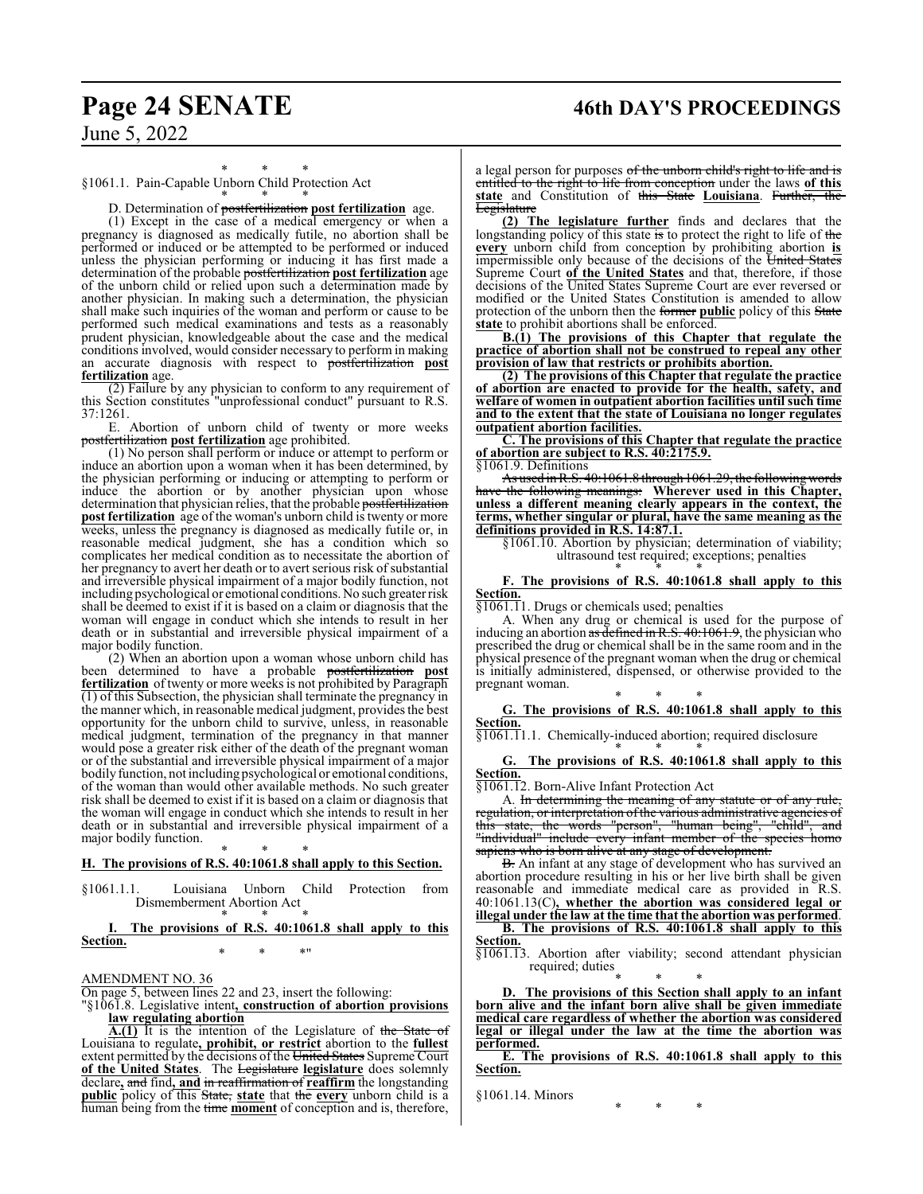\* \* \*

§1061.1. Pain-Capable Unborn Child Protection Act

\* \* \*

D. Determination of ~~postfertilization~~ **post fertilization** age.

(1) Except in the case of a medical emergency or when a pregnancy is diagnosed as medically futile, no abortion shall be performed or induced or be attempted to be performed or induced unless the physician performing or inducing it has first made a determination of the probable ~~postfertilization~~ **post fertilization** age of the unborn child or relied upon such a determination made by another physician. In making such a determination, the physician shall make such inquiries of the woman and perform or cause to be performed such medical examinations and tests as a reasonably prudent physician, knowledgeable about the case and the medical conditions involved, would consider necessary to perform in making an accurate diagnosis with respect to ~~postfertilization~~ **post fertilization** age.

(2) Failure by any physician to conform to any requirement of this Section constitutes "unprofessional conduct" pursuant to R.S. 37:1261.

E. Abortion of unborn child of twenty or more weeks ~~postfertilization~~ **post fertilization** age prohibited.

(1) No person shall perform or induce or attempt to perform or induce an abortion upon a woman when it has been determined, by the physician performing or inducing or attempting to perform or induce the abortion or by another physician upon whose determination that physician relies, that the probable ~~postfertilization~~ **post fertilization** age of the woman's unborn child is twenty or more weeks, unless the pregnancy is diagnosed as medically futile or, in reasonable medical judgment, she has a condition which so complicates her medical condition as to necessitate the abortion of her pregnancy to avert her death or to avert serious risk of substantial and irreversible physical impairment of a major bodily function, not including psychological or emotional conditions. No such greater risk shall be deemed to exist if it is based on a claim or diagnosis that the woman will engage in conduct which she intends to result in her death or in substantial and irreversible physical impairment of a major bodily function.

(2) When an abortion upon a woman whose unborn child has been determined to have a probable ~~postfertilization~~ **post fertilization** of twenty or more weeks is not prohibited by Paragraph (1) of this Subsection, the physician shall terminate the pregnancy in the manner which, in reasonable medical judgment, provides the best opportunity for the unborn child to survive, unless, in reasonable medical judgment, termination of the pregnancy in that manner would pose a greater risk either of the death of the pregnant woman or of the substantial and irreversible physical impairment of a major bodily function, not including psychological or emotional conditions, of the woman than would other available methods. No such greater risk shall be deemed to exist if it is based on a claim or diagnosis that the woman will engage in conduct which she intends to result in her death or in substantial and irreversible physical impairment of a major bodily function.

\* \* \*

**H. The provisions of R.S. 40:1061.8 shall apply to this Section.**

§1061.1.1. Louisiana Unborn Child Protection from Dismemberment Abortion Act

\* \* \*

**I. The provisions of R.S. 40:1061.8 shall apply to this Section.**

\* \* \*"

AMENDMENT NO. 36

On page 5, between lines 22 and 23, insert the following:

"§1061.8. Legislative intent**, construction of abortion provisions** ~~law regulating abortion~~

**A.(1)** It is the intention of the Legislature of ~~the State of~~ Louisiana to regulate**, prohibit, or restrict** abortion to the **fullest** extent permitted by the decisions of the ~~United States~~ Supreme Court **of the United States**. The ~~Legislature~~ **legislature** does solemnly declare**,** ~~and~~ find**, and** ~~in reaffirmation of~~ **reaffirm** the longstanding **public** policy of this ~~State,~~ **state** that ~~the~~ **every** unborn child is a human being from the ~~time~~ **moment** of conception and is, therefore, a legal person for purposes ~~of the unborn child's right to life and is entitled to the right to life from conception~~ under the laws **of this state** and Constitution of ~~this State~~ **Louisiana**. ~~Further, the Legislature~~

**(2) The legislature further** finds and declares that the longstanding policy of this state ~~is~~ to protect the right to life of ~~the~~ **every** unborn child from conception by prohibiting abortion **is** impermissible only because of the decisions of the ~~United States~~ Supreme Court **of the United States** and that, therefore, if those decisions of the United States Supreme Court are ever reversed or modified or the United States Constitution is amended to allow protection of the unborn then the ~~former~~ **public** policy of this ~~State~~ **state** to prohibit abortions shall be enforced.

**B.(1) The provisions of this Chapter that regulate the practice of abortion shall not be construed to repeal any other provision of law that restricts or prohibits abortion.**

**(2) The provisions of this Chapter that regulate the practice of abortion are enacted to provide for the health, safety, and welfare of women in outpatient abortion facilities until such time and to the extent that the state of Louisiana no longer regulates outpatient abortion facilities.**

**C. The provisions of this Chapter that regulate the practice of abortion are subject to R.S. 40:2175.9.**

§1061.9. Definitions

~~As used in R.S. 40:1061.8 through 1061.29, the following words have the following meanings:~~ **Wherever used in this Chapter, unless a different meaning clearly appears in the context, the terms, whether singular or plural, have the same meaning as the definitions provided in R.S. 14:87.1.**

§1061.10. Abortion by physician; determination of viability; ultrasound test required; exceptions; penalties

\* \* \*

**F. The provisions of R.S. 40:1061.8 shall apply to this Section.**

§1061.11. Drugs or chemicals used; penalties

A. When any drug or chemical is used for the purpose of inducing an abortion ~~as defined in R.S. 40:1061.9~~, the physician who prescribed the drug or chemical shall be in the same room and in the physical presence of the pregnant woman when the drug or chemical is initially administered, dispensed, or otherwise provided to the pregnant woman.

\* \* \*

**G. The provisions of R.S. 40:1061.8 shall apply to this Section.**

§1061.11.1. Chemically-induced abortion; required disclosure

\* \* \*

**G. The provisions of R.S. 40:1061.8 shall apply to this Section.**

§1061.12. Born-Alive Infant Protection Act

A. ~~In determining the meaning of any statute or of any rule, regulation, or interpretation of the various administrative agencies of this state, the words "person", "human being", "child", and "individual" include every infant member of the species homo sapiens who is born alive at any stage of development.~~

~~B.~~ An infant at any stage of development who has survived an abortion procedure resulting in his or her live birth shall be given reasonable and immediate medical care as provided in R.S. 40:1061.13(C)**, whether the abortion was considered legal or illegal under the law at the time that the abortion was performed**.

**B. The provisions of R.S. 40:1061.8 shall apply to this Section.**

§1061.13. Abortion after viability; second attendant physician required; duties

\* \* \*

**D. The provisions of this Section shall apply to an infant born alive and the infant born alive shall be given immediate medical care regardless of whether the abortion was considered legal or illegal under the law at the time the abortion was performed.**

**E. The provisions of R.S. 40:1061.8 shall apply to this Section.**

§1061.14. Minors

\* \* \*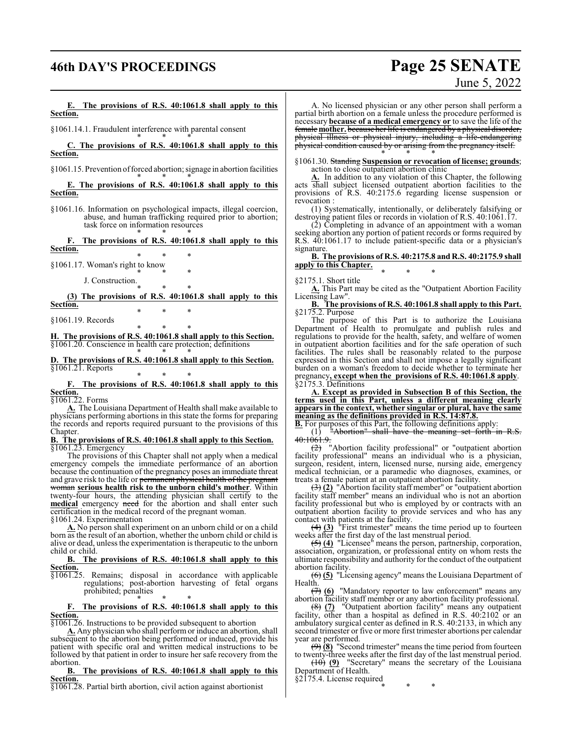**E. The provisions of R.S. 40:1061.8 shall apply to this Section.**

§1061.14.1. Fraudulent interference with parental consent

\* \* \*

**C. The provisions of R.S. 40:1061.8 shall apply to this Section.**

§1061.15. Prevention of forced abortion; signage in abortion facilities

\* \* \*

**E. The provisions of R.S. 40:1061.8 shall apply to this Section.**

§1061.16. Information on psychological impacts, illegal coercion, abuse, and human trafficking required prior to abortion; task force on information resources

\* \* \*

**F. The provisions of R.S. 40:1061.8 shall apply to this Section.**

\* \* \*

§1061.17. Woman's right to know

\* \* \*

J. Construction.

\* \* \*

**(3) The provisions of R.S. 40:1061.8 shall apply to this Section.**

\* \* \*

§1061.19. Records

\* \* \*

**H. The provisions of R.S. 40:1061.8 shall apply to this Section.**

§1061.20. Conscience in health care protection; definitions

\* \* \*

**D. The provisions of R.S. 40:1061.8 shall apply to this Section.**

§1061.21. Reports

\* \* \*

**F. The provisions of R.S. 40:1061.8 shall apply to this Section.**

§1061.22. Forms

**A.** The Louisiana Department of Health shall make available to physicians performing abortions in this state the forms for preparing the records and reports required pursuant to the provisions of this Chapter.

**B. The provisions of R.S. 40:1061.8 shall apply to this Section.**

§1061.23. Emergency

The provisions of this Chapter shall not apply when a medical emergency compels the immediate performance of an abortion because the continuation of the pregnancy poses an immediate threat and grave risk to the life or ~~permanent physical health of the pregnant woman~~ **serious health risk to the unborn child's mother**. Within twenty-four hours, the attending physician shall certify to the **medical** emergency ~~need~~ for the abortion and shall enter such certification in the medical record of the pregnant woman.

§1061.24. Experimentation

**A.** No person shall experiment on an unborn child or on a child born as the result of an abortion, whether the unborn child or child is alive or dead, unless the experimentation is therapeutic to the unborn child or child.

**B. The provisions of R.S. 40:1061.8 shall apply to this Section.**

§1061.25. Remains; disposal in accordance with applicable regulations; post-abortion harvesting of fetal organs prohibited; penalties

\* \* \*

**F. The provisions of R.S. 40:1061.8 shall apply to this Section.**

§1061.26. Instructions to be provided subsequent to abortion

**A.** Any physician who shall perform or induce an abortion, shall subsequent to the abortion being performed or induced, provide his patient with specific oral and written medical instructions to be followed by that patient in order to insure her safe recovery from the abortion.

**B. The provisions of R.S. 40:1061.8 shall apply to this Section.**

§1061.28. Partial birth abortion, civil action against abortionist

A. No licensed physician or any other person shall perform a partial birth abortion on a female unless the procedure performed is necessary **because of a medical emergency or** to save the life of the ~~female~~ **mother.** ~~because her life is endangered by a physical disorder, physical illness or physical injury, including a life-endangering physical condition caused by or arising from the pregnancy itself.~~

\* \* \*

§1061.30. ~~Standing~~ **Suspension or revocation of license; grounds**; action to close outpatient abortion clinic

**A.** In addition to any violation of this Chapter, the following acts shall subject licensed outpatient abortion facilities to the provisions of R.S. 40:2175.6 regarding license suspension or revocation :

(1) Systematically, intentionally, or deliberately falsifying or destroying patient files or records in violation of R.S. 40:1061.17.

(2) Completing in advance of an appointment with a woman seeking abortion any portion of patient records or forms required by R.S. 40:1061.17 to include patient-specific data or a physician's signature.

**B. The provisions of R.S. 40:2175.8 and R.S. 40:2175.9 shall apply to this Chapter.**

\* \* \*

§2175.1. Short title

**A.** This Part may be cited as the "Outpatient Abortion Facility Licensing Law".

**B. The provisions of R.S. 40:1061.8 shall apply to this Part.**

§2175.2. Purpose

The purpose of this Part is to authorize the Louisiana Department of Health to promulgate and publish rules and regulations to provide for the health, safety, and welfare of women in outpatient abortion facilities and for the safe operation of such facilities. The rules shall be reasonably related to the purpose expressed in this Section and shall not impose a legally significant burden on a woman's freedom to decide whether to terminate her pregnancy**, except when the provisions of R.S. 40:1061.8 apply**.

§2175.3. Definitions

**A. Except as provided in Subsection B of this Section, the terms used in this Part, unless a different meaning clearly appears in the context, whether singular or plural, have the same meaning as the definitions provided in R.S. 14:87.8.**

**B.** For purposes of this Part, the following definitions apply:

~~(1) "Abortion" shall have the meaning set forth in R.S. 40:1061.9.~~

~~(2)~~ "Abortion facility professional" or "outpatient abortion facility professional" means an individual who is a physician, surgeon, resident, intern, licensed nurse, nursing aide, emergency medical technician, or a paramedic who diagnoses, examines, or treats a female patient at an outpatient abortion facility.

~~(3)~~ **(2)** "Abortion facility staff member" or "outpatient abortion facility staff member" means an individual who is not an abortion facility professional but who is employed by or contracts with an outpatient abortion facility to provide services and who has any contact with patients at the facility.

~~(4)~~ **(3)** "First trimester" means the time period up to fourteen weeks after the first day of the last menstrual period.

~~(5)~~ **(4)** "Licensee" means the person, partnership, corporation, association, organization, or professional entity on whom rests the ultimate responsibility and authority for the conduct of the outpatient abortion facility.

~~(6)~~ **(5)** "Licensing agency" means the Louisiana Department of Health.

~~(7)~~ **(6)** "Mandatory reporter to law enforcement" means any abortion facility staff member or any abortion facility professional.

~~(8)~~ **(7)** "Outpatient abortion facility" means any outpatient facility, other than a hospital as defined in R.S. 40:2102 or an ambulatory surgical center as defined in R.S. 40:2133, in which any second trimester or five or more first trimester abortions per calendar year are performed.

~~(9)~~ **(8)** "Second trimester" means the time period from fourteen to twenty-three weeks after the first day of the last menstrual period.

~~(10)~~ **(9)** "Secretary" means the secretary of the Louisiana Department of Health.

§2175.4. License required

\* \* \*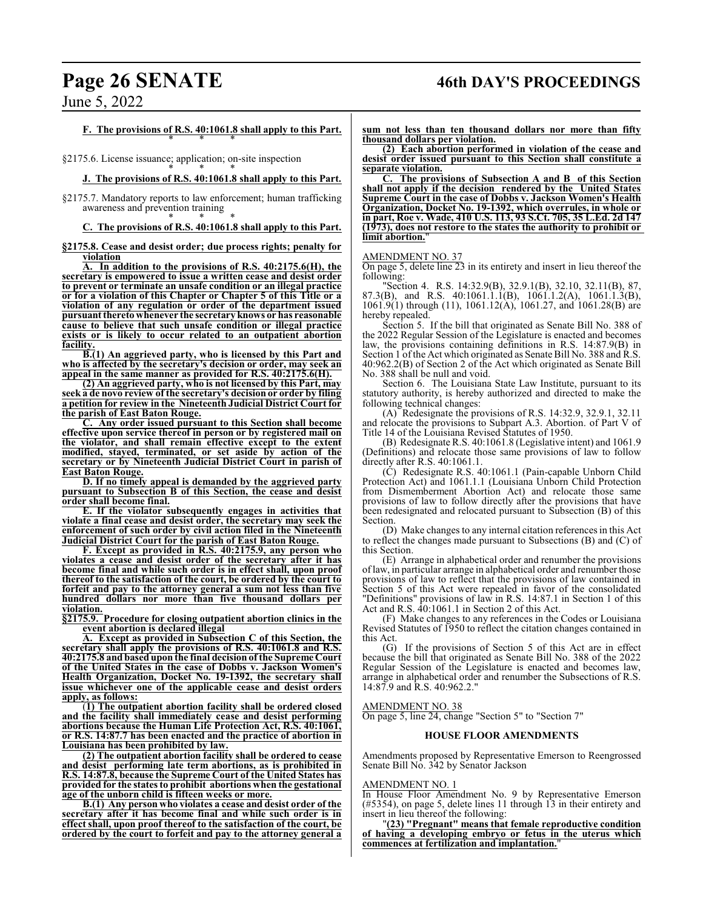**F. The provisions of R.S. 40:1061.8 shall apply to this Part.**

\* \* \*

§2175.6. License issuance; application; on-site inspection

\* \* \*

**J. The provisions of R.S. 40:1061.8 shall apply to this Part.**

§2175.7. Mandatory reports to law enforcement; human trafficking awareness and prevention training

\* \* \*

**C. The provisions of R.S. 40:1061.8 shall apply to this Part.**

**§2175.8. Cease and desist order; due process rights; penalty for violation**

**A. In addition to the provisions of R.S. 40:2175.6(H), the secretary is empowered to issue a written cease and desist order to prevent or terminate an unsafe condition or an illegal practice or for a violation of this Chapter or Chapter 5 of this Title or a violation of any regulation or order of the department issued pursuant thereto whenever the secretary knows or has reasonable cause to believe that such unsafe condition or illegal practice exists or is likely to occur related to an outpatient abortion facility.**

**B.(1) An aggrieved party, who is licensed by this Part and who is affected by the secretary's decision or order, may seek an appeal in the same manner as provided for R.S. 40:2175.6(H).**

**(2) An aggrieved party, who is not licensed by this Part, may seek a de novo review of the secretary's decision or order by filing a petition for review in the Nineteenth Judicial District Court for the parish of East Baton Rouge.**

**C. Any order issued pursuant to this Section shall become effective upon service thereof in person or by registered mail on the violator, and shall remain effective except to the extent modified, stayed, terminated, or set aside by action of the secretary or by Nineteenth Judicial District Court in parish of East Baton Rouge.**

**D. If no timely appeal is demanded by the aggrieved party pursuant to Subsection B of this Section, the cease and desist order shall become final.**

**E. If the violator subsequently engages in activities that violate a final cease and desist order, the secretary may seek the enforcement of such order by civil action filed in the Nineteenth Judicial District Court for the parish of East Baton Rouge.**

**F. Except as provided in R.S. 40:2175.9, any person who violates a cease and desist order of the secretary after it has become final and while such order is in effect shall, upon proof thereof to the satisfaction of the court, be ordered by the court to forfeit and pay to the attorney general a sum not less than five hundred dollars nor more than five thousand dollars per violation.**

**§2175.9. Procedure for closing outpatient abortion clinics in the event abortion is declared illegal**

**A. Except as provided in Subsection C of this Section, the secretary shall apply the provisions of R.S. 40:1061.8 and R.S. 40:2175.8 and based upon the final decision of the Supreme Court of the United States in the case of Dobbs v. Jackson Women's Health Organization, Docket No. 19-1392, the secretary shall issue whichever one of the applicable cease and desist orders apply, as follows:**

**(1) The outpatient abortion facility shall be ordered closed and the facility shall immediately cease and desist performing abortions because the Human Life Protection Act, R.S. 40:1061, or R.S. 14:87.7 has been enacted and the practice of abortion in Louisiana has been prohibited by law.**

**(2) The outpatient abortion facility shall be ordered to cease and desist performing late term abortions, as is prohibited in R.S. 14:87.8, because the Supreme Court of the United States has provided for the states to prohibit abortions when the gestational age of the unborn child is fifteen weeks or more.**

**B.(1) Any person who violates a cease and desist order of the secretary after it has become final and while such order is in effect shall, upon proof thereof to the satisfaction of the court, be ordered by the court to forfeit and pay to the attorney general a sum not less than ten thousand dollars nor more than fifty thousand dollars per violation.**

**(2) Each abortion performed in violation of the cease and desist order issued pursuant to this Section shall constitute a separate violation.**

**C. The provisions of Subsection A and B of this Section shall not apply if the decision rendered by the United States Supreme Court in the case of Dobbs v. Jackson Women's Health Organization, Docket No. 19-1392, which overrules, in whole or in part, Roe v. Wade, 410 U.S. 113, 93 S.Ct. 705, 35 L.Ed. 2d 147 (1973), does not restore to the states the authority to prohibit or limit abortion.**"

AMENDMENT NO. 37

On page 5, delete line 23 in its entirety and insert in lieu thereof the following:

"Section 4. R.S. 14:32.9(B), 32.9.1(B), 32.10, 32.11(B), 87, 87.3(B), and R.S. 40:1061.1.1(B), 1061.1.2(A), 1061.1.3(B), 1061.9(1) through (11), 1061.12(A), 1061.27, and 1061.28(B) are hereby repealed.

Section 5. If the bill that originated as Senate Bill No. 388 of the 2022 Regular Session of the Legislature is enacted and becomes law, the provisions containing definitions in R.S. 14:87.9(B) in Section 1 of the Act which originated as Senate Bill No. 388 and R.S. 40:962.2(B) of Section 2 of the Act which originated as Senate Bill No. 388 shall be null and void.

Section 6. The Louisiana State Law Institute, pursuant to its statutory authority, is hereby authorized and directed to make the following technical changes:

(A) Redesignate the provisions of R.S. 14:32.9, 32.9.1, 32.11 and relocate the provisions to Subpart A.3. Abortion. of Part V of Title 14 of the Louisiana Revised Statutes of 1950.

(B) Redesignate R.S. 40:1061.8 (Legislative intent) and 1061.9 (Definitions) and relocate those same provisions of law to follow directly after R.S. 40:1061.1.

(C) Redesignate R.S. 40:1061.1 (Pain-capable Unborn Child Protection Act) and 1061.1.1 (Louisiana Unborn Child Protection from Dismemberment Abortion Act) and relocate those same provisions of law to follow directly after the provisions that have been redesignated and relocated pursuant to Subsection (B) of this Section.

(D) Make changes to any internal citation references in this Act to reflect the changes made pursuant to Subsections (B) and (C) of this Section.

(E) Arrange in alphabetical order and renumber the provisions of law, in particular arrange in alphabetical order and renumber those provisions of law to reflect that the provisions of law contained in Section 5 of this Act were repealed in favor of the consolidated "Definitions" provisions of law in R.S. 14:87.1 in Section 1 of this Act and R.S. 40:1061.1 in Section 2 of this Act.

(F) Make changes to any references in the Codes or Louisiana Revised Statutes of 1950 to reflect the citation changes contained in this Act.

(G) If the provisions of Section 5 of this Act are in effect because the bill that originated as Senate Bill No. 388 of the 2022 Regular Session of the Legislature is enacted and becomes law, arrange in alphabetical order and renumber the Subsections of R.S. 14:87.9 and R.S. 40:962.2."

AMENDMENT NO. 38

On page 5, line 24, change "Section 5" to "Section 7"

## HOUSE FLOOR AMENDMENTS

Amendments proposed by Representative Emerson to Reengrossed Senate Bill No. 342 by Senator Jackson

AMENDMENT NO. 1

In House Floor Amendment No. 9 by Representative Emerson (#5354), on page 5, delete lines 11 through 13 in their entirety and insert in lieu thereof the following:

"**(23) "Pregnant" means that female reproductive condition of having a developing embryo or fetus in the uterus which commences at fertilization and implantation.**"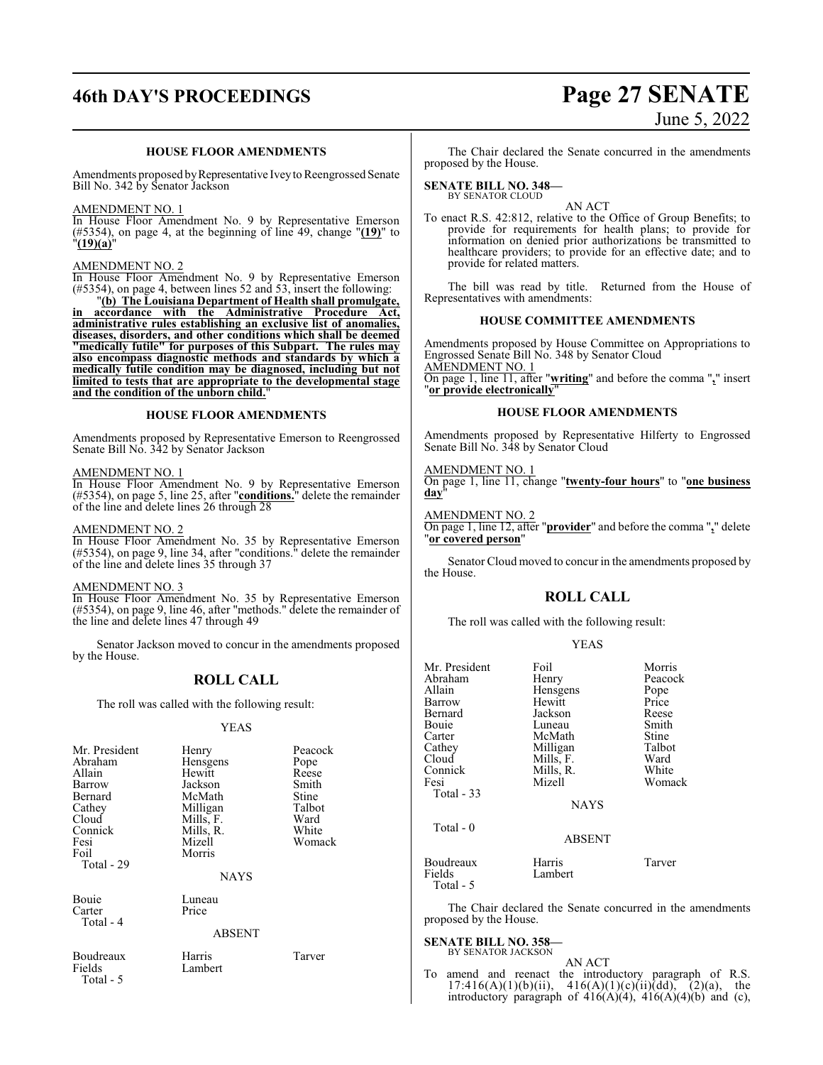### HOUSE FLOOR AMENDMENTS

Amendments proposed by Representative Ivey to Reengrossed Senate Bill No. 342 by Senator Jackson

AMENDMENT NO. 1

In House Floor Amendment No. 9 by Representative Emerson (#5354), on page 4, at the beginning of line 49, change "**(19)**" to "**(19)(a)**"

AMENDMENT NO. 2

In House Floor Amendment No. 9 by Representative Emerson (#5354), on page 4, between lines 52 and 53, insert the following:

"**(b) The Louisiana Department of Health shall promulgate, in accordance with the Administrative Procedure Act, administrative rules establishing an exclusive list of anomalies, diseases, disorders, and other conditions which shall be deemed "medically futile" for purposes of this Subpart. The rules may also encompass diagnostic methods and standards by which a medically futile condition may be diagnosed, including but not limited to tests that are appropriate to the developmental stage and the condition of the unborn child.**"

### HOUSE FLOOR AMENDMENTS

Amendments proposed by Representative Emerson to Reengrossed Senate Bill No. 342 by Senator Jackson

AMENDMENT NO. 1

In House Floor Amendment No. 9 by Representative Emerson (#5354), on page 5, line 25, after "**conditions.**" delete the remainder of the line and delete lines 26 through 28

AMENDMENT NO. 2

In House Floor Amendment No. 35 by Representative Emerson (#5354), on page 9, line 34, after "conditions." delete the remainder of the line and delete lines 35 through 37

AMENDMENT NO. 3

In House Floor Amendment No. 35 by Representative Emerson (#5354), on page 9, line 46, after "methods." delete the remainder of the line and delete lines 47 through 49

Senator Jackson moved to concur in the amendments proposed by the House.

## ROLL CALL

The roll was called with the following result:

YEAS

| | | |
|---|---|---|
| Mr. President | Henry | Peacock |
| Abraham | Hensgens | Pope |
| Allain | Hewitt | Reese |
| Barrow | Jackson | Smith |
| Bernard | McMath | Stine |
| Cathey | Milligan | Talbot |
| Cloud | Mills, F. | Ward |
| Connick | Mills, R. | White |
| Fesi | Mizell | Womack |
| Foil | Morris | |

Total - 29

NAYS

| | |
|---|---|
| Bouie | Luneau |
| Carter | Price |

Total - 4

ABSENT

| | | |
|---|---|---|
| Boudreaux | Harris | Tarver |
| Fields | Lambert | |

Total - 5

The Chair declared the Senate concurred in the amendments proposed by the House.

**SENATE BILL NO. 348—**
BY SENATOR CLOUD

AN ACT

To enact R.S. 42:812, relative to the Office of Group Benefits; to provide for requirements for health plans; to provide for information on denied prior authorizations be transmitted to healthcare providers; to provide for an effective date; and to provide for related matters.

The bill was read by title. Returned from the House of Representatives with amendments:

### HOUSE COMMITTEE AMENDMENTS

Amendments proposed by House Committee on Appropriations to Engrossed Senate Bill No. 348 by Senator Cloud

AMENDMENT NO. 1

On page 1, line 11, after "**writing**" and before the comma "**,**" insert "**or provide electronically**"

### HOUSE FLOOR AMENDMENTS

Amendments proposed by Representative Hilferty to Engrossed Senate Bill No. 348 by Senator Cloud

AMENDMENT NO. 1

On page 1, line 11, change "**twenty-four hours**" to "**one business day**"

AMENDMENT NO. 2

On page 1, line 12, after "**provider**" and before the comma "**,**" delete "**or covered person**"

Senator Cloud moved to concur in the amendments proposed by the House.

## ROLL CALL

The roll was called with the following result:

YEAS

| | | |
|---|---|---|
| Mr. President | Foil | Morris |
| Abraham | Henry | Peacock |
| Allain | Hensgens | Pope |
| Barrow | Hewitt | Price |
| Bernard | Jackson | Reese |
| Bouie | Luneau | Smith |
| Carter | McMath | Stine |
| Cathey | Milligan | Talbot |
| Cloud | Mills, F. | Ward |
| Connick | Mills, R. | White |
| Fesi | Mizell | Womack |

Total - 33

NAYS

Total - 0

ABSENT

| | | |
|---|---|---|
| Boudreaux | Harris | Tarver |
| Fields | Lambert | |

Total - 5

The Chair declared the Senate concurred in the amendments proposed by the House.

**SENATE BILL NO. 358—**
BY SENATOR JACKSON

AN ACT

To amend and reenact the introductory paragraph of R.S. 17:416(A)(1)(b)(ii), 416(A)(1)(c)(ii)(dd), (2)(a), the introductory paragraph of 416(A)(4), 416(A)(4)(b) and (c),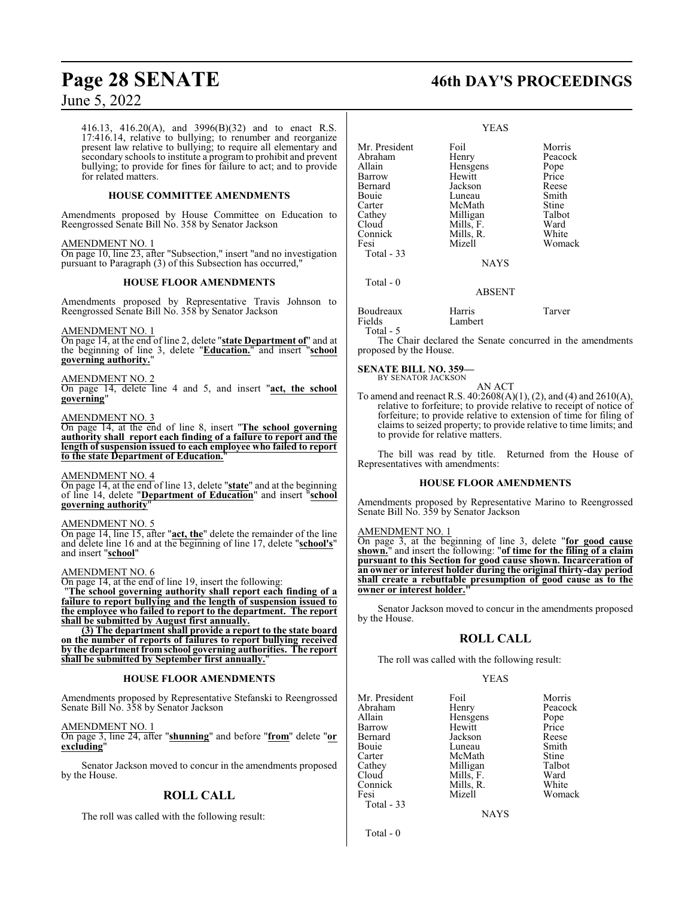416.13, 416.20(A), and 3996(B)(32) and to enact R.S. 17:416.14, relative to bullying; to renumber and reorganize present law relative to bullying; to require all elementary and secondary schools to institute a program to prohibit and prevent bullying; to provide for fines for failure to act; and to provide for related matters.

### HOUSE COMMITTEE AMENDMENTS

Amendments proposed by House Committee on Education to Reengrossed Senate Bill No. 358 by Senator Jackson

AMENDMENT NO. 1

On page 10, line 23, after "Subsection," insert "and no investigation pursuant to Paragraph (3) of this Subsection has occurred,"

### HOUSE FLOOR AMENDMENTS

Amendments proposed by Representative Travis Johnson to Reengrossed Senate Bill No. 358 by Senator Jackson

AMENDMENT NO. 1

On page 14, at the end of line 2, delete "**state Department of**" and at the beginning of line 3, delete "**Education.**" and insert "**school governing authority.**"

AMENDMENT NO. 2

On page 14, delete line 4 and 5, and insert "**act, the school governing**"

AMENDMENT NO. 3

On page 14, at the end of line 8, insert "**The school governing authority shall report each finding of a failure to report and the length of suspension issued to each employee who failed to report to the state Department of Education.**"

AMENDMENT NO. 4

On page 14, at the end of line 13, delete "**state**" and at the beginning of line 14, delete "**Department of Education**" and insert "**school governing authority**"

AMENDMENT NO. 5

On page 14, line 15, after "**act, the**" delete the remainder of the line and delete line 16 and at the beginning of line 17, delete "**school's**" and insert "**school**"

AMENDMENT NO. 6

On page 14, at the end of line 19, insert the following:

"**The school governing authority shall report each finding of a failure to report bullying and the length of suspension issued to the employee who failed to report to the department. The report shall be submitted by August first annually.**

**(3) The department shall provide a report to the state board on the number of reports of failures to report bullying received by the department from school governing authorities. The report shall be submitted by September first annually.**"

### HOUSE FLOOR AMENDMENTS

Amendments proposed by Representative Stefanski to Reengrossed Senate Bill No. 358 by Senator Jackson

AMENDMENT NO. 1

On page 3, line 24, after "**shunning**" and before "**from**" delete "**or excluding**"

Senator Jackson moved to concur in the amendments proposed by the House.

## ROLL CALL

The roll was called with the following result:

YEAS

| | | |
|---|---|---|
| Mr. President | Foil | Morris |
| Abraham | Henry | Peacock |
| Allain | Hensgens | Pope |
| Barrow | Hewitt | Price |
| Bernard | Jackson | Reese |
| Bouie | Luneau | Smith |
| Carter | McMath | Stine |
| Cathey | Milligan | Talbot |
| Cloud | Mills, F. | Ward |
| Connick | Mills, R. | White |
| Fesi | Mizell | Womack |

Total - 33

NAYS

Total - 0

ABSENT

| | | |
|---|---|---|
| Boudreaux | Harris | Tarver |
| Fields | Lambert | |

Total - 5

The Chair declared the Senate concurred in the amendments proposed by the House.

**SENATE BILL NO. 359—**
BY SENATOR JACKSON

AN ACT

To amend and reenact R.S. 40:2608(A)(1), (2), and (4) and 2610(A), relative to forfeiture; to provide relative to receipt of notice of forfeiture; to provide relative to extension of time for filing of claims to seized property; to provide relative to time limits; and to provide for relative matters.

The bill was read by title. Returned from the House of Representatives with amendments:

### HOUSE FLOOR AMENDMENTS

Amendments proposed by Representative Marino to Reengrossed Senate Bill No. 359 by Senator Jackson

AMENDMENT NO. 1

On page 3, at the beginning of line 3, delete "**for good cause shown.**" and insert the following: "**of time for the filing of a claim pursuant to this Section for good cause shown. Incarceration of an owner or interest holder during the original thirty-day period shall create a rebuttable presumption of good cause as to the owner or interest holder.**"

Senator Jackson moved to concur in the amendments proposed by the House.

## ROLL CALL

The roll was called with the following result:

YEAS

| | | |
|---|---|---|
| Mr. President | Foil | Morris |
| Abraham | Henry | Peacock |
| Allain | Hensgens | Pope |
| Barrow | Hewitt | Price |
| Bernard | Jackson | Reese |
| Bouie | Luneau | Smith |
| Carter | McMath | Stine |
| Cathey | Milligan | Talbot |
| Cloud | Mills, F. | Ward |
| Connick | Mills, R. | White |
| Fesi | Mizell | Womack |

Total - 33

NAYS

Total - 0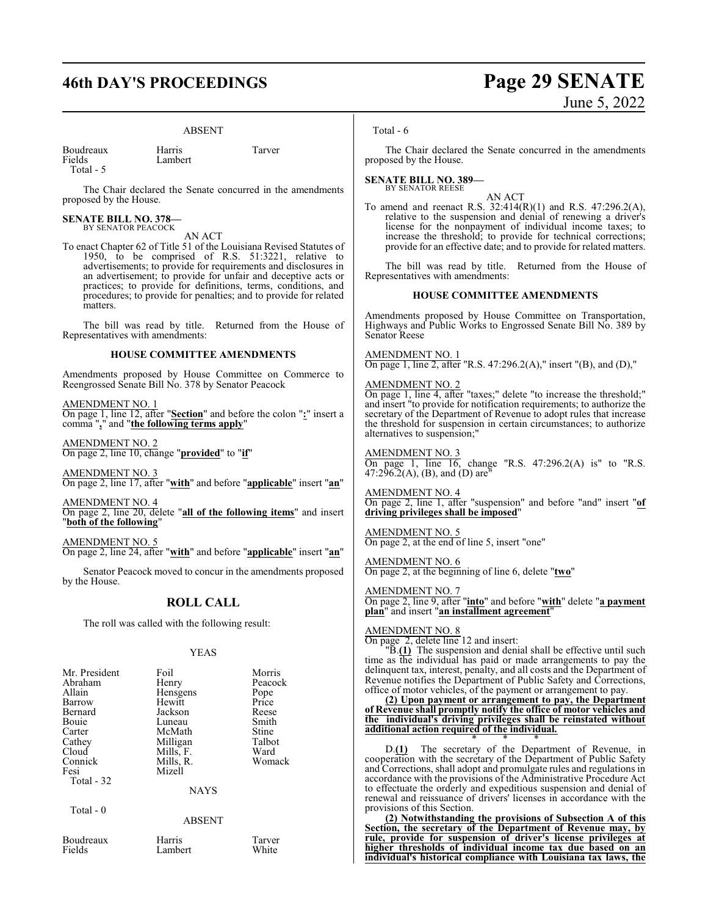### ABSENT

| | | |
|---|---|---|
| Boudreaux | Harris | Tarver |
| Fields | Lambert | |
| Total - 5 | | |

The Chair declared the Senate concurred in the amendments proposed by the House.

**SENATE BILL NO. 378—**
BY SENATOR PEACOCK

AN ACT

To enact Chapter 62 of Title 51 of the Louisiana Revised Statutes of 1950, to be comprised of R.S. 51:3221, relative to advertisements; to provide for requirements and disclosures in an advertisement; to provide for unfair and deceptive acts or practices; to provide for definitions, terms, conditions, and procedures; to provide for penalties; and to provide for related matters.

The bill was read by title. Returned from the House of Representatives with amendments:

#### HOUSE COMMITTEE AMENDMENTS

Amendments proposed by House Committee on Commerce to Reengrossed Senate Bill No. 378 by Senator Peacock

AMENDMENT NO. 1
On page 1, line 12, after "**Section**" and before the colon "**:**" insert a comma "**,**" and "**the following terms apply**"

AMENDMENT NO. 2
On page 2, line 10, change "**provided**" to "**if**"

AMENDMENT NO. 3
On page 2, line 17, after "**with**" and before "**applicable**" insert "**an**"

AMENDMENT NO. 4
On page 2, line 20, delete "**all of the following items**" and insert "**both of the following**"

AMENDMENT NO. 5
On page 2, line 24, after "**with**" and before "**applicable**" insert "**an**"

Senator Peacock moved to concur in the amendments proposed by the House.

## ROLL CALL

The roll was called with the following result:

### YEAS

| | | |
|---|---|---|
| Mr. President | Foil | Morris |
| Abraham | Henry | Peacock |
| Allain | Hensgens | Pope |
| Barrow | Hewitt | Price |
| Bernard | Jackson | Reese |
| Bouie | Luneau | Smith |
| Carter | McMath | Stine |
| Cathey | Milligan | Talbot |
| Cloud | Mills, F. | Ward |
| Connick | Mills, R. | Womack |
| Fesi | Mizell | |
| Total - 32 | | |

### NAYS

Total - 0

### ABSENT

| | | |
|---|---|---|
| Boudreaux | Harris | Tarver |
| Fields | Lambert | White |
| Total - 6 | | |

The Chair declared the Senate concurred in the amendments proposed by the House.

**SENATE BILL NO. 389—**
BY SENATOR REESE

AN ACT

To amend and reenact R.S. 32:414(R)(1) and R.S. 47:296.2(A), relative to the suspension and denial of renewing a driver's license for the nonpayment of individual income taxes; to increase the threshold; to provide for technical corrections; provide for an effective date; and to provide for related matters.

The bill was read by title. Returned from the House of Representatives with amendments:

#### HOUSE COMMITTEE AMENDMENTS

Amendments proposed by House Committee on Transportation, Highways and Public Works to Engrossed Senate Bill No. 389 by Senator Reese

AMENDMENT NO. 1
On page 1, line 2, after "R.S. 47:296.2(A)," insert "(B), and (D),"

AMENDMENT NO. 2
On page 1, line 4, after "taxes;" delete "to increase the threshold;" and insert "to provide for notification requirements; to authorize the secretary of the Department of Revenue to adopt rules that increase the threshold for suspension in certain circumstances; to authorize alternatives to suspension;"

AMENDMENT NO. 3
On page 1, line 16, change "R.S. 47:296.2(A) is" to "R.S. 47:296.2(A), (B), and (D) are"

AMENDMENT NO. 4
On page 2, line 1, after "suspension" and before "and" insert "**of driving privileges shall be imposed**"

AMENDMENT NO. 5
On page 2, at the end of line 5, insert "one"

AMENDMENT NO. 6
On page 2, at the beginning of line 6, delete "**two**"

AMENDMENT NO. 7
On page 2, line 9, after "**into**" and before "**with**" delete "**a payment plan**" and insert "**an installment agreement**"

AMENDMENT NO. 8
On page 2, delete line 12 and insert:

"B.**(1)** The suspension and denial shall be effective until such time as the individual has paid or made arrangements to pay the delinquent tax, interest, penalty, and all costs and the Department of Revenue notifies the Department of Public Safety and Corrections, office of motor vehicles, of the payment or arrangement to pay.

**(2) Upon payment or arrangement to pay, the Department of Revenue shall promptly notify the office of motor vehicles and the individual's driving privileges shall be reinstated without additional action required of the individual.**

\* \* \*

D.**(1)** The secretary of the Department of Revenue, in cooperation with the secretary of the Department of Public Safety and Corrections, shall adopt and promulgate rules and regulations in accordance with the provisions of the Administrative Procedure Act to effectuate the orderly and expeditious suspension and denial of renewal and reissuance of drivers' licenses in accordance with the provisions of this Section.

**(2) Notwithstanding the provisions of Subsection A of this Section, the secretary of the Department of Revenue may, by rule, provide for suspension of driver's license privileges at higher thresholds of individual income tax due based on an individual's historical compliance with Louisiana tax laws, the**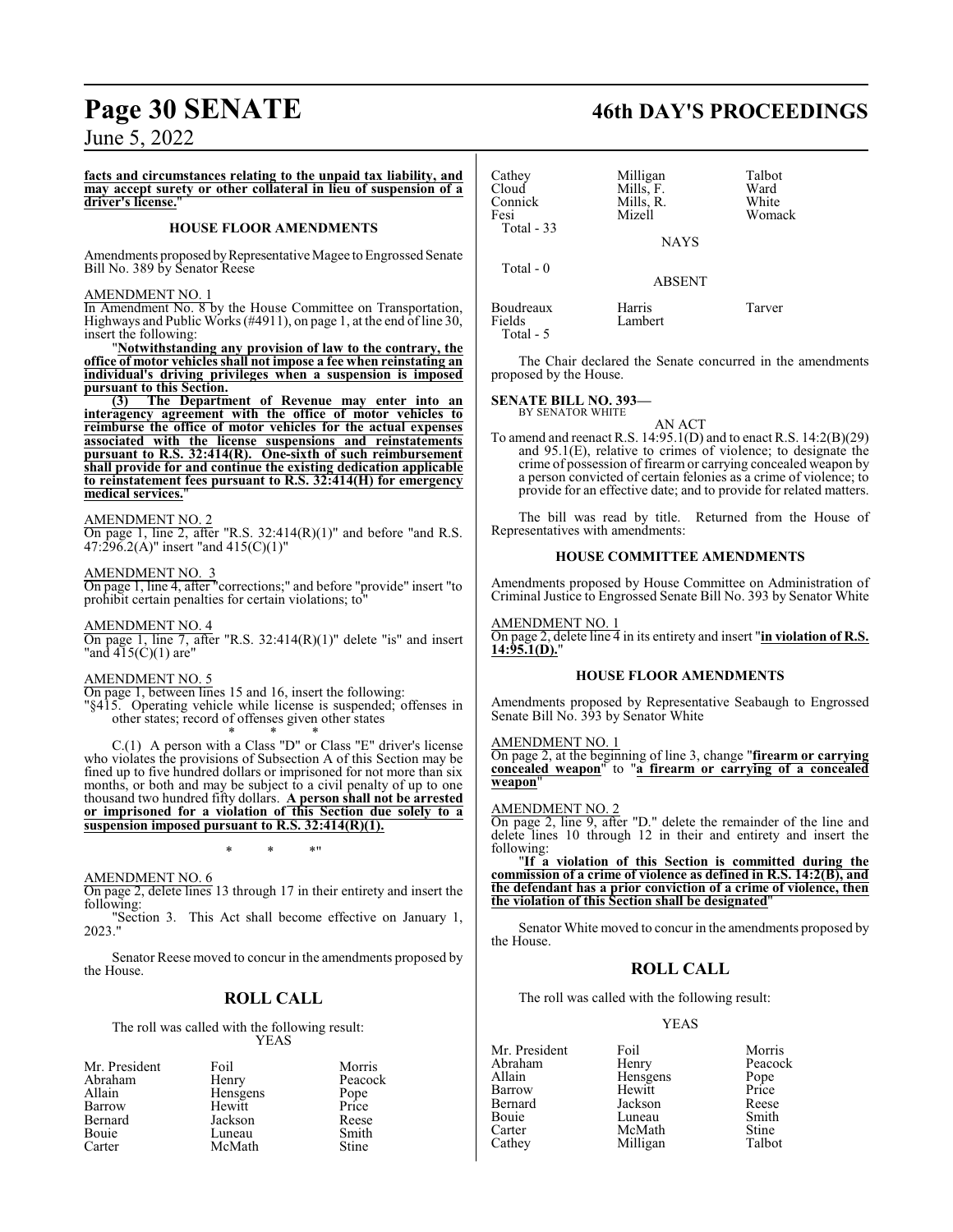**facts and circumstances relating to the unpaid tax liability, and may accept surety or other collateral in lieu of suspension of a driver's license.**"

### HOUSE FLOOR AMENDMENTS

Amendments proposed by Representative Magee to Engrossed Senate Bill No. 389 by Senator Reese

AMENDMENT NO. 1

In Amendment No. 8 by the House Committee on Transportation, Highways and Public Works (#4911), on page 1, at the end of line 30, insert the following:

"**Notwithstanding any provision of law to the contrary, the office of motor vehicles shall not impose a fee when reinstating an individual's driving privileges when a suspension is imposed pursuant to this Section.**

**(3) The Department of Revenue may enter into an interagency agreement with the office of motor vehicles to reimburse the office of motor vehicles for the actual expenses associated with the license suspensions and reinstatements pursuant to R.S. 32:414(R). One-sixth of such reimbursement shall provide for and continue the existing dedication applicable to reinstatement fees pursuant to R.S. 32:414(H) for emergency medical services.**"

AMENDMENT NO. 2

On page 1, line 2, after "R.S. 32:414(R)(1)" and before "and R.S. 47:296.2(A)" insert "and 415(C)(1)"

AMENDMENT NO. 3

On page 1, line 4, after "corrections;" and before "provide" insert "to prohibit certain penalties for certain violations; to"

AMENDMENT NO. 4

On page 1, line 7, after "R.S. 32:414(R)(1)" delete "is" and insert "and 415(C)(1) are"

AMENDMENT NO. 5

On page 1, between lines 15 and 16, insert the following:

"§415. Operating vehicle while license is suspended; offenses in other states; record of offenses given other states

\* \* \*

C.(1) A person with a Class "D" or Class "E" driver's license who violates the provisions of Subsection A of this Section may be fined up to five hundred dollars or imprisoned for not more than six months, or both and may be subject to a civil penalty of up to one thousand two hundred fifty dollars. **A person shall not be arrested or imprisoned for a violation of this Section due solely to a suspension imposed pursuant to R.S. 32:414(R)(1).**

\* \* \*"

AMENDMENT NO. 6

On page 2, delete lines 13 through 17 in their entirety and insert the following:

"Section 3. This Act shall become effective on January 1, 2023."

Senator Reese moved to concur in the amendments proposed by the House.

## ROLL CALL

The roll was called with the following result:

YEAS

| | | |
|---|---|---|
| Mr. President | Foil | Morris |
| Abraham | Henry | Peacock |
| Allain | Hensgens | Pope |
| Barrow | Hewitt | Price |
| Bernard | Jackson | Reese |
| Bouie | Luneau | Smith |
| Carter | McMath | Stine |
| Cathey | Milligan | Talbot |
| Cloud | Mills, F. | Ward |
| Connick | Mills, R. | White |
| Fesi | Mizell | Womack |

Total - 33

NAYS

Total - 0

ABSENT

| | | |
|---|---|---|
| Boudreaux | Harris | Tarver |
| Fields | Lambert | |

Total - 5

The Chair declared the Senate concurred in the amendments proposed by the House.

**SENATE BILL NO. 393—**
BY SENATOR WHITE

AN ACT

To amend and reenact R.S. 14:95.1(D) and to enact R.S. 14:2(B)(29) and 95.1(E), relative to crimes of violence; to designate the crime of possession of firearm or carrying concealed weapon by a person convicted of certain felonies as a crime of violence; to provide for an effective date; and to provide for related matters.

The bill was read by title. Returned from the House of Representatives with amendments:

### HOUSE COMMITTEE AMENDMENTS

Amendments proposed by House Committee on Administration of Criminal Justice to Engrossed Senate Bill No. 393 by Senator White

AMENDMENT NO. 1

On page 2, delete line 4 in its entirety and insert "**in violation of R.S. 14:95.1(D).**"

### HOUSE FLOOR AMENDMENTS

Amendments proposed by Representative Seabaugh to Engrossed Senate Bill No. 393 by Senator White

AMENDMENT NO. 1

On page 2, at the beginning of line 3, change "**firearm or carrying concealed weapon**" to "**a firearm or carrying of a concealed weapon**"

AMENDMENT NO. 2

On page 2, line 9, after "D." delete the remainder of the line and delete lines 10 through 12 in their and entirety and insert the following:

"**If a violation of this Section is committed during the commission of a crime of violence as defined in R.S. 14:2(B), and the defendant has a prior conviction of a crime of violence, then the violation of this Section shall be designated**"

Senator White moved to concur in the amendments proposed by the House.

## ROLL CALL

The roll was called with the following result:

YEAS

| | | |
|---|---|---|
| Mr. President | Foil | Morris |
| Abraham | Henry | Peacock |
| Allain | Hensgens | Pope |
| Barrow | Hewitt | Price |
| Bernard | Jackson | Reese |
| Bouie | Luneau | Smith |
| Carter | McMath | Stine |
| Cathey | Milligan | Talbot |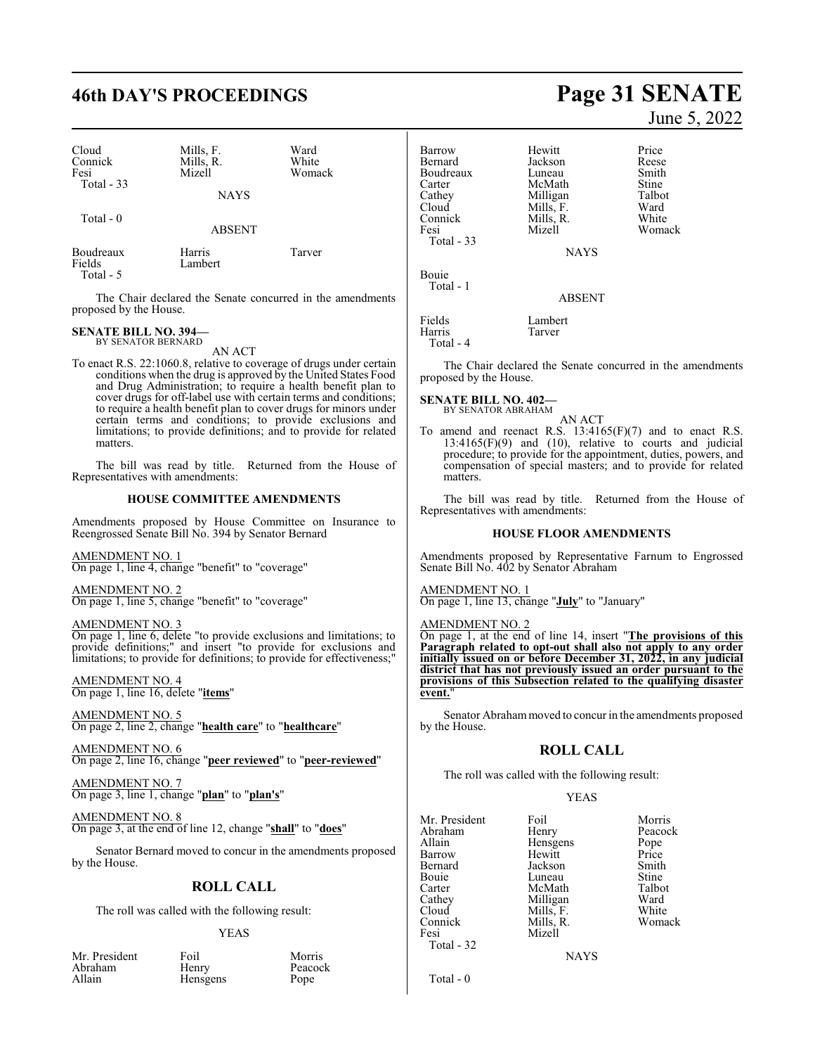| Cloud | Mills, F. | Ward |
|---|---|---|
| Connick | Mills, R. | White |
| Fesi | Mizell | Womack |
| Total - 33 | | |

NAYS

Total - 0

ABSENT

| Boudreaux | Harris | Tarver |
|---|---|---|
| Fields | Lambert | |
| Total - 5 | | |

The Chair declared the Senate concurred in the amendments proposed by the House.

**SENATE BILL NO. 394—**
BY SENATOR BERNARD

AN ACT

To enact R.S. 22:1060.8, relative to coverage of drugs under certain conditions when the drug is approved by the United States Food and Drug Administration; to require a health benefit plan to cover drugs for off-label use with certain terms and conditions; to require a health benefit plan to cover drugs for minors under certain terms and conditions; to provide exclusions and limitations; to provide definitions; and to provide for related matters.

The bill was read by title. Returned from the House of Representatives with amendments:

**HOUSE COMMITTEE AMENDMENTS**

Amendments proposed by House Committee on Insurance to Reengrossed Senate Bill No. 394 by Senator Bernard

AMENDMENT NO. 1
On page 1, line 4, change "benefit" to "coverage"

AMENDMENT NO. 2
On page 1, line 5, change "benefit" to "coverage"

AMENDMENT NO. 3
On page 1, line 6, delete "to provide exclusions and limitations; to provide definitions;" and insert "to provide for exclusions and limitations; to provide for definitions; to provide for effectiveness;"

AMENDMENT NO. 4
On page 1, line 16, delete "**items**"

AMENDMENT NO. 5
On page 2, line 2, change "**health care**" to "**healthcare**"

AMENDMENT NO. 6
On page 2, line 16, change "**peer reviewed**" to "**peer-reviewed**"

AMENDMENT NO. 7
On page 3, line 1, change "**plan**" to "**plan's**"

AMENDMENT NO. 8
On page 3, at the end of line 12, change "**shall**" to "**does**"

Senator Bernard moved to concur in the amendments proposed by the House.

## ROLL CALL

The roll was called with the following result:

YEAS

| Mr. President | Foil | Morris |
|---|---|---|
| Abraham | Henry | Peacock |
| Allain | Hensgens | Pope |
| Barrow | Hewitt | Price |
| Bernard | Jackson | Reese |
| Boudreaux | Luneau | Smith |
| Carter | McMath | Stine |
| Cathey | Milligan | Talbot |
| Cloud | Mills, F. | Ward |
| Connick | Mills, R. | White |
| Fesi | Mizell | Womack |
| Total - 33 | | |

NAYS

Bouie
Total - 1

ABSENT

| Fields | Lambert |
|---|---|
| Harris | Tarver |
| Total - 4 | |

The Chair declared the Senate concurred in the amendments proposed by the House.

**SENATE BILL NO. 402—**
BY SENATOR ABRAHAM

AN ACT

To amend and reenact R.S. 13:4165(F)(7) and to enact R.S. 13:4165(F)(9) and (10), relative to courts and judicial procedure; to provide for the appointment, duties, powers, and compensation of special masters; and to provide for related matters.

The bill was read by title. Returned from the House of Representatives with amendments:

**HOUSE FLOOR AMENDMENTS**

Amendments proposed by Representative Farnum to Engrossed Senate Bill No. 402 by Senator Abraham

AMENDMENT NO. 1
On page 1, line 13, change "**July**" to "January"

AMENDMENT NO. 2
On page 1, at the end of line 14, insert "**The provisions of this Paragraph related to opt-out shall also not apply to any order initially issued on or before December 31, 2022, in any judicial district that has not previously issued an order pursuant to the provisions of this Subsection related to the qualifying disaster event.**"

Senator Abraham moved to concur in the amendments proposed by the House.

## ROLL CALL

The roll was called with the following result:

YEAS

| Mr. President | Foil | Morris |
|---|---|---|
| Abraham | Henry | Peacock |
| Allain | Hensgens | Pope |
| Barrow | Hewitt | Price |
| Bernard | Jackson | Smith |
| Bouie | Luneau | Stine |
| Carter | McMath | Talbot |
| Cathey | Milligan | Ward |
| Cloud | Mills, F. | White |
| Connick | Mills, R. | Womack |
| Fesi | Mizell | |
| Total - 32 | | |

NAYS

Total - 0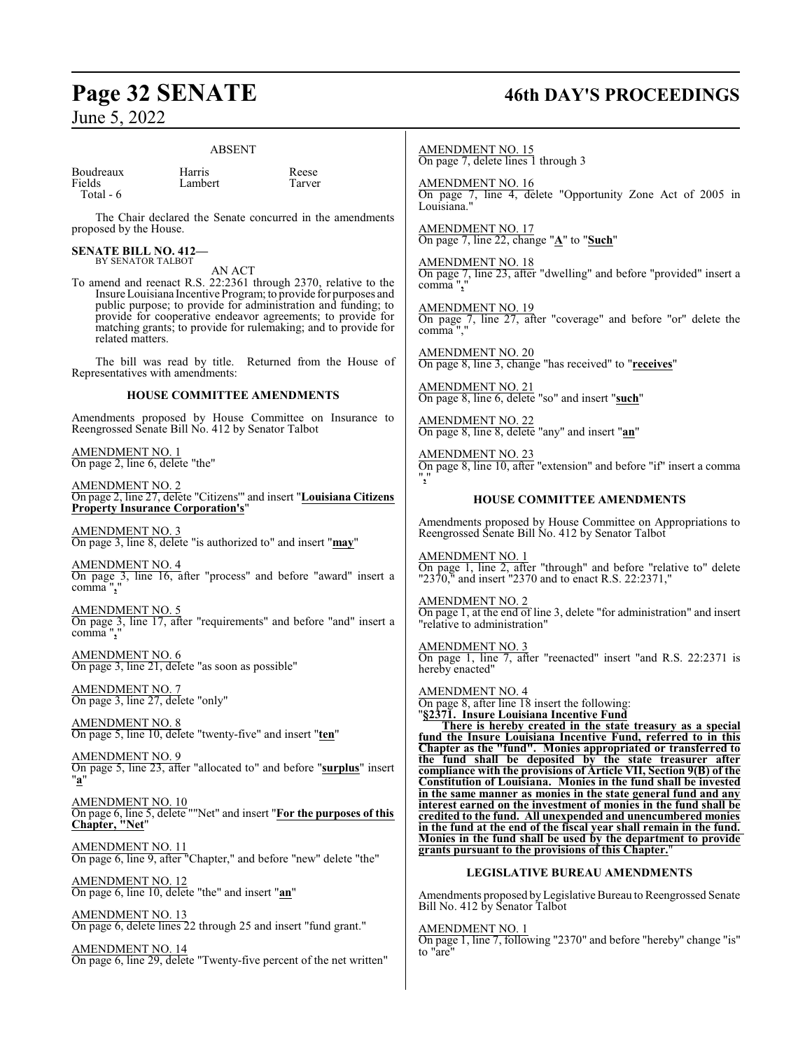## ABSENT

| | | |
|---|---|---|
| Boudreaux | Harris | Reese |
| Fields | Lambert | Tarver |
| Total - 6 | | |

The Chair declared the Senate concurred in the amendments proposed by the House.

**SENATE BILL NO. 412—**
BY SENATOR TALBOT

AN ACT

To amend and reenact R.S. 22:2361 through 2370, relative to the Insure Louisiana Incentive Program; to provide for purposes and public purpose; to provide for administration and funding; to provide for cooperative endeavor agreements; to provide for matching grants; to provide for rulemaking; and to provide for related matters.

The bill was read by title. Returned from the House of Representatives with amendments:

### HOUSE COMMITTEE AMENDMENTS

Amendments proposed by House Committee on Insurance to Reengrossed Senate Bill No. 412 by Senator Talbot

AMENDMENT NO. 1
On page 2, line 6, delete "the"

AMENDMENT NO. 2
On page 2, line 27, delete "Citizens'" and insert "**Louisiana Citizens Property Insurance Corporation's**"

AMENDMENT NO. 3
On page 3, line 8, delete "is authorized to" and insert "**may**"

AMENDMENT NO. 4
On page 3, line 16, after "process" and before "award" insert a comma "**,**"

AMENDMENT NO. 5
On page 3, line 17, after "requirements" and before "and" insert a comma "**,**"

AMENDMENT NO. 6
On page 3, line 21, delete "as soon as possible"

AMENDMENT NO. 7
On page 3, line 27, delete "only"

AMENDMENT NO. 8
On page 5, line 10, delete "twenty-five" and insert "**ten**"

AMENDMENT NO. 9
On page 5, line 23, after "allocated to" and before "**surplus**" insert "**a**"

AMENDMENT NO. 10
On page 6, line 5, delete ""Net" and insert "**For the purposes of this Chapter, "Net**"

AMENDMENT NO. 11
On page 6, line 9, after "Chapter," and before "new" delete "the"

AMENDMENT NO. 12
On page 6, line 10, delete "the" and insert "**an**"

AMENDMENT NO. 13
On page 6, delete lines 22 through 25 and insert "fund grant."

AMENDMENT NO. 14
On page 6, line 29, delete "Twenty-five percent of the net written"

AMENDMENT NO. 15
On page 7, delete lines 1 through 3

AMENDMENT NO. 16
On page 7, line 4, delete "Opportunity Zone Act of 2005 in Louisiana."

AMENDMENT NO. 17
On page 7, line 22, change "**A**" to "**Such**"

AMENDMENT NO. 18
On page 7, line 23, after "dwelling" and before "provided" insert a comma "**,**"

AMENDMENT NO. 19
On page 7, line 27, after "coverage" and before "or" delete the comma ","

AMENDMENT NO. 20
On page 8, line 3, change "has received" to "**receives**"

AMENDMENT NO. 21
On page 8, line 6, delete "so" and insert "**such**"

AMENDMENT NO. 22
On page 8, line 8, delete "any" and insert "**an**"

AMENDMENT NO. 23
On page 8, line 10, after "extension" and before "if" insert a comma "**,**"

### HOUSE COMMITTEE AMENDMENTS

Amendments proposed by House Committee on Appropriations to Reengrossed Senate Bill No. 412 by Senator Talbot

AMENDMENT NO. 1
On page 1, line 2, after "through" and before "relative to" delete "2370," and insert "2370 and to enact R.S. 22:2371,"

AMENDMENT NO. 2
On page 1, at the end of line 3, delete "for administration" and insert "relative to administration"

AMENDMENT NO. 3
On page 1, line 7, after "reenacted" insert "and R.S. 22:2371 is hereby enacted"

AMENDMENT NO. 4
On page 8, after line 18 insert the following:
"**§2371. Insure Louisiana Incentive Fund**

**There is hereby created in the state treasury as a special fund the Insure Louisiana Incentive Fund, referred to in this Chapter as the "fund". Monies appropriated or transferred to the fund shall be deposited by the state treasurer after compliance with the provisions of Article VII, Section 9(B) of the Constitution of Louisiana. Monies in the fund shall be invested in the same manner as monies in the state general fund and any interest earned on the investment of monies in the fund shall be credited to the fund. All unexpended and unencumbered monies in the fund at the end of the fiscal year shall remain in the fund. Monies in the fund shall be used by the department to provide grants pursuant to the provisions of this Chapter.**"

### LEGISLATIVE BUREAU AMENDMENTS

Amendments proposed by Legislative Bureau to Reengrossed Senate Bill No. 412 by Senator Talbot

AMENDMENT NO. 1
On page 1, line 7, following "2370" and before "hereby" change "is" to "are"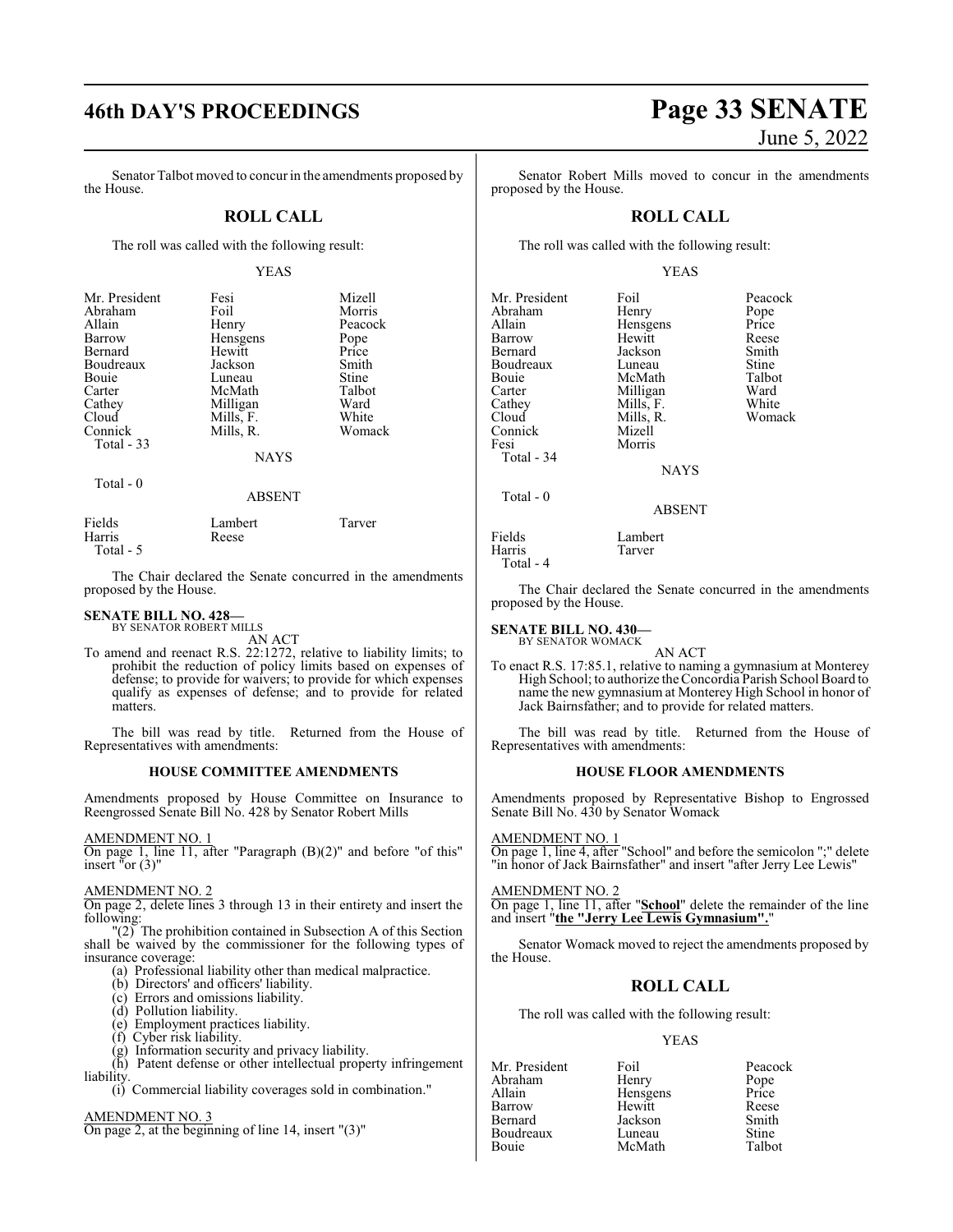Senator Talbot moved to concur in the amendments proposed by the House.

## ROLL CALL

The roll was called with the following result:

YEAS

| | | |
|---|---|---|
| Mr. President | Fesi | Mizell |
| Abraham | Foil | Morris |
| Allain | Henry | Peacock |
| Barrow | Hensgens | Pope |
| Bernard | Hewitt | Price |
| Boudreaux | Jackson | Smith |
| Bouie | Luneau | Stine |
| Carter | McMath | Talbot |
| Cathey | Milligan | Ward |
| Cloud | Mills, F. | White |
| Connick | Mills, R. | Womack |

Total - 33

NAYS

Total - 0

ABSENT

| | | |
|---|---|---|
| Fields | Lambert | Tarver |
| Harris | Reese | |

Total - 5

The Chair declared the Senate concurred in the amendments proposed by the House.

**SENATE BILL NO. 428—**
BY SENATOR ROBERT MILLS

AN ACT

To amend and reenact R.S. 22:1272, relative to liability limits; to prohibit the reduction of policy limits based on expenses of defense; to provide for waivers; to provide for which expenses qualify as expenses of defense; and to provide for related matters.

The bill was read by title. Returned from the House of Representatives with amendments:

### HOUSE COMMITTEE AMENDMENTS

Amendments proposed by House Committee on Insurance to Reengrossed Senate Bill No. 428 by Senator Robert Mills

AMENDMENT NO. 1

On page 1, line 11, after "Paragraph (B)(2)" and before "of this" insert "or (3)"

AMENDMENT NO. 2

On page 2, delete lines 3 through 13 in their entirety and insert the following:

"(2) The prohibition contained in Subsection A of this Section shall be waived by the commissioner for the following types of insurance coverage:

(a) Professional liability other than medical malpractice.

(b) Directors' and officers' liability.

(c) Errors and omissions liability.

(d) Pollution liability.

(e) Employment practices liability.

(f) Cyber risk liability.

(g) Information security and privacy liability.

(h) Patent defense or other intellectual property infringement liability.

(i) Commercial liability coverages sold in combination."

AMENDMENT NO. 3

On page 2, at the beginning of line 14, insert "(3)"

Senator Robert Mills moved to concur in the amendments proposed by the House.

## ROLL CALL

The roll was called with the following result:

YEAS

| | | |
|---|---|---|
| Mr. President | Foil | Peacock |
| Abraham | Henry | Pope |
| Allain | Hensgens | Price |
| Barrow | Hewitt | Reese |
| Bernard | Jackson | Smith |
| Boudreaux | Luneau | Stine |
| Bouie | McMath | Talbot |
| Carter | Milligan | Ward |
| Cathey | Mills, F. | White |
| Cloud | Mills, R. | Womack |
| Connick | Mizell | |
| Fesi | Morris | |

Total - 34

NAYS

Total - 0

ABSENT

| | |
|---|---|
| Fields | Lambert |
| Harris | Tarver |

Total - 4

The Chair declared the Senate concurred in the amendments proposed by the House.

**SENATE BILL NO. 430—**
BY SENATOR WOMACK

AN ACT

To enact R.S. 17:85.1, relative to naming a gymnasium at Monterey High School; to authorize the Concordia Parish School Board to name the new gymnasium at Monterey High School in honor of Jack Bairnsfather; and to provide for related matters.

The bill was read by title. Returned from the House of Representatives with amendments:

### HOUSE FLOOR AMENDMENTS

Amendments proposed by Representative Bishop to Engrossed Senate Bill No. 430 by Senator Womack

AMENDMENT NO. 1

On page 1, line 4, after "School" and before the semicolon ";" delete "in honor of Jack Bairnsfather" and insert "after Jerry Lee Lewis"

AMENDMENT NO. 2

On page 1, line 11, after "**School**" delete the remainder of the line and insert "**the "Jerry Lee Lewis Gymnasium".**"

Senator Womack moved to reject the amendments proposed by the House.

## ROLL CALL

The roll was called with the following result:

YEAS

| | | |
|---|---|---|
| Mr. President | Foil | Peacock |
| Abraham | Henry | Pope |
| Allain | Hensgens | Price |
| Barrow | Hewitt | Reese |
| Bernard | Jackson | Smith |
| Boudreaux | Luneau | Stine |
| Bouie | McMath | Talbot |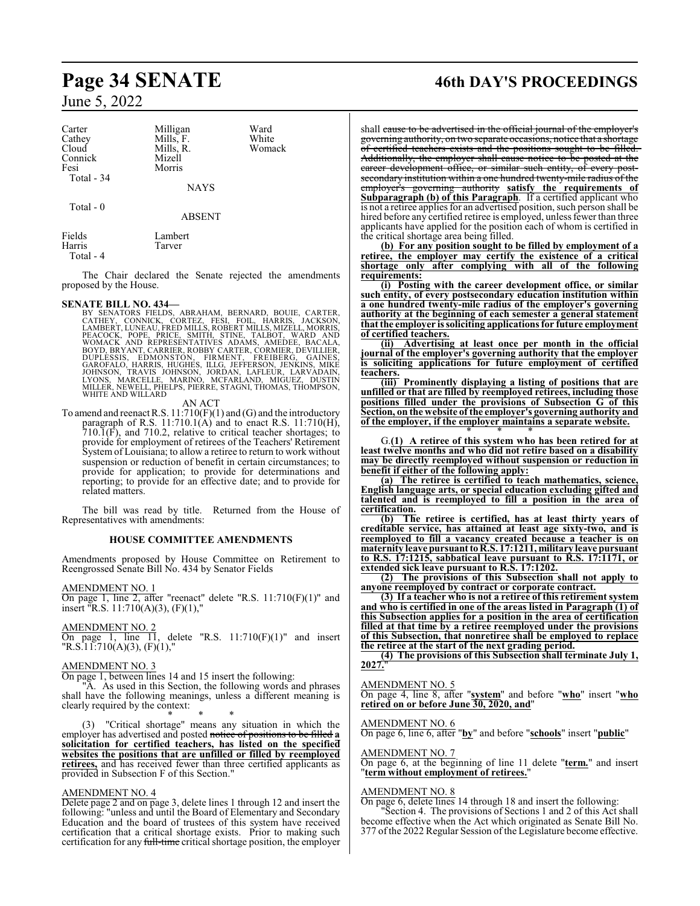| Carter | Milligan | Ward |
|---|---|---|
| Cathey | Mills, F. | White |
| Cloud | Mills, R. | Womack |
| Connick | Mizell | |
| Fesi | Morris | |

Total - 34

NAYS

Total - 0

ABSENT

| Fields | Lambert |
|---|---|
| Harris | Tarver |

Total - 4

The Chair declared the Senate rejected the amendments proposed by the House.

**SENATE BILL NO. 434—**

BY SENATORS FIELDS, ABRAHAM, BERNARD, BOUIE, CARTER, CATHEY, CONNICK, CORTEZ, FESI, FOIL, HARRIS, JACKSON, LAMBERT, LUNEAU, FRED MILLS, ROBERT MILLS, MIZELL, MORRIS, PEACOCK, POPE, PRICE, SMITH, STINE, TALBOT, WARD AND WOMACK AND REPRESENTATIVES ADAMS, AMEDEE, BACALA, BOYD, BRYANT, CARRIER, ROBBY CARTER, CORMIER, DEVILLIER, DUPLESSIS, EDMONSTON, FIRMENT, FREIBERG, GAINES, GAROFALO, HARRIS, HUGHES, ILLG, JEFFERSON, JENKINS, MIKE JOHNSON, TRAVIS JOHNSON, JORDAN, LAFLEUR, LARVADAIN, LYONS, MARCELLE, MARINO, MCFARLAND, MIGUEZ, DUSTIN MILLER, NEWELL, PHELPS, PIERRE, STAGNI, THOMAS, THOMPSON, WHITE AND WILLARD

AN ACT

To amend and reenact R.S. 11:710(F)(1) and (G) and the introductory paragraph of R.S. 11:710.1(A) and to enact R.S. 11:710(H), 710.1(F), and 710.2, relative to critical teacher shortages; to provide for employment of retirees of the Teachers' Retirement System of Louisiana; to allow a retiree to return to work without suspension or reduction of benefit in certain circumstances; to provide for application; to provide for determinations and reporting; to provide for an effective date; and to provide for related matters.

The bill was read by title. Returned from the House of Representatives with amendments:

**HOUSE COMMITTEE AMENDMENTS**

Amendments proposed by House Committee on Retirement to Reengrossed Senate Bill No. 434 by Senator Fields

AMENDMENT NO. 1

On page 1, line 2, after "reenact" delete "R.S. 11:710(F)(1)" and insert "R.S. 11:710(A)(3), (F)(1),"

AMENDMENT NO. 2

On page 1, line 11, delete "R.S. 11:710(F)(1)" and insert "R.S.11:710(A)(3), (F)(1),"

AMENDMENT NO. 3

On page 1, between lines 14 and 15 insert the following:

"A. As used in this Section, the following words and phrases shall have the following meanings, unless a different meaning is clearly required by the context:

\* \* \*

(3) "Critical shortage" means any situation in which the employer has advertised and posted ~~notice of positions to be filled~~ **a solicitation for certified teachers, has listed on the specified websites the positions that are unfilled or filled by reemployed retirees,** and has received fewer than three certified applicants as provided in Subsection F of this Section."

AMENDMENT NO. 4

Delete page 2 and on page 3, delete lines 1 through 12 and insert the following: "unless and until the Board of Elementary and Secondary Education and the board of trustees of this system have received certification that a critical shortage exists. Prior to making such certification for any ~~full-time~~ critical shortage position, the employer shall ~~cause to be advertised in the official journal of the employer's governing authority, on two separate occasions, notice that a shortage of certified teachers exists and the positions sought to be filled. Additionally, the employer shall cause notice to be posted at the career development office, or similar such entity, of every post-secondary institution within a one hundred twenty-mile radius of the employer's governing authority~~ **satisfy the requirements of Subparagraph (b) of this Paragraph**. If a certified applicant who is not a retiree applies for an advertised position, such person shall be hired before any certified retiree is employed, unless fewer than three applicants have applied for the position each of whom is certified in the critical shortage area being filled.

**(b) For any position sought to be filled by employment of a retiree, the employer may certify the existence of a critical shortage only after complying with all of the following requirements:**

**(i) Posting with the career development office, or similar such entity, of every postsecondary education institution within a one hundred twenty-mile radius of the employer's governing authority at the beginning of each semester a general statement that the employer is soliciting applications for future employment of certified teachers.**

**(ii) Advertising at least once per month in the official journal of the employer's governing authority that the employer is soliciting applications for future employment of certified teachers.**

**(iii) Prominently displaying a listing of positions that are unfilled or that are filled by reemployed retirees, including those positions filled under the provisions of Subsection G of this Section, on the website of the employer's governing authority and of the employer, if the employer maintains a separate website.**

\* \* \*

G.**(1) A retiree of this system who has been retired for at least twelve months and who did not retire based on a disability may be directly reemployed without suspension or reduction in benefit if either of the following apply:**

**(a) The retiree is certified to teach mathematics, science, English language arts, or special education excluding gifted and talented and is reemployed to fill a position in the area of certification.**

**(b) The retiree is certified, has at least thirty years of creditable service, has attained at least age sixty-two, and is reemployed to fill a vacancy created because a teacher is on maternity leave pursuant to R.S. 17:1211, military leave pursuant to R.S. 17:1215, sabbatical leave pursuant to R.S. 17:1171, or extended sick leave pursuant to R.S. 17:1202.**

**(2) The provisions of this Subsection shall not apply to anyone reemployed by contract or corporate contract.**

**(3) If a teacher who is not a retiree of this retirement system and who is certified in one of the areas listed in Paragraph (1) of this Subsection applies for a position in the area of certification filled at that time by a retiree reemployed under the provisions of this Subsection, that nonretiree shall be employed to replace the retiree at the start of the next grading period.**

**(4) The provisions of this Subsection shall terminate July 1, 2027.**"

AMENDMENT NO. 5

On page 4, line 8, after "**system**" and before "**who**" insert "**who retired on or before June 30, 2020, and**"

AMENDMENT NO. 6

On page 6, line 6, after "**by**" and before "**schools**" insert "**public**"

AMENDMENT NO. 7

On page 6, at the beginning of line 11 delete "**term.**" and insert "**term without employment of retirees.**"

AMENDMENT NO. 8

On page 6, delete lines 14 through 18 and insert the following:

"Section 4. The provisions of Sections 1 and 2 of this Act shall become effective when the Act which originated as Senate Bill No. 377 of the 2022 Regular Session of the Legislature become effective.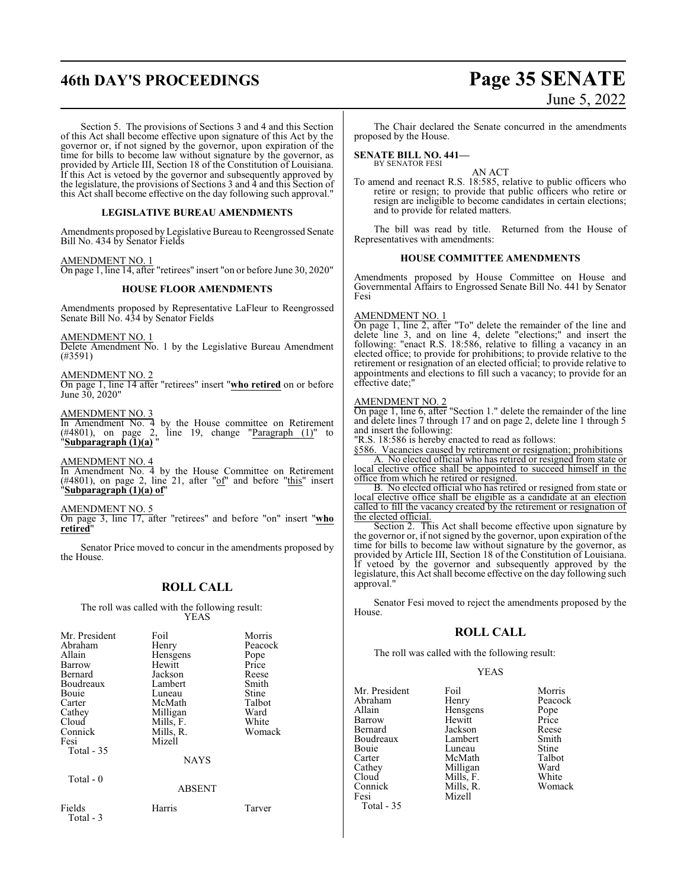Section 5. The provisions of Sections 3 and 4 and this Section of this Act shall become effective upon signature of this Act by the governor or, if not signed by the governor, upon expiration of the time for bills to become law without signature by the governor, as provided by Article III, Section 18 of the Constitution of Louisiana. If this Act is vetoed by the governor and subsequently approved by the legislature, the provisions of Sections 3 and 4 and this Section of this Act shall become effective on the day following such approval."

### LEGISLATIVE BUREAU AMENDMENTS

Amendments proposed by Legislative Bureau to Reengrossed Senate Bill No. 434 by Senator Fields

AMENDMENT NO. 1
On page 1, line 14, after "retirees" insert "on or before June 30, 2020"

### HOUSE FLOOR AMENDMENTS

Amendments proposed by Representative LaFleur to Reengrossed Senate Bill No. 434 by Senator Fields

AMENDMENT NO. 1
Delete Amendment No. 1 by the Legislative Bureau Amendment (#3591)

AMENDMENT NO. 2
On page 1, line 14 after "retirees" insert "**who retired** on or before June 30, 2020"

AMENDMENT NO. 3
In Amendment No. 4 by the House committee on Retirement (#4801), on page 2, line 19, change "Paragraph (1)" to "**Subparagraph (1)(a)** "

AMENDMENT NO. 4
In Amendment No. 4 by the House Committee on Retirement (#4801), on page 2, line 21, after "of" and before "this" insert "**Subparagraph (1)(a) of**"

AMENDMENT NO. 5
On page 3, line 17, after "retirees" and before "on" insert "**who retired**"

Senator Price moved to concur in the amendments proposed by the House.

## ROLL CALL

The roll was called with the following result:

YEAS

| | | |
|---|---|---|
| Mr. President | Foil | Morris |
| Abraham | Henry | Peacock |
| Allain | Hensgens | Pope |
| Barrow | Hewitt | Price |
| Bernard | Jackson | Reese |
| Boudreaux | Lambert | Smith |
| Bouie | Luneau | Stine |
| Carter | McMath | Talbot |
| Cathey | Milligan | Ward |
| Cloud | Mills, F. | White |
| Connick | Mills, R. | Womack |
| Fesi | Mizell | |

Total - 35

NAYS

Total - 0

ABSENT

| | | |
|---|---|---|
| Fields | Harris | Tarver |

Total - 3

The Chair declared the Senate concurred in the amendments proposed by the House.

**SENATE BILL NO. 441—**
BY SENATOR FESI

AN ACT

To amend and reenact R.S. 18:585, relative to public officers who retire or resign; to provide that public officers who retire or resign are ineligible to become candidates in certain elections; and to provide for related matters.

The bill was read by title. Returned from the House of Representatives with amendments:

### HOUSE COMMITTEE AMENDMENTS

Amendments proposed by House Committee on House and Governmental Affairs to Engrossed Senate Bill No. 441 by Senator Fesi

AMENDMENT NO. 1
On page 1, line 2, after "To" delete the remainder of the line and delete line 3, and on line 4, delete "elections;" and insert the following: "enact R.S. 18:586, relative to filling a vacancy in an elected office; to provide for prohibitions; to provide relative to the retirement or resignation of an elected official; to provide relative to appointments and elections to fill such a vacancy; to provide for an effective date;"

AMENDMENT NO. 2
On page 1, line 6, after "Section 1." delete the remainder of the line and delete lines 7 through 17 and on page 2, delete line 1 through 5 and insert the following:

"R.S. 18:586 is hereby enacted to read as follows:

§586. Vacancies caused by retirement or resignation; prohibitions

A. No elected official who has retired or resigned from state or local elective office shall be appointed to succeed himself in the office from which he retired or resigned.

B. No elected official who has retired or resigned from state or local elective office shall be eligible as a candidate at an election called to fill the vacancy created by the retirement or resignation of the elected official.

Section 2. This Act shall become effective upon signature by the governor or, if not signed by the governor, upon expiration of the time for bills to become law without signature by the governor, as provided by Article III, Section 18 of the Constitution of Louisiana. If vetoed by the governor and subsequently approved by the legislature, this Act shall become effective on the day following such approval."

Senator Fesi moved to reject the amendments proposed by the House.

## ROLL CALL

The roll was called with the following result:

YEAS

| | | |
|---|---|---|
| Mr. President | Foil | Morris |
| Abraham | Henry | Peacock |
| Allain | Hensgens | Pope |
| Barrow | Hewitt | Price |
| Bernard | Jackson | Reese |
| Boudreaux | Lambert | Smith |
| Bouie | Luneau | Stine |
| Carter | McMath | Talbot |
| Cathey | Milligan | Ward |
| Cloud | Mills, F. | White |
| Connick | Mills, R. | Womack |
| Fesi | Mizell | |

Total - 35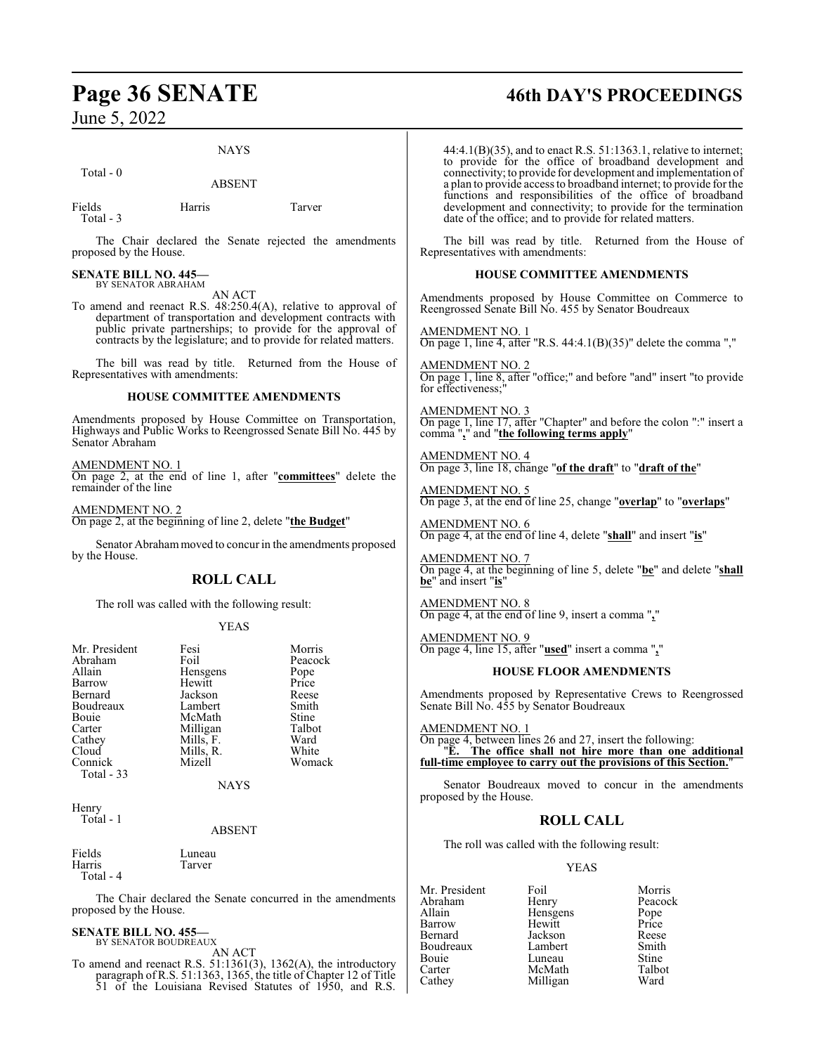NAYS

Total - 0

ABSENT

| | | |
|---|---|---|
| Fields | Harris | Tarver |

Total - 3

The Chair declared the Senate rejected the amendments proposed by the House.

**SENATE BILL NO. 445—**
BY SENATOR ABRAHAM

AN ACT

To amend and reenact R.S. 48:250.4(A), relative to approval of department of transportation and development contracts with public private partnerships; to provide for the approval of contracts by the legislature; and to provide for related matters.

The bill was read by title. Returned from the House of Representatives with amendments:

### HOUSE COMMITTEE AMENDMENTS

Amendments proposed by House Committee on Transportation, Highways and Public Works to Reengrossed Senate Bill No. 445 by Senator Abraham

AMENDMENT NO. 1
On page 2, at the end of line 1, after "**committees**" delete the remainder of the line

AMENDMENT NO. 2
On page 2, at the beginning of line 2, delete "**the Budget**"

Senator Abraham moved to concur in the amendments proposed by the House.

## ROLL CALL

The roll was called with the following result:

YEAS

| | | |
|---|---|---|
| Mr. President | Fesi | Morris |
| Abraham | Foil | Peacock |
| Allain | Hensgens | Pope |
| Barrow | Hewitt | Price |
| Bernard | Jackson | Reese |
| Boudreaux | Lambert | Smith |
| Bouie | McMath | Stine |
| Carter | Milligan | Talbot |
| Cathey | Mills, F. | Ward |
| Cloud | Mills, R. | White |
| Connick | Mizell | Womack |

Total - 33

NAYS

Henry

Total - 1

ABSENT

| | |
|---|---|
| Fields | Luneau |
| Harris | Tarver |

Total - 4

The Chair declared the Senate concurred in the amendments proposed by the House.

**SENATE BILL NO. 455—**
BY SENATOR BOUDREAUX

AN ACT

To amend and reenact R.S. 51:1361(3), 1362(A), the introductory paragraph of R.S. 51:1363, 1365, the title of Chapter 12 of Title 51 of the Louisiana Revised Statutes of 1950, and R.S. 44:4.1(B)(35), and to enact R.S. 51:1363.1, relative to internet; to provide for the office of broadband development and connectivity; to provide for development and implementation of a plan to provide access to broadband internet; to provide for the functions and responsibilities of the office of broadband development and connectivity; to provide for the termination date of the office; and to provide for related matters.

The bill was read by title. Returned from the House of Representatives with amendments:

### HOUSE COMMITTEE AMENDMENTS

Amendments proposed by House Committee on Commerce to Reengrossed Senate Bill No. 455 by Senator Boudreaux

AMENDMENT NO. 1
On page 1, line 4, after "R.S. 44:4.1(B)(35)" delete the comma ","

AMENDMENT NO. 2
On page 1, line 8, after "office;" and before "and" insert "to provide for effectiveness;"

AMENDMENT NO. 3
On page 1, line 17, after "Chapter" and before the colon ":" insert a comma "**,**" and "**the following terms apply**"

AMENDMENT NO. 4
On page 3, line 18, change "**of the draft**" to "**draft of the**"

AMENDMENT NO. 5
On page 3, at the end of line 25, change "**overlap**" to "**overlaps**"

AMENDMENT NO. 6
On page 4, at the end of line 4, delete "**shall**" and insert "**is**"

AMENDMENT NO. 7
On page 4, at the beginning of line 5, delete "**be**" and delete "**shall be**" and insert "**is**"

AMENDMENT NO. 8
On page 4, at the end of line 9, insert a comma "**,**"

AMENDMENT NO. 9
On page 4, line 15, after "**used**" insert a comma "**,**"

### HOUSE FLOOR AMENDMENTS

Amendments proposed by Representative Crews to Reengrossed Senate Bill No. 455 by Senator Boudreaux

AMENDMENT NO. 1
On page 4, between lines 26 and 27, insert the following:
"**E. The office shall not hire more than one additional full-time employee to carry out the provisions of this Section.**"

Senator Boudreaux moved to concur in the amendments proposed by the House.

## ROLL CALL

The roll was called with the following result:

YEAS

| | | |
|---|---|---|
| Mr. President | Foil | Morris |
| Abraham | Henry | Peacock |
| Allain | Hensgens | Pope |
| Barrow | Hewitt | Price |
| Bernard | Jackson | Reese |
| Boudreaux | Lambert | Smith |
| Bouie | Luneau | Stine |
| Carter | McMath | Talbot |
| Cathey | Milligan | Ward |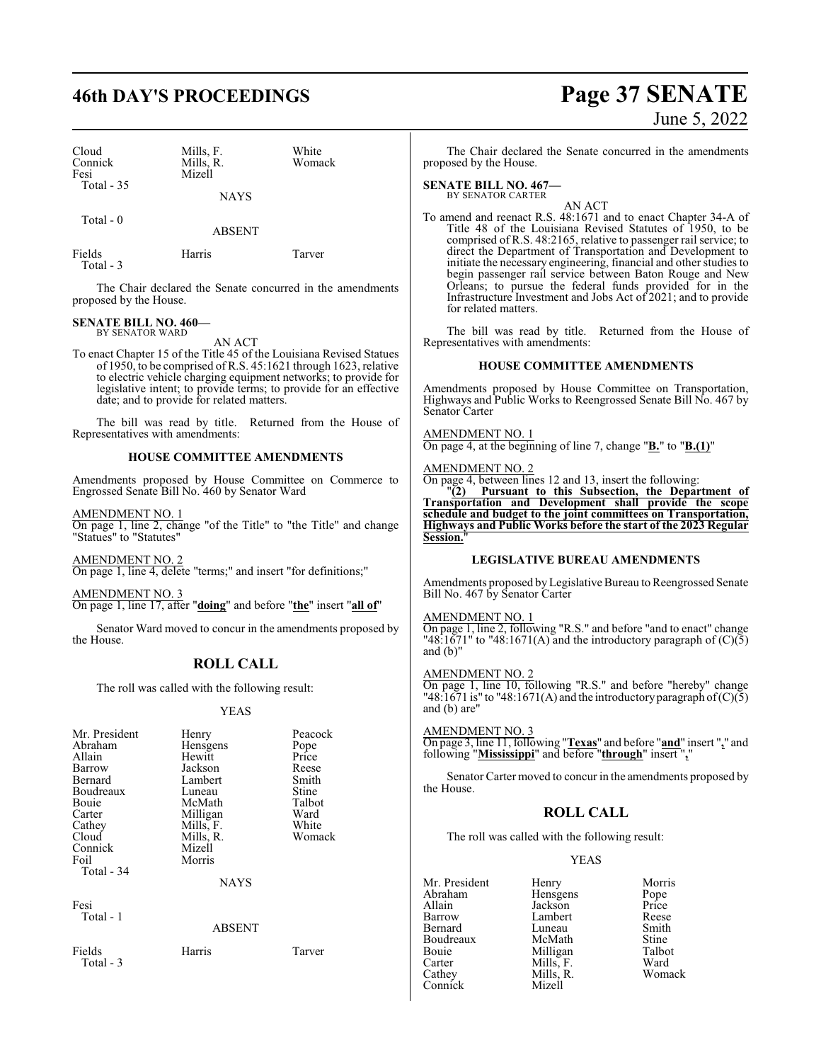| | | |
|---|---|---|
| Cloud | Mills, F. | White |
| Connick | Mills, R. | Womack |
| Fesi | Mizell | |
| Total - 35 | | |

NAYS

Total - 0

ABSENT

| | | |
|---|---|---|
| Fields | Harris | Tarver |
| Total - 3 | | |

The Chair declared the Senate concurred in the amendments proposed by the House.

**SENATE BILL NO. 460—**
BY SENATOR WARD

AN ACT

To enact Chapter 15 of the Title 45 of the Louisiana Revised Statues of 1950, to be comprised of R.S. 45:1621 through 1623, relative to electric vehicle charging equipment networks; to provide for legislative intent; to provide terms; to provide for an effective date; and to provide for related matters.

The bill was read by title. Returned from the House of Representatives with amendments:

**HOUSE COMMITTEE AMENDMENTS**

Amendments proposed by House Committee on Commerce to Engrossed Senate Bill No. 460 by Senator Ward

AMENDMENT NO. 1
On page 1, line 2, change "of the Title" to "the Title" and change "Statues" to "Statutes"

AMENDMENT NO. 2
On page 1, line 4, delete "terms;" and insert "for definitions;"

AMENDMENT NO. 3
On page 1, line 17, after "**doing**" and before "**the**" insert "**all of**"

Senator Ward moved to concur in the amendments proposed by the House.

## ROLL CALL

The roll was called with the following result:

YEAS

| | | |
|---|---|---|
| Mr. President | Henry | Peacock |
| Abraham | Hensgens | Pope |
| Allain | Hewitt | Price |
| Barrow | Jackson | Reese |
| Bernard | Lambert | Smith |
| Boudreaux | Luneau | Stine |
| Bouie | McMath | Talbot |
| Carter | Milligan | Ward |
| Cathey | Mills, F. | White |
| Cloud | Mills, R. | Womack |
| Connick | Mizell | |
| Foil | Morris | |
| Total - 34 | | |

NAYS

Fesi
Total - 1

ABSENT

| | | |
|---|---|---|
| Fields | Harris | Tarver |
| Total - 3 | | |

The Chair declared the Senate concurred in the amendments proposed by the House.

**SENATE BILL NO. 467—**
BY SENATOR CARTER

AN ACT

To amend and reenact R.S. 48:1671 and to enact Chapter 34-A of Title 48 of the Louisiana Revised Statutes of 1950, to be comprised of R.S. 48:2165, relative to passenger rail service; to direct the Department of Transportation and Development to initiate the necessary engineering, financial and other studies to begin passenger rail service between Baton Rouge and New Orleans; to pursue the federal funds provided for in the Infrastructure Investment and Jobs Act of 2021; and to provide for related matters.

The bill was read by title. Returned from the House of Representatives with amendments:

**HOUSE COMMITTEE AMENDMENTS**

Amendments proposed by House Committee on Transportation, Highways and Public Works to Reengrossed Senate Bill No. 467 by Senator Carter

AMENDMENT NO. 1
On page 4, at the beginning of line 7, change "**B.**" to "**B.(1)**"

AMENDMENT NO. 2
On page 4, between lines 12 and 13, insert the following:
"**(2) Pursuant to this Subsection, the Department of Transportation and Development shall provide the scope schedule and budget to the joint committees on Transportation, Highways and Public Works before the start of the 2023 Regular Session.**"

**LEGISLATIVE BUREAU AMENDMENTS**

Amendments proposed by Legislative Bureau to Reengrossed Senate Bill No. 467 by Senator Carter

AMENDMENT NO. 1
On page 1, line 2, following "R.S." and before "and to enact" change "48:1671" to "48:1671(A) and the introductory paragraph of (C)(5) and (b)"

AMENDMENT NO. 2
On page 1, line 10, following "R.S." and before "hereby" change "48:1671 is" to "48:1671(A) and the introductory paragraph of (C)(5) and (b) are"

AMENDMENT NO. 3
On page 3, line 11, following "**Texas**" and before "**and**" insert "**,**" and following "**Mississippi**" and before "**through**" insert "**,**"

Senator Carter moved to concur in the amendments proposed by the House.

## ROLL CALL

The roll was called with the following result:

YEAS

| | | |
|---|---|---|
| Mr. President | Henry | Morris |
| Abraham | Hensgens | Pope |
| Allain | Jackson | Price |
| Barrow | Lambert | Reese |
| Bernard | Luneau | Smith |
| Boudreaux | McMath | Stine |
| Bouie | Milligan | Talbot |
| Carter | Mills, F. | Ward |
| Cathey | Mills, R. | Womack |
| Connick | Mizell | |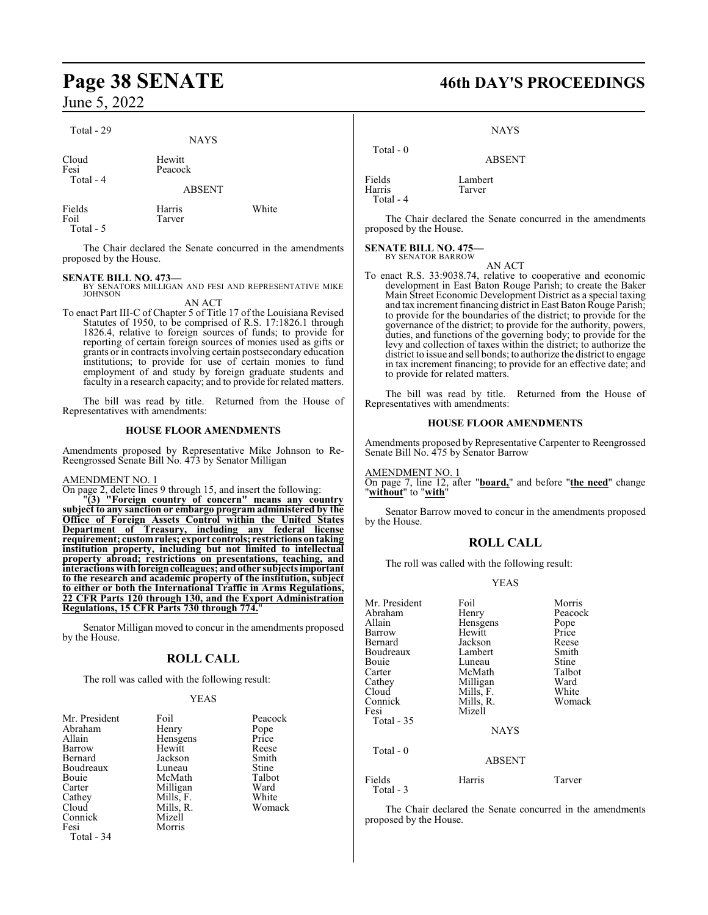Total - 29

NAYS

| | |
|---|---|
| Cloud | Hewitt |
| Fesi | Peacock |

Total - 4

ABSENT

| | | |
|---|---|---|
| Fields | Harris | White |
| Foil | Tarver | |

Total - 5

The Chair declared the Senate concurred in the amendments proposed by the House.

**SENATE BILL NO. 473—**
BY SENATORS MILLIGAN AND FESI AND REPRESENTATIVE MIKE JOHNSON

AN ACT

To enact Part III-C of Chapter 5 of Title 17 of the Louisiana Revised Statutes of 1950, to be comprised of R.S. 17:1826.1 through 1826.4, relative to foreign sources of funds; to provide for reporting of certain foreign sources of monies used as gifts or grants or in contracts involving certain postsecondary education institutions; to provide for use of certain monies to fund employment of and study by foreign graduate students and faculty in a research capacity; and to provide for related matters.

The bill was read by title. Returned from the House of Representatives with amendments:

**HOUSE FLOOR AMENDMENTS**

Amendments proposed by Representative Mike Johnson to Re-Reengrossed Senate Bill No. 473 by Senator Milligan

AMENDMENT NO. 1

On page 2, delete lines 9 through 15, and insert the following:

"**(3) "Foreign country of concern" means any country subject to any sanction or embargo program administered by the Office of Foreign Assets Control within the United States Department of Treasury, including any federal license requirement; custom rules; export controls; restrictions on taking institution property, including but not limited to intellectual property abroad; restrictions on presentations, teaching, and interactions with foreign colleagues; and other subjects important to the research and academic property of the institution, subject to either or both the International Traffic in Arms Regulations, 22 CFR Parts 120 through 130, and the Export Administration Regulations, 15 CFR Parts 730 through 774.**"

Senator Milligan moved to concur in the amendments proposed by the House.

## ROLL CALL

The roll was called with the following result:

YEAS

| | | |
|---|---|---|
| Mr. President | Foil | Peacock |
| Abraham | Henry | Pope |
| Allain | Hensgens | Price |
| Barrow | Hewitt | Reese |
| Bernard | Jackson | Smith |
| Boudreaux | Luneau | Stine |
| Bouie | McMath | Talbot |
| Carter | Milligan | Ward |
| Cathey | Mills, F. | White |
| Cloud | Mills, R. | Womack |
| Connick | Mizell | |
| Fesi | Morris | |

Total - 34

NAYS

Total - 0

ABSENT

| | |
|---|---|
| Fields | Lambert |
| Harris | Tarver |

Total - 4

The Chair declared the Senate concurred in the amendments proposed by the House.

**SENATE BILL NO. 475—**
BY SENATOR BARROW

AN ACT

To enact R.S. 33:9038.74, relative to cooperative and economic development in East Baton Rouge Parish; to create the Baker Main Street Economic Development District as a special taxing and tax increment financing district in East Baton Rouge Parish; to provide for the boundaries of the district; to provide for the governance of the district; to provide for the authority, powers, duties, and functions of the governing body; to provide for the levy and collection of taxes within the district; to authorize the district to issue and sell bonds; to authorize the district to engage in tax increment financing; to provide for an effective date; and to provide for related matters.

The bill was read by title. Returned from the House of Representatives with amendments:

**HOUSE FLOOR AMENDMENTS**

Amendments proposed by Representative Carpenter to Reengrossed Senate Bill No. 475 by Senator Barrow

AMENDMENT NO. 1

On page 7, line 12, after "**board,**" and before "**the need**" change "**without**" to "**with**"

Senator Barrow moved to concur in the amendments proposed by the House.

## ROLL CALL

The roll was called with the following result:

YEAS

| | | |
|---|---|---|
| Mr. President | Foil | Morris |
| Abraham | Henry | Peacock |
| Allain | Hensgens | Pope |
| Barrow | Hewitt | Price |
| Bernard | Jackson | Reese |
| Boudreaux | Lambert | Smith |
| Bouie | Luneau | Stine |
| Carter | McMath | Talbot |
| Cathey | Milligan | Ward |
| Cloud | Mills, F. | White |
| Connick | Mills, R. | Womack |
| Fesi | Mizell | |

Total - 35

NAYS

Total - 0

ABSENT

| | | |
|---|---|---|
| Fields | Harris | Tarver |

Total - 3

The Chair declared the Senate concurred in the amendments proposed by the House.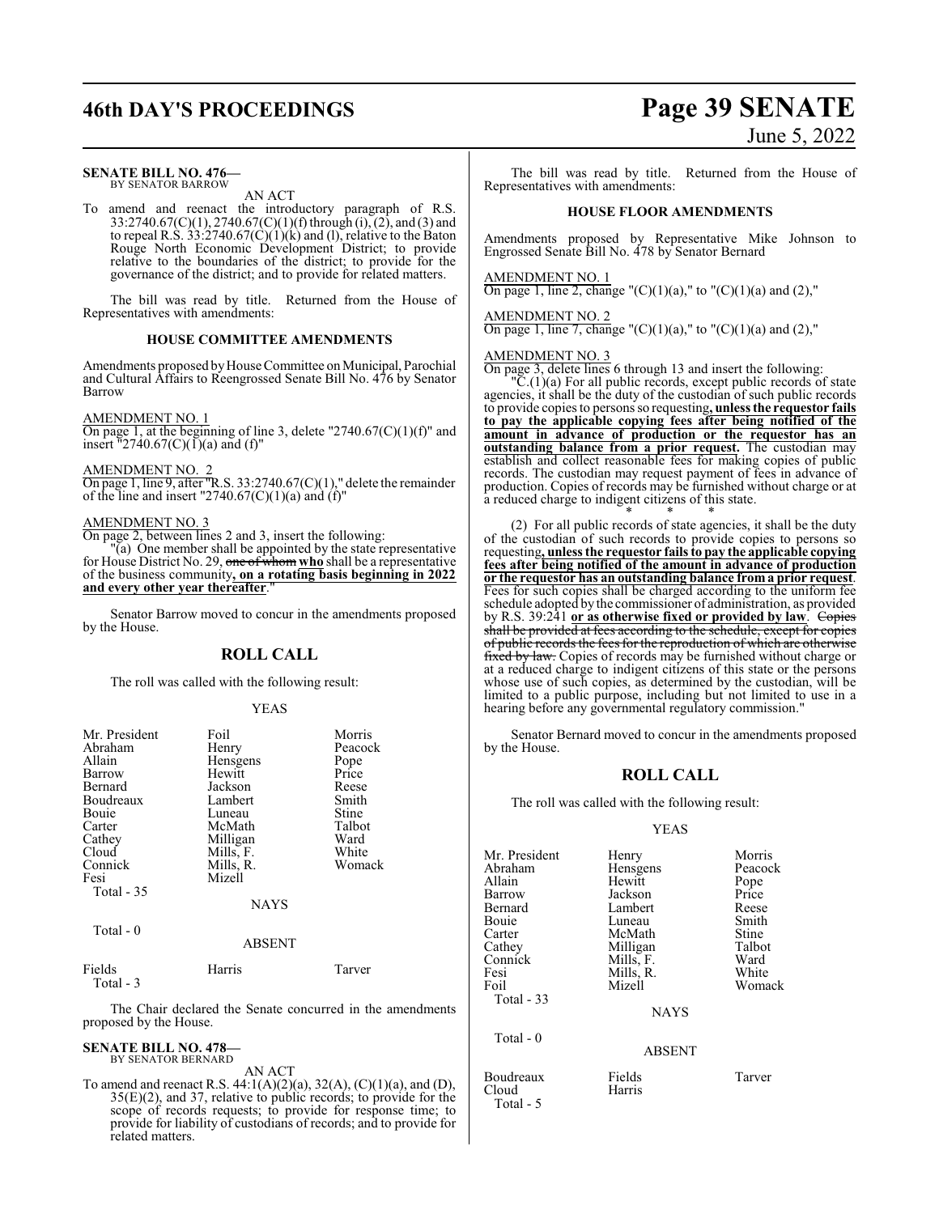**SENATE BILL NO. 476—**
BY SENATOR BARROW

AN ACT

To amend and reenact the introductory paragraph of R.S. 33:2740.67(C)(1), 2740.67(C)(1)(f) through (i), (2), and (3) and to repeal R.S. 33:2740.67(C)(1)(k) and (l), relative to the Baton Rouge North Economic Development District; to provide relative to the boundaries of the district; to provide for the governance of the district; and to provide for related matters.

The bill was read by title. Returned from the House of Representatives with amendments:

### HOUSE COMMITTEE AMENDMENTS

Amendments proposed by House Committee on Municipal, Parochial and Cultural Affairs to Reengrossed Senate Bill No. 476 by Senator Barrow

AMENDMENT NO. 1
On page 1, at the beginning of line 3, delete "2740.67(C)(1)(f)" and insert "2740.67(C)(1)(a) and (f)"

AMENDMENT NO. 2
On page 1, line 9, after "R.S. 33:2740.67(C)(1)," delete the remainder of the line and insert "2740.67(C)(1)(a) and (f)"

AMENDMENT NO. 3
On page 2, between lines 2 and 3, insert the following:

"(a) One member shall be appointed by the state representative for House District No. 29, ~~one of whom~~ **who** shall be a representative of the business community**, on a rotating basis beginning in 2022 and every other year thereafter**."

Senator Barrow moved to concur in the amendments proposed by the House.

## ROLL CALL

The roll was called with the following result:

YEAS

| | | |
|---|---|---|
| Mr. President | Foil | Morris |
| Abraham | Henry | Peacock |
| Allain | Hensgens | Pope |
| Barrow | Hewitt | Price |
| Bernard | Jackson | Reese |
| Boudreaux | Lambert | Smith |
| Bouie | Luneau | Stine |
| Carter | McMath | Talbot |
| Cathey | Milligan | Ward |
| Cloud | Mills, F. | White |
| Connick | Mills, R. | Womack |
| Fesi | Mizell | |
| Total - 35 | | |

NAYS

Total - 0

ABSENT

| | | |
|---|---|---|
| Fields | Harris | Tarver |
| Total - 3 | | |

The Chair declared the Senate concurred in the amendments proposed by the House.

**SENATE BILL NO. 478—**
BY SENATOR BERNARD

AN ACT

To amend and reenact R.S. 44:1(A)(2)(a), 32(A), (C)(1)(a), and (D), 35(E)(2), and 37, relative to public records; to provide for the scope of records requests; to provide for response time; to provide for liability of custodians of records; and to provide for related matters.

The bill was read by title. Returned from the House of Representatives with amendments:

### HOUSE FLOOR AMENDMENTS

Amendments proposed by Representative Mike Johnson to Engrossed Senate Bill No. 478 by Senator Bernard

AMENDMENT NO. 1
On page 1, line 2, change "(C)(1)(a)," to "(C)(1)(a) and (2),"

AMENDMENT NO. 2
On page 1, line 7, change "(C)(1)(a)," to "(C)(1)(a) and (2),"

AMENDMENT NO. 3
On page 3, delete lines 6 through 13 and insert the following:

"C.(1)(a) For all public records, except public records of state agencies, it shall be the duty of the custodian of such public records to provide copies to persons so requesting**, unless the requestor fails to pay the applicable copying fees after being notified of the amount in advance of production or the requestor has an outstanding balance from a prior request.** The custodian may establish and collect reasonable fees for making copies of public records. The custodian may request payment of fees in advance of production. Copies of records may be furnished without charge or at a reduced charge to indigent citizens of this state.

\* \* \*

(2) For all public records of state agencies, it shall be the duty of the custodian of such records to provide copies to persons so requesting**, unless the requestor fails to pay the applicable copying fees after being notified of the amount in advance of production or the requestor has an outstanding balance from a prior request**. Fees for such copies shall be charged according to the uniform fee schedule adopted by the commissioner of administration, as provided by R.S. 39:241 **or as otherwise fixed or provided by law**. ~~Copies shall be provided at fees according to the schedule, except for copies of public records the fees for the reproduction of which are otherwise fixed by law.~~ Copies of records may be furnished without charge or at a reduced charge to indigent citizens of this state or the persons whose use of such copies, as determined by the custodian, will be limited to a public purpose, including but not limited to use in a hearing before any governmental regulatory commission."

Senator Bernard moved to concur in the amendments proposed by the House.

## ROLL CALL

The roll was called with the following result:

YEAS

| | | |
|---|---|---|
| Mr. President | Henry | Morris |
| Abraham | Hensgens | Peacock |
| Allain | Hewitt | Pope |
| Barrow | Jackson | Price |
| Bernard | Lambert | Reese |
| Bouie | Luneau | Smith |
| Carter | McMath | Stine |
| Cathey | Milligan | Talbot |
| Connick | Mills, F. | Ward |
| Fesi | Mills, R. | White |
| Foil | Mizell | Womack |
| Total - 33 | | |

NAYS

Total - 0

ABSENT

| | | |
|---|---|---|
| Boudreaux | Fields | Tarver |
| Cloud | Harris | |
| Total - 5 | | |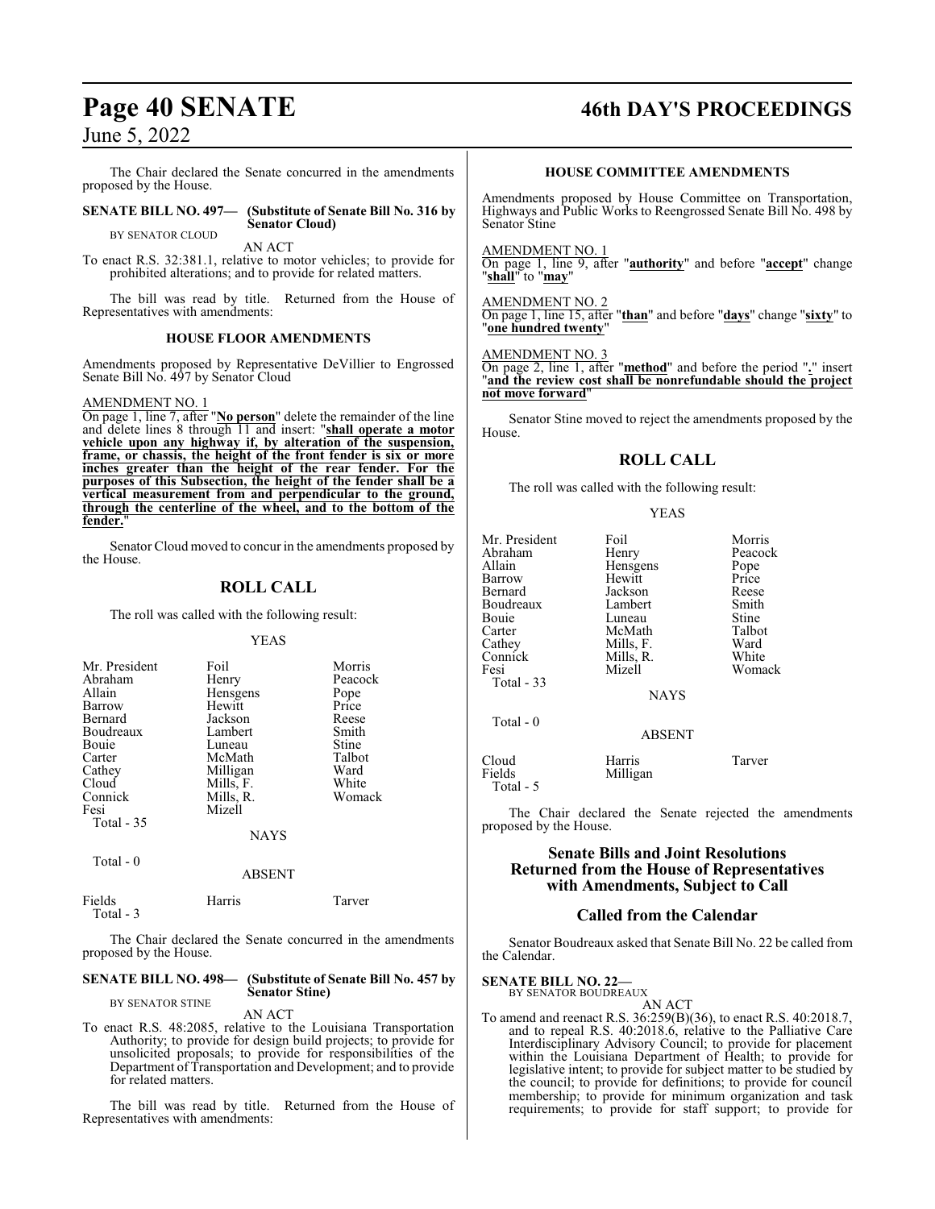The Chair declared the Senate concurred in the amendments proposed by the House.

**SENATE BILL NO. 497— (Substitute of Senate Bill No. 316 by Senator Cloud)**
BY SENATOR CLOUD

AN ACT

To enact R.S. 32:381.1, relative to motor vehicles; to provide for prohibited alterations; and to provide for related matters.

The bill was read by title. Returned from the House of Representatives with amendments:

### HOUSE FLOOR AMENDMENTS

Amendments proposed by Representative DeVillier to Engrossed Senate Bill No. 497 by Senator Cloud

AMENDMENT NO. 1
On page 1, line 7, after "**No person**" delete the remainder of the line and delete lines 8 through 11 and insert: "**shall operate a motor vehicle upon any highway if, by alteration of the suspension, frame, or chassis, the height of the front fender is six or more inches greater than the height of the rear fender. For the purposes of this Subsection, the height of the fender shall be a vertical measurement from and perpendicular to the ground, through the centerline of the wheel, and to the bottom of the fender.**"

Senator Cloud moved to concur in the amendments proposed by the House.

## ROLL CALL

The roll was called with the following result:

YEAS

| | | |
|---|---|---|
| Mr. President | Foil | Morris |
| Abraham | Henry | Peacock |
| Allain | Hensgens | Pope |
| Barrow | Hewitt | Price |
| Bernard | Jackson | Reese |
| Boudreaux | Lambert | Smith |
| Bouie | Luneau | Stine |
| Carter | McMath | Talbot |
| Cathey | Milligan | Ward |
| Cloud | Mills, F. | White |
| Connick | Mills, R. | Womack |
| Fesi | Mizell | |

Total - 35

NAYS

Total - 0

ABSENT

| | | |
|---|---|---|
| Fields | Harris | Tarver |

Total - 3

The Chair declared the Senate concurred in the amendments proposed by the House.

**SENATE BILL NO. 498— (Substitute of Senate Bill No. 457 by Senator Stine)**
BY SENATOR STINE

AN ACT

To enact R.S. 48:2085, relative to the Louisiana Transportation Authority; to provide for design build projects; to provide for unsolicited proposals; to provide for responsibilities of the Department of Transportation and Development; and to provide for related matters.

The bill was read by title. Returned from the House of Representatives with amendments:

### HOUSE COMMITTEE AMENDMENTS

Amendments proposed by House Committee on Transportation, Highways and Public Works to Reengrossed Senate Bill No. 498 by Senator Stine

AMENDMENT NO. 1
On page 1, line 9, after "**authority**" and before "**accept**" change "**shall**" to "**may**"

AMENDMENT NO. 2
On page 1, line 15, after "**than**" and before "**days**" change "**sixty**" to "**one hundred twenty**"

AMENDMENT NO. 3
On page 2, line 1, after "**method**" and before the period "**.**" insert "**and the review cost shall be nonrefundable should the project not move forward**"

Senator Stine moved to reject the amendments proposed by the House.

## ROLL CALL

The roll was called with the following result:

YEAS

| | | |
|---|---|---|
| Mr. President | Foil | Morris |
| Abraham | Henry | Peacock |
| Allain | Hensgens | Pope |
| Barrow | Hewitt | Price |
| Bernard | Jackson | Reese |
| Boudreaux | Lambert | Smith |
| Bouie | Luneau | Stine |
| Carter | McMath | Talbot |
| Cathey | Mills, F. | Ward |
| Connick | Mills, R. | White |
| Fesi | Mizell | Womack |

Total - 33

NAYS

Total - 0

ABSENT

| | | |
|---|---|---|
| Cloud | Harris | Tarver |
| Fields | Milligan | |

Total - 5

The Chair declared the Senate rejected the amendments proposed by the House.

## Senate Bills and Joint Resolutions Returned from the House of Representatives with Amendments, Subject to Call

## Called from the Calendar

Senator Boudreaux asked that Senate Bill No. 22 be called from the Calendar.

**SENATE BILL NO. 22—**
BY SENATOR BOUDREAUX

AN ACT

To amend and reenact R.S. 36:259(B)(36), to enact R.S. 40:2018.7, and to repeal R.S. 40:2018.6, relative to the Palliative Care Interdisciplinary Advisory Council; to provide for placement within the Louisiana Department of Health; to provide for legislative intent; to provide for subject matter to be studied by the council; to provide for definitions; to provide for council membership; to provide for minimum organization and task requirements; to provide for staff support; to provide for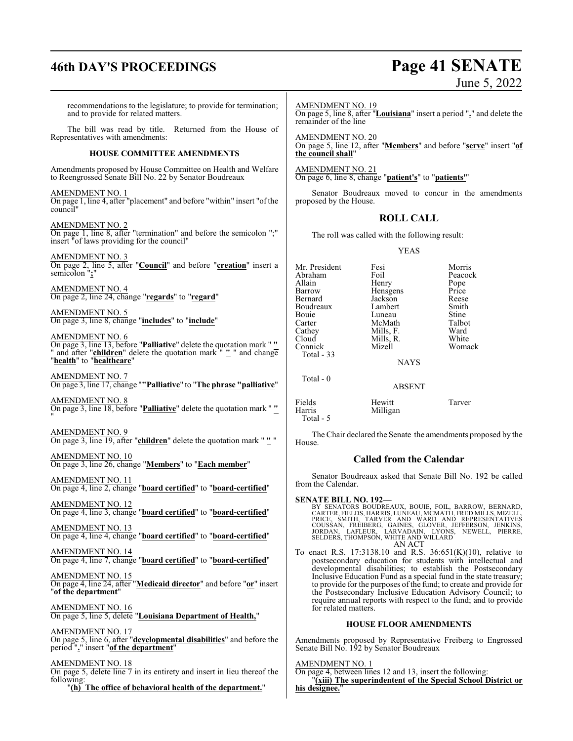recommendations to the legislature; to provide for termination; and to provide for related matters.

The bill was read by title. Returned from the House of Representatives with amendments:

## HOUSE COMMITTEE AMENDMENTS

Amendments proposed by House Committee on Health and Welfare to Reengrossed Senate Bill No. 22 by Senator Boudreaux

AMENDMENT NO. 1
On page 1, line 4, after "placement" and before "within" insert "of the council"

AMENDMENT NO. 2
On page 1, line 8, after "termination" and before the semicolon ";" insert "of laws providing for the council"

AMENDMENT NO. 3
On page 2, line 5, after "**Council**" and before "**creation**" insert a semicolon "**;**"

AMENDMENT NO. 4
On page 2, line 24, change "**regards**" to "**regard**"

AMENDMENT NO. 5
On page 3, line 8, change "**includes**" to "**include**"

AMENDMENT NO. 6
On page 3, line 13, before "**Palliative**" delete the quotation mark " **"** " and after "**children**" delete the quotation mark " **"** " and change "**health**" to "**healthcare**"

AMENDMENT NO. 7
On page 3, line 17, change "**"Palliative**" to "**The phrase "palliative**"

AMENDMENT NO. 8
On page 3, line 18, before "**Palliative**" delete the quotation mark " **"** "

AMENDMENT NO. 9
On page 3, line 19, after "**children**" delete the quotation mark " **"** "

AMENDMENT NO. 10
On page 3, line 26, change "**Members**" to "**Each member**"

AMENDMENT NO. 11
On page 4, line 2, change "**board certified**" to "**board-certified**"

AMENDMENT NO. 12
On page 4, line 3, change "**board certified**" to "**board-certified**"

AMENDMENT NO. 13
On page 4, line 4, change "**board certified**" to "**board-certified**"

AMENDMENT NO. 14
On page 4, line 7, change "**board certified**" to "**board-certified**"

AMENDMENT NO. 15
On page 4, line 24, after "**Medicaid director**" and before "**or**" insert "**of the department**"

AMENDMENT NO. 16
On page 5, line 5, delete "**Louisiana Department of Health,**"

AMENDMENT NO. 17
On page 5, line 6, after "**developmental disabilities**" and before the period "**.**" insert "**of the department**"

AMENDMENT NO. 18
On page 5, delete line 7 in its entirety and insert in lieu thereof the following:

"**(h) The office of behavioral health of the department.**"

AMENDMENT NO. 19
On page 5, line 8, after "**Louisiana**" insert a period "**.**" and delete the remainder of the line

AMENDMENT NO. 20
On page 5, line 12, after "**Members**" and before "**serve**" insert "**of the council shall**"

AMENDMENT NO. 21
On page 6, line 8, change "**patient's**" to "**patients'**"

Senator Boudreaux moved to concur in the amendments proposed by the House.

## ROLL CALL

The roll was called with the following result:

YEAS

| | | |
|---|---|---|
| Mr. President | Fesi | Morris |
| Abraham | Foil | Peacock |
| Allain | Henry | Pope |
| Barrow | Hensgens | Price |
| Bernard | Jackson | Reese |
| Boudreaux | Lambert | Smith |
| Bouie | Luneau | Stine |
| Carter | McMath | Talbot |
| Cathey | Mills, F. | Ward |
| Cloud | Mills, R. | White |
| Connick | Mizell | Womack |

Total - 33

NAYS

Total - 0

ABSENT

| | | |
|---|---|---|
| Fields | Hewitt | Tarver |
| Harris | Milligan | |

Total - 5

The Chair declared the Senate the amendments proposed by the House.

## Called from the Calendar

Senator Boudreaux asked that Senate Bill No. 192 be called from the Calendar.

**SENATE BILL NO. 192—**
BY SENATORS BOUDREAUX, BOUIE, FOIL, BARROW, BERNARD, CARTER, FIELDS, HARRIS, LUNEAU, MCMATH, FRED MILLS, MIZELL, PRICE, SMITH, TARVER AND WARD AND REPRESENTATIVES COUSSAN, FREIBERG, GAINES, GLOVER, JEFFERSON, JENKINS, JORDAN, LAFLEUR, LARVADAIN, LYONS, NEWELL, PIERRE, SELDERS, THOMPSON, WHITE AND WILLARD
AN ACT

To enact R.S. 17:3138.10 and R.S. 36:651(K)(10), relative to postsecondary education for students with intellectual and developmental disabilities; to establish the Postsecondary Inclusive Education Fund as a special fund in the state treasury; to provide for the purposes of the fund; to create and provide for the Postsecondary Inclusive Education Advisory Council; to require annual reports with respect to the fund; and to provide for related matters.

## HOUSE FLOOR AMENDMENTS

Amendments proposed by Representative Freiberg to Engrossed Senate Bill No. 192 by Senator Boudreaux

AMENDMENT NO. 1
On page 4, between lines 12 and 13, insert the following:

"**(xiii) The superindentent of the Special School District or his designee.**"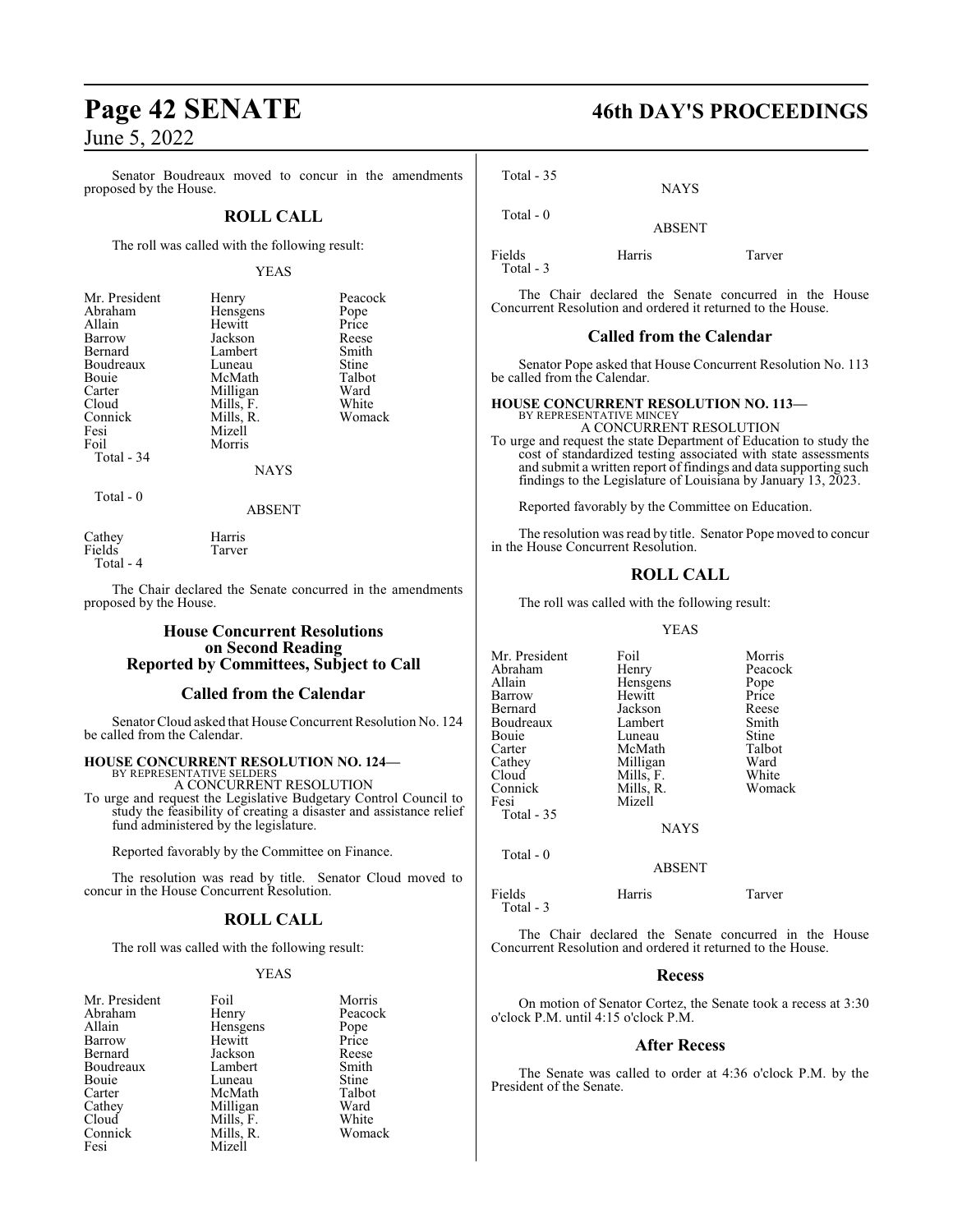Senator Boudreaux moved to concur in the amendments proposed by the House.

## ROLL CALL

The roll was called with the following result:

YEAS

| | | |
|---|---|---|
| Mr. President | Henry | Peacock |
| Abraham | Hensgens | Pope |
| Allain | Hewitt | Price |
| Barrow | Jackson | Reese |
| Bernard | Lambert | Smith |
| Boudreaux | Luneau | Stine |
| Bouie | McMath | Talbot |
| Carter | Milligan | Ward |
| Cloud | Mills, F. | White |
| Connick | Mills, R. | Womack |
| Fesi | Mizell | |
| Foil | Morris | |

Total - 34

NAYS

Total - 0

ABSENT

| | |
|---|---|
| Cathey | Harris |
| Fields | Tarver |

Total - 4

The Chair declared the Senate concurred in the amendments proposed by the House.

## House Concurrent Resolutions on Second Reading Reported by Committees, Subject to Call

## Called from the Calendar

Senator Cloud asked that House Concurrent Resolution No. 124 be called from the Calendar.

**HOUSE CONCURRENT RESOLUTION NO. 124—**
BY REPRESENTATIVE SELDERS
A CONCURRENT RESOLUTION

To urge and request the Legislative Budgetary Control Council to study the feasibility of creating a disaster and assistance relief fund administered by the legislature.

Reported favorably by the Committee on Finance.

The resolution was read by title. Senator Cloud moved to concur in the House Concurrent Resolution.

## ROLL CALL

The roll was called with the following result:

YEAS

| | | |
|---|---|---|
| Mr. President | Foil | Morris |
| Abraham | Henry | Peacock |
| Allain | Hensgens | Pope |
| Barrow | Hewitt | Price |
| Bernard | Jackson | Reese |
| Boudreaux | Lambert | Smith |
| Bouie | Luneau | Stine |
| Carter | McMath | Talbot |
| Cathey | Milligan | Ward |
| Cloud | Mills, F. | White |
| Connick | Mills, R. | Womack |
| Fesi | Mizell | |

Total - 35

NAYS

Total - 0

ABSENT

| | | |
|---|---|---|
| Fields | Harris | Tarver |

Total - 3

The Chair declared the Senate concurred in the House Concurrent Resolution and ordered it returned to the House.

## Called from the Calendar

Senator Pope asked that House Concurrent Resolution No. 113 be called from the Calendar.

**HOUSE CONCURRENT RESOLUTION NO. 113—**
BY REPRESENTATIVE MINCEY
A CONCURRENT RESOLUTION

To urge and request the state Department of Education to study the cost of standardized testing associated with state assessments and submit a written report of findings and data supporting such findings to the Legislature of Louisiana by January 13, 2023.

Reported favorably by the Committee on Education.

The resolution was read by title. Senator Pope moved to concur in the House Concurrent Resolution.

## ROLL CALL

The roll was called with the following result:

YEAS

| | | |
|---|---|---|
| Mr. President | Foil | Morris |
| Abraham | Henry | Peacock |
| Allain | Hensgens | Pope |
| Barrow | Hewitt | Price |
| Bernard | Jackson | Reese |
| Boudreaux | Lambert | Smith |
| Bouie | Luneau | Stine |
| Carter | McMath | Talbot |
| Cathey | Milligan | Ward |
| Cloud | Mills, F. | White |
| Connick | Mills, R. | Womack |
| Fesi | Mizell | |

Total - 35

NAYS

Total - 0

ABSENT

| | | |
|---|---|---|
| Fields | Harris | Tarver |

Total - 3

The Chair declared the Senate concurred in the House Concurrent Resolution and ordered it returned to the House.

## Recess

On motion of Senator Cortez, the Senate took a recess at 3:30 o'clock P.M. until 4:15 o'clock P.M.

## After Recess

The Senate was called to order at 4:36 o'clock P.M. by the President of the Senate.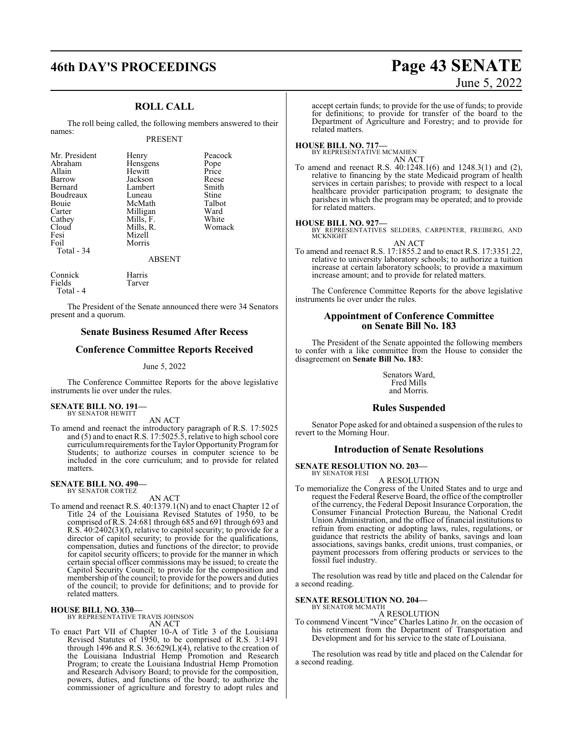## ROLL CALL

The roll being called, the following members answered to their names:

PRESENT

| | | |
|---|---|---|
| Mr. President | Henry | Peacock |
| Abraham | Hensgens | Pope |
| Allain | Hewitt | Price |
| Barrow | Jackson | Reese |
| Bernard | Lambert | Smith |
| Boudreaux | Luneau | Stine |
| Bouie | McMath | Talbot |
| Carter | Milligan | Ward |
| Cathey | Mills, F. | White |
| Cloud | Mills, R. | Womack |
| Fesi | Mizell | |
| Foil | Morris | |

Total - 34

ABSENT

| | |
|---|---|
| Connick | Harris |
| Fields | Tarver |

Total - 4

The President of the Senate announced there were 34 Senators present and a quorum.

## Senate Business Resumed After Recess

## Conference Committee Reports Received

June 5, 2022

The Conference Committee Reports for the above legislative instruments lie over under the rules.

**SENATE BILL NO. 191—**
BY SENATOR HEWITT

AN ACT

To amend and reenact the introductory paragraph of R.S. 17:5025 and (5) and to enact R.S. 17:5025.5, relative to high school core curriculum requirements for the Taylor Opportunity Program for Students; to authorize courses in computer science to be included in the core curriculum; and to provide for related matters.

**SENATE BILL NO. 490—**
BY SENATOR CORTEZ

AN ACT

To amend and reenact R.S. 40:1379.1(N) and to enact Chapter 12 of Title 24 of the Louisiana Revised Statutes of 1950, to be comprised of R.S. 24:681 through 685 and 691 through 693 and R.S. 40:2402(3)(f), relative to capitol security; to provide for a director of capitol security; to provide for the qualifications, compensation, duties and functions of the director; to provide for capitol security officers; to provide for the manner in which certain special officer commissions may be issued; to create the Capitol Security Council; to provide for the composition and membership of the council; to provide for the powers and duties of the council; to provide for definitions; and to provide for related matters.

**HOUSE BILL NO. 330—**
BY REPRESENTATIVE TRAVIS JOHNSON

AN ACT

To enact Part VII of Chapter 10-A of Title 3 of the Louisiana Revised Statutes of 1950, to be comprised of R.S. 3:1491 through 1496 and R.S. 36:629(L)(4), relative to the creation of the Louisiana Industrial Hemp Promotion and Research Program; to create the Louisiana Industrial Hemp Promotion and Research Advisory Board; to provide for the composition, powers, duties, and functions of the board; to authorize the commissioner of agriculture and forestry to adopt rules and accept certain funds; to provide for the use of funds; to provide for definitions; to provide for transfer of the board to the Department of Agriculture and Forestry; and to provide for related matters.

**HOUSE BILL NO. 717—**
BY REPRESENTATIVE MCMAHEN

AN ACT

To amend and reenact R.S. 40:1248.1(6) and 1248.3(1) and (2), relative to financing by the state Medicaid program of health services in certain parishes; to provide with respect to a local healthcare provider participation program; to designate the parishes in which the program may be operated; and to provide for related matters.

**HOUSE BILL NO. 927—**
BY REPRESENTATIVES SELDERS, CARPENTER, FREIBERG, AND MCKNIGHT

AN ACT

To amend and reenact R.S. 17:1855.2 and to enact R.S. 17:3351.22, relative to university laboratory schools; to authorize a tuition increase at certain laboratory schools; to provide a maximum increase amount; and to provide for related matters.

The Conference Committee Reports for the above legislative instruments lie over under the rules.

## Appointment of Conference Committee on Senate Bill No. 183

The President of the Senate appointed the following members to confer with a like committee from the House to consider the disagreement on **Senate Bill No. 183**:

Senators Ward,
Fred Mills
and Morris.

## Rules Suspended

Senator Pope asked for and obtained a suspension of the rules to revert to the Morning Hour.

## Introduction of Senate Resolutions

**SENATE RESOLUTION NO. 203—**
BY SENATOR FESI

A RESOLUTION

To memorialize the Congress of the United States and to urge and request the Federal Reserve Board, the office of the comptroller of the currency, the Federal Deposit Insurance Corporation, the Consumer Financial Protection Bureau, the National Credit Union Administration, and the office of financial institutions to refrain from enacting or adopting laws, rules, regulations, or guidance that restricts the ability of banks, savings and loan associations, savings banks, credit unions, trust companies, or payment processors from offering products or services to the fossil fuel industry.

The resolution was read by title and placed on the Calendar for a second reading.

**SENATE RESOLUTION NO. 204—**
BY SENATOR MCMATH

A RESOLUTION

To commend Vincent "Vince" Charles Latino Jr. on the occasion of his retirement from the Department of Transportation and Development and for his service to the state of Louisiana.

The resolution was read by title and placed on the Calendar for a second reading.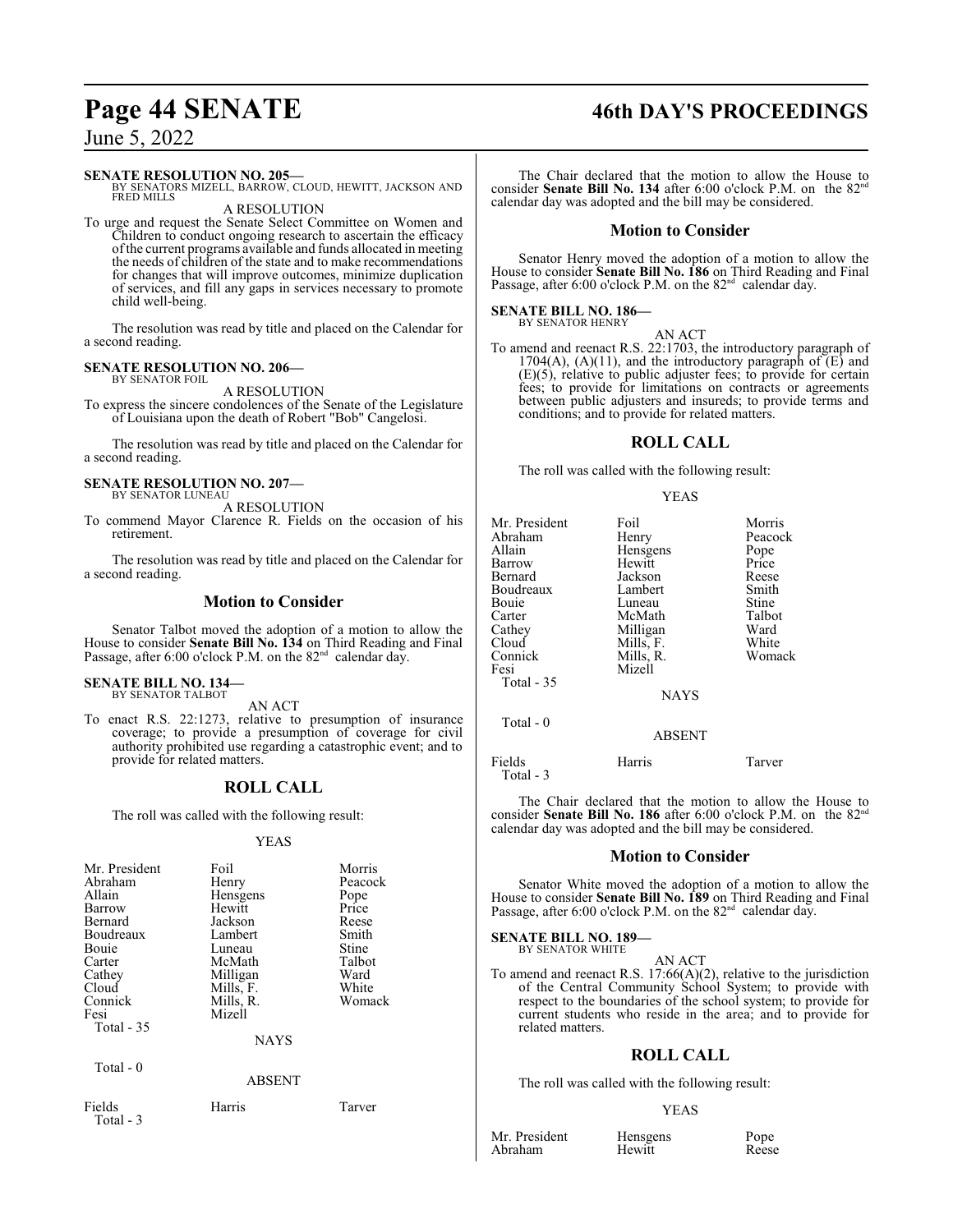**SENATE RESOLUTION NO. 205—**
BY SENATORS MIZELL, BARROW, CLOUD, HEWITT, JACKSON AND FRED MILLS

A RESOLUTION

To urge and request the Senate Select Committee on Women and Children to conduct ongoing research to ascertain the efficacy of the current programs available and funds allocated in meeting the needs of children of the state and to make recommendations for changes that will improve outcomes, minimize duplication of services, and fill any gaps in services necessary to promote child well-being.

The resolution was read by title and placed on the Calendar for a second reading.

**SENATE RESOLUTION NO. 206—**
BY SENATOR FOIL

A RESOLUTION

To express the sincere condolences of the Senate of the Legislature of Louisiana upon the death of Robert "Bob" Cangelosi.

The resolution was read by title and placed on the Calendar for a second reading.

**SENATE RESOLUTION NO. 207—**
BY SENATOR LUNEAU

A RESOLUTION

To commend Mayor Clarence R. Fields on the occasion of his retirement.

The resolution was read by title and placed on the Calendar for a second reading.

## Motion to Consider

Senator Talbot moved the adoption of a motion to allow the House to consider **Senate Bill No. 134** on Third Reading and Final Passage, after 6:00 o'clock P.M. on the 82nd calendar day.

**SENATE BILL NO. 134—**
BY SENATOR TALBOT

AN ACT

To enact R.S. 22:1273, relative to presumption of insurance coverage; to provide a presumption of coverage for civil authority prohibited use regarding a catastrophic event; and to provide for related matters.

## ROLL CALL

The roll was called with the following result:

YEAS

| | | |
|---|---|---|
| Mr. President | Foil | Morris |
| Abraham | Henry | Peacock |
| Allain | Hensgens | Pope |
| Barrow | Hewitt | Price |
| Bernard | Jackson | Reese |
| Boudreaux | Lambert | Smith |
| Bouie | Luneau | Stine |
| Carter | McMath | Talbot |
| Cathey | Milligan | Ward |
| Cloud | Mills, F. | White |
| Connick | Mills, R. | Womack |
| Fesi | Mizell | |

Total - 35

NAYS

Total - 0

ABSENT

| | | |
|---|---|---|
| Fields | Harris | Tarver |

Total - 3

The Chair declared that the motion to allow the House to consider **Senate Bill No. 134** after 6:00 o'clock P.M. on the 82nd calendar day was adopted and the bill may be considered.

## Motion to Consider

Senator Henry moved the adoption of a motion to allow the House to consider **Senate Bill No. 186** on Third Reading and Final Passage, after 6:00 o'clock P.M. on the 82nd calendar day.

**SENATE BILL NO. 186—**
BY SENATOR HENRY

AN ACT

To amend and reenact R.S. 22:1703, the introductory paragraph of 1704(A), (A)(11), and the introductory paragraph of (E) and (E)(5), relative to public adjuster fees; to provide for certain fees; to provide for limitations on contracts or agreements between public adjusters and insureds; to provide terms and conditions; and to provide for related matters.

## ROLL CALL

The roll was called with the following result:

YEAS

| | | |
|---|---|---|
| Mr. President | Foil | Morris |
| Abraham | Henry | Peacock |
| Allain | Hensgens | Pope |
| Barrow | Hewitt | Price |
| Bernard | Jackson | Reese |
| Boudreaux | Lambert | Smith |
| Bouie | Luneau | Stine |
| Carter | McMath | Talbot |
| Cathey | Milligan | Ward |
| Cloud | Mills, F. | White |
| Connick | Mills, R. | Womack |
| Fesi | Mizell | |

Total - 35

NAYS

Total - 0

ABSENT

| | | |
|---|---|---|
| Fields | Harris | Tarver |

Total - 3

The Chair declared that the motion to allow the House to consider **Senate Bill No. 186** after 6:00 o'clock P.M. on the 82nd calendar day was adopted and the bill may be considered.

## Motion to Consider

Senator White moved the adoption of a motion to allow the House to consider **Senate Bill No. 189** on Third Reading and Final Passage, after 6:00 o'clock P.M. on the 82nd calendar day.

**SENATE BILL NO. 189—**
BY SENATOR WHITE

AN ACT

To amend and reenact R.S. 17:66(A)(2), relative to the jurisdiction of the Central Community School System; to provide with respect to the boundaries of the school system; to provide for current students who reside in the area; and to provide for related matters.

## ROLL CALL

The roll was called with the following result:

YEAS

| | | |
|---|---|---|
| Mr. President | Hensgens | Pope |
| Abraham | Hewitt | Reese |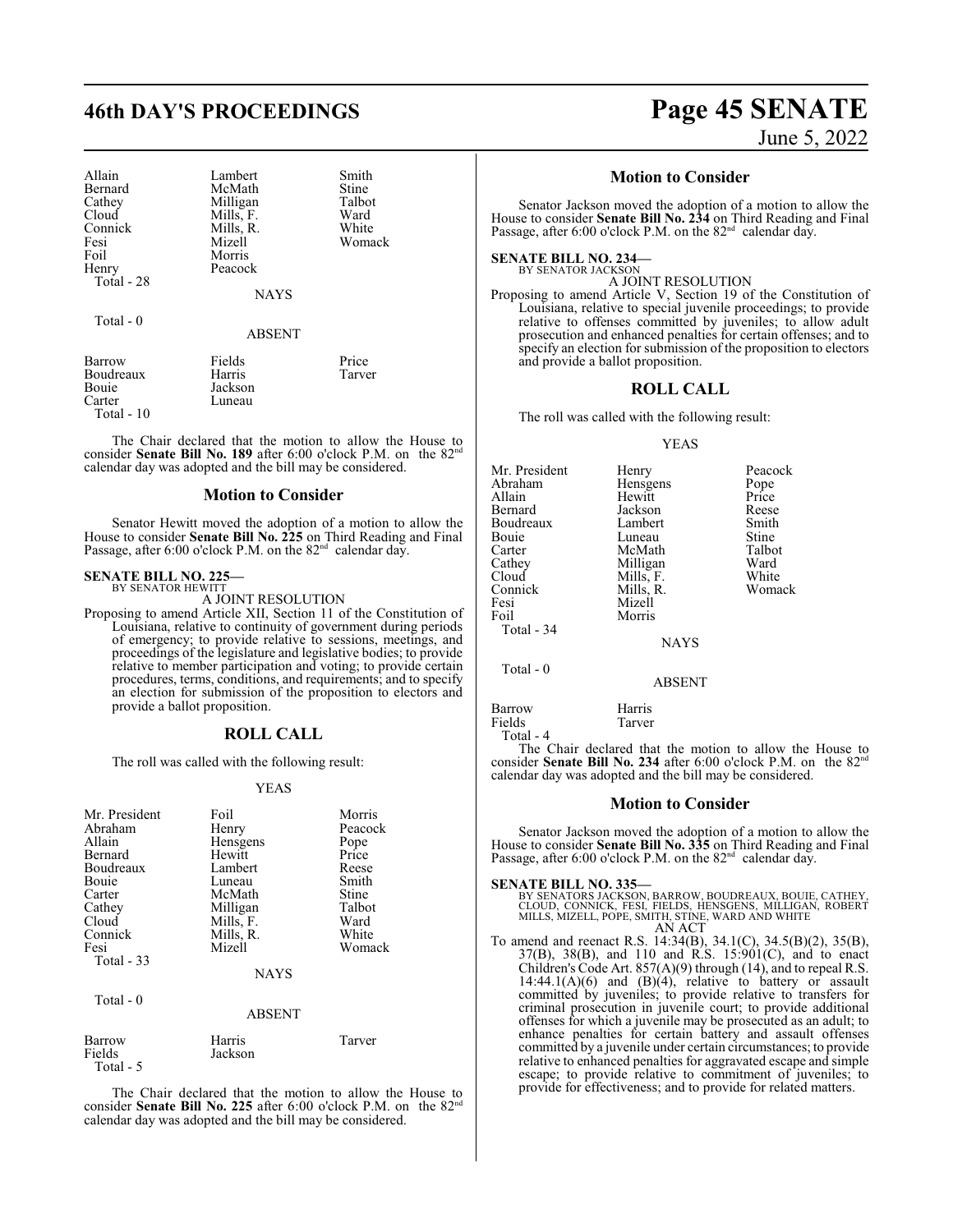| | | |
|---|---|---|
| Allain | Lambert | Smith |
| Bernard | McMath | Stine |
| Cathey | Milligan | Talbot |
| Cloud | Mills, F. | Ward |
| Connick | Mills, R. | White |
| Fesi | Mizell | Womack |
| Foil | Morris | |
| Henry | Peacock | |
| Total - 28 | | |

NAYS

Total - 0

ABSENT

| | | |
|---|---|---|
| Barrow | Fields | Price |
| Boudreaux | Harris | Tarver |
| Bouie | Jackson | |
| Carter | Luneau | |
| Total - 10 | | |

The Chair declared that the motion to allow the House to consider **Senate Bill No. 189** after 6:00 o'clock P.M. on the 82nd calendar day was adopted and the bill may be considered.

## Motion to Consider

Senator Hewitt moved the adoption of a motion to allow the House to consider **Senate Bill No. 225** on Third Reading and Final Passage, after 6:00 o'clock P.M. on the 82nd calendar day.

**SENATE BILL NO. 225—**
BY SENATOR HEWITT

A JOINT RESOLUTION

Proposing to amend Article XII, Section 11 of the Constitution of Louisiana, relative to continuity of government during periods of emergency; to provide relative to sessions, meetings, and proceedings of the legislature and legislative bodies; to provide relative to member participation and voting; to provide certain procedures, terms, conditions, and requirements; and to specify an election for submission of the proposition to electors and provide a ballot proposition.

## ROLL CALL

The roll was called with the following result:

YEAS

| | | |
|---|---|---|
| Mr. President | Foil | Morris |
| Abraham | Henry | Peacock |
| Allain | Hensgens | Pope |
| Bernard | Hewitt | Price |
| Boudreaux | Lambert | Reese |
| Bouie | Luneau | Smith |
| Carter | McMath | Stine |
| Cathey | Milligan | Talbot |
| Cloud | Mills, F. | Ward |
| Connick | Mills, R. | White |
| Fesi | Mizell | Womack |
| Total - 33 | | |

NAYS

Total - 0

ABSENT

| | | |
|---|---|---|
| Barrow | Harris | Tarver |
| Fields | Jackson | |
| Total - 5 | | |

The Chair declared that the motion to allow the House to consider **Senate Bill No. 225** after 6:00 o'clock P.M. on the 82nd calendar day was adopted and the bill may be considered.

## Motion to Consider

Senator Jackson moved the adoption of a motion to allow the House to consider **Senate Bill No. 234** on Third Reading and Final Passage, after 6:00 o'clock P.M. on the 82nd calendar day.

**SENATE BILL NO. 234—**
BY SENATOR JACKSON

A JOINT RESOLUTION

Proposing to amend Article V, Section 19 of the Constitution of Louisiana, relative to special juvenile proceedings; to provide relative to offenses committed by juveniles; to allow adult prosecution and enhanced penalties for certain offenses; and to specify an election for submission of the proposition to electors and provide a ballot proposition.

## ROLL CALL

The roll was called with the following result:

YEAS

| | | |
|---|---|---|
| Mr. President | Henry | Peacock |
| Abraham | Hensgens | Pope |
| Allain | Hewitt | Price |
| Bernard | Jackson | Reese |
| Boudreaux | Lambert | Smith |
| Bouie | Luneau | Stine |
| Carter | McMath | Talbot |
| Cathey | Milligan | Ward |
| Cloud | Mills, F. | White |
| Connick | Mills, R. | Womack |
| Fesi | Mizell | |
| Foil | Morris | |
| Total - 34 | | |

NAYS

Total - 0

ABSENT

| | |
|---|---|
| Barrow | Harris |
| Fields | Tarver |
| Total - 4 | |

The Chair declared that the motion to allow the House to consider **Senate Bill No. 234** after 6:00 o'clock P.M. on the 82nd calendar day was adopted and the bill may be considered.

## Motion to Consider

Senator Jackson moved the adoption of a motion to allow the House to consider **Senate Bill No. 335** on Third Reading and Final Passage, after 6:00 o'clock P.M. on the 82nd calendar day.

**SENATE BILL NO. 335—**
BY SENATORS JACKSON, BARROW, BOUDREAUX, BOUIE, CATHEY, CLOUD, CONNICK, FESI, FIELDS, HENSGENS, MILLIGAN, ROBERT MILLS, MIZELL, POPE, SMITH, STINE, WARD AND WHITE

AN ACT

To amend and reenact R.S. 14:34(B), 34.1(C), 34.5(B)(2), 35(B), 37(B), 38(B), and 110 and R.S. 15:901(C), and to enact Children's Code Art. 857(A)(9) through (14), and to repeal R.S. 14:44.1(A)(6) and (B)(4), relative to battery or assault committed by juveniles; to provide relative to transfers for criminal prosecution in juvenile court; to provide additional offenses for which a juvenile may be prosecuted as an adult; to enhance penalties for certain battery and assault offenses committed by a juvenile under certain circumstances; to provide relative to enhanced penalties for aggravated escape and simple escape; to provide relative to commitment of juveniles; to provide for effectiveness; and to provide for related matters.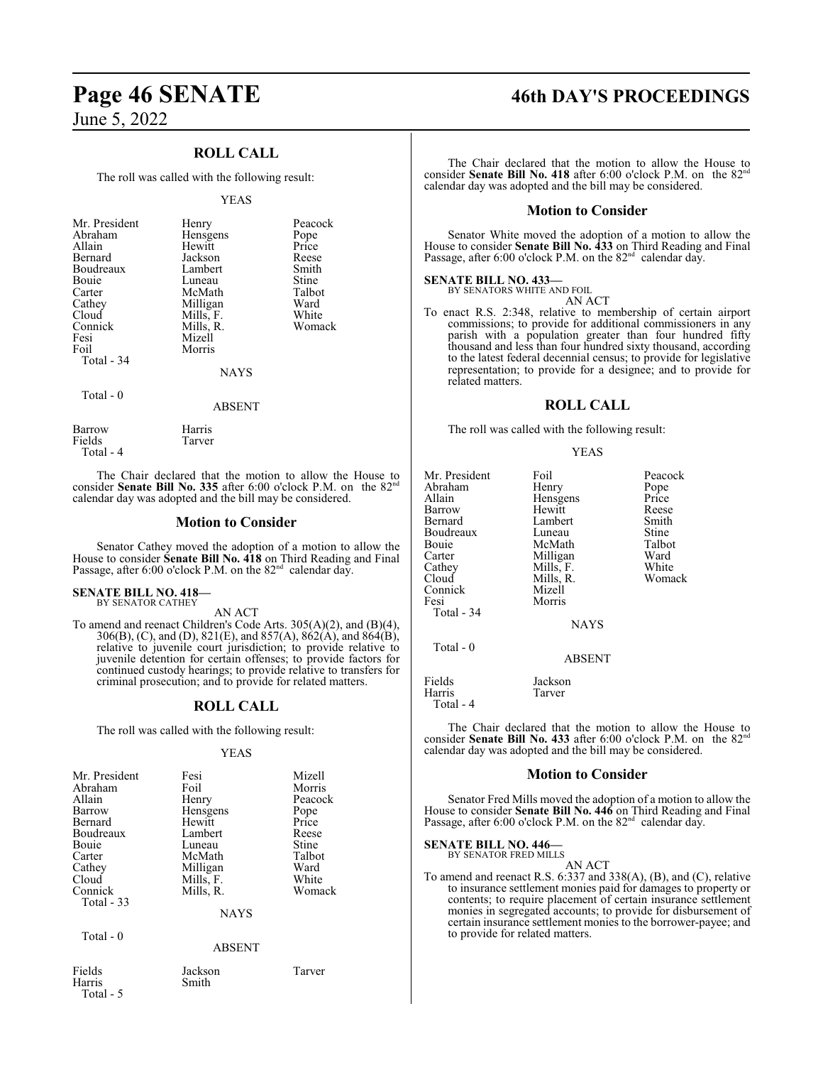## ROLL CALL

The roll was called with the following result:

YEAS

| | | |
|---|---|---|
| Mr. President | Henry | Peacock |
| Abraham | Hensgens | Pope |
| Allain | Hewitt | Price |
| Bernard | Jackson | Reese |
| Boudreaux | Lambert | Smith |
| Bouie | Luneau | Stine |
| Carter | McMath | Talbot |
| Cathey | Milligan | Ward |
| Cloud | Mills, F. | White |
| Connick | Mills, R. | Womack |
| Fesi | Mizell | |
| Foil | Morris | |
| Total - 34 | | |

NAYS

Total - 0

ABSENT

| | |
|---|---|
| Barrow | Harris |
| Fields | Tarver |
| Total - 4 | |

The Chair declared that the motion to allow the House to consider **Senate Bill No. 335** after 6:00 o'clock P.M. on the 82nd calendar day was adopted and the bill may be considered.

## Motion to Consider

Senator Cathey moved the adoption of a motion to allow the House to consider **Senate Bill No. 418** on Third Reading and Final Passage, after 6:00 o'clock P.M. on the 82nd calendar day.

**SENATE BILL NO. 418—**
BY SENATOR CATHEY

AN ACT

To amend and reenact Children's Code Arts. 305(A)(2), and (B)(4), 306(B), (C), and (D), 821(E), and 857(A), 862(A), and 864(B), relative to juvenile court jurisdiction; to provide relative to juvenile detention for certain offenses; to provide factors for continued custody hearings; to provide relative to transfers for criminal prosecution; and to provide for related matters.

## ROLL CALL

The roll was called with the following result:

YEAS

| | | |
|---|---|---|
| Mr. President | Fesi | Mizell |
| Abraham | Foil | Morris |
| Allain | Henry | Peacock |
| Barrow | Hensgens | Pope |
| Bernard | Hewitt | Price |
| Boudreaux | Lambert | Reese |
| Bouie | Luneau | Stine |
| Carter | McMath | Talbot |
| Cathey | Milligan | Ward |
| Cloud | Mills, F. | White |
| Connick | Mills, R. | Womack |
| Total - 33 | | |

NAYS

Total - 0

ABSENT

| | | |
|---|---|---|
| Fields | Jackson | Tarver |
| Harris | Smith | |
| Total - 5 | | |

The Chair declared that the motion to allow the House to consider **Senate Bill No. 418** after 6:00 o'clock P.M. on the 82nd calendar day was adopted and the bill may be considered.

## Motion to Consider

Senator White moved the adoption of a motion to allow the House to consider **Senate Bill No. 433** on Third Reading and Final Passage, after 6:00 o'clock P.M. on the 82nd calendar day.

**SENATE BILL NO. 433—**
BY SENATORS WHITE AND FOIL

AN ACT

To enact R.S. 2:348, relative to membership of certain airport commissions; to provide for additional commissioners in any parish with a population greater than four hundred fifty thousand and less than four hundred sixty thousand, according to the latest federal decennial census; to provide for legislative representation; to provide for a designee; and to provide for related matters.

## ROLL CALL

The roll was called with the following result:

YEAS

| | | |
|---|---|---|
| Mr. President | Foil | Peacock |
| Abraham | Henry | Pope |
| Allain | Hensgens | Price |
| Barrow | Hewitt | Reese |
| Bernard | Lambert | Smith |
| Boudreaux | Luneau | Stine |
| Bouie | McMath | Talbot |
| Carter | Milligan | Ward |
| Cathey | Mills, F. | White |
| Cloud | Mills, R. | Womack |
| Connick | Mizell | |
| Fesi | Morris | |
| Total - 34 | | |

NAYS

Total - 0

ABSENT

| | |
|---|---|
| Fields | Jackson |
| Harris | Tarver |
| Total - 4 | |

The Chair declared that the motion to allow the House to consider **Senate Bill No. 433** after 6:00 o'clock P.M. on the 82nd calendar day was adopted and the bill may be considered.

## Motion to Consider

Senator Fred Mills moved the adoption of a motion to allow the House to consider **Senate Bill No. 446** on Third Reading and Final Passage, after 6:00 o'clock P.M. on the 82nd calendar day.

**SENATE BILL NO. 446—**
BY SENATOR FRED MILLS

AN ACT

To amend and reenact R.S. 6:337 and 338(A), (B), and (C), relative to insurance settlement monies paid for damages to property or contents; to require placement of certain insurance settlement monies in segregated accounts; to provide for disbursement of certain insurance settlement monies to the borrower-payee; and to provide for related matters.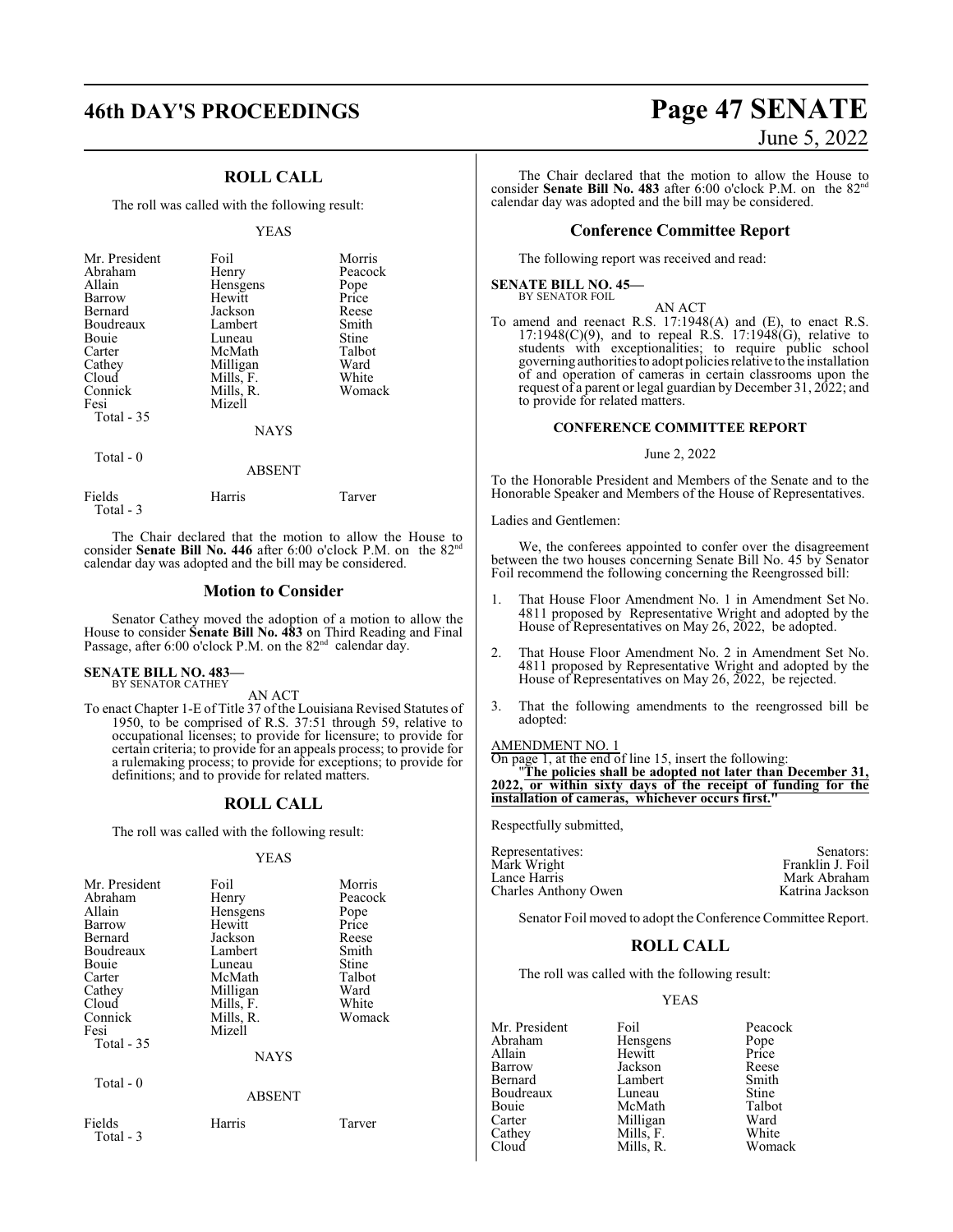## ROLL CALL

The roll was called with the following result:

YEAS

| | | |
|---|---|---|
| Mr. President | Foil | Morris |
| Abraham | Henry | Peacock |
| Allain | Hensgens | Pope |
| Barrow | Hewitt | Price |
| Bernard | Jackson | Reese |
| Boudreaux | Lambert | Smith |
| Bouie | Luneau | Stine |
| Carter | McMath | Talbot |
| Cathey | Milligan | Ward |
| Cloud | Mills, F. | White |
| Connick | Mills, R. | Womack |
| Fesi | Mizell | |

Total - 35

NAYS

Total - 0

ABSENT

| | | |
|---|---|---|
| Fields | Harris | Tarver |

Total - 3

The Chair declared that the motion to allow the House to consider **Senate Bill No. 446** after 6:00 o'clock P.M. on the 82nd calendar day was adopted and the bill may be considered.

## Motion to Consider

Senator Cathey moved the adoption of a motion to allow the House to consider **Senate Bill No. 483** on Third Reading and Final Passage, after 6:00 o'clock P.M. on the 82nd calendar day.

**SENATE BILL NO. 483—**
BY SENATOR CATHEY

AN ACT

To enact Chapter 1-E of Title 37 of the Louisiana Revised Statutes of 1950, to be comprised of R.S. 37:51 through 59, relative to occupational licenses; to provide for licensure; to provide for certain criteria; to provide for an appeals process; to provide for a rulemaking process; to provide for exceptions; to provide for definitions; and to provide for related matters.

## ROLL CALL

The roll was called with the following result:

YEAS

| | | |
|---|---|---|
| Mr. President | Foil | Morris |
| Abraham | Henry | Peacock |
| Allain | Hensgens | Pope |
| Barrow | Hewitt | Price |
| Bernard | Jackson | Reese |
| Boudreaux | Lambert | Smith |
| Bouie | Luneau | Stine |
| Carter | McMath | Talbot |
| Cathey | Milligan | Ward |
| Cloud | Mills, F. | White |
| Connick | Mills, R. | Womack |
| Fesi | Mizell | |

Total - 35

NAYS

Total - 0

ABSENT

| | | |
|---|---|---|
| Fields | Harris | Tarver |

Total - 3

The Chair declared that the motion to allow the House to consider **Senate Bill No. 483** after 6:00 o'clock P.M. on the 82nd calendar day was adopted and the bill may be considered.

## Conference Committee Report

The following report was received and read:

**SENATE BILL NO. 45—**
BY SENATOR FOIL

AN ACT

To amend and reenact R.S. 17:1948(A) and (E), to enact R.S. 17:1948(C)(9), and to repeal R.S. 17:1948(G), relative to students with exceptionalities; to require public school governing authorities to adopt policies relative to the installation of and operation of cameras in certain classrooms upon the request of a parent or legal guardian by December 31, 2022; and to provide for related matters.

### CONFERENCE COMMITTEE REPORT

June 2, 2022

To the Honorable President and Members of the Senate and to the Honorable Speaker and Members of the House of Representatives.

Ladies and Gentlemen:

We, the conferees appointed to confer over the disagreement between the two houses concerning Senate Bill No. 45 by Senator Foil recommend the following concerning the Reengrossed bill:

1. That House Floor Amendment No. 1 in Amendment Set No. 4811 proposed by Representative Wright and adopted by the House of Representatives on May 26, 2022, be adopted.
2. That House Floor Amendment No. 2 in Amendment Set No. 4811 proposed by Representative Wright and adopted by the House of Representatives on May 26, 2022, be rejected.
3. That the following amendments to the reengrossed bill be adopted:

AMENDMENT NO. 1

On page 1, at the end of line 15, insert the following:

"**The policies shall be adopted not later than December 31, 2022, or within sixty days of the receipt of funding for the installation of cameras, whichever occurs first.**"

Respectfully submitted,

| Representatives: | Senators: |
|---|---|
| Mark Wright | Franklin J. Foil |
| Lance Harris | Mark Abraham |
| Charles Anthony Owen | Katrina Jackson |

Senator Foil moved to adopt the Conference Committee Report.

## ROLL CALL

The roll was called with the following result:

YEAS

| | | |
|---|---|---|
| Mr. President | Foil | Peacock |
| Abraham | Hensgens | Pope |
| Allain | Hewitt | Price |
| Barrow | Jackson | Reese |
| Bernard | Lambert | Smith |
| Boudreaux | Luneau | Stine |
| Bouie | McMath | Talbot |
| Carter | Milligan | Ward |
| Cathey | Mills, F. | White |
| Cloud | Mills, R. | Womack |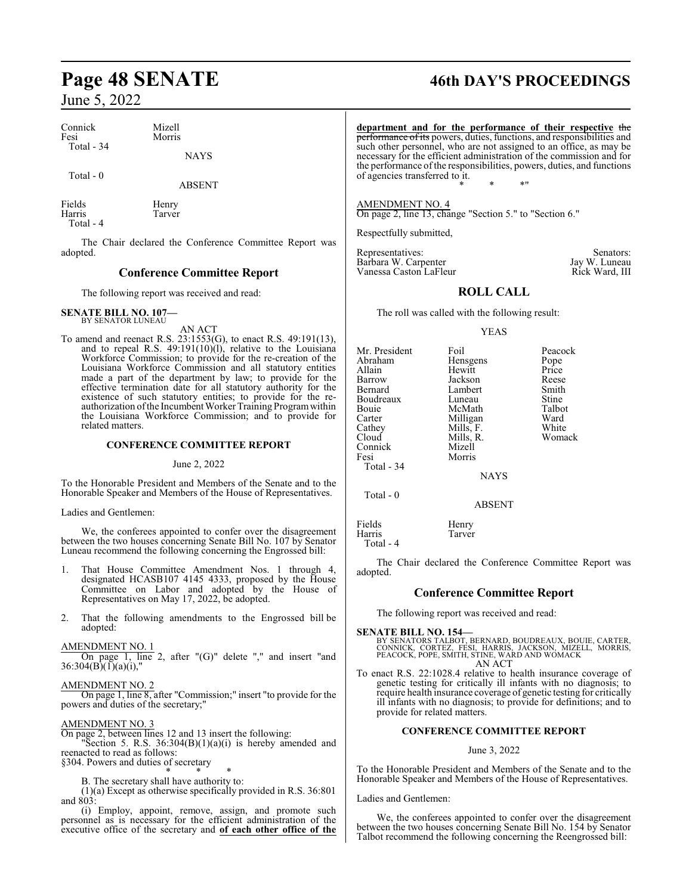| | |
|---|---|
| Connick | Mizell |
| Fesi | Morris |
| Total - 34 | |

NAYS

Total - 0

ABSENT

| | |
|---|---|
| Fields | Henry |
| Harris | Tarver |
| Total - 4 | |

The Chair declared the Conference Committee Report was adopted.

## Conference Committee Report

The following report was received and read:

**SENATE BILL NO. 107—**
BY SENATOR LUNEAU

AN ACT

To amend and reenact R.S. 23:1553(G), to enact R.S. 49:191(13), and to repeal R.S. 49:191(10)(l), relative to the Louisiana Workforce Commission; to provide for the re-creation of the Louisiana Workforce Commission and all statutory entities made a part of the department by law; to provide for the effective termination date for all statutory authority for the existence of such statutory entities; to provide for the re-authorization of the Incumbent Worker Training Program within the Louisiana Workforce Commission; and to provide for related matters.

**CONFERENCE COMMITTEE REPORT**

June 2, 2022

To the Honorable President and Members of the Senate and to the Honorable Speaker and Members of the House of Representatives.

Ladies and Gentlemen:

We, the conferees appointed to confer over the disagreement between the two houses concerning Senate Bill No. 107 by Senator Luneau recommend the following concerning the Engrossed bill:

1. That House Committee Amendment Nos. 1 through 4, designated HCASB107 4145 4333, proposed by the House Committee on Labor and adopted by the House of Representatives on May 17, 2022, be adopted.

2. That the following amendments to the Engrossed bill be adopted:

AMENDMENT NO. 1
On page 1, line 2, after "(G)" delete "," and insert "and 36:304(B)(1)(a)(i),"

AMENDMENT NO. 2
On page 1, line 8, after "Commission;" insert "to provide for the powers and duties of the secretary;"

AMENDMENT NO. 3
On page 2, between lines 12 and 13 insert the following:
"Section 5. R.S. 36:304(B)(1)(a)(i) is hereby amended and reenacted to read as follows:
§304. Powers and duties of secretary

\* \* \*

B. The secretary shall have authority to:

(1)(a) Except as otherwise specifically provided in R.S. 36:801 and 803:

(i) Employ, appoint, remove, assign, and promote such personnel as is necessary for the efficient administration of the executive office of the secretary and **of each other office of the department and for the performance of their respective** ~~the performance of its~~ powers, duties, functions, and responsibilities and such other personnel, who are not assigned to an office, as may be necessary for the efficient administration of the commission and for the performance of the responsibilities, powers, duties, and functions of agencies transferred to it.

\* \* \*"

AMENDMENT NO. 4
On page 2, line 13, change "Section 5." to "Section 6."

Respectfully submitted,

| Representatives: | Senators: |
|---|---|
| Barbara W. Carpenter | Jay W. Luneau |
| Vanessa Caston LaFleur | Rick Ward, III |

## ROLL CALL

The roll was called with the following result:

YEAS

| | | |
|---|---|---|
| Mr. President | Foil | Peacock |
| Abraham | Hensgens | Pope |
| Allain | Hewitt | Price |
| Barrow | Jackson | Reese |
| Bernard | Lambert | Smith |
| Boudreaux | Luneau | Stine |
| Bouie | McMath | Talbot |
| Carter | Milligan | Ward |
| Cathey | Mills, F. | White |
| Cloud | Mills, R. | Womack |
| Connick | Mizell | |
| Fesi | Morris | |
| Total - 34 | | |

NAYS

Total - 0

ABSENT

| | |
|---|---|
| Fields | Henry |
| Harris | Tarver |
| Total - 4 | |

The Chair declared the Conference Committee Report was adopted.

## Conference Committee Report

The following report was received and read:

**SENATE BILL NO. 154—**
BY SENATORS TALBOT, BERNARD, BOUDREAUX, BOUIE, CARTER, CONNICK, CORTEZ, FESI, HARRIS, JACKSON, MIZELL, MORRIS, PEACOCK, POPE, SMITH, STINE, WARD AND WOMACK

AN ACT

To enact R.S. 22:1028.4 relative to health insurance coverage of genetic testing for critically ill infants with no diagnosis; to require health insurance coverage of genetic testing for critically ill infants with no diagnosis; to provide for definitions; and to provide for related matters.

**CONFERENCE COMMITTEE REPORT**

June 3, 2022

To the Honorable President and Members of the Senate and to the Honorable Speaker and Members of the House of Representatives.

Ladies and Gentlemen:

We, the conferees appointed to confer over the disagreement between the two houses concerning Senate Bill No. 154 by Senator Talbot recommend the following concerning the Reengrossed bill: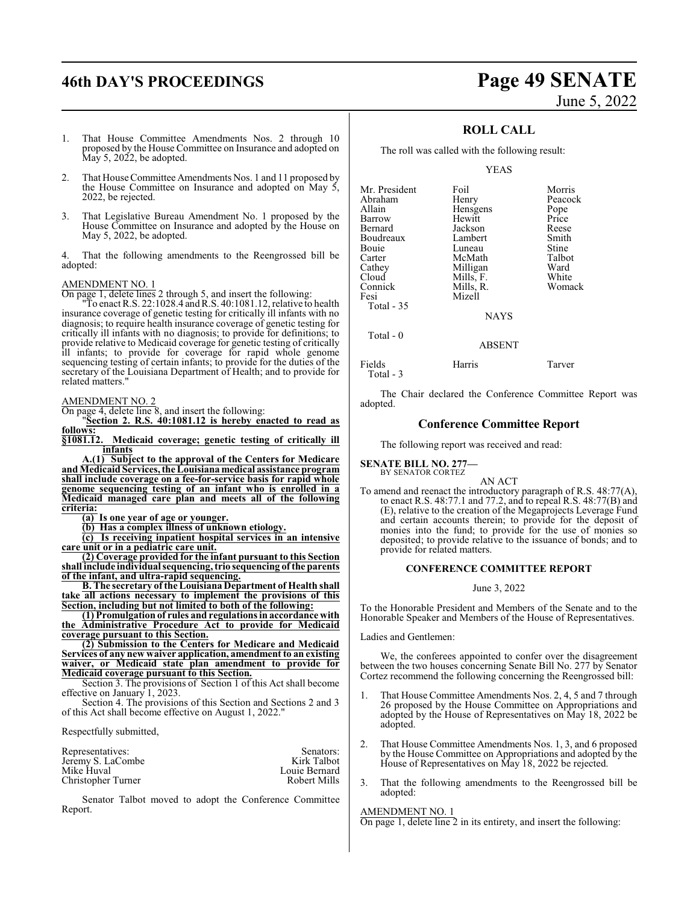1. That House Committee Amendments Nos. 2 through 10 proposed by the House Committee on Insurance and adopted on May 5, 2022, be adopted.

2. That House Committee Amendments Nos. 1 and 11 proposed by the House Committee on Insurance and adopted on May 5, 2022, be rejected.

3. That Legislative Bureau Amendment No. 1 proposed by the House Committee on Insurance and adopted by the House on May 5, 2022, be adopted.

4. That the following amendments to the Reengrossed bill be adopted:

AMENDMENT NO. 1

On page 1, delete lines 2 through 5, and insert the following:

"To enact R.S. 22:1028.4 and R.S. 40:1081.12, relative to health insurance coverage of genetic testing for critically ill infants with no diagnosis; to require health insurance coverage of genetic testing for critically ill infants with no diagnosis; to provide for definitions; to provide relative to Medicaid coverage for genetic testing of critically ill infants; to provide for coverage for rapid whole genome sequencing testing of certain infants; to provide for the duties of the secretary of the Louisiana Department of Health; and to provide for related matters."

AMENDMENT NO. 2

On page 4, delete line 8, and insert the following:

"**Section 2. R.S. 40:1081.12 is hereby enacted to read as follows:**

**§1081.12. Medicaid coverage; genetic testing of critically ill infants**

**A.(1) Subject to the approval of the Centers for Medicare and Medicaid Services, the Louisiana medical assistance program shall include coverage on a fee-for-service basis for rapid whole genome sequencing testing of an infant who is enrolled in a Medicaid managed care plan and meets all of the following criteria:**

**(a) Is one year of age or younger.**

**(b) Has a complex illness of unknown etiology.**

**(c) Is receiving inpatient hospital services in an intensive care unit or in a pediatric care unit.**

**(2) Coverage provided for the infant pursuant to this Section shall include individual sequencing, trio sequencing of the parents of the infant, and ultra-rapid sequencing.**

**B. The secretary of the Louisiana Department of Health shall take all actions necessary to implement the provisions of this Section, including but not limited to both of the following:**

**(1) Promulgation of rules and regulations in accordance with the Administrative Procedure Act to provide for Medicaid coverage pursuant to this Section.**

**(2) Submission to the Centers for Medicare and Medicaid Services of any new waiver application, amendment to an existing waiver, or Medicaid state plan amendment to provide for Medicaid coverage pursuant to this Section.**

Section 3. The provisions of Section 1 of this Act shall become effective on January 1, 2023.

Section 4. The provisions of this Section and Sections 2 and 3 of this Act shall become effective on August 1, 2022."

Respectfully submitted,

| Representatives: | Senators: |
|---|---|
| Jeremy S. LaCombe | Kirk Talbot |
| Mike Huval | Louie Bernard |
| Christopher Turner | Robert Mills |

Senator Talbot moved to adopt the Conference Committee Report.

## ROLL CALL

The roll was called with the following result:

YEAS

| | | |
|---|---|---|
| Mr. President | Foil | Morris |
| Abraham | Henry | Peacock |
| Allain | Hensgens | Pope |
| Barrow | Hewitt | Price |
| Bernard | Jackson | Reese |
| Boudreaux | Lambert | Smith |
| Bouie | Luneau | Stine |
| Carter | McMath | Talbot |
| Cathey | Milligan | Ward |
| Cloud | Mills, F. | White |
| Connick | Mills, R. | Womack |
| Fesi | Mizell | |

Total - 35

NAYS

Total - 0

ABSENT

| | | |
|---|---|---|
| Fields | Harris | Tarver |

Total - 3

The Chair declared the Conference Committee Report was adopted.

## Conference Committee Report

The following report was received and read:

**SENATE BILL NO. 277—**
BY SENATOR CORTEZ

AN ACT

To amend and reenact the introductory paragraph of R.S. 48:77(A), to enact R.S. 48:77.1 and 77.2, and to repeal R.S. 48:77(B) and (E), relative to the creation of the Megaprojects Leverage Fund and certain accounts therein; to provide for the deposit of monies into the fund; to provide for the use of monies so deposited; to provide relative to the issuance of bonds; and to provide for related matters.

**CONFERENCE COMMITTEE REPORT**

June 3, 2022

To the Honorable President and Members of the Senate and to the Honorable Speaker and Members of the House of Representatives.

Ladies and Gentlemen:

We, the conferees appointed to confer over the disagreement between the two houses concerning Senate Bill No. 277 by Senator Cortez recommend the following concerning the Reengrossed bill:

1. That House Committee Amendments Nos. 2, 4, 5 and 7 through 26 proposed by the House Committee on Appropriations and adopted by the House of Representatives on May 18, 2022 be adopted.

2. That House Committee Amendments Nos. 1, 3, and 6 proposed by the House Committee on Appropriations and adopted by the House of Representatives on May 18, 2022 be rejected.

3. That the following amendments to the Reengrossed bill be adopted:

AMENDMENT NO. 1

On page 1, delete line 2 in its entirety, and insert the following: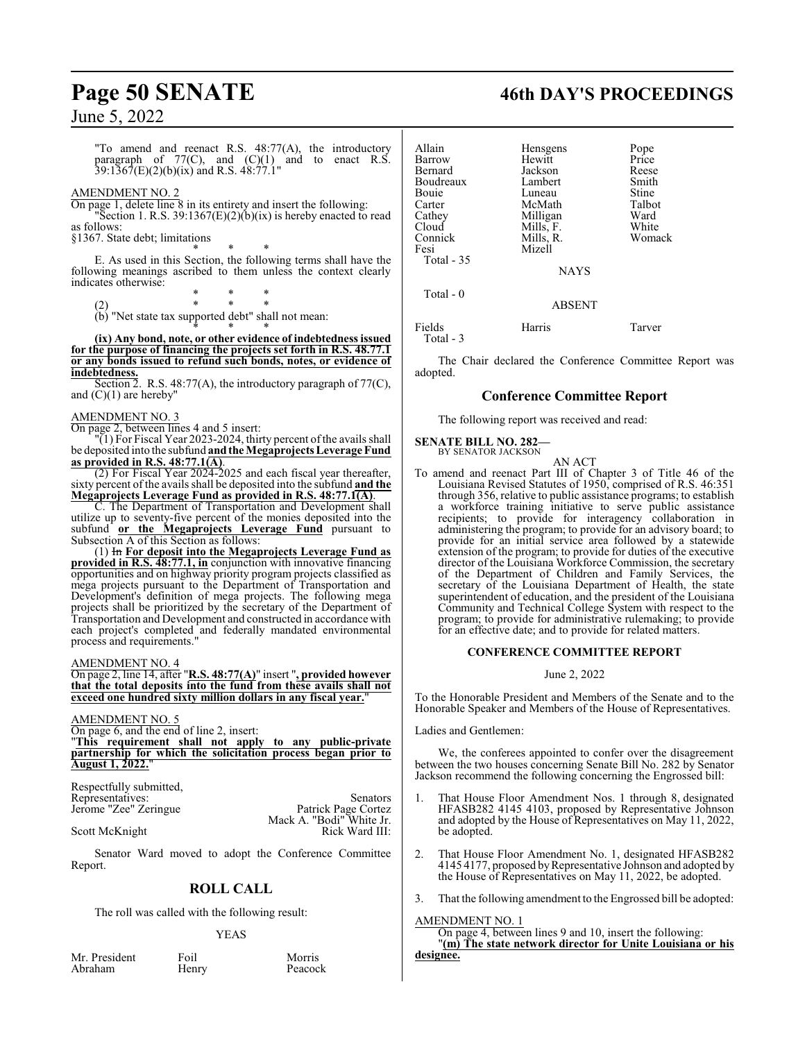"To amend and reenact R.S. 48:77(A), the introductory paragraph of 77(C), and (C)(1) and to enact R.S. 39:1367(E)(2)(b)(ix) and R.S. 48:77.1"

AMENDMENT NO. 2

On page 1, delete line 8 in its entirety and insert the following:

"Section 1. R.S. 39:1367(E)(2)(b)(ix) is hereby enacted to read as follows:

§1367. State debt; limitations

\* \* \*

E. As used in this Section, the following terms shall have the following meanings ascribed to them unless the context clearly indicates otherwise:

\* \* \*

(2) \* \* \*

(b) "Net state tax supported debt" shall not mean:

\* \* \*

**(ix) Any bond, note, or other evidence of indebtedness issued for the purpose of financing the projects set forth in R.S. 48.77.1 or any bonds issued to refund such bonds, notes, or evidence of indebtedness.**

Section 2. R.S. 48:77(A), the introductory paragraph of 77(C), and (C)(1) are hereby"

AMENDMENT NO. 3

On page 2, between lines 4 and 5 insert:

"(1) For Fiscal Year 2023-2024, thirty percent of the avails shall be deposited into the subfund **and the Megaprojects Leverage Fund as provided in R.S. 48:77.1(A)**.

(2) For Fiscal Year 2024-2025 and each fiscal year thereafter, sixty percent of the avails shall be deposited into the subfund **and the Megaprojects Leverage Fund as provided in R.S. 48:77.1(A)**.

C. The Department of Transportation and Development shall utilize up to seventy-five percent of the monies deposited into the subfund **or the Megaprojects Leverage Fund** pursuant to Subsection A of this Section as follows:

(1) ~~In~~ **For deposit into the Megaprojects Leverage Fund as provided in R.S. 48:77.1, in** conjunction with innovative financing opportunities and on highway priority program projects classified as mega projects pursuant to the Department of Transportation and Development's definition of mega projects. The following mega projects shall be prioritized by the secretary of the Department of Transportation and Development and constructed in accordance with each project's completed and federally mandated environmental process and requirements."

AMENDMENT NO. 4

On page 2, line 14, after "**R.S. 48:77(A)**" insert "**, provided however that the total deposits into the fund from these avails shall not exceed one hundred sixty million dollars in any fiscal year.**"

AMENDMENT NO. 5

On page 6, and the end of line 2, insert:

"**This requirement shall not apply to any public-private partnership for which the solicitation process began prior to August 1, 2022.**"

Respectfully submitted,

| Representatives: | Senators |
|---|---|
| Jerome "Zee" Zeringue | Patrick Page Cortez |
| | Mack A. "Bodi" White Jr. |
| Scott McKnight | Rick Ward III: |

Senator Ward moved to adopt the Conference Committee Report.

## ROLL CALL

The roll was called with the following result:

YEAS

| | | |
|---|---|---|
| Mr. President | Foil | Morris |
| Abraham | Henry | Peacock |
| Allain | Hensgens | Pope |
| Barrow | Hewitt | Price |
| Bernard | Jackson | Reese |
| Boudreaux | Lambert | Smith |
| Bouie | Luneau | Stine |
| Carter | McMath | Talbot |
| Cathey | Milligan | Ward |
| Cloud | Mills, F. | White |
| Connick | Mills, R. | Womack |
| Fesi | Mizell | |

Total - 35

NAYS

Total - 0

ABSENT

| | | |
|---|---|---|
| Fields | Harris | Tarver |

Total - 3

The Chair declared the Conference Committee Report was adopted.

## Conference Committee Report

The following report was received and read:

**SENATE BILL NO. 282—**
BY SENATOR JACKSON

AN ACT

To amend and reenact Part III of Chapter 3 of Title 46 of the Louisiana Revised Statutes of 1950, comprised of R.S. 46:351 through 356, relative to public assistance programs; to establish a workforce training initiative to serve public assistance recipients; to provide for interagency collaboration in administering the program; to provide for an advisory board; to provide for an initial service area followed by a statewide extension of the program; to provide for duties of the executive director of the Louisiana Workforce Commission, the secretary of the Department of Children and Family Services, the secretary of the Louisiana Department of Health, the state superintendent of education, and the president of the Louisiana Community and Technical College System with respect to the program; to provide for administrative rulemaking; to provide for an effective date; and to provide for related matters.

**CONFERENCE COMMITTEE REPORT**

June 2, 2022

To the Honorable President and Members of the Senate and to the Honorable Speaker and Members of the House of Representatives.

Ladies and Gentlemen:

We, the conferees appointed to confer over the disagreement between the two houses concerning Senate Bill No. 282 by Senator Jackson recommend the following concerning the Engrossed bill:

1. That House Floor Amendment Nos. 1 through 8, designated HFASB282 4145 4103, proposed by Representative Johnson and adopted by the House of Representatives on May 11, 2022, be adopted.

2. That House Floor Amendment No. 1, designated HFASB282 4145 4177, proposed by Representative Johnson and adopted by the House of Representatives on May 11, 2022, be adopted.

3. That the following amendment to the Engrossed bill be adopted:

AMENDMENT NO. 1

On page 4, between lines 9 and 10, insert the following:

"**(m) The state network director for Unite Louisiana or his designee.**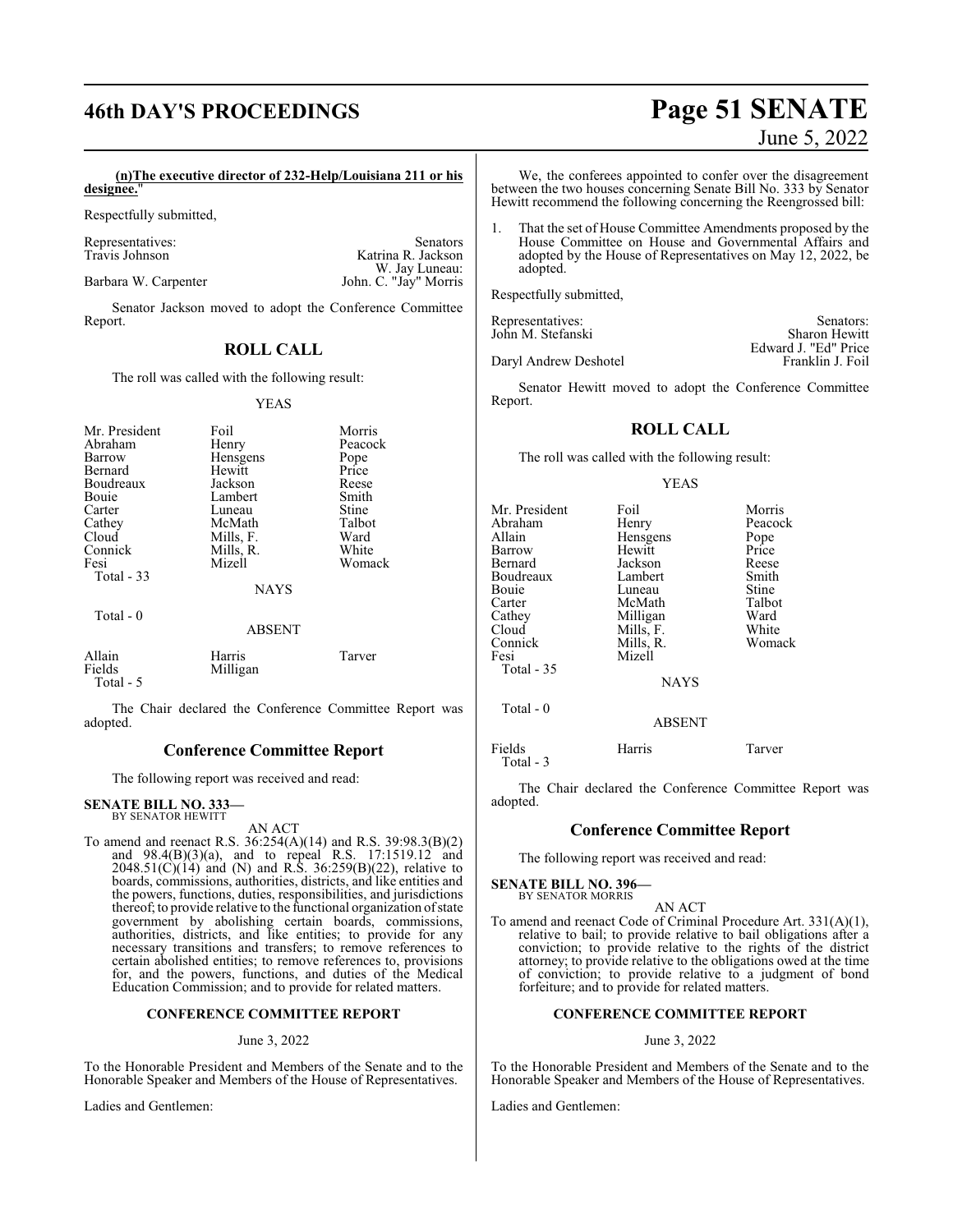**(n)The executive director of 232-Help/Louisiana 211 or his designee.**"

Respectfully submitted,

| Representatives: | Senators |
|---|---|
| Travis Johnson | Katrina R. Jackson |
| | W. Jay Luneau: |
| Barbara W. Carpenter | John. C. "Jay" Morris |

Senator Jackson moved to adopt the Conference Committee Report.

## ROLL CALL

The roll was called with the following result:

YEAS

| | | |
|---|---|---|
| Mr. President | Foil | Morris |
| Abraham | Henry | Peacock |
| Barrow | Hensgens | Pope |
| Bernard | Hewitt | Price |
| Boudreaux | Jackson | Reese |
| Bouie | Lambert | Smith |
| Carter | Luneau | Stine |
| Cathey | McMath | Talbot |
| Cloud | Mills, F. | Ward |
| Connick | Mills, R. | White |
| Fesi | Mizell | Womack |

Total - 33

NAYS

Total - 0

ABSENT

| | | |
|---|---|---|
| Allain | Harris | Tarver |
| Fields | Milligan | |

Total - 5

The Chair declared the Conference Committee Report was adopted.

## Conference Committee Report

The following report was received and read:

**SENATE BILL NO. 333—**
BY SENATOR HEWITT

AN ACT

To amend and reenact R.S. 36:254(A)(14) and R.S. 39:98.3(B)(2) and 98.4(B)(3)(a), and to repeal R.S. 17:1519.12 and 2048.51(C)(14) and (N) and R.S. 36:259(B)(22), relative to boards, commissions, authorities, districts, and like entities and the powers, functions, duties, responsibilities, and jurisdictions thereof; to provide relative to the functional organization of state government by abolishing certain boards, commissions, authorities, districts, and like entities; to provide for any necessary transitions and transfers; to remove references to certain abolished entities; to remove references to, provisions for, and the powers, functions, and duties of the Medical Education Commission; and to provide for related matters.

**CONFERENCE COMMITTEE REPORT**

June 3, 2022

To the Honorable President and Members of the Senate and to the Honorable Speaker and Members of the House of Representatives.

Ladies and Gentlemen:

We, the conferees appointed to confer over the disagreement between the two houses concerning Senate Bill No. 333 by Senator Hewitt recommend the following concerning the Reengrossed bill:

1. That the set of House Committee Amendments proposed by the House Committee on House and Governmental Affairs and adopted by the House of Representatives on May 12, 2022, be adopted.

Respectfully submitted,

| Representatives: | Senators: |
|---|---|
| John M. Stefanski | Sharon Hewitt |
| | Edward J. "Ed" Price |
| Daryl Andrew Deshotel | Franklin J. Foil |

Senator Hewitt moved to adopt the Conference Committee Report.

## ROLL CALL

The roll was called with the following result:

YEAS

| | | |
|---|---|---|
| Mr. President | Foil | Morris |
| Abraham | Henry | Peacock |
| Allain | Hensgens | Pope |
| Barrow | Hewitt | Price |
| Bernard | Jackson | Reese |
| Boudreaux | Lambert | Smith |
| Bouie | Luneau | Stine |
| Carter | McMath | Talbot |
| Cathey | Milligan | Ward |
| Cloud | Mills, F. | White |
| Connick | Mills, R. | Womack |
| Fesi | Mizell | |

Total - 35

NAYS

Total - 0

ABSENT

| | | |
|---|---|---|
| Fields | Harris | Tarver |

Total - 3

The Chair declared the Conference Committee Report was adopted.

## Conference Committee Report

The following report was received and read:

**SENATE BILL NO. 396—**
BY SENATOR MORRIS

AN ACT

To amend and reenact Code of Criminal Procedure Art. 331(A)(1), relative to bail; to provide relative to bail obligations after a conviction; to provide relative to the rights of the district attorney; to provide relative to the obligations owed at the time of conviction; to provide relative to a judgment of bond forfeiture; and to provide for related matters.

**CONFERENCE COMMITTEE REPORT**

June 3, 2022

To the Honorable President and Members of the Senate and to the Honorable Speaker and Members of the House of Representatives.

Ladies and Gentlemen: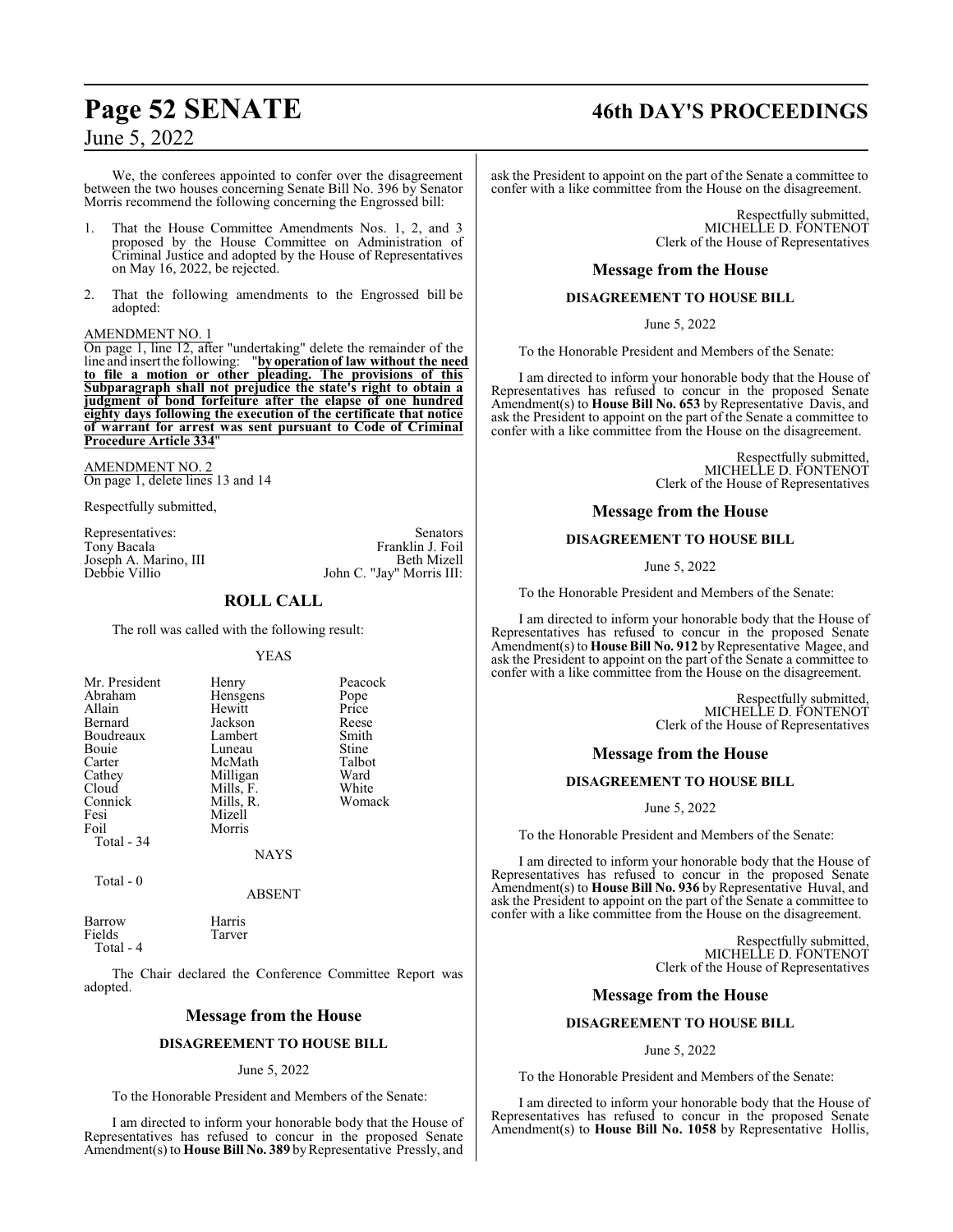We, the conferees appointed to confer over the disagreement between the two houses concerning Senate Bill No. 396 by Senator Morris recommend the following concerning the Engrossed bill:

1. That the House Committee Amendments Nos. 1, 2, and 3 proposed by the House Committee on Administration of Criminal Justice and adopted by the House of Representatives on May 16, 2022, be rejected.

2. That the following amendments to the Engrossed bill be adopted:

AMENDMENT NO. 1
On page 1, line 12, after "undertaking" delete the remainder of the line and insert the following: "**by operation of law without the need to file a motion or other pleading. The provisions of this Subparagraph shall not prejudice the state's right to obtain a judgment of bond forfeiture after the elapse of one hundred eighty days following the execution of the certificate that notice of warrant for arrest was sent pursuant to Code of Criminal Procedure Article 334**"

AMENDMENT NO. 2
On page 1, delete lines 13 and 14

Respectfully submitted,

| Representatives: | Senators |
|---|---|
| Tony Bacala | Franklin J. Foil |
| Joseph A. Marino, III | Beth Mizell |
| Debbie Villio | John C. "Jay" Morris III: |

## ROLL CALL

The roll was called with the following result:

YEAS

| | | |
|---|---|---|
| Mr. President | Henry | Peacock |
| Abraham | Hensgens | Pope |
| Allain | Hewitt | Price |
| Bernard | Jackson | Reese |
| Boudreaux | Lambert | Smith |
| Bouie | Luneau | Stine |
| Carter | McMath | Talbot |
| Cathey | Milligan | Ward |
| Cloud | Mills, F. | White |
| Connick | Mills, R. | Womack |
| Fesi | Mizell | |
| Foil | Morris | |

Total - 34

NAYS

Total - 0

ABSENT

| | |
|---|---|
| Barrow | Harris |
| Fields | Tarver |

Total - 4

The Chair declared the Conference Committee Report was adopted.

## Message from the House

### DISAGREEMENT TO HOUSE BILL

June 5, 2022

To the Honorable President and Members of the Senate:

I am directed to inform your honorable body that the House of Representatives has refused to concur in the proposed Senate Amendment(s) to **House Bill No. 389** by Representative Pressly, and ask the President to appoint on the part of the Senate a committee to confer with a like committee from the House on the disagreement.

Respectfully submitted,
MICHELLE D. FONTENOT
Clerk of the House of Representatives

## Message from the House

### DISAGREEMENT TO HOUSE BILL

June 5, 2022

To the Honorable President and Members of the Senate:

I am directed to inform your honorable body that the House of Representatives has refused to concur in the proposed Senate Amendment(s) to **House Bill No. 653** by Representative Davis, and ask the President to appoint on the part of the Senate a committee to confer with a like committee from the House on the disagreement.

Respectfully submitted,
MICHELLE D. FONTENOT
Clerk of the House of Representatives

## Message from the House

### DISAGREEMENT TO HOUSE BILL

June 5, 2022

To the Honorable President and Members of the Senate:

I am directed to inform your honorable body that the House of Representatives has refused to concur in the proposed Senate Amendment(s) to **House Bill No. 912** by Representative Magee, and ask the President to appoint on the part of the Senate a committee to confer with a like committee from the House on the disagreement.

Respectfully submitted,
MICHELLE D. FONTENOT
Clerk of the House of Representatives

## Message from the House

### DISAGREEMENT TO HOUSE BILL

June 5, 2022

To the Honorable President and Members of the Senate:

I am directed to inform your honorable body that the House of Representatives has refused to concur in the proposed Senate Amendment(s) to **House Bill No. 936** by Representative Huval, and ask the President to appoint on the part of the Senate a committee to confer with a like committee from the House on the disagreement.

Respectfully submitted,
MICHELLE D. FONTENOT
Clerk of the House of Representatives

## Message from the House

### DISAGREEMENT TO HOUSE BILL

June 5, 2022

To the Honorable President and Members of the Senate:

I am directed to inform your honorable body that the House of Representatives has refused to concur in the proposed Senate Amendment(s) to **House Bill No. 1058** by Representative Hollis,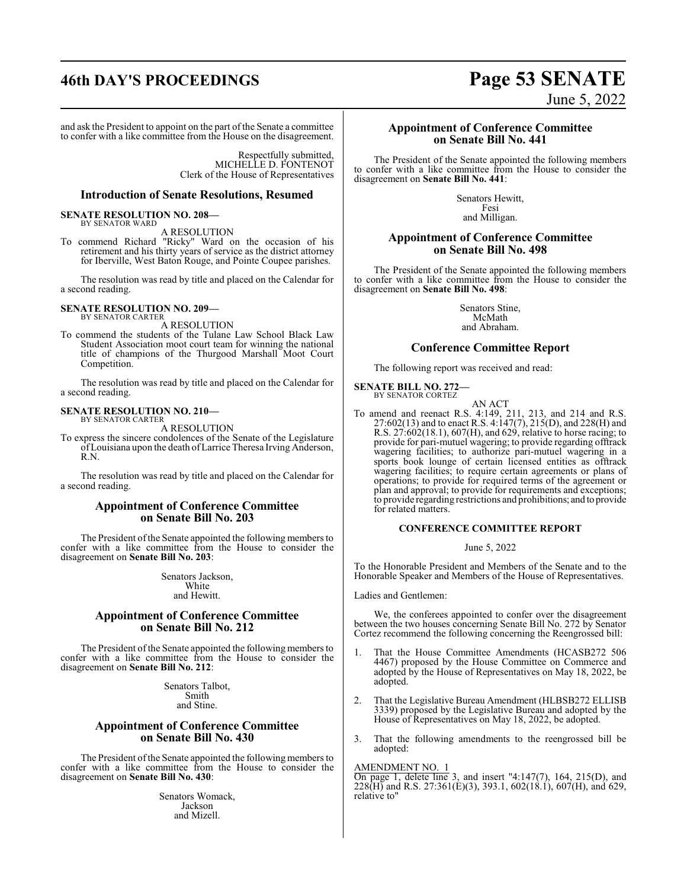and ask the President to appoint on the part of the Senate a committee to confer with a like committee from the House on the disagreement.

Respectfully submitted,
MICHELLE D. FONTENOT
Clerk of the House of Representatives

## Introduction of Senate Resolutions, Resumed

**SENATE RESOLUTION NO. 208—**
BY SENATOR WARD

A RESOLUTION

To commend Richard "Ricky" Ward on the occasion of his retirement and his thirty years of service as the district attorney for Iberville, West Baton Rouge, and Pointe Coupee parishes.

The resolution was read by title and placed on the Calendar for a second reading.

**SENATE RESOLUTION NO. 209—**
BY SENATOR CARTER

A RESOLUTION

To commend the students of the Tulane Law School Black Law Student Association moot court team for winning the national title of champions of the Thurgood Marshall Moot Court Competition.

The resolution was read by title and placed on the Calendar for a second reading.

**SENATE RESOLUTION NO. 210—**
BY SENATOR CARTER

A RESOLUTION

To express the sincere condolences of the Senate of the Legislature of Louisiana upon the death of Larrice Theresa Irving Anderson, R.N.

The resolution was read by title and placed on the Calendar for a second reading.

## Appointment of Conference Committee on Senate Bill No. 203

The President of the Senate appointed the following members to confer with a like committee from the House to consider the disagreement on **Senate Bill No. 203**:

Senators Jackson,
White
and Hewitt.

## Appointment of Conference Committee on Senate Bill No. 212

The President of the Senate appointed the following members to confer with a like committee from the House to consider the disagreement on **Senate Bill No. 212**:

Senators Talbot,
Smith
and Stine.

## Appointment of Conference Committee on Senate Bill No. 430

The President of the Senate appointed the following members to confer with a like committee from the House to consider the disagreement on **Senate Bill No. 430**:

Senators Womack,
Jackson
and Mizell.

## Appointment of Conference Committee on Senate Bill No. 441

The President of the Senate appointed the following members to confer with a like committee from the House to consider the disagreement on **Senate Bill No. 441**:

Senators Hewitt,
Fesi
and Milligan.

## Appointment of Conference Committee on Senate Bill No. 498

The President of the Senate appointed the following members to confer with a like committee from the House to consider the disagreement on **Senate Bill No. 498**:

Senators Stine,
McMath
and Abraham.

## Conference Committee Report

The following report was received and read:

**SENATE BILL NO. 272—**
BY SENATOR CORTEZ

AN ACT

To amend and reenact R.S. 4:149, 211, 213, and 214 and R.S. 27:602(13) and to enact R.S. 4:147(7), 215(D), and 228(H) and R.S. 27:602(18.1), 607(H), and 629, relative to horse racing; to provide for pari-mutuel wagering; to provide regarding offtrack wagering facilities; to authorize pari-mutuel wagering in a sports book lounge of certain licensed entities as offtrack wagering facilities; to require certain agreements or plans of operations; to provide for required terms of the agreement or plan and approval; to provide for requirements and exceptions; to provide regarding restrictions and prohibitions; and to provide for related matters.

### CONFERENCE COMMITTEE REPORT

June 5, 2022

To the Honorable President and Members of the Senate and to the Honorable Speaker and Members of the House of Representatives.

Ladies and Gentlemen:

We, the conferees appointed to confer over the disagreement between the two houses concerning Senate Bill No. 272 by Senator Cortez recommend the following concerning the Reengrossed bill:

1. That the House Committee Amendments (HCASB272 506 4467) proposed by the House Committee on Commerce and adopted by the House of Representatives on May 18, 2022, be adopted.

2. That the Legislative Bureau Amendment (HLBSB272 ELLISB 3339) proposed by the Legislative Bureau and adopted by the House of Representatives on May 18, 2022, be adopted.

3. That the following amendments to the reengrossed bill be adopted:

AMENDMENT NO. 1

On page 1, delete line 3, and insert "4:147(7), 164, 215(D), and 228(H) and R.S. 27:361(E)(3), 393.1, 602(18.1), 607(H), and 629, relative to"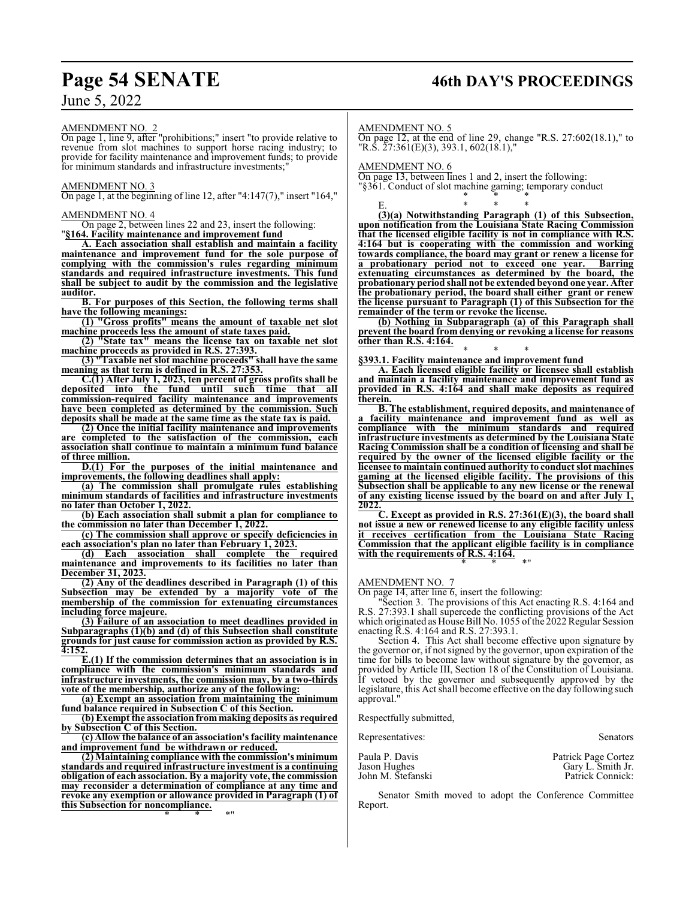AMENDMENT NO. 2

On page 1, line 9, after "prohibitions;" insert "to provide relative to revenue from slot machines to support horse racing industry; to provide for facility maintenance and improvement funds; to provide for minimum standards and infrastructure investments;"

AMENDMENT NO. 3

On page 1, at the beginning of line 12, after "4:147(7)," insert "164,"

AMENDMENT NO. 4

On page 2, between lines 22 and 23, insert the following:

"**§164. Facility maintenance and improvement fund**

**A. Each association shall establish and maintain a facility maintenance and improvement fund for the sole purpose of complying with the commission's rules regarding minimum standards and required infrastructure investments. This fund shall be subject to audit by the commission and the legislative auditor.**

**B. For purposes of this Section, the following terms shall have the following meanings:**

**(1) "Gross profits" means the amount of taxable net slot machine proceeds less the amount of state taxes paid.**

**(2) "State tax" means the license tax on taxable net slot machine proceeds as provided in R.S. 27:393.**

**(3) "Taxable net slot machine proceeds" shall have the same meaning as that term is defined in R.S. 27:353.**

**C.(1) After July 1, 2023, ten percent of gross profits shall be deposited into the fund until such time that all commission-required facility maintenance and improvements have been completed as determined by the commission. Such deposits shall be made at the same time as the state tax is paid.**

**(2) Once the initial facility maintenance and improvements are completed to the satisfaction of the commission, each association shall continue to maintain a minimum fund balance of three million.**

**D.(1) For the purposes of the initial maintenance and improvements, the following deadlines shall apply:**

**(a) The commission shall promulgate rules establishing minimum standards of facilities and infrastructure investments no later than October 1, 2022.**

**(b) Each association shall submit a plan for compliance to the commission no later than December 1, 2022.**

**(c) The commission shall approve or specify deficiencies in each association's plan no later than February 1, 2023.**

**(d) Each association shall complete the required maintenance and improvements to its facilities no later than December 31, 2023.**

**(2) Any of the deadlines described in Paragraph (1) of this Subsection may be extended by a majority vote of the membership of the commission for extenuating circumstances including force majeure.**

**(3) Failure of an association to meet deadlines provided in Subparagraphs (1)(b) and (d) of this Subsection shall constitute grounds for just cause for commission action as provided by R.S. 4:152.**

**E.(1) If the commission determines that an association is in compliance with the commission's minimum standards and infrastructure investments, the commission may, by a two-thirds vote of the membership, authorize any of the following:**

**(a) Exempt an association from maintaining the minimum fund balance required in Subsection C of this Section.**

**(b) Exempt the association from making deposits as required by Subsection C of this Section.**

**(c) Allow the balance of an association's facility maintenance and improvement fund be withdrawn or reduced.**

**(2) Maintaining compliance with the commission's minimum standards and required infrastructure investment is a continuing obligation of each association. By a majority vote, the commission may reconsider a determination of compliance at any time and revoke any exemption or allowance provided in Paragraph (1) of this Subsection for noncompliance.**

\* \* \*"

AMENDMENT NO. 5

On page 12, at the end of line 29, change "R.S. 27:602(18.1)," to "R.S. 27:361(E)(3), 393.1, 602(18.1),"

AMENDMENT NO. 6

On page 13, between lines 1 and 2, insert the following:

"§361. Conduct of slot machine gaming; temporary conduct

\* \* \*

E. \* \* \*

**(3)(a) Notwithstanding Paragraph (1) of this Subsection, upon notification from the Louisiana State Racing Commission that the licensed eligible facility is not in compliance with R.S. 4:164 but is cooperating with the commission and working towards compliance, the board may grant or renew a license for a probationary period not to exceed one year. Barring extenuating circumstances as determined by the board, the probationary period shall not be extended beyond one year. After the probationary period, the board shall either grant or renew the license pursuant to Paragraph (1) of this Subsection for the remainder of the term or revoke the license.**

**(b) Nothing in Subparagraph (a) of this Paragraph shall prevent the board from denying or revoking a license for reasons other than R.S. 4:164.**

\* \* \*

**§393.1. Facility maintenance and improvement fund**

**A. Each licensed eligible facility or licensee shall establish and maintain a facility maintenance and improvement fund as provided in R.S. 4:164 and shall make deposits as required therein.**

**B. The establishment, required deposits, and maintenance of a facility maintenance and improvement fund as well as compliance with the minimum standards and required infrastructure investments as determined by the Louisiana State Racing Commission shall be a condition of licensing and shall be required by the owner of the licensed eligible facility or the licensee to maintain continued authority to conduct slot machines gaming at the licensed eligible facility. The provisions of this Subsection shall be applicable to any new license or the renewal of any existing license issued by the board on and after July 1, 2022.**

**C. Except as provided in R.S. 27:361(E)(3), the board shall not issue a new or renewed license to any eligible facility unless it receives certification from the Louisiana State Racing Commission that the applicant eligible facility is in compliance with the requirements of R.S. 4:164.**

\* \* \*"

AMENDMENT NO. 7

On page 14, after line 6, insert the following:

"Section 3. The provisions of this Act enacting R.S. 4:164 and R.S. 27:393.1 shall supercede the conflicting provisions of the Act which originated as House Bill No. 1055 of the 2022 Regular Session enacting R.S. 4:164 and R.S. 27:393.1.

Section 4. This Act shall become effective upon signature by the governor or, if not signed by the governor, upon expiration of the time for bills to become law without signature by the governor, as provided by Article III, Section 18 of the Constitution of Louisiana. If vetoed by the governor and subsequently approved by the legislature, this Act shall become effective on the day following such approval."

Respectfully submitted,

| Representatives: | Senators |
|---|---|
| Paula P. Davis | Patrick Page Cortez |
| Jason Hughes | Gary L. Smith Jr. |
| John M. Stefanski | Patrick Connick: |

Senator Smith moved to adopt the Conference Committee Report.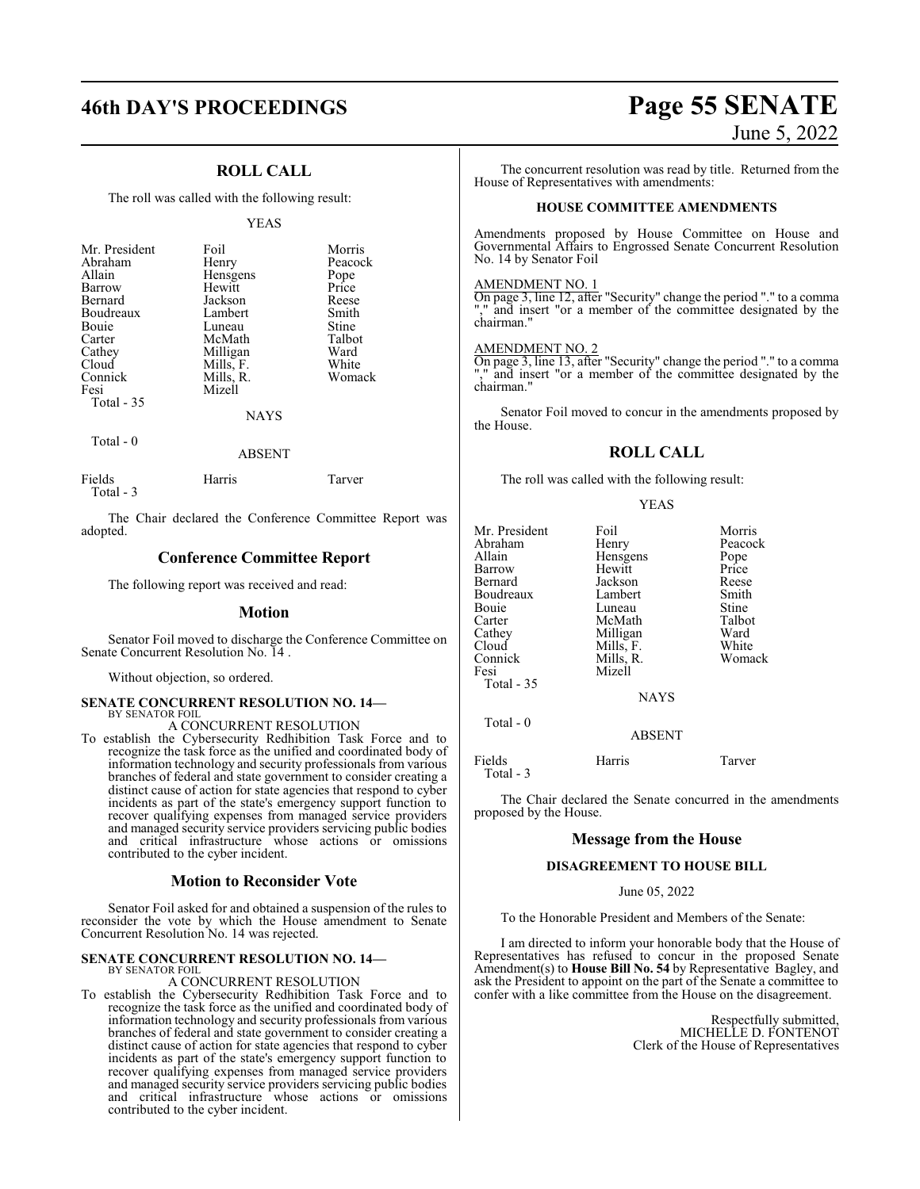## ROLL CALL

The roll was called with the following result:

YEAS

| | | |
|---|---|---|
| Mr. President | Foil | Morris |
| Abraham | Henry | Peacock |
| Allain | Hensgens | Pope |
| Barrow | Hewitt | Price |
| Bernard | Jackson | Reese |
| Boudreaux | Lambert | Smith |
| Bouie | Luneau | Stine |
| Carter | McMath | Talbot |
| Cathey | Milligan | Ward |
| Cloud | Mills, F. | White |
| Connick | Mills, R. | Womack |
| Fesi | Mizell | |

Total - 35

NAYS

Total - 0

ABSENT

| | | |
|---|---|---|
| Fields | Harris | Tarver |

Total - 3

The Chair declared the Conference Committee Report was adopted.

## Conference Committee Report

The following report was received and read:

### Motion

Senator Foil moved to discharge the Conference Committee on Senate Concurrent Resolution No. 14 .

Without objection, so ordered.

**SENATE CONCURRENT RESOLUTION NO. 14—**
BY SENATOR FOIL
A CONCURRENT RESOLUTION

To establish the Cybersecurity Redhibition Task Force and to recognize the task force as the unified and coordinated body of information technology and security professionals from various branches of federal and state government to consider creating a distinct cause of action for state agencies that respond to cyber incidents as part of the state's emergency support function to recover qualifying expenses from managed service providers and managed security service providers servicing public bodies and critical infrastructure whose actions or omissions contributed to the cyber incident.

### Motion to Reconsider Vote

Senator Foil asked for and obtained a suspension of the rules to reconsider the vote by which the House amendment to Senate Concurrent Resolution No. 14 was rejected.

**SENATE CONCURRENT RESOLUTION NO. 14—**
BY SENATOR FOIL
A CONCURRENT RESOLUTION

To establish the Cybersecurity Redhibition Task Force and to recognize the task force as the unified and coordinated body of information technology and security professionals from various branches of federal and state government to consider creating a distinct cause of action for state agencies that respond to cyber incidents as part of the state's emergency support function to recover qualifying expenses from managed service providers and managed security service providers servicing public bodies and critical infrastructure whose actions or omissions contributed to the cyber incident.

The concurrent resolution was read by title. Returned from the House of Representatives with amendments:

**HOUSE COMMITTEE AMENDMENTS**

Amendments proposed by House Committee on House and Governmental Affairs to Engrossed Senate Concurrent Resolution No. 14 by Senator Foil

AMENDMENT NO. 1
On page 3, line 12, after "Security" change the period "." to a comma "," and insert "or a member of the committee designated by the chairman."

AMENDMENT NO. 2
On page 3, line 13, after "Security" change the period "." to a comma "," and insert "or a member of the committee designated by the chairman."

Senator Foil moved to concur in the amendments proposed by the House.

## ROLL CALL

The roll was called with the following result:

YEAS

| | | |
|---|---|---|
| Mr. President | Foil | Morris |
| Abraham | Henry | Peacock |
| Allain | Hensgens | Pope |
| Barrow | Hewitt | Price |
| Bernard | Jackson | Reese |
| Boudreaux | Lambert | Smith |
| Bouie | Luneau | Stine |
| Carter | McMath | Talbot |
| Cathey | Milligan | Ward |
| Cloud | Mills, F. | White |
| Connick | Mills, R. | Womack |
| Fesi | Mizell | |

Total - 35

NAYS

Total - 0

ABSENT

| | | |
|---|---|---|
| Fields | Harris | Tarver |

Total - 3

The Chair declared the Senate concurred in the amendments proposed by the House.

## Message from the House

**DISAGREEMENT TO HOUSE BILL**

June 05, 2022

To the Honorable President and Members of the Senate:

I am directed to inform your honorable body that the House of Representatives has refused to concur in the proposed Senate Amendment(s) to **House Bill No. 54** by Representative Bagley, and ask the President to appoint on the part of the Senate a committee to confer with a like committee from the House on the disagreement.

Respectfully submitted,
MICHELLE D. FONTENOT
Clerk of the House of Representatives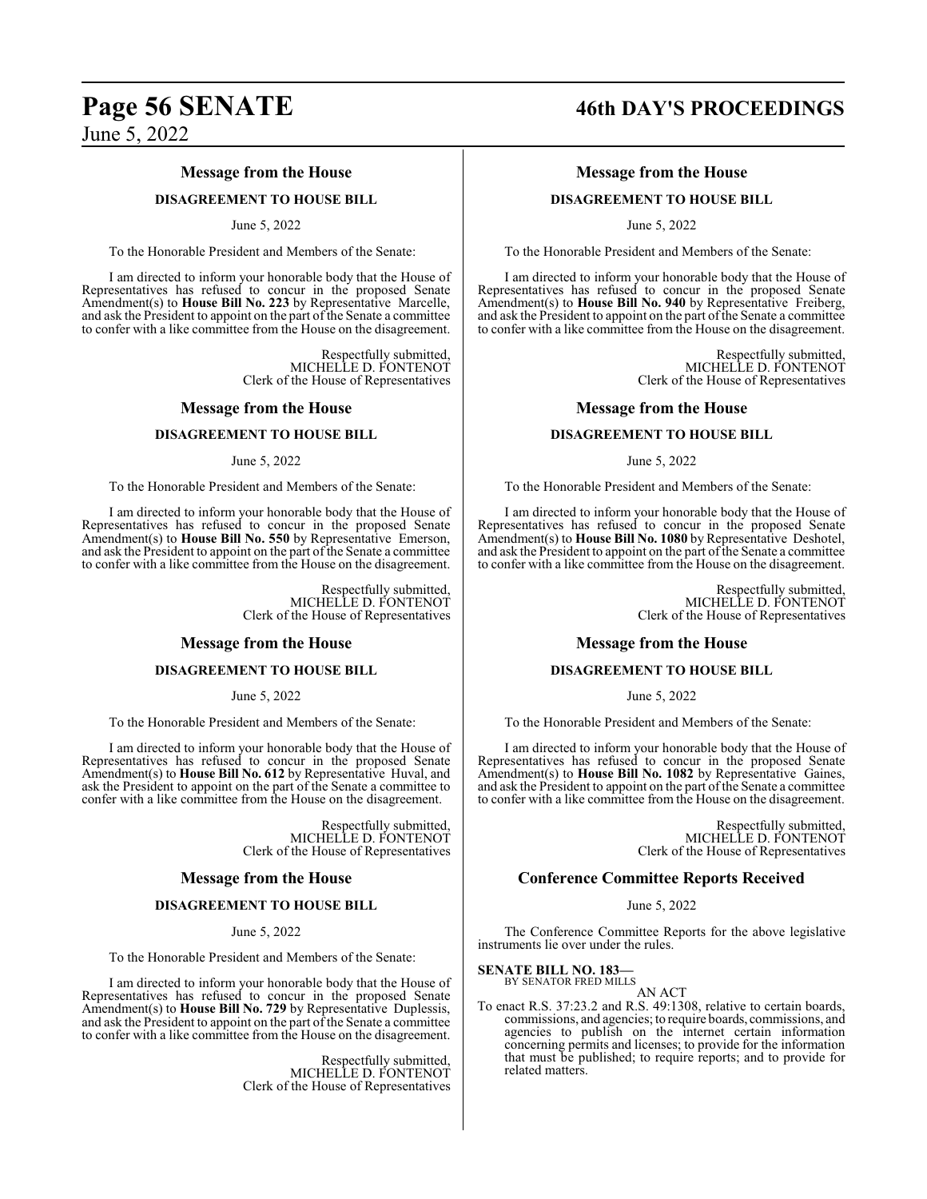## Message from the House

### DISAGREEMENT TO HOUSE BILL

June 5, 2022

To the Honorable President and Members of the Senate:

I am directed to inform your honorable body that the House of Representatives has refused to concur in the proposed Senate Amendment(s) to **House Bill No. 223** by Representative Marcelle, and ask the President to appoint on the part of the Senate a committee to confer with a like committee from the House on the disagreement.

Respectfully submitted,
MICHELLE D. FONTENOT
Clerk of the House of Representatives

## Message from the House

### DISAGREEMENT TO HOUSE BILL

June 5, 2022

To the Honorable President and Members of the Senate:

I am directed to inform your honorable body that the House of Representatives has refused to concur in the proposed Senate Amendment(s) to **House Bill No. 550** by Representative Emerson, and ask the President to appoint on the part of the Senate a committee to confer with a like committee from the House on the disagreement.

Respectfully submitted,
MICHELLE D. FONTENOT
Clerk of the House of Representatives

## Message from the House

### DISAGREEMENT TO HOUSE BILL

June 5, 2022

To the Honorable President and Members of the Senate:

I am directed to inform your honorable body that the House of Representatives has refused to concur in the proposed Senate Amendment(s) to **House Bill No. 612** by Representative Huval, and ask the President to appoint on the part of the Senate a committee to confer with a like committee from the House on the disagreement.

Respectfully submitted,
MICHELLE D. FONTENOT
Clerk of the House of Representatives

## Message from the House

### DISAGREEMENT TO HOUSE BILL

June 5, 2022

To the Honorable President and Members of the Senate:

I am directed to inform your honorable body that the House of Representatives has refused to concur in the proposed Senate Amendment(s) to **House Bill No. 729** by Representative Duplessis, and ask the President to appoint on the part of the Senate a committee to confer with a like committee from the House on the disagreement.

Respectfully submitted,
MICHELLE D. FONTENOT
Clerk of the House of Representatives

## Message from the House

### DISAGREEMENT TO HOUSE BILL

June 5, 2022

To the Honorable President and Members of the Senate:

I am directed to inform your honorable body that the House of Representatives has refused to concur in the proposed Senate Amendment(s) to **House Bill No. 940** by Representative Freiberg, and ask the President to appoint on the part of the Senate a committee to confer with a like committee from the House on the disagreement.

Respectfully submitted,
MICHELLE D. FONTENOT
Clerk of the House of Representatives

## Message from the House

### DISAGREEMENT TO HOUSE BILL

June 5, 2022

To the Honorable President and Members of the Senate:

I am directed to inform your honorable body that the House of Representatives has refused to concur in the proposed Senate Amendment(s) to **House Bill No. 1080** by Representative Deshotel, and ask the President to appoint on the part of the Senate a committee to confer with a like committee from the House on the disagreement.

Respectfully submitted,
MICHELLE D. FONTENOT
Clerk of the House of Representatives

## Message from the House

### DISAGREEMENT TO HOUSE BILL

June 5, 2022

To the Honorable President and Members of the Senate:

I am directed to inform your honorable body that the House of Representatives has refused to concur in the proposed Senate Amendment(s) to **House Bill No. 1082** by Representative Gaines, and ask the President to appoint on the part of the Senate a committee to confer with a like committee from the House on the disagreement.

Respectfully submitted,
MICHELLE D. FONTENOT
Clerk of the House of Representatives

## Conference Committee Reports Received

June 5, 2022

The Conference Committee Reports for the above legislative instruments lie over under the rules.

**SENATE BILL NO. 183—**
BY SENATOR FRED MILLS

AN ACT

To enact R.S. 37:23.2 and R.S. 49:1308, relative to certain boards, commissions, and agencies; to require boards, commissions, and agencies to publish on the internet certain information concerning permits and licenses; to provide for the information that must be published; to require reports; and to provide for related matters.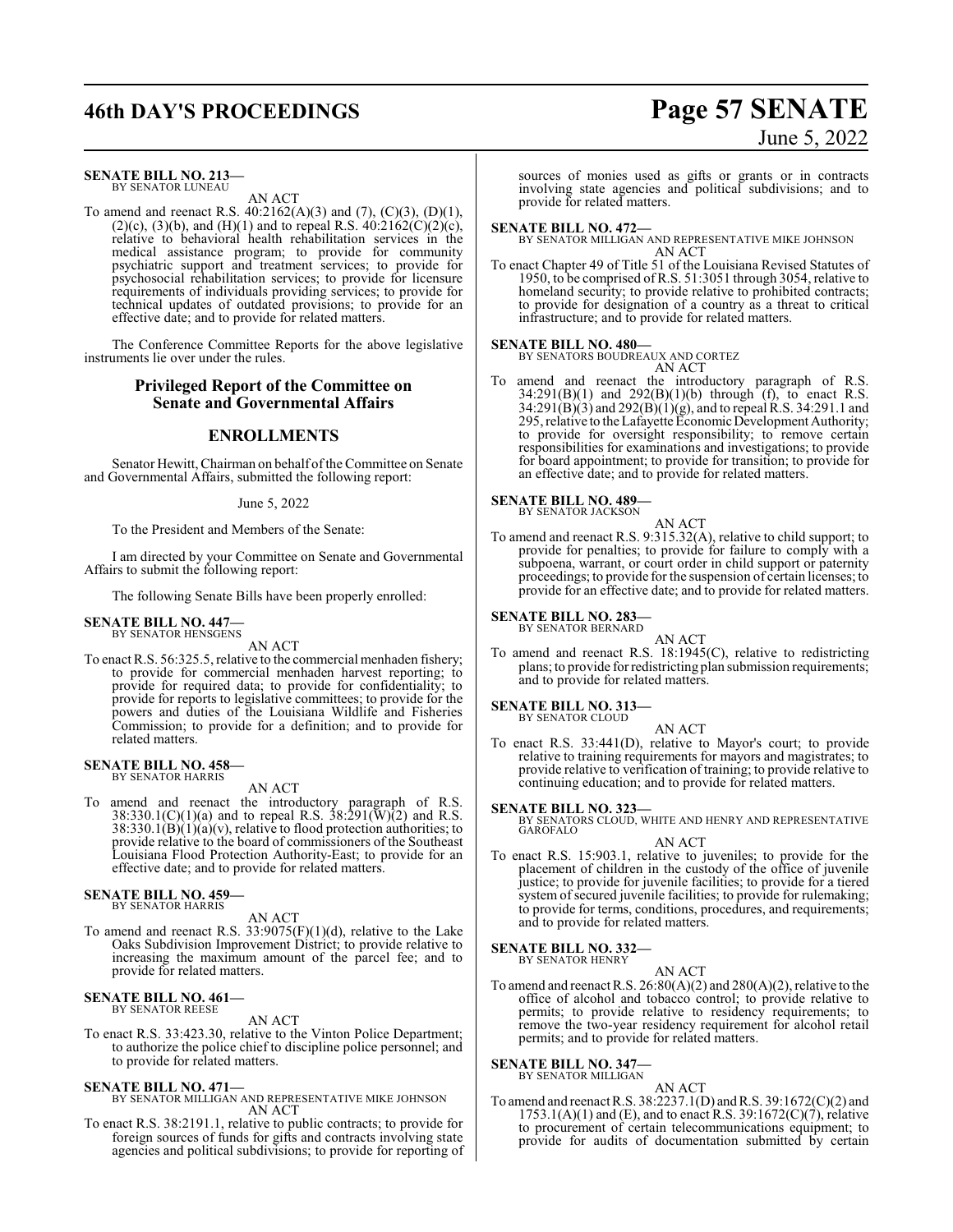**SENATE BILL NO. 213—**
BY SENATOR LUNEAU

AN ACT

To amend and reenact R.S. 40:2162(A)(3) and (7), (C)(3), (D)(1), (2)(c), (3)(b), and (H)(1) and to repeal R.S. 40:2162(C)(2)(c), relative to behavioral health rehabilitation services in the medical assistance program; to provide for community psychiatric support and treatment services; to provide for psychosocial rehabilitation services; to provide for licensure requirements of individuals providing services; to provide for technical updates of outdated provisions; to provide for an effective date; and to provide for related matters.

The Conference Committee Reports for the above legislative instruments lie over under the rules.

## Privileged Report of the Committee on Senate and Governmental Affairs

## ENROLLMENTS

Senator Hewitt, Chairman on behalf of the Committee on Senate and Governmental Affairs, submitted the following report:

June 5, 2022

To the President and Members of the Senate:

I am directed by your Committee on Senate and Governmental Affairs to submit the following report:

The following Senate Bills have been properly enrolled:

**SENATE BILL NO. 447—**
BY SENATOR HENSGENS

AN ACT

To enact R.S. 56:325.5, relative to the commercial menhaden fishery; to provide for commercial menhaden harvest reporting; to provide for required data; to provide for confidentiality; to provide for reports to legislative committees; to provide for the powers and duties of the Louisiana Wildlife and Fisheries Commission; to provide for a definition; and to provide for related matters.

**SENATE BILL NO. 458—**
BY SENATOR HARRIS

AN ACT

To amend and reenact the introductory paragraph of R.S. 38:330.1(C)(1)(a) and to repeal R.S. 38:291(W)(2) and R.S. 38:330.1(B)(1)(a)(v), relative to flood protection authorities; to provide relative to the board of commissioners of the Southeast Louisiana Flood Protection Authority-East; to provide for an effective date; and to provide for related matters.

**SENATE BILL NO. 459—**
BY SENATOR HARRIS

AN ACT

To amend and reenact R.S. 33:9075(F)(1)(d), relative to the Lake Oaks Subdivision Improvement District; to provide relative to increasing the maximum amount of the parcel fee; and to provide for related matters.

**SENATE BILL NO. 461—**
BY SENATOR REESE

AN ACT

To enact R.S. 33:423.30, relative to the Vinton Police Department; to authorize the police chief to discipline police personnel; and to provide for related matters.

**SENATE BILL NO. 471—**
BY SENATOR MILLIGAN AND REPRESENTATIVE MIKE JOHNSON

AN ACT

To enact R.S. 38:2191.1, relative to public contracts; to provide for foreign sources of funds for gifts and contracts involving state agencies and political subdivisions; to provide for reporting of sources of monies used as gifts or grants or in contracts involving state agencies and political subdivisions; and to provide for related matters.

**SENATE BILL NO. 472—**
BY SENATOR MILLIGAN AND REPRESENTATIVE MIKE JOHNSON

AN ACT

To enact Chapter 49 of Title 51 of the Louisiana Revised Statutes of 1950, to be comprised of R.S. 51:3051 through 3054, relative to homeland security; to provide relative to prohibited contracts; to provide for designation of a country as a threat to critical infrastructure; and to provide for related matters.

**SENATE BILL NO. 480—**
BY SENATORS BOUDREAUX AND CORTEZ

AN ACT

To amend and reenact the introductory paragraph of R.S. 34:291(B)(1) and 292(B)(1)(b) through (f), to enact R.S. 34:291(B)(3) and 292(B)(1)(g), and to repeal R.S. 34:291.1 and 295, relative to the Lafayette Economic Development Authority; to provide for oversight responsibility; to remove certain responsibilities for examinations and investigations; to provide for board appointment; to provide for transition; to provide for an effective date; and to provide for related matters.

**SENATE BILL NO. 489—**
BY SENATOR JACKSON

AN ACT

To amend and reenact R.S. 9:315.32(A), relative to child support; to provide for penalties; to provide for failure to comply with a subpoena, warrant, or court order in child support or paternity proceedings; to provide for the suspension of certain licenses; to provide for an effective date; and to provide for related matters.

**SENATE BILL NO. 283—**
BY SENATOR BERNARD

AN ACT

To amend and reenact R.S. 18:1945(C), relative to redistricting plans; to provide for redistricting plan submission requirements; and to provide for related matters.

**SENATE BILL NO. 313—**
BY SENATOR CLOUD

AN ACT

To enact R.S. 33:441(D), relative to Mayor's court; to provide relative to training requirements for mayors and magistrates; to provide relative to verification of training; to provide relative to continuing education; and to provide for related matters.

**SENATE BILL NO. 323—**
BY SENATORS CLOUD, WHITE AND HENRY AND REPRESENTATIVE GAROFALO

AN ACT

To enact R.S. 15:903.1, relative to juveniles; to provide for the placement of children in the custody of the office of juvenile justice; to provide for juvenile facilities; to provide for a tiered system of secured juvenile facilities; to provide for rulemaking; to provide for terms, conditions, procedures, and requirements; and to provide for related matters.

**SENATE BILL NO. 332—**
BY SENATOR HENRY

AN ACT

To amend and reenact R.S. 26:80(A)(2) and 280(A)(2), relative to the office of alcohol and tobacco control; to provide relative to permits; to provide relative to residency requirements; to remove the two-year residency requirement for alcohol retail permits; and to provide for related matters.

**SENATE BILL NO. 347—**
BY SENATOR MILLIGAN

AN ACT

To amend and reenact R.S. 38:2237.1(D) and R.S. 39:1672(C)(2) and 1753.1(A)(1) and (E), and to enact R.S. 39:1672(C)(7), relative to procurement of certain telecommunications equipment; to provide for audits of documentation submitted by certain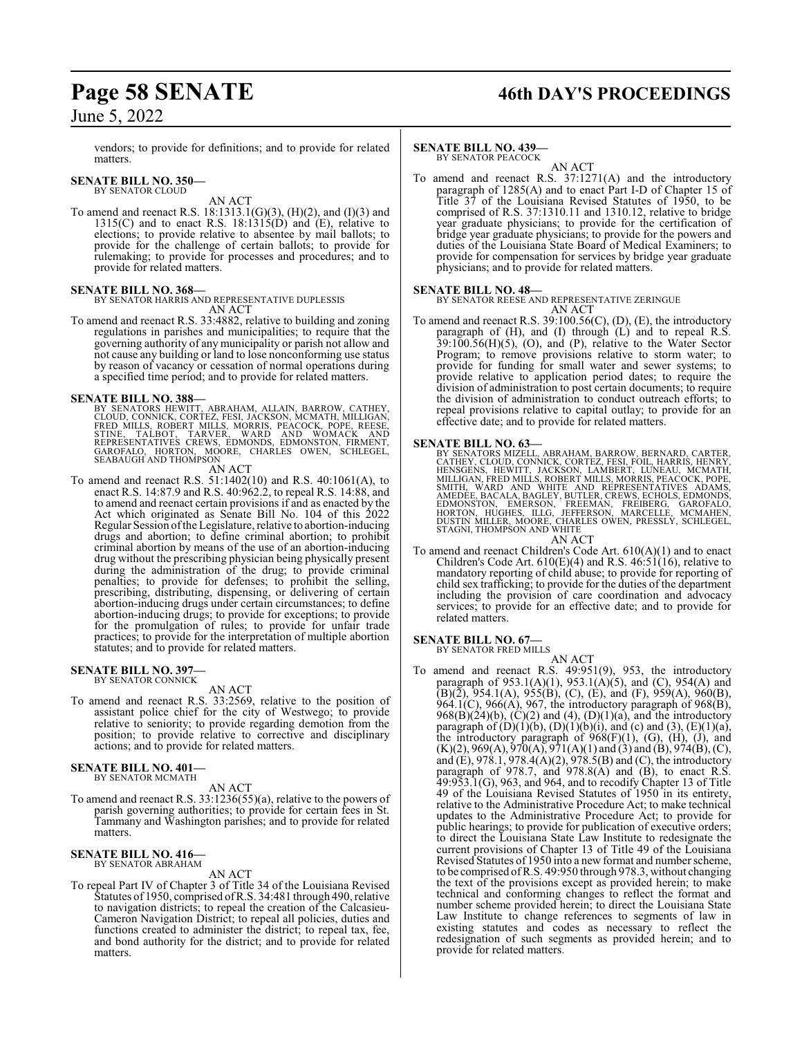vendors; to provide for definitions; and to provide for related matters.

**SENATE BILL NO. 350—**
BY SENATOR CLOUD

AN ACT

To amend and reenact R.S. 18:1313.1(G)(3), (H)(2), and (I)(3) and 1315(C) and to enact R.S. 18:1315(D) and (E), relative to elections; to provide relative to absentee by mail ballots; to provide for the challenge of certain ballots; to provide for rulemaking; to provide for processes and procedures; and to provide for related matters.

**SENATE BILL NO. 368—**
BY SENATOR HARRIS AND REPRESENTATIVE DUPLESSIS

AN ACT

To amend and reenact R.S. 33:4882, relative to building and zoning regulations in parishes and municipalities; to require that the governing authority of any municipality or parish not allow and not cause any building or land to lose nonconforming use status by reason of vacancy or cessation of normal operations during a specified time period; and to provide for related matters.

**SENATE BILL NO. 388—**
BY SENATORS HEWITT, ABRAHAM, ALLAIN, BARROW, CATHEY, CLOUD, CONNICK, CORTEZ, FESI, JACKSON, MCMATH, MILLIGAN, FRED MILLS, ROBERT MILLS, MORRIS, PEACOCK, POPE, REESE, STINE, TALBOT, TARVER, WARD AND WOMACK AND REPRESENTATIVES CREWS, EDMONDS, EDMONSTON, FIRMENT, GAROFALO, HORTON, MOORE, CHARLES OWEN, SCHLEGEL, SEABAUGH AND THOMPSON

AN ACT

To amend and reenact R.S. 51:1402(10) and R.S. 40:1061(A), to enact R.S. 14:87.9 and R.S. 40:962.2, to repeal R.S. 14:88, and to amend and reenact certain provisions if and as enacted by the Act which originated as Senate Bill No. 104 of this 2022 Regular Session of the Legislature, relative to abortion-inducing drugs and abortion; to define criminal abortion; to prohibit criminal abortion by means of the use of an abortion-inducing drug without the prescribing physician being physically present during the administration of the drug; to provide criminal penalties; to provide for defenses; to prohibit the selling, prescribing, distributing, dispensing, or delivering of certain abortion-inducing drugs under certain circumstances; to define abortion-inducing drugs; to provide for exceptions; to provide for the promulgation of rules; to provide for unfair trade practices; to provide for the interpretation of multiple abortion statutes; and to provide for related matters.

**SENATE BILL NO. 397—**
BY SENATOR CONNICK

AN ACT

To amend and reenact R.S. 33:2569, relative to the position of assistant police chief for the city of Westwego; to provide relative to seniority; to provide regarding demotion from the position; to provide relative to corrective and disciplinary actions; and to provide for related matters.

**SENATE BILL NO. 401—**
BY SENATOR MCMATH

AN ACT

To amend and reenact R.S. 33:1236(55)(a), relative to the powers of parish governing authorities; to provide for certain fees in St. Tammany and Washington parishes; and to provide for related matters.

**SENATE BILL NO. 416—**
BY SENATOR ABRAHAM

AN ACT

To repeal Part IV of Chapter 3 of Title 34 of the Louisiana Revised Statutes of 1950, comprised of R.S. 34:481 through 490, relative to navigation districts; to repeal the creation of the Calcasieu-Cameron Navigation District; to repeal all policies, duties and functions created to administer the district; to repeal tax, fee, and bond authority for the district; and to provide for related matters.

**SENATE BILL NO. 439—**
BY SENATOR PEACOCK

AN ACT

To amend and reenact R.S. 37:1271(A) and the introductory paragraph of 1285(A) and to enact Part I-D of Chapter 15 of Title 37 of the Louisiana Revised Statutes of 1950, to be comprised of R.S. 37:1310.11 and 1310.12, relative to bridge year graduate physicians; to provide for the certification of bridge year graduate physicians; to provide for the powers and duties of the Louisiana State Board of Medical Examiners; to provide for compensation for services by bridge year graduate physicians; and to provide for related matters.

**SENATE BILL NO. 48—**
BY SENATOR REESE AND REPRESENTATIVE ZERINGUE

AN ACT

To amend and reenact R.S. 39:100.56(C), (D), (E), the introductory paragraph of (H), and (I) through (L) and to repeal R.S. 39:100.56(H)(5), (O), and (P), relative to the Water Sector Program; to remove provisions relative to storm water; to provide for funding for small water and sewer systems; to provide relative to application period dates; to require the division of administration to post certain documents; to require the division of administration to conduct outreach efforts; to repeal provisions relative to capital outlay; to provide for an effective date; and to provide for related matters.

**SENATE BILL NO. 63—**
BY SENATORS MIZELL, ABRAHAM, BARROW, BERNARD, CARTER, CATHEY, CLOUD, CONNICK, CORTEZ, FESI, FOIL, HARRIS, HENRY, HENSGENS, HEWITT, JACKSON, LAMBERT, LUNEAU, MCMATH, MILLIGAN, FRED MILLS, ROBERT MILLS, MORRIS, PEACOCK, POPE, SMITH, WARD AND WHITE AND REPRESENTATIVES ADAMS, AMEDEE, BACALA, BAGLEY, BUTLER, CREWS, ECHOLS, EDMONDS, EDMONSTON, EMERSON, FREEMAN, FREIBERG, GAROFALO, HORTON, HUGHES, ILLG, JEFFERSON, MARCELLE, MCMAHEN, DUSTIN MILLER, MOORE, CHARLES OWEN, PRESSLY, SCHLEGEL, STAGNI, THOMPSON AND WHITE

AN ACT

To amend and reenact Children's Code Art. 610(A)(1) and to enact Children's Code Art. 610(E)(4) and R.S. 46:51(16), relative to mandatory reporting of child abuse; to provide for reporting of child sex trafficking; to provide for the duties of the department including the provision of care coordination and advocacy services; to provide for an effective date; and to provide for related matters.

**SENATE BILL NO. 67—**
BY SENATOR FRED MILLS

AN ACT

To amend and reenact R.S. 49:951(9), 953, the introductory paragraph of 953.1(A)(1), 953.1(A)(5), and (C), 954(A) and (B)(2), 954.1(A), 955(B), (C), (E), and (F), 959(A), 960(B), 964.1(C), 966(A), 967, the introductory paragraph of 968(B), 968(B)(24)(b), (C)(2) and (4), (D)(1)(a), and the introductory paragraph of (D)(1)(b), (D)(1)(b)(i), and (c) and (3), (E)(1)(a), the introductory paragraph of 968(F)(1), (G), (H), (J), and (K)(2), 969(A), 970(A), 971(A)(1) and (3) and (B), 974(B), (C), and (E), 978.1, 978.4(A)(2), 978.5(B) and (C), the introductory paragraph of 978.7, and 978.8(A) and (B), to enact R.S. 49:953.1(G), 963, and 964, and to recodify Chapter 13 of Title 49 of the Louisiana Revised Statutes of 1950 in its entirety, relative to the Administrative Procedure Act; to make technical updates to the Administrative Procedure Act; to provide for public hearings; to provide for publication of executive orders; to direct the Louisiana State Law Institute to redesignate the current provisions of Chapter 13 of Title 49 of the Louisiana Revised Statutes of 1950 into a new format and number scheme, to be comprised of R.S. 49:950 through 978.3, without changing the text of the provisions except as provided herein; to make technical and conforming changes to reflect the format and number scheme provided herein; to direct the Louisiana State Law Institute to change references to segments of law in existing statutes and codes as necessary to reflect the redesignation of such segments as provided herein; and to provide for related matters.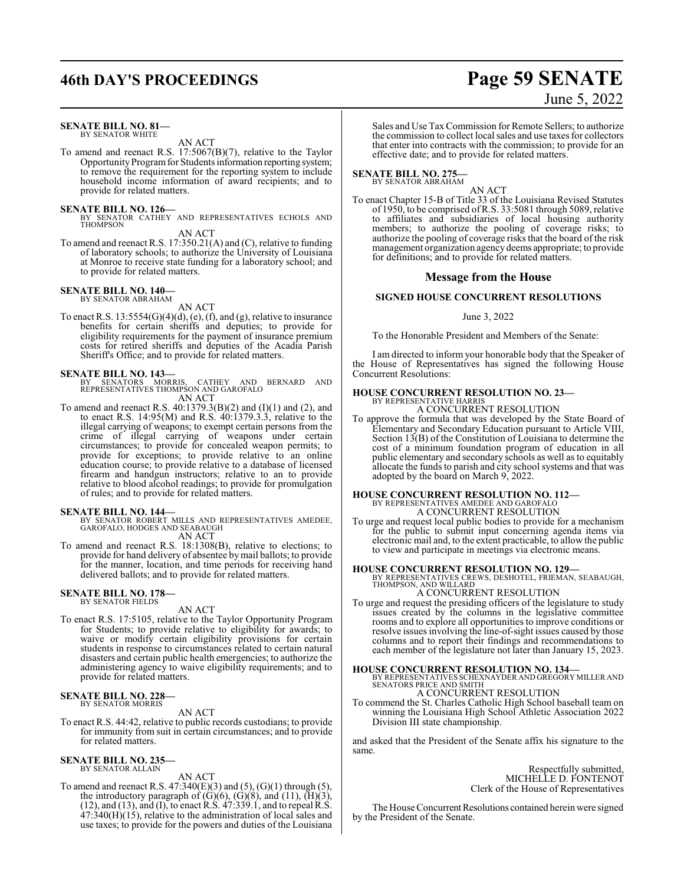**SENATE BILL NO. 81—**
BY SENATOR WHITE

AN ACT

To amend and reenact R.S. 17:5067(B)(7), relative to the Taylor Opportunity Program for Students information reporting system; to remove the requirement for the reporting system to include household income information of award recipients; and to provide for related matters.

**SENATE BILL NO. 126—**
BY SENATOR CATHEY AND REPRESENTATIVES ECHOLS AND THOMPSON

AN ACT

To amend and reenact R.S. 17:350.21(A) and (C), relative to funding of laboratory schools; to authorize the University of Louisiana at Monroe to receive state funding for a laboratory school; and to provide for related matters.

**SENATE BILL NO. 140—**
BY SENATOR ABRAHAM

AN ACT

To enact R.S. 13:5554(G)(4)(d), (e), (f), and (g), relative to insurance benefits for certain sheriffs and deputies; to provide for eligibility requirements for the payment of insurance premium costs for retired sheriffs and deputies of the Acadia Parish Sheriff's Office; and to provide for related matters.

**SENATE BILL NO. 143—**
BY SENATORS MORRIS, CATHEY AND BERNARD AND REPRESENTATIVES THOMPSON AND GAROFALO

AN ACT

To amend and reenact R.S. 40:1379.3(B)(2) and (I)(1) and (2), and to enact R.S. 14:95(M) and R.S. 40:1379.3.3, relative to the illegal carrying of weapons; to exempt certain persons from the crime of illegal carrying of weapons under certain circumstances; to provide for concealed weapon permits; to provide for exceptions; to provide relative to an online education course; to provide relative to a database of licensed firearm and handgun instructors; relative to an to provide relative to blood alcohol readings; to provide for promulgation of rules; and to provide for related matters.

**SENATE BILL NO. 144—**
BY SENATOR ROBERT MILLS AND REPRESENTATIVES AMEDEE, GAROFALO, HODGES AND SEABAUGH

AN ACT

To amend and reenact R.S. 18:1308(B), relative to elections; to provide for hand delivery of absentee by mail ballots; to provide for the manner, location, and time periods for receiving hand delivered ballots; and to provide for related matters.

**SENATE BILL NO. 178—**
BY SENATOR FIELDS

AN ACT

To enact R.S. 17:5105, relative to the Taylor Opportunity Program for Students; to provide relative to eligibility for awards; to waive or modify certain eligibility provisions for certain students in response to circumstances related to certain natural disasters and certain public health emergencies; to authorize the administering agency to waive eligibility requirements; and to provide for related matters.

**SENATE BILL NO. 228—**
BY SENATOR MORRIS

AN ACT

To enact R.S. 44:42, relative to public records custodians; to provide for immunity from suit in certain circumstances; and to provide for related matters.

**SENATE BILL NO. 235—**
BY SENATOR ALLAIN

AN ACT

To amend and reenact R.S. 47:340(E)(3) and (5), (G)(1) through (5), the introductory paragraph of (G)(6), (G)(8), and (11), (H)(3), (12), and (13), and (I), to enact R.S. 47:339.1, and to repeal R.S. 47:340(H)(15), relative to the administration of local sales and use taxes; to provide for the powers and duties of the Louisiana Sales and Use Tax Commission for Remote Sellers; to authorize the commission to collect local sales and use taxes for collectors that enter into contracts with the commission; to provide for an effective date; and to provide for related matters.

**SENATE BILL NO. 275—**
BY SENATOR ABRAHAM

AN ACT

To enact Chapter 15-B of Title 33 of the Louisiana Revised Statutes of 1950, to be comprised of R.S. 33:5081 through 5089, relative to affiliates and subsidiaries of local housing authority members; to authorize the pooling of coverage risks; to authorize the pooling of coverage risks that the board of the risk management organization agency deems appropriate; to provide for definitions; and to provide for related matters.

## Message from the House

### SIGNED HOUSE CONCURRENT RESOLUTIONS

June 3, 2022

To the Honorable President and Members of the Senate:

I am directed to inform your honorable body that the Speaker of the House of Representatives has signed the following House Concurrent Resolutions:

**HOUSE CONCURRENT RESOLUTION NO. 23—**
BY REPRESENTATIVE HARRIS

A CONCURRENT RESOLUTION

To approve the formula that was developed by the State Board of Elementary and Secondary Education pursuant to Article VIII, Section 13(B) of the Constitution of Louisiana to determine the cost of a minimum foundation program of education in all public elementary and secondary schools as well as to equitably allocate the funds to parish and city school systems and that was adopted by the board on March 9, 2022.

**HOUSE CONCURRENT RESOLUTION NO. 112—**
BY REPRESENTATIVES AMEDEE AND GAROFALO

A CONCURRENT RESOLUTION

To urge and request local public bodies to provide for a mechanism for the public to submit input concerning agenda items via electronic mail and, to the extent practicable, to allow the public to view and participate in meetings via electronic means.

**HOUSE CONCURRENT RESOLUTION NO. 129—**
BY REPRESENTATIVES CREWS, DESHOTEL, FRIEMAN, SEABAUGH, THOMPSON, AND WILLARD

A CONCURRENT RESOLUTION

To urge and request the presiding officers of the legislature to study issues created by the columns in the legislative committee rooms and to explore all opportunities to improve conditions or resolve issues involving the line-of-sight issues caused by those columns and to report their findings and recommendations to each member of the legislature not later than January 15, 2023.

**HOUSE CONCURRENT RESOLUTION NO. 134—**
BY REPRESENTATIVES SCHEXNAYDER AND GREGORY MILLER AND SENATORS PRICE AND SMITH

A CONCURRENT RESOLUTION

To commend the St. Charles Catholic High School baseball team on winning the Louisiana High School Athletic Association 2022 Division III state championship.

and asked that the President of the Senate affix his signature to the same.

Respectfully submitted,
MICHELLE D. FONTENOT
Clerk of the House of Representatives

The House Concurrent Resolutions contained herein were signed by the President of the Senate.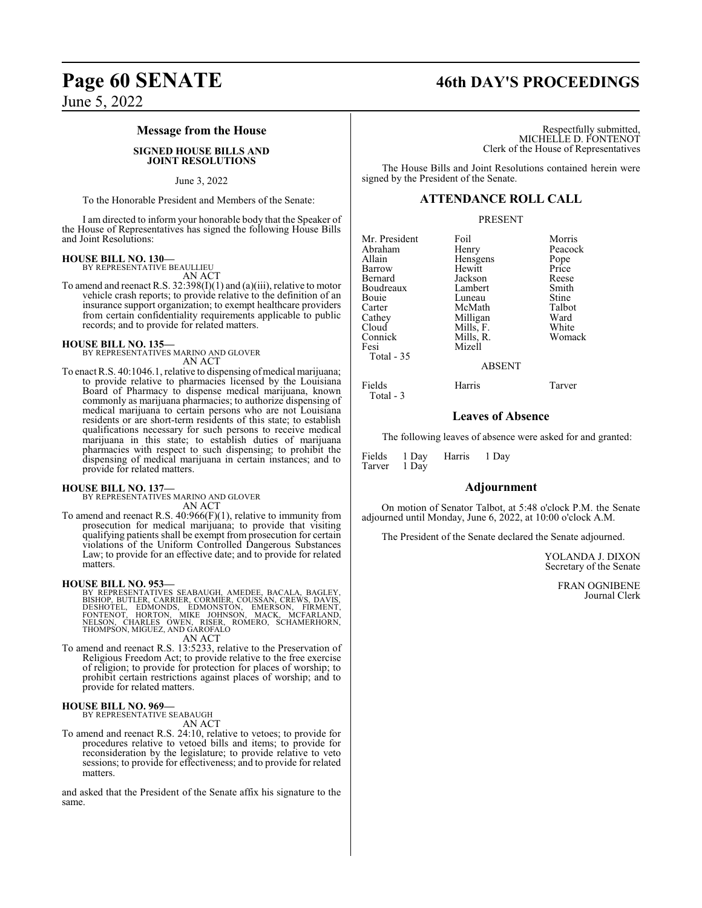## Message from the House

**SIGNED HOUSE BILLS AND JOINT RESOLUTIONS**

June 3, 2022

To the Honorable President and Members of the Senate:

I am directed to inform your honorable body that the Speaker of the House of Representatives has signed the following House Bills and Joint Resolutions:

**HOUSE BILL NO. 130—**
BY REPRESENTATIVE BEAULLIEU
AN ACT
To amend and reenact R.S. 32:398(I)(1) and (a)(iii), relative to motor vehicle crash reports; to provide relative to the definition of an insurance support organization; to exempt healthcare providers from certain confidentiality requirements applicable to public records; and to provide for related matters.

**HOUSE BILL NO. 135—**
BY REPRESENTATIVES MARINO AND GLOVER
AN ACT
To enact R.S. 40:1046.1, relative to dispensing of medical marijuana; to provide relative to pharmacies licensed by the Louisiana Board of Pharmacy to dispense medical marijuana, known commonly as marijuana pharmacies; to authorize dispensing of medical marijuana to certain persons who are not Louisiana residents or are short-term residents of this state; to establish qualifications necessary for such persons to receive medical marijuana in this state; to establish duties of marijuana pharmacies with respect to such dispensing; to prohibit the dispensing of medical marijuana in certain instances; and to provide for related matters.

**HOUSE BILL NO. 137—**
BY REPRESENTATIVES MARINO AND GLOVER
AN ACT
To amend and reenact R.S. 40:966(F)(1), relative to immunity from prosecution for medical marijuana; to provide that visiting qualifying patients shall be exempt from prosecution for certain violations of the Uniform Controlled Dangerous Substances Law; to provide for an effective date; and to provide for related matters.

**HOUSE BILL NO. 953—**
BY REPRESENTATIVES SEABAUGH, AMEDEE, BACALA, BAGLEY, BISHOP, BUTLER, CARRIER, CORMIER, COUSSAN, CREWS, DAVIS, DESHOTEL, EDMONDS, EDMONSTON, EMERSON, FIRMENT, FONTENOT, HORTON, MIKE JOHNSON, MACK, MCFARLAND, NELSON, CHARLES OWEN, RISER, ROMERO, SCHAMERHORN, THOMPSON, MIGUEZ, AND GAROFALO
AN ACT
To amend and reenact R.S. 13:5233, relative to the Preservation of Religious Freedom Act; to provide relative to the free exercise of religion; to provide for protection for places of worship; to prohibit certain restrictions against places of worship; and to provide for related matters.

**HOUSE BILL NO. 969—**
BY REPRESENTATIVE SEABAUGH
AN ACT
To amend and reenact R.S. 24:10, relative to vetoes; to provide for procedures relative to vetoed bills and items; to provide for reconsideration by the legislature; to provide relative to veto sessions; to provide for effectiveness; and to provide for related matters.

and asked that the President of the Senate affix his signature to the same.

Respectfully submitted,
MICHELLE D. FONTENOT
Clerk of the House of Representatives

The House Bills and Joint Resolutions contained herein were signed by the President of the Senate.

## ATTENDANCE ROLL CALL

PRESENT

| | | |
|---|---|---|
| Mr. President | Foil | Morris |
| Abraham | Henry | Peacock |
| Allain | Hensgens | Pope |
| Barrow | Hewitt | Price |
| Bernard | Jackson | Reese |
| Boudreaux | Lambert | Smith |
| Bouie | Luneau | Stine |
| Carter | McMath | Talbot |
| Cathey | Milligan | Ward |
| Cloud | Mills, F. | White |
| Connick | Mills, R. | Womack |
| Fesi | Mizell | |
| Total - 35 | | |

ABSENT

| | | |
|---|---|---|
| Fields | Harris | Tarver |
| Total - 3 | | |

## Leaves of Absence

The following leaves of absence were asked for and granted:

| | | | |
|---|---|---|---|
| Fields | 1 Day | Harris | 1 Day |
| Tarver | 1 Day | | |

## Adjournment

On motion of Senator Talbot, at 5:48 o'clock P.M. the Senate adjourned until Monday, June 6, 2022, at 10:00 o'clock A.M.

The President of the Senate declared the Senate adjourned.

YOLANDA J. DIXON
Secretary of the Senate

FRAN OGNIBENE
Journal Clerk